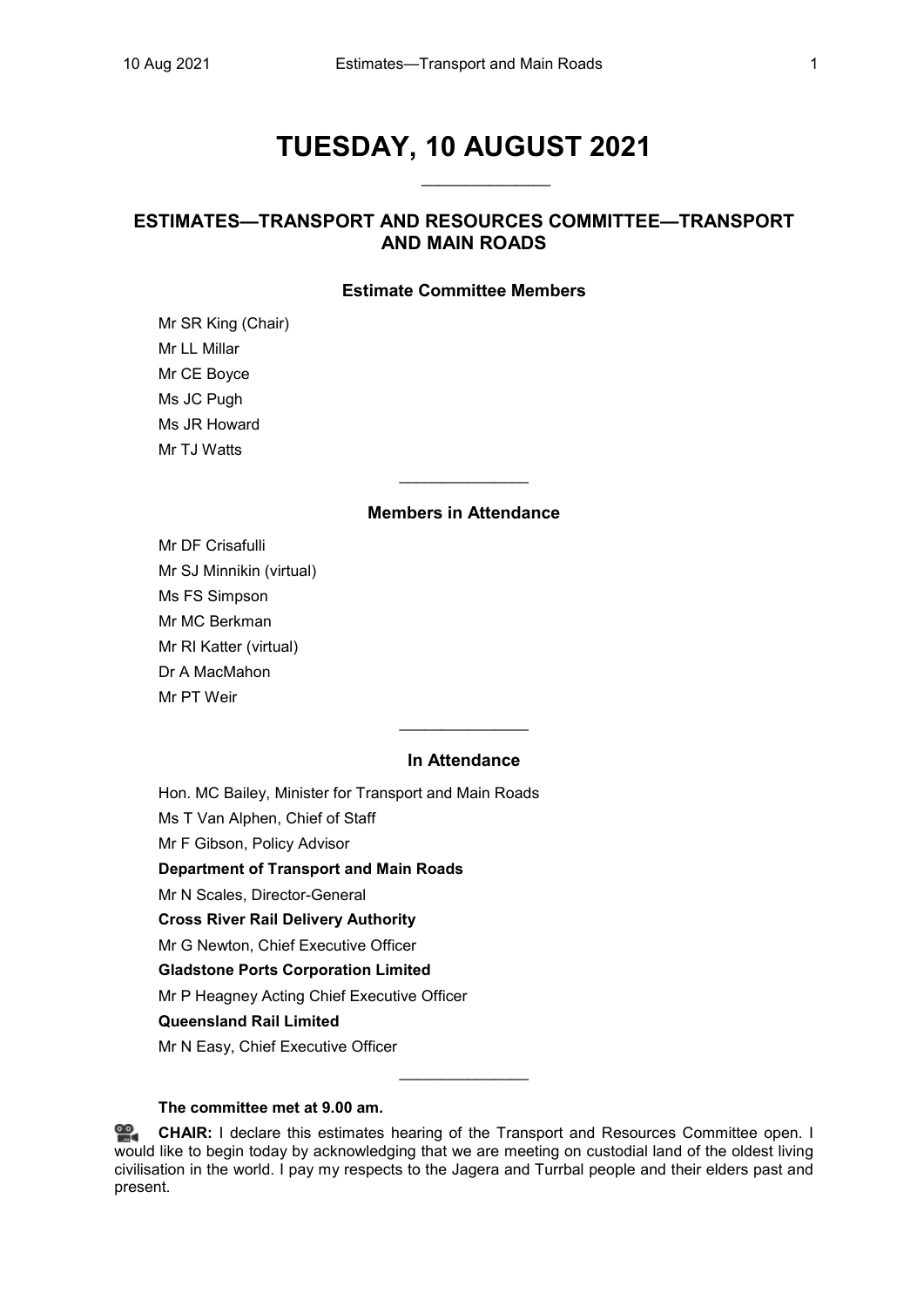# TUESDAY, 10 AUGUST 2021

## ESTIMATES—TRANSPORT AND RESOURCES COMMITTEE—TRANSPORT AND MAIN ROADS

### Estimate Committee Members

Mr SR King (Chair)
Mr LL Millar
Mr CE Boyce
Ms JC Pugh
Ms JR Howard
Mr TJ Watts

### Members in Attendance

Mr DF Crisafulli
Mr SJ Minnikin (virtual)
Ms FS Simpson
Mr MC Berkman
Mr RI Katter (virtual)
Dr A MacMahon
Mr PT Weir

### In Attendance

Hon. MC Bailey, Minister for Transport and Main Roads
Ms T Van Alphen, Chief of Staff
Mr F Gibson, Policy Advisor
**Department of Transport and Main Roads**
Mr N Scales, Director-General
**Cross River Rail Delivery Authority**
Mr G Newton, Chief Executive Officer
**Gladstone Ports Corporation Limited**
Mr P Heagney Acting Chief Executive Officer
**Queensland Rail Limited**
Mr N Easy, Chief Executive Officer

**The committee met at 9.00 am.**

**CHAIR:** I declare this estimates hearing of the Transport and Resources Committee open. I would like to begin today by acknowledging that we are meeting on custodial land of the oldest living civilisation in the world. I pay my respects to the Jagera and Turrbal people and their elders past and present.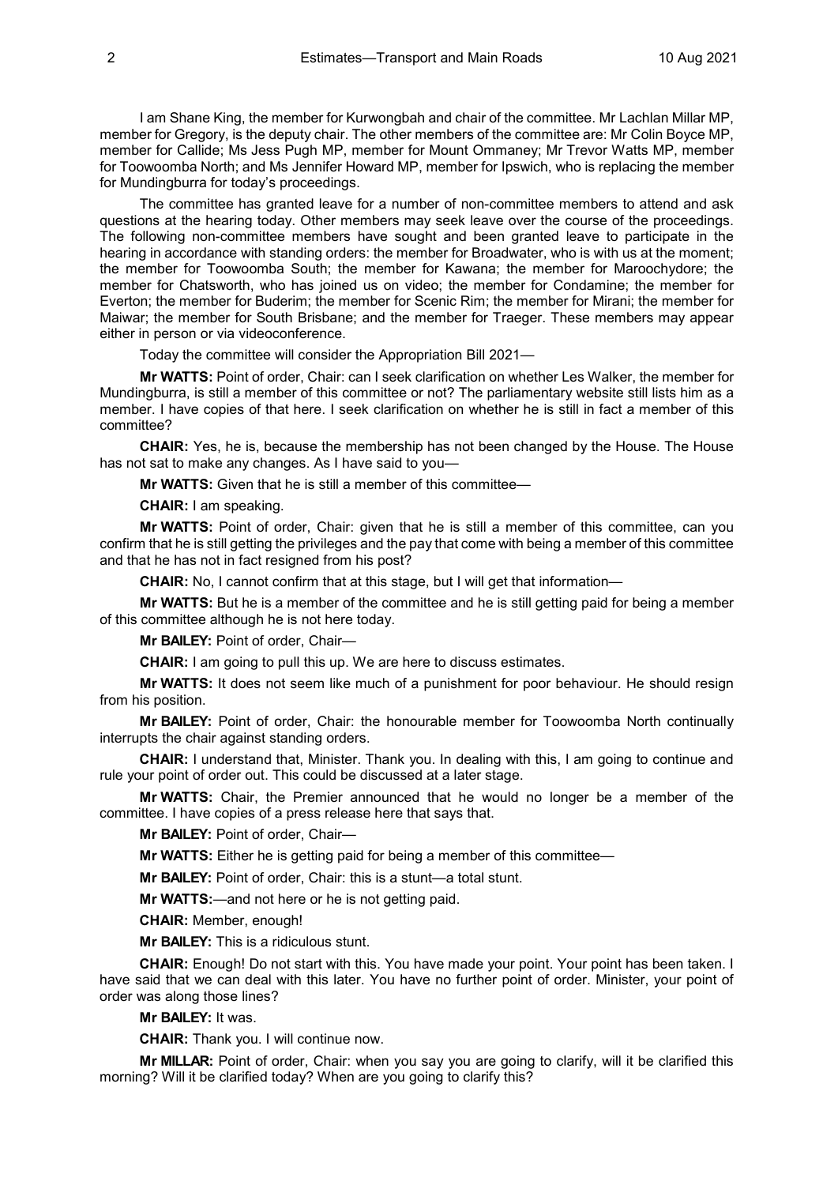I am Shane King, the member for Kurwongbah and chair of the committee. Mr Lachlan Millar MP, member for Gregory, is the deputy chair. The other members of the committee are: Mr Colin Boyce MP, member for Callide; Ms Jess Pugh MP, member for Mount Ommaney; Mr Trevor Watts MP, member for Toowoomba North; and Ms Jennifer Howard MP, member for Ipswich, who is replacing the member for Mundingburra for today's proceedings.

The committee has granted leave for a number of non-committee members to attend and ask questions at the hearing today. Other members may seek leave over the course of the proceedings. The following non-committee members have sought and been granted leave to participate in the hearing in accordance with standing orders: the member for Broadwater, who is with us at the moment; the member for Toowoomba South; the member for Kawana; the member for Maroochydore; the member for Chatsworth, who has joined us on video; the member for Condamine; the member for Everton; the member for Buderim; the member for Scenic Rim; the member for Mirani; the member for Maiwar; the member for South Brisbane; and the member for Traeger. These members may appear either in person or via videoconference.

Today the committee will consider the Appropriation Bill 2021—

**Mr WATTS:** Point of order, Chair: can I seek clarification on whether Les Walker, the member for Mundingburra, is still a member of this committee or not? The parliamentary website still lists him as a member. I have copies of that here. I seek clarification on whether he is still in fact a member of this committee?

**CHAIR:** Yes, he is, because the membership has not been changed by the House. The House has not sat to make any changes. As I have said to you—

**Mr WATTS:** Given that he is still a member of this committee—

**CHAIR:** I am speaking.

**Mr WATTS:** Point of order, Chair: given that he is still a member of this committee, can you confirm that he is still getting the privileges and the pay that come with being a member of this committee and that he has not in fact resigned from his post?

**CHAIR:** No, I cannot confirm that at this stage, but I will get that information—

**Mr WATTS:** But he is a member of the committee and he is still getting paid for being a member of this committee although he is not here today.

**Mr BAILEY:** Point of order, Chair—

**CHAIR:** I am going to pull this up. We are here to discuss estimates.

**Mr WATTS:** It does not seem like much of a punishment for poor behaviour. He should resign from his position.

**Mr BAILEY:** Point of order, Chair: the honourable member for Toowoomba North continually interrupts the chair against standing orders.

**CHAIR:** I understand that, Minister. Thank you. In dealing with this, I am going to continue and rule your point of order out. This could be discussed at a later stage.

**Mr WATTS:** Chair, the Premier announced that he would no longer be a member of the committee. I have copies of a press release here that says that.

**Mr BAILEY:** Point of order, Chair—

**Mr WATTS:** Either he is getting paid for being a member of this committee—

**Mr BAILEY:** Point of order, Chair: this is a stunt—a total stunt.

**Mr WATTS:**—and not here or he is not getting paid.

**CHAIR:** Member, enough!

**Mr BAILEY:** This is a ridiculous stunt.

**CHAIR:** Enough! Do not start with this. You have made your point. Your point has been taken. I have said that we can deal with this later. You have no further point of order. Minister, your point of order was along those lines?

**Mr BAILEY:** It was.

**CHAIR:** Thank you. I will continue now.

**Mr MILLAR:** Point of order, Chair: when you say you are going to clarify, will it be clarified this morning? Will it be clarified today? When are you going to clarify this?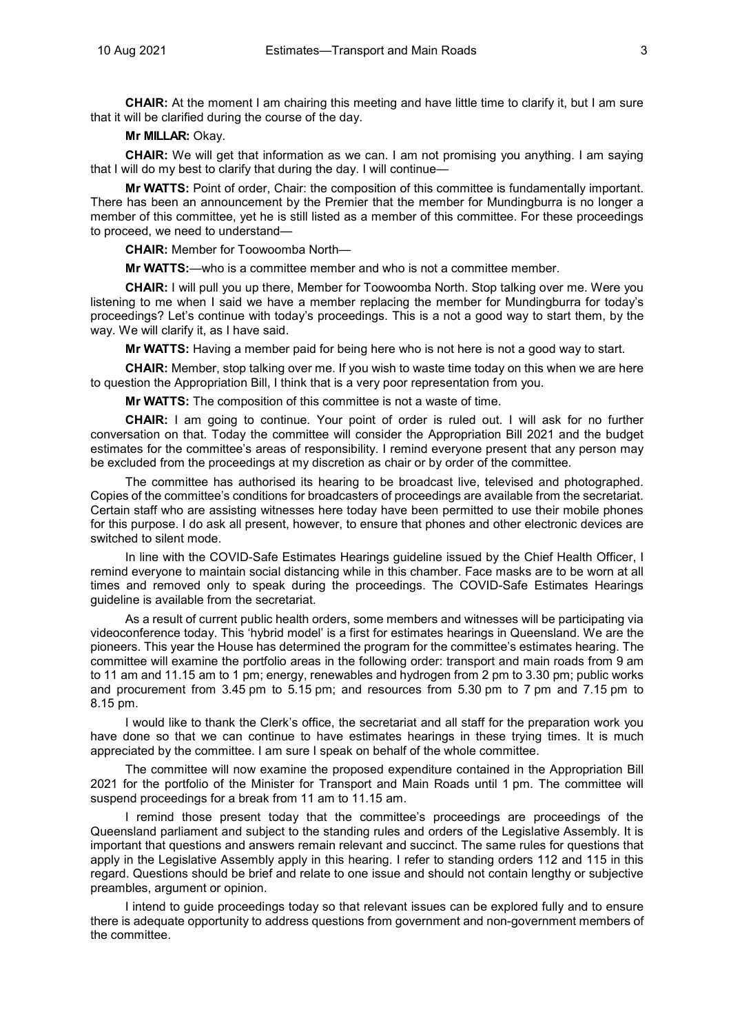**CHAIR:** At the moment I am chairing this meeting and have little time to clarify it, but I am sure that it will be clarified during the course of the day.

**Mr MILLAR:** Okay.

**CHAIR:** We will get that information as we can. I am not promising you anything. I am saying that I will do my best to clarify that during the day. I will continue—

**Mr WATTS:** Point of order, Chair: the composition of this committee is fundamentally important. There has been an announcement by the Premier that the member for Mundingburra is no longer a member of this committee, yet he is still listed as a member of this committee. For these proceedings to proceed, we need to understand—

**CHAIR:** Member for Toowoomba North—

**Mr WATTS:**—who is a committee member and who is not a committee member.

**CHAIR:** I will pull you up there, Member for Toowoomba North. Stop talking over me. Were you listening to me when I said we have a member replacing the member for Mundingburra for today's proceedings? Let's continue with today's proceedings. This is a not a good way to start them, by the way. We will clarify it, as I have said.

**Mr WATTS:** Having a member paid for being here who is not here is not a good way to start.

**CHAIR:** Member, stop talking over me. If you wish to waste time today on this when we are here to question the Appropriation Bill, I think that is a very poor representation from you.

**Mr WATTS:** The composition of this committee is not a waste of time.

**CHAIR:** I am going to continue. Your point of order is ruled out. I will ask for no further conversation on that. Today the committee will consider the Appropriation Bill 2021 and the budget estimates for the committee's areas of responsibility. I remind everyone present that any person may be excluded from the proceedings at my discretion as chair or by order of the committee.

The committee has authorised its hearing to be broadcast live, televised and photographed. Copies of the committee's conditions for broadcasters of proceedings are available from the secretariat. Certain staff who are assisting witnesses here today have been permitted to use their mobile phones for this purpose. I do ask all present, however, to ensure that phones and other electronic devices are switched to silent mode.

In line with the COVID-Safe Estimates Hearings guideline issued by the Chief Health Officer, I remind everyone to maintain social distancing while in this chamber. Face masks are to be worn at all times and removed only to speak during the proceedings. The COVID-Safe Estimates Hearings guideline is available from the secretariat.

As a result of current public health orders, some members and witnesses will be participating via videoconference today. This 'hybrid model' is a first for estimates hearings in Queensland. We are the pioneers. This year the House has determined the program for the committee's estimates hearing. The committee will examine the portfolio areas in the following order: transport and main roads from 9 am to 11 am and 11.15 am to 1 pm; energy, renewables and hydrogen from 2 pm to 3.30 pm; public works and procurement from 3.45 pm to 5.15 pm; and resources from 5.30 pm to 7 pm and 7.15 pm to 8.15 pm.

I would like to thank the Clerk's office, the secretariat and all staff for the preparation work you have done so that we can continue to have estimates hearings in these trying times. It is much appreciated by the committee. I am sure I speak on behalf of the whole committee.

The committee will now examine the proposed expenditure contained in the Appropriation Bill 2021 for the portfolio of the Minister for Transport and Main Roads until 1 pm. The committee will suspend proceedings for a break from 11 am to 11.15 am.

I remind those present today that the committee's proceedings are proceedings of the Queensland parliament and subject to the standing rules and orders of the Legislative Assembly. It is important that questions and answers remain relevant and succinct. The same rules for questions that apply in the Legislative Assembly apply in this hearing. I refer to standing orders 112 and 115 in this regard. Questions should be brief and relate to one issue and should not contain lengthy or subjective preambles, argument or opinion.

I intend to guide proceedings today so that relevant issues can be explored fully and to ensure there is adequate opportunity to address questions from government and non-government members of the committee.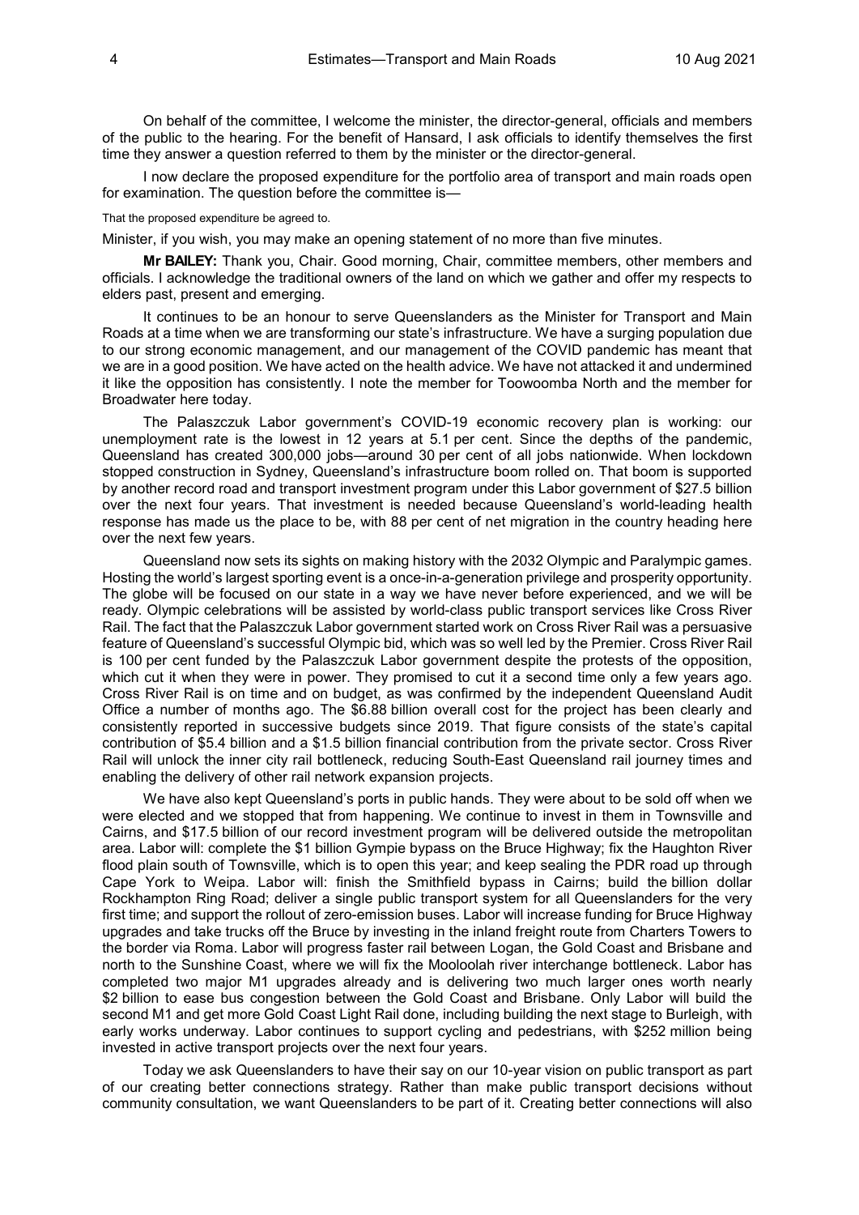On behalf of the committee, I welcome the minister, the director-general, officials and members of the public to the hearing. For the benefit of Hansard, I ask officials to identify themselves the first time they answer a question referred to them by the minister or the director-general.

I now declare the proposed expenditure for the portfolio area of transport and main roads open for examination. The question before the committee is—

That the proposed expenditure be agreed to.

Minister, if you wish, you may make an opening statement of no more than five minutes.

**Mr BAILEY:** Thank you, Chair. Good morning, Chair, committee members, other members and officials. I acknowledge the traditional owners of the land on which we gather and offer my respects to elders past, present and emerging.

It continues to be an honour to serve Queenslanders as the Minister for Transport and Main Roads at a time when we are transforming our state's infrastructure. We have a surging population due to our strong economic management, and our management of the COVID pandemic has meant that we are in a good position. We have acted on the health advice. We have not attacked it and undermined it like the opposition has consistently. I note the member for Toowoomba North and the member for Broadwater here today.

The Palaszczuk Labor government's COVID-19 economic recovery plan is working: our unemployment rate is the lowest in 12 years at 5.1 per cent. Since the depths of the pandemic, Queensland has created 300,000 jobs—around 30 per cent of all jobs nationwide. When lockdown stopped construction in Sydney, Queensland's infrastructure boom rolled on. That boom is supported by another record road and transport investment program under this Labor government of $27.5 billion over the next four years. That investment is needed because Queensland's world-leading health response has made us the place to be, with 88 per cent of net migration in the country heading here over the next few years.

Queensland now sets its sights on making history with the 2032 Olympic and Paralympic games. Hosting the world's largest sporting event is a once-in-a-generation privilege and prosperity opportunity. The globe will be focused on our state in a way we have never before experienced, and we will be ready. Olympic celebrations will be assisted by world-class public transport services like Cross River Rail. The fact that the Palaszczuk Labor government started work on Cross River Rail was a persuasive feature of Queensland's successful Olympic bid, which was so well led by the Premier. Cross River Rail is 100 per cent funded by the Palaszczuk Labor government despite the protests of the opposition, which cut it when they were in power. They promised to cut it a second time only a few years ago. Cross River Rail is on time and on budget, as was confirmed by the independent Queensland Audit Office a number of months ago. The $6.88 billion overall cost for the project has been clearly and consistently reported in successive budgets since 2019. That figure consists of the state's capital contribution of $5.4 billion and a $1.5 billion financial contribution from the private sector. Cross River Rail will unlock the inner city rail bottleneck, reducing South-East Queensland rail journey times and enabling the delivery of other rail network expansion projects.

We have also kept Queensland's ports in public hands. They were about to be sold off when we were elected and we stopped that from happening. We continue to invest in them in Townsville and Cairns, and $17.5 billion of our record investment program will be delivered outside the metropolitan area. Labor will: complete the $1 billion Gympie bypass on the Bruce Highway; fix the Haughton River flood plain south of Townsville, which is to open this year; and keep sealing the PDR road up through Cape York to Weipa. Labor will: finish the Smithfield bypass in Cairns; build the billion dollar Rockhampton Ring Road; deliver a single public transport system for all Queenslanders for the very first time; and support the rollout of zero-emission buses. Labor will increase funding for Bruce Highway upgrades and take trucks off the Bruce by investing in the inland freight route from Charters Towers to the border via Roma. Labor will progress faster rail between Logan, the Gold Coast and Brisbane and north to the Sunshine Coast, where we will fix the Mooloolah river interchange bottleneck. Labor has completed two major M1 upgrades already and is delivering two much larger ones worth nearly $2 billion to ease bus congestion between the Gold Coast and Brisbane. Only Labor will build the second M1 and get more Gold Coast Light Rail done, including building the next stage to Burleigh, with early works underway. Labor continues to support cycling and pedestrians, with $252 million being invested in active transport projects over the next four years.

Today we ask Queenslanders to have their say on our 10-year vision on public transport as part of our creating better connections strategy. Rather than make public transport decisions without community consultation, we want Queenslanders to be part of it. Creating better connections will also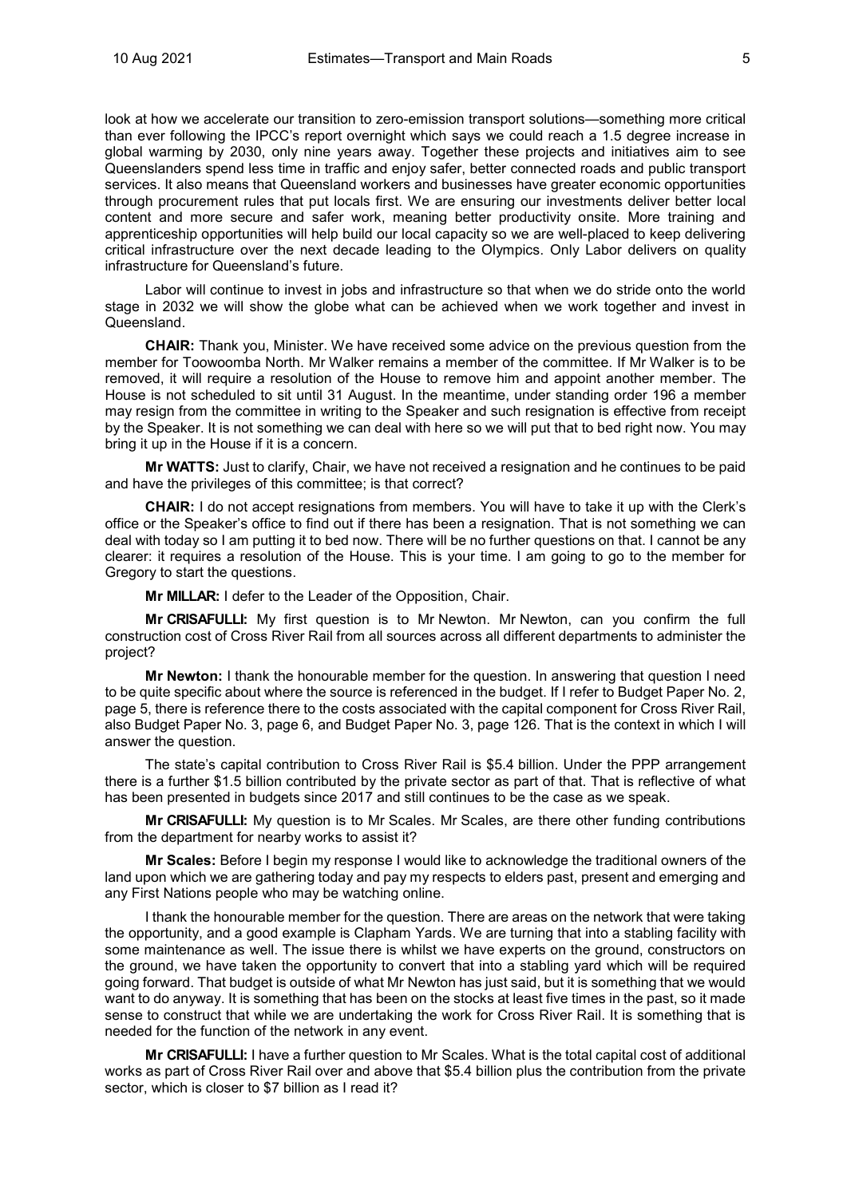look at how we accelerate our transition to zero-emission transport solutions—something more critical than ever following the IPCC's report overnight which says we could reach a 1.5 degree increase in global warming by 2030, only nine years away. Together these projects and initiatives aim to see Queenslanders spend less time in traffic and enjoy safer, better connected roads and public transport services. It also means that Queensland workers and businesses have greater economic opportunities through procurement rules that put locals first. We are ensuring our investments deliver better local content and more secure and safer work, meaning better productivity onsite. More training and apprenticeship opportunities will help build our local capacity so we are well-placed to keep delivering critical infrastructure over the next decade leading to the Olympics. Only Labor delivers on quality infrastructure for Queensland's future.

Labor will continue to invest in jobs and infrastructure so that when we do stride onto the world stage in 2032 we will show the globe what can be achieved when we work together and invest in Queensland.

**CHAIR:** Thank you, Minister. We have received some advice on the previous question from the member for Toowoomba North. Mr Walker remains a member of the committee. If Mr Walker is to be removed, it will require a resolution of the House to remove him and appoint another member. The House is not scheduled to sit until 31 August. In the meantime, under standing order 196 a member may resign from the committee in writing to the Speaker and such resignation is effective from receipt by the Speaker. It is not something we can deal with here so we will put that to bed right now. You may bring it up in the House if it is a concern.

**Mr WATTS:** Just to clarify, Chair, we have not received a resignation and he continues to be paid and have the privileges of this committee; is that correct?

**CHAIR:** I do not accept resignations from members. You will have to take it up with the Clerk's office or the Speaker's office to find out if there has been a resignation. That is not something we can deal with today so I am putting it to bed now. There will be no further questions on that. I cannot be any clearer: it requires a resolution of the House. This is your time. I am going to go to the member for Gregory to start the questions.

**Mr MILLAR:** I defer to the Leader of the Opposition, Chair.

**Mr CRISAFULLI:** My first question is to Mr Newton. Mr Newton, can you confirm the full construction cost of Cross River Rail from all sources across all different departments to administer the project?

**Mr Newton:** I thank the honourable member for the question. In answering that question I need to be quite specific about where the source is referenced in the budget. If I refer to Budget Paper No. 2, page 5, there is reference there to the costs associated with the capital component for Cross River Rail, also Budget Paper No. 3, page 6, and Budget Paper No. 3, page 126. That is the context in which I will answer the question.

The state's capital contribution to Cross River Rail is $5.4 billion. Under the PPP arrangement there is a further $1.5 billion contributed by the private sector as part of that. That is reflective of what has been presented in budgets since 2017 and still continues to be the case as we speak.

**Mr CRISAFULLI:** My question is to Mr Scales. Mr Scales, are there other funding contributions from the department for nearby works to assist it?

**Mr Scales:** Before I begin my response I would like to acknowledge the traditional owners of the land upon which we are gathering today and pay my respects to elders past, present and emerging and any First Nations people who may be watching online.

I thank the honourable member for the question. There are areas on the network that were taking the opportunity, and a good example is Clapham Yards. We are turning that into a stabling facility with some maintenance as well. The issue there is whilst we have experts on the ground, constructors on the ground, we have taken the opportunity to convert that into a stabling yard which will be required going forward. That budget is outside of what Mr Newton has just said, but it is something that we would want to do anyway. It is something that has been on the stocks at least five times in the past, so it made sense to construct that while we are undertaking the work for Cross River Rail. It is something that is needed for the function of the network in any event.

**Mr CRISAFULLI:** I have a further question to Mr Scales. What is the total capital cost of additional works as part of Cross River Rail over and above that $5.4 billion plus the contribution from the private sector, which is closer to $7 billion as I read it?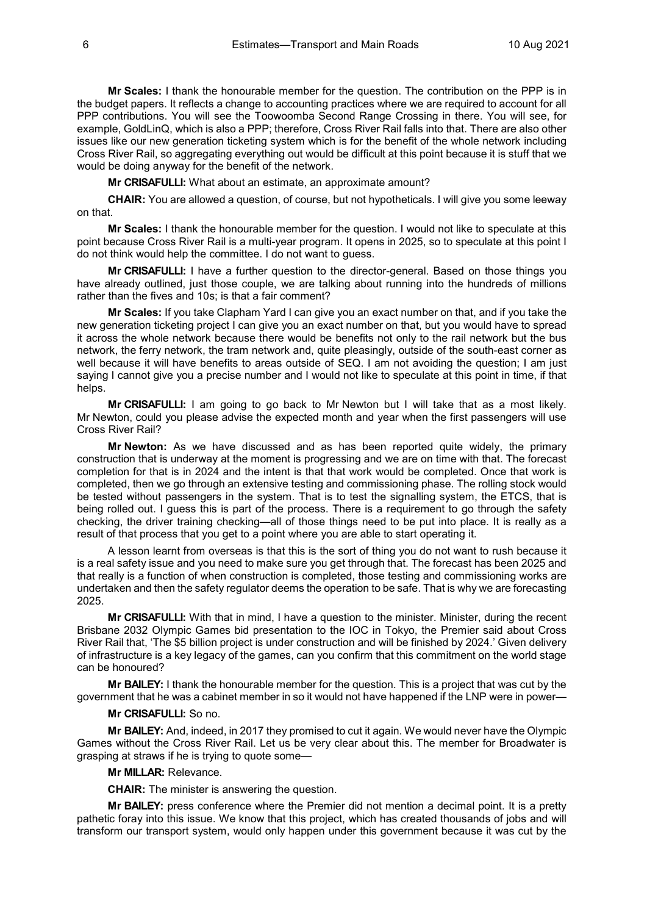**Mr Scales:** I thank the honourable member for the question. The contribution on the PPP is in the budget papers. It reflects a change to accounting practices where we are required to account for all PPP contributions. You will see the Toowoomba Second Range Crossing in there. You will see, for example, GoldLinQ, which is also a PPP; therefore, Cross River Rail falls into that. There are also other issues like our new generation ticketing system which is for the benefit of the whole network including Cross River Rail, so aggregating everything out would be difficult at this point because it is stuff that we would be doing anyway for the benefit of the network.

**Mr CRISAFULLI:** What about an estimate, an approximate amount?

**CHAIR:** You are allowed a question, of course, but not hypotheticals. I will give you some leeway on that.

**Mr Scales:** I thank the honourable member for the question. I would not like to speculate at this point because Cross River Rail is a multi-year program. It opens in 2025, so to speculate at this point I do not think would help the committee. I do not want to guess.

**Mr CRISAFULLI:** I have a further question to the director-general. Based on those things you have already outlined, just those couple, we are talking about running into the hundreds of millions rather than the fives and 10s; is that a fair comment?

**Mr Scales:** If you take Clapham Yard I can give you an exact number on that, and if you take the new generation ticketing project I can give you an exact number on that, but you would have to spread it across the whole network because there would be benefits not only to the rail network but the bus network, the ferry network, the tram network and, quite pleasingly, outside of the south-east corner as well because it will have benefits to areas outside of SEQ. I am not avoiding the question; I am just saying I cannot give you a precise number and I would not like to speculate at this point in time, if that helps.

**Mr CRISAFULLI:** I am going to go back to Mr Newton but I will take that as a most likely. Mr Newton, could you please advise the expected month and year when the first passengers will use Cross River Rail?

**Mr Newton:** As we have discussed and as has been reported quite widely, the primary construction that is underway at the moment is progressing and we are on time with that. The forecast completion for that is in 2024 and the intent is that that work would be completed. Once that work is completed, then we go through an extensive testing and commissioning phase. The rolling stock would be tested without passengers in the system. That is to test the signalling system, the ETCS, that is being rolled out. I guess this is part of the process. There is a requirement to go through the safety checking, the driver training checking—all of those things need to be put into place. It is really as a result of that process that you get to a point where you are able to start operating it.

A lesson learnt from overseas is that this is the sort of thing you do not want to rush because it is a real safety issue and you need to make sure you get through that. The forecast has been 2025 and that really is a function of when construction is completed, those testing and commissioning works are undertaken and then the safety regulator deems the operation to be safe. That is why we are forecasting 2025.

**Mr CRISAFULLI:** With that in mind, I have a question to the minister. Minister, during the recent Brisbane 2032 Olympic Games bid presentation to the IOC in Tokyo, the Premier said about Cross River Rail that, 'The $5 billion project is under construction and will be finished by 2024.' Given delivery of infrastructure is a key legacy of the games, can you confirm that this commitment on the world stage can be honoured?

**Mr BAILEY:** I thank the honourable member for the question. This is a project that was cut by the government that he was a cabinet member in so it would not have happened if the LNP were in power—

**Mr CRISAFULLI:** So no.

**Mr BAILEY:** And, indeed, in 2017 they promised to cut it again. We would never have the Olympic Games without the Cross River Rail. Let us be very clear about this. The member for Broadwater is grasping at straws if he is trying to quote some—

**Mr MILLAR:** Relevance.

**CHAIR:** The minister is answering the question.

**Mr BAILEY:** press conference where the Premier did not mention a decimal point. It is a pretty pathetic foray into this issue. We know that this project, which has created thousands of jobs and will transform our transport system, would only happen under this government because it was cut by the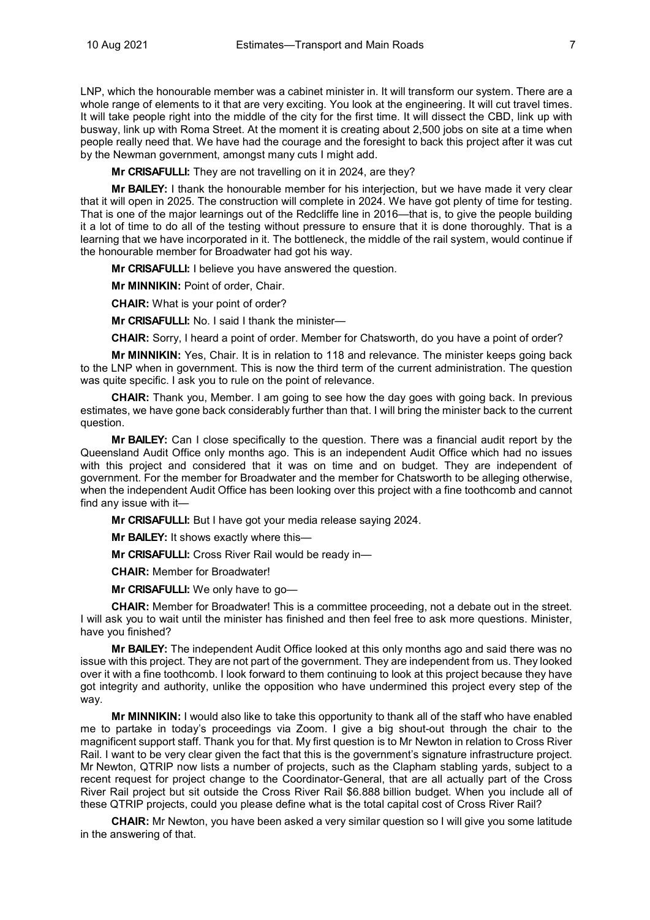LNP, which the honourable member was a cabinet minister in. It will transform our system. There are a whole range of elements to it that are very exciting. You look at the engineering. It will cut travel times. It will take people right into the middle of the city for the first time. It will dissect the CBD, link up with busway, link up with Roma Street. At the moment it is creating about 2,500 jobs on site at a time when people really need that. We have had the courage and the foresight to back this project after it was cut by the Newman government, amongst many cuts I might add.

**Mr CRISAFULLI:** They are not travelling on it in 2024, are they?

**Mr BAILEY:** I thank the honourable member for his interjection, but we have made it very clear that it will open in 2025. The construction will complete in 2024. We have got plenty of time for testing. That is one of the major learnings out of the Redcliffe line in 2016—that is, to give the people building it a lot of time to do all of the testing without pressure to ensure that it is done thoroughly. That is a learning that we have incorporated in it. The bottleneck, the middle of the rail system, would continue if the honourable member for Broadwater had got his way.

**Mr CRISAFULLI:** I believe you have answered the question.

**Mr MINNIKIN:** Point of order, Chair.

**CHAIR:** What is your point of order?

**Mr CRISAFULLI:** No. I said I thank the minister—

**CHAIR:** Sorry, I heard a point of order. Member for Chatsworth, do you have a point of order?

**Mr MINNIKIN:** Yes, Chair. It is in relation to 118 and relevance. The minister keeps going back to the LNP when in government. This is now the third term of the current administration. The question was quite specific. I ask you to rule on the point of relevance.

**CHAIR:** Thank you, Member. I am going to see how the day goes with going back. In previous estimates, we have gone back considerably further than that. I will bring the minister back to the current question.

**Mr BAILEY:** Can I close specifically to the question. There was a financial audit report by the Queensland Audit Office only months ago. This is an independent Audit Office which had no issues with this project and considered that it was on time and on budget. They are independent of government. For the member for Broadwater and the member for Chatsworth to be alleging otherwise, when the independent Audit Office has been looking over this project with a fine toothcomb and cannot find any issue with it—

**Mr CRISAFULLI:** But I have got your media release saying 2024.

**Mr BAILEY:** It shows exactly where this—

**Mr CRISAFULLI:** Cross River Rail would be ready in—

**CHAIR:** Member for Broadwater!

**Mr CRISAFULLI:** We only have to go—

**CHAIR:** Member for Broadwater! This is a committee proceeding, not a debate out in the street. I will ask you to wait until the minister has finished and then feel free to ask more questions. Minister, have you finished?

**Mr BAILEY:** The independent Audit Office looked at this only months ago and said there was no issue with this project. They are not part of the government. They are independent from us. They looked over it with a fine toothcomb. I look forward to them continuing to look at this project because they have got integrity and authority, unlike the opposition who have undermined this project every step of the way.

**Mr MINNIKIN:** I would also like to take this opportunity to thank all of the staff who have enabled me to partake in today's proceedings via Zoom. I give a big shout-out through the chair to the magnificent support staff. Thank you for that. My first question is to Mr Newton in relation to Cross River Rail. I want to be very clear given the fact that this is the government's signature infrastructure project. Mr Newton, QTRIP now lists a number of projects, such as the Clapham stabling yards, subject to a recent request for project change to the Coordinator-General, that are all actually part of the Cross River Rail project but sit outside the Cross River Rail $6.888 billion budget. When you include all of these QTRIP projects, could you please define what is the total capital cost of Cross River Rail?

**CHAIR:** Mr Newton, you have been asked a very similar question so I will give you some latitude in the answering of that.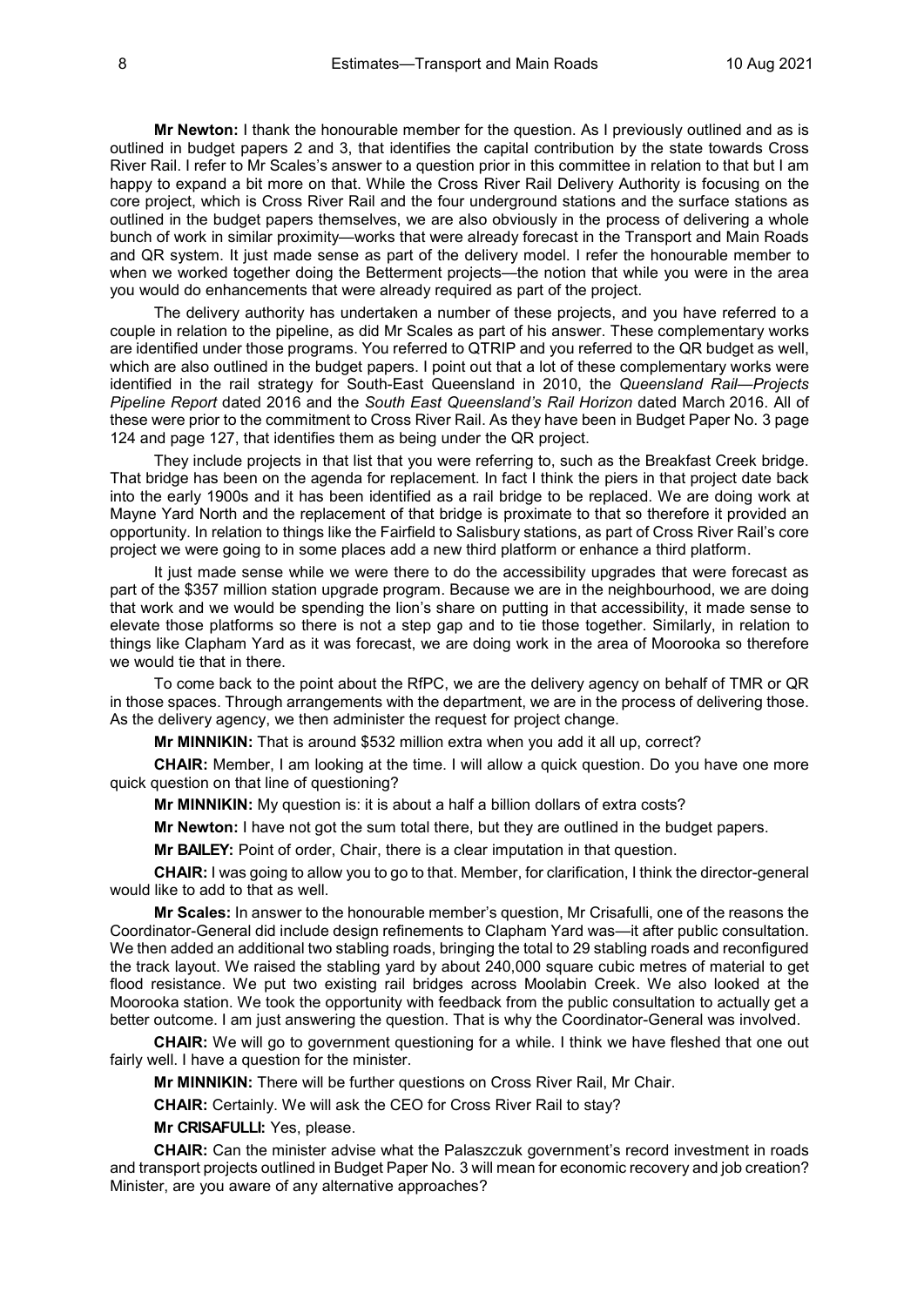**Mr Newton:** I thank the honourable member for the question. As I previously outlined and as is outlined in budget papers 2 and 3, that identifies the capital contribution by the state towards Cross River Rail. I refer to Mr Scales's answer to a question prior in this committee in relation to that but I am happy to expand a bit more on that. While the Cross River Rail Delivery Authority is focusing on the core project, which is Cross River Rail and the four underground stations and the surface stations as outlined in the budget papers themselves, we are also obviously in the process of delivering a whole bunch of work in similar proximity—works that were already forecast in the Transport and Main Roads and QR system. It just made sense as part of the delivery model. I refer the honourable member to when we worked together doing the Betterment projects—the notion that while you were in the area you would do enhancements that were already required as part of the project.

The delivery authority has undertaken a number of these projects, and you have referred to a couple in relation to the pipeline, as did Mr Scales as part of his answer. These complementary works are identified under those programs. You referred to QTRIP and you referred to the QR budget as well, which are also outlined in the budget papers. I point out that a lot of these complementary works were identified in the rail strategy for South-East Queensland in 2010, the *Queensland Rail—Projects Pipeline Report* dated 2016 and the *South East Queensland's Rail Horizon* dated March 2016. All of these were prior to the commitment to Cross River Rail. As they have been in Budget Paper No. 3 page 124 and page 127, that identifies them as being under the QR project.

They include projects in that list that you were referring to, such as the Breakfast Creek bridge. That bridge has been on the agenda for replacement. In fact I think the piers in that project date back into the early 1900s and it has been identified as a rail bridge to be replaced. We are doing work at Mayne Yard North and the replacement of that bridge is proximate to that so therefore it provided an opportunity. In relation to things like the Fairfield to Salisbury stations, as part of Cross River Rail's core project we were going to in some places add a new third platform or enhance a third platform.

It just made sense while we were there to do the accessibility upgrades that were forecast as part of the $357 million station upgrade program. Because we are in the neighbourhood, we are doing that work and we would be spending the lion's share on putting in that accessibility, it made sense to elevate those platforms so there is not a step gap and to tie those together. Similarly, in relation to things like Clapham Yard as it was forecast, we are doing work in the area of Moorooka so therefore we would tie that in there.

To come back to the point about the RfPC, we are the delivery agency on behalf of TMR or QR in those spaces. Through arrangements with the department, we are in the process of delivering those. As the delivery agency, we then administer the request for project change.

**Mr MINNIKIN:** That is around $532 million extra when you add it all up, correct?

**CHAIR:** Member, I am looking at the time. I will allow a quick question. Do you have one more quick question on that line of questioning?

**Mr MINNIKIN:** My question is: it is about a half a billion dollars of extra costs?

**Mr Newton:** I have not got the sum total there, but they are outlined in the budget papers.

**Mr BAILEY:** Point of order, Chair, there is a clear imputation in that question.

**CHAIR:** I was going to allow you to go to that. Member, for clarification, I think the director-general would like to add to that as well.

**Mr Scales:** In answer to the honourable member's question, Mr Crisafulli, one of the reasons the Coordinator-General did include design refinements to Clapham Yard was—it after public consultation. We then added an additional two stabling roads, bringing the total to 29 stabling roads and reconfigured the track layout. We raised the stabling yard by about 240,000 square cubic metres of material to get flood resistance. We put two existing rail bridges across Moolabin Creek. We also looked at the Moorooka station. We took the opportunity with feedback from the public consultation to actually get a better outcome. I am just answering the question. That is why the Coordinator-General was involved.

**CHAIR:** We will go to government questioning for a while. I think we have fleshed that one out fairly well. I have a question for the minister.

**Mr MINNIKIN:** There will be further questions on Cross River Rail, Mr Chair.

**CHAIR:** Certainly. We will ask the CEO for Cross River Rail to stay?

**Mr CRISAFULLI:** Yes, please.

**CHAIR:** Can the minister advise what the Palaszczuk government's record investment in roads and transport projects outlined in Budget Paper No. 3 will mean for economic recovery and job creation? Minister, are you aware of any alternative approaches?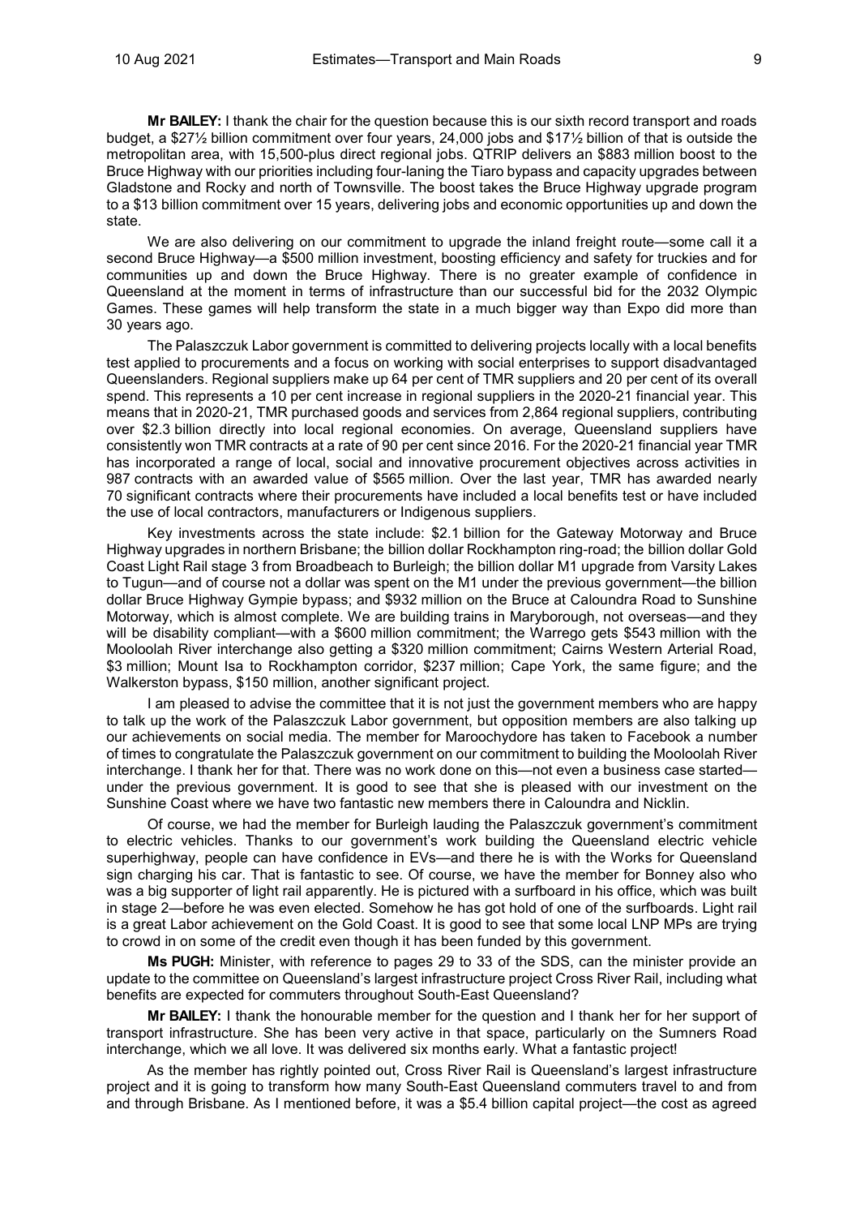**Mr BAILEY:** I thank the chair for the question because this is our sixth record transport and roads budget, a $27½ billion commitment over four years, 24,000 jobs and $17½ billion of that is outside the metropolitan area, with 15,500-plus direct regional jobs. QTRIP delivers an $883 million boost to the Bruce Highway with our priorities including four-laning the Tiaro bypass and capacity upgrades between Gladstone and Rocky and north of Townsville. The boost takes the Bruce Highway upgrade program to a $13 billion commitment over 15 years, delivering jobs and economic opportunities up and down the state.

We are also delivering on our commitment to upgrade the inland freight route—some call it a second Bruce Highway—a $500 million investment, boosting efficiency and safety for truckies and for communities up and down the Bruce Highway. There is no greater example of confidence in Queensland at the moment in terms of infrastructure than our successful bid for the 2032 Olympic Games. These games will help transform the state in a much bigger way than Expo did more than 30 years ago.

The Palaszczuk Labor government is committed to delivering projects locally with a local benefits test applied to procurements and a focus on working with social enterprises to support disadvantaged Queenslanders. Regional suppliers make up 64 per cent of TMR suppliers and 20 per cent of its overall spend. This represents a 10 per cent increase in regional suppliers in the 2020-21 financial year. This means that in 2020-21, TMR purchased goods and services from 2,864 regional suppliers, contributing over $2.3 billion directly into local regional economies. On average, Queensland suppliers have consistently won TMR contracts at a rate of 90 per cent since 2016. For the 2020-21 financial year TMR has incorporated a range of local, social and innovative procurement objectives across activities in 987 contracts with an awarded value of $565 million. Over the last year, TMR has awarded nearly 70 significant contracts where their procurements have included a local benefits test or have included the use of local contractors, manufacturers or Indigenous suppliers.

Key investments across the state include: $2.1 billion for the Gateway Motorway and Bruce Highway upgrades in northern Brisbane; the billion dollar Rockhampton ring-road; the billion dollar Gold Coast Light Rail stage 3 from Broadbeach to Burleigh; the billion dollar M1 upgrade from Varsity Lakes to Tugun—and of course not a dollar was spent on the M1 under the previous government—the billion dollar Bruce Highway Gympie bypass; and $932 million on the Bruce at Caloundra Road to Sunshine Motorway, which is almost complete. We are building trains in Maryborough, not overseas—and they will be disability compliant—with a $600 million commitment; the Warrego gets $543 million with the Mooloolah River interchange also getting a $320 million commitment; Cairns Western Arterial Road, $3 million; Mount Isa to Rockhampton corridor, $237 million; Cape York, the same figure; and the Walkerston bypass, $150 million, another significant project.

I am pleased to advise the committee that it is not just the government members who are happy to talk up the work of the Palaszczuk Labor government, but opposition members are also talking up our achievements on social media. The member for Maroochydore has taken to Facebook a number of times to congratulate the Palaszczuk government on our commitment to building the Mooloolah River interchange. I thank her for that. There was no work done on this—not even a business case started—under the previous government. It is good to see that she is pleased with our investment on the Sunshine Coast where we have two fantastic new members there in Caloundra and Nicklin.

Of course, we had the member for Burleigh lauding the Palaszczuk government's commitment to electric vehicles. Thanks to our government's work building the Queensland electric vehicle superhighway, people can have confidence in EVs—and there he is with the Works for Queensland sign charging his car. That is fantastic to see. Of course, we have the member for Bonney also who was a big supporter of light rail apparently. He is pictured with a surfboard in his office, which was built in stage 2—before he was even elected. Somehow he has got hold of one of the surfboards. Light rail is a great Labor achievement on the Gold Coast. It is good to see that some local LNP MPs are trying to crowd in on some of the credit even though it has been funded by this government.

**Ms PUGH:** Minister, with reference to pages 29 to 33 of the SDS, can the minister provide an update to the committee on Queensland's largest infrastructure project Cross River Rail, including what benefits are expected for commuters throughout South-East Queensland?

**Mr BAILEY:** I thank the honourable member for the question and I thank her for her support of transport infrastructure. She has been very active in that space, particularly on the Sumners Road interchange, which we all love. It was delivered six months early. What a fantastic project!

As the member has rightly pointed out, Cross River Rail is Queensland's largest infrastructure project and it is going to transform how many South-East Queensland commuters travel to and from and through Brisbane. As I mentioned before, it was a $5.4 billion capital project—the cost as agreed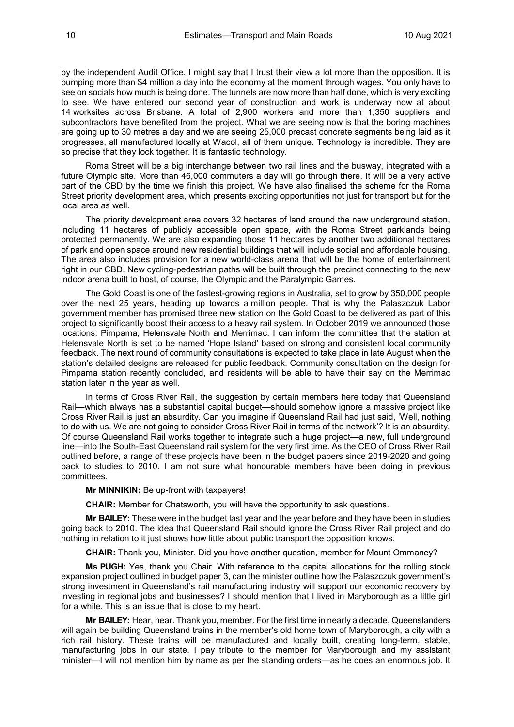by the independent Audit Office. I might say that I trust their view a lot more than the opposition. It is pumping more than $4 million a day into the economy at the moment through wages. You only have to see on socials how much is being done. The tunnels are now more than half done, which is very exciting to see. We have entered our second year of construction and work is underway now at about 14 worksites across Brisbane. A total of 2,900 workers and more than 1,350 suppliers and subcontractors have benefited from the project. What we are seeing now is that the boring machines are going up to 30 metres a day and we are seeing 25,000 precast concrete segments being laid as it progresses, all manufactured locally at Wacol, all of them unique. Technology is incredible. They are so precise that they lock together. It is fantastic technology.

Roma Street will be a big interchange between two rail lines and the busway, integrated with a future Olympic site. More than 46,000 commuters a day will go through there. It will be a very active part of the CBD by the time we finish this project. We have also finalised the scheme for the Roma Street priority development area, which presents exciting opportunities not just for transport but for the local area as well.

The priority development area covers 32 hectares of land around the new underground station, including 11 hectares of publicly accessible open space, with the Roma Street parklands being protected permanently. We are also expanding those 11 hectares by another two additional hectares of park and open space around new residential buildings that will include social and affordable housing. The area also includes provision for a new world-class arena that will be the home of entertainment right in our CBD. New cycling-pedestrian paths will be built through the precinct connecting to the new indoor arena built to host, of course, the Olympic and the Paralympic Games.

The Gold Coast is one of the fastest-growing regions in Australia, set to grow by 350,000 people over the next 25 years, heading up towards a million people. That is why the Palaszczuk Labor government member has promised three new station on the Gold Coast to be delivered as part of this project to significantly boost their access to a heavy rail system. In October 2019 we announced those locations: Pimpama, Helensvale North and Merrimac. I can inform the committee that the station at Helensvale North is set to be named 'Hope Island' based on strong and consistent local community feedback. The next round of community consultations is expected to take place in late August when the station's detailed designs are released for public feedback. Community consultation on the design for Pimpama station recently concluded, and residents will be able to have their say on the Merrimac station later in the year as well.

In terms of Cross River Rail, the suggestion by certain members here today that Queensland Rail—which always has a substantial capital budget—should somehow ignore a massive project like Cross River Rail is just an absurdity. Can you imagine if Queensland Rail had just said, 'Well, nothing to do with us. We are not going to consider Cross River Rail in terms of the network'? It is an absurdity. Of course Queensland Rail works together to integrate such a huge project—a new, full underground line—into the South-East Queensland rail system for the very first time. As the CEO of Cross River Rail outlined before, a range of these projects have been in the budget papers since 2019-2020 and going back to studies to 2010. I am not sure what honourable members have been doing in previous committees.

**Mr MINNIKIN:** Be up-front with taxpayers!

**CHAIR:** Member for Chatsworth, you will have the opportunity to ask questions.

**Mr BAILEY:** These were in the budget last year and the year before and they have been in studies going back to 2010. The idea that Queensland Rail should ignore the Cross River Rail project and do nothing in relation to it just shows how little about public transport the opposition knows.

**CHAIR:** Thank you, Minister. Did you have another question, member for Mount Ommaney?

**Ms PUGH:** Yes, thank you Chair. With reference to the capital allocations for the rolling stock expansion project outlined in budget paper 3, can the minister outline how the Palaszczuk government's strong investment in Queensland's rail manufacturing industry will support our economic recovery by investing in regional jobs and businesses? I should mention that I lived in Maryborough as a little girl for a while. This is an issue that is close to my heart.

**Mr BAILEY:** Hear, hear. Thank you, member. For the first time in nearly a decade, Queenslanders will again be building Queensland trains in the member's old home town of Maryborough, a city with a rich rail history. These trains will be manufactured and locally built, creating long-term, stable, manufacturing jobs in our state. I pay tribute to the member for Maryborough and my assistant minister—I will not mention him by name as per the standing orders—as he does an enormous job. It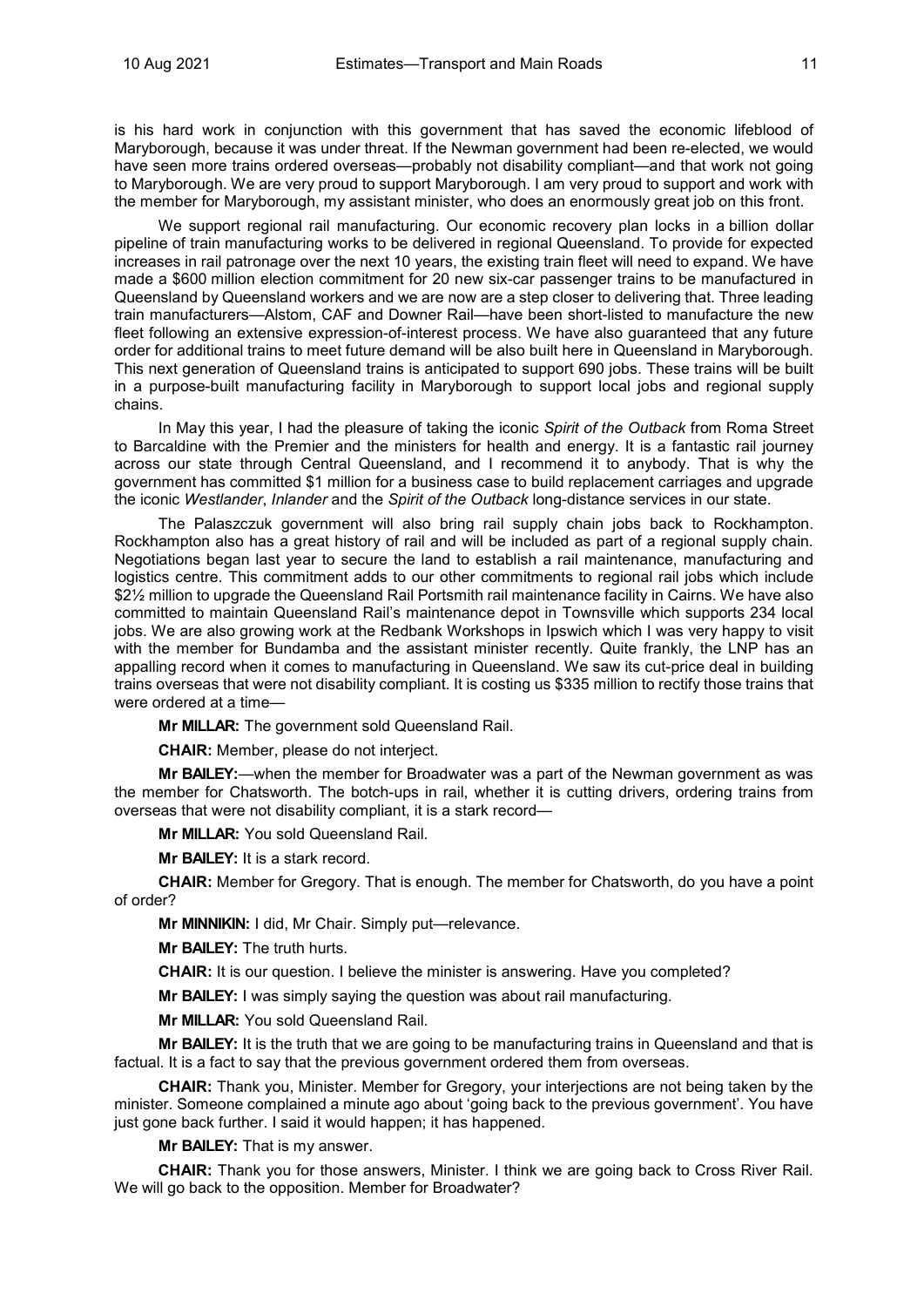is his hard work in conjunction with this government that has saved the economic lifeblood of Maryborough, because it was under threat. If the Newman government had been re-elected, we would have seen more trains ordered overseas—probably not disability compliant—and that work not going to Maryborough. We are very proud to support Maryborough. I am very proud to support and work with the member for Maryborough, my assistant minister, who does an enormously great job on this front.

We support regional rail manufacturing. Our economic recovery plan locks in a billion dollar pipeline of train manufacturing works to be delivered in regional Queensland. To provide for expected increases in rail patronage over the next 10 years, the existing train fleet will need to expand. We have made a $600 million election commitment for 20 new six-car passenger trains to be manufactured in Queensland by Queensland workers and we are now are a step closer to delivering that. Three leading train manufacturers—Alstom, CAF and Downer Rail—have been short-listed to manufacture the new fleet following an extensive expression-of-interest process. We have also guaranteed that any future order for additional trains to meet future demand will be also built here in Queensland in Maryborough. This next generation of Queensland trains is anticipated to support 690 jobs. These trains will be built in a purpose-built manufacturing facility in Maryborough to support local jobs and regional supply chains.

In May this year, I had the pleasure of taking the iconic *Spirit of the Outback* from Roma Street to Barcaldine with the Premier and the ministers for health and energy. It is a fantastic rail journey across our state through Central Queensland, and I recommend it to anybody. That is why the government has committed $1 million for a business case to build replacement carriages and upgrade the iconic *Westlander*, *Inlander* and the *Spirit of the Outback* long-distance services in our state.

The Palaszczuk government will also bring rail supply chain jobs back to Rockhampton. Rockhampton also has a great history of rail and will be included as part of a regional supply chain. Negotiations began last year to secure the land to establish a rail maintenance, manufacturing and logistics centre. This commitment adds to our other commitments to regional rail jobs which include $2½ million to upgrade the Queensland Rail Portsmith rail maintenance facility in Cairns. We have also committed to maintain Queensland Rail's maintenance depot in Townsville which supports 234 local jobs. We are also growing work at the Redbank Workshops in Ipswich which I was very happy to visit with the member for Bundamba and the assistant minister recently. Quite frankly, the LNP has an appalling record when it comes to manufacturing in Queensland. We saw its cut-price deal in building trains overseas that were not disability compliant. It is costing us $335 million to rectify those trains that were ordered at a time—

**Mr MILLAR:** The government sold Queensland Rail.

**CHAIR:** Member, please do not interject.

**Mr BAILEY:**—when the member for Broadwater was a part of the Newman government as was the member for Chatsworth. The botch-ups in rail, whether it is cutting drivers, ordering trains from overseas that were not disability compliant, it is a stark record—

**Mr MILLAR:** You sold Queensland Rail.

**Mr BAILEY:** It is a stark record.

**CHAIR:** Member for Gregory. That is enough. The member for Chatsworth, do you have a point of order?

**Mr MINNIKIN:** I did, Mr Chair. Simply put—relevance.

**Mr BAILEY:** The truth hurts.

**CHAIR:** It is our question. I believe the minister is answering. Have you completed?

**Mr BAILEY:** I was simply saying the question was about rail manufacturing.

**Mr MILLAR:** You sold Queensland Rail.

**Mr BAILEY:** It is the truth that we are going to be manufacturing trains in Queensland and that is factual. It is a fact to say that the previous government ordered them from overseas.

**CHAIR:** Thank you, Minister. Member for Gregory, your interjections are not being taken by the minister. Someone complained a minute ago about 'going back to the previous government'. You have just gone back further. I said it would happen; it has happened.

**Mr BAILEY:** That is my answer.

**CHAIR:** Thank you for those answers, Minister. I think we are going back to Cross River Rail. We will go back to the opposition. Member for Broadwater?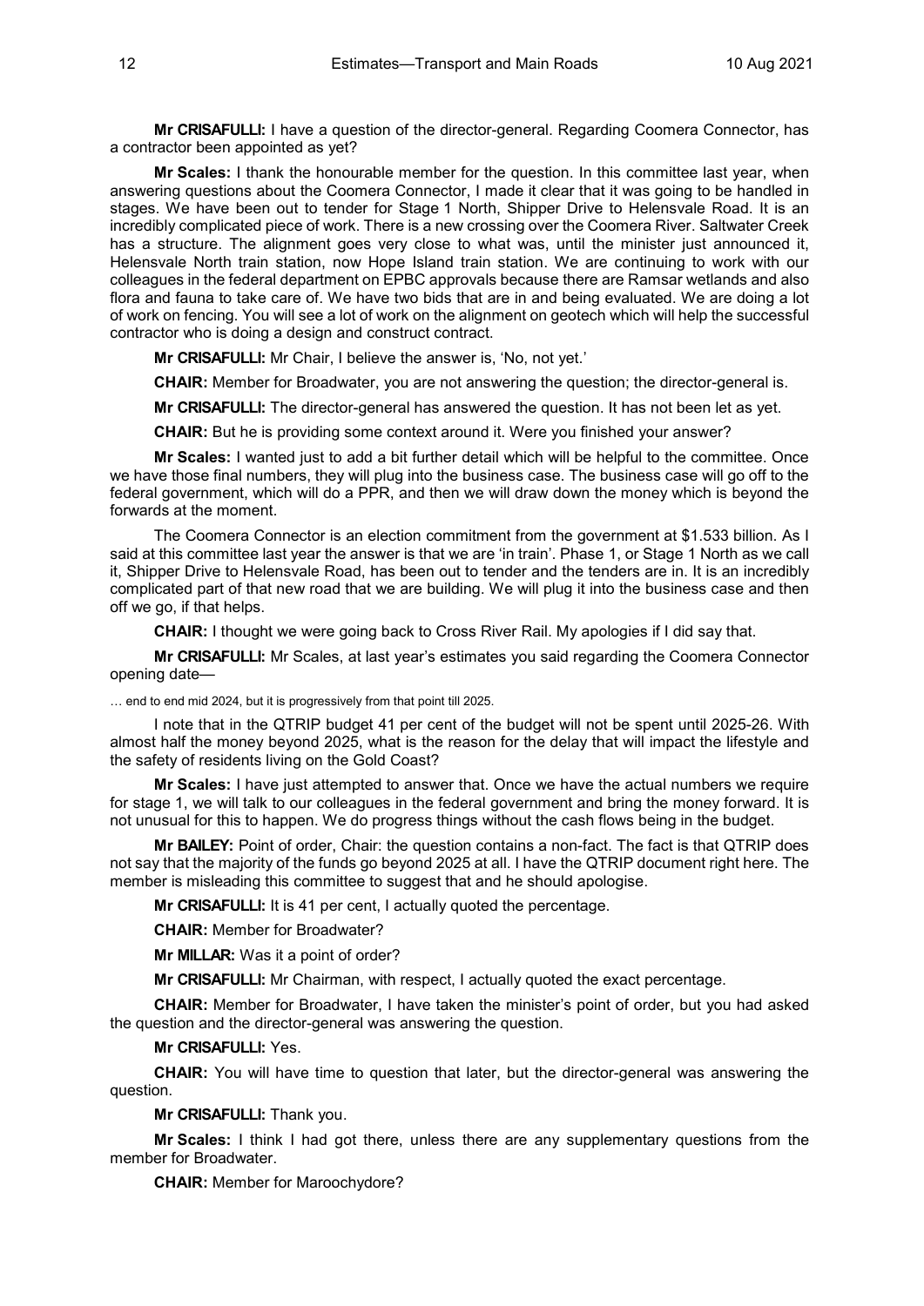**Mr CRISAFULLI:** I have a question of the director-general. Regarding Coomera Connector, has a contractor been appointed as yet?

**Mr Scales:** I thank the honourable member for the question. In this committee last year, when answering questions about the Coomera Connector, I made it clear that it was going to be handled in stages. We have been out to tender for Stage 1 North, Shipper Drive to Helensvale Road. It is an incredibly complicated piece of work. There is a new crossing over the Coomera River. Saltwater Creek has a structure. The alignment goes very close to what was, until the minister just announced it, Helensvale North train station, now Hope Island train station. We are continuing to work with our colleagues in the federal department on EPBC approvals because there are Ramsar wetlands and also flora and fauna to take care of. We have two bids that are in and being evaluated. We are doing a lot of work on fencing. You will see a lot of work on the alignment on geotech which will help the successful contractor who is doing a design and construct contract.

**Mr CRISAFULLI:** Mr Chair, I believe the answer is, 'No, not yet.'

**CHAIR:** Member for Broadwater, you are not answering the question; the director-general is.

**Mr CRISAFULLI:** The director-general has answered the question. It has not been let as yet.

**CHAIR:** But he is providing some context around it. Were you finished your answer?

**Mr Scales:** I wanted just to add a bit further detail which will be helpful to the committee. Once we have those final numbers, they will plug into the business case. The business case will go off to the federal government, which will do a PPR, and then we will draw down the money which is beyond the forwards at the moment.

The Coomera Connector is an election commitment from the government at $1.533 billion. As I said at this committee last year the answer is that we are 'in train'. Phase 1, or Stage 1 North as we call it, Shipper Drive to Helensvale Road, has been out to tender and the tenders are in. It is an incredibly complicated part of that new road that we are building. We will plug it into the business case and then off we go, if that helps.

**CHAIR:** I thought we were going back to Cross River Rail. My apologies if I did say that.

**Mr CRISAFULLI:** Mr Scales, at last year's estimates you said regarding the Coomera Connector opening date—

… end to end mid 2024, but it is progressively from that point till 2025.

I note that in the QTRIP budget 41 per cent of the budget will not be spent until 2025-26. With almost half the money beyond 2025, what is the reason for the delay that will impact the lifestyle and the safety of residents living on the Gold Coast?

**Mr Scales:** I have just attempted to answer that. Once we have the actual numbers we require for stage 1, we will talk to our colleagues in the federal government and bring the money forward. It is not unusual for this to happen. We do progress things without the cash flows being in the budget.

**Mr BAILEY:** Point of order, Chair: the question contains a non-fact. The fact is that QTRIP does not say that the majority of the funds go beyond 2025 at all. I have the QTRIP document right here. The member is misleading this committee to suggest that and he should apologise.

**Mr CRISAFULLI:** It is 41 per cent, I actually quoted the percentage.

**CHAIR:** Member for Broadwater?

**Mr MILLAR:** Was it a point of order?

**Mr CRISAFULLI:** Mr Chairman, with respect, I actually quoted the exact percentage.

**CHAIR:** Member for Broadwater, I have taken the minister's point of order, but you had asked the question and the director-general was answering the question.

**Mr CRISAFULLI:** Yes.

**CHAIR:** You will have time to question that later, but the director-general was answering the question.

**Mr CRISAFULLI:** Thank you.

**Mr Scales:** I think I had got there, unless there are any supplementary questions from the member for Broadwater.

**CHAIR:** Member for Maroochydore?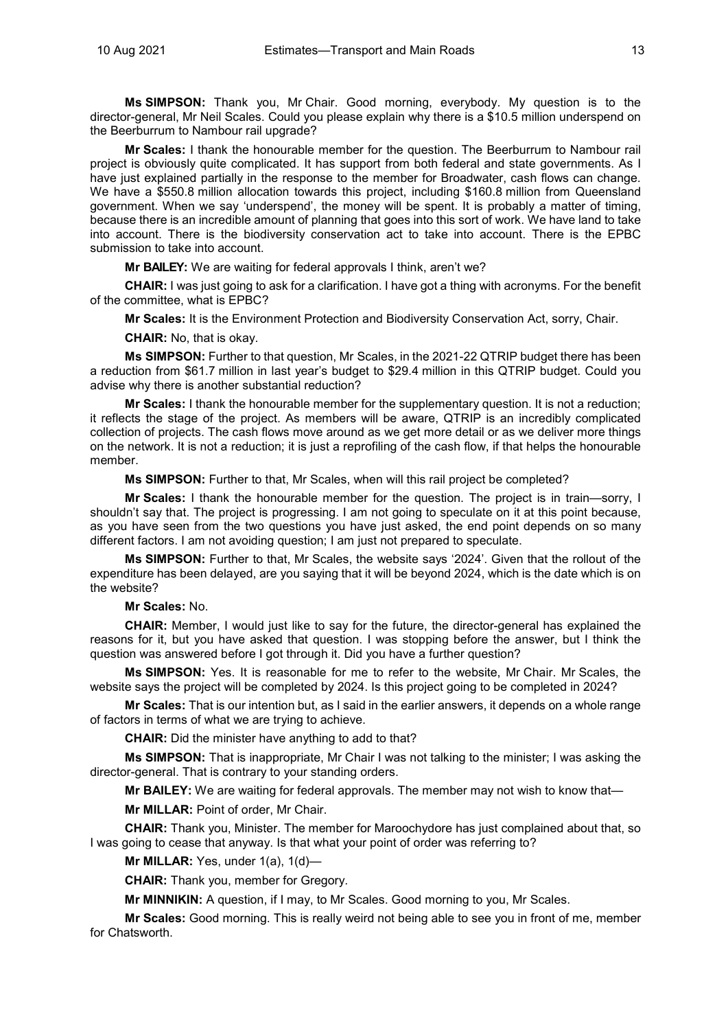**Ms SIMPSON:** Thank you, Mr Chair. Good morning, everybody. My question is to the director-general, Mr Neil Scales. Could you please explain why there is a $10.5 million underspend on the Beerburrum to Nambour rail upgrade?

**Mr Scales:** I thank the honourable member for the question. The Beerburrum to Nambour rail project is obviously quite complicated. It has support from both federal and state governments. As I have just explained partially in the response to the member for Broadwater, cash flows can change. We have a $550.8 million allocation towards this project, including $160.8 million from Queensland government. When we say 'underspend', the money will be spent. It is probably a matter of timing, because there is an incredible amount of planning that goes into this sort of work. We have land to take into account. There is the biodiversity conservation act to take into account. There is the EPBC submission to take into account.

**Mr BAILEY:** We are waiting for federal approvals I think, aren't we?

**CHAIR:** I was just going to ask for a clarification. I have got a thing with acronyms. For the benefit of the committee, what is EPBC?

**Mr Scales:** It is the Environment Protection and Biodiversity Conservation Act, sorry, Chair.

**CHAIR:** No, that is okay.

**Ms SIMPSON:** Further to that question, Mr Scales, in the 2021-22 QTRIP budget there has been a reduction from $61.7 million in last year's budget to $29.4 million in this QTRIP budget. Could you advise why there is another substantial reduction?

**Mr Scales:** I thank the honourable member for the supplementary question. It is not a reduction; it reflects the stage of the project. As members will be aware, QTRIP is an incredibly complicated collection of projects. The cash flows move around as we get more detail or as we deliver more things on the network. It is not a reduction; it is just a reprofiling of the cash flow, if that helps the honourable member.

**Ms SIMPSON:** Further to that, Mr Scales, when will this rail project be completed?

**Mr Scales:** I thank the honourable member for the question. The project is in train—sorry, I shouldn't say that. The project is progressing. I am not going to speculate on it at this point because, as you have seen from the two questions you have just asked, the end point depends on so many different factors. I am not avoiding question; I am just not prepared to speculate.

**Ms SIMPSON:** Further to that, Mr Scales, the website says '2024'. Given that the rollout of the expenditure has been delayed, are you saying that it will be beyond 2024, which is the date which is on the website?

**Mr Scales:** No.

**CHAIR:** Member, I would just like to say for the future, the director-general has explained the reasons for it, but you have asked that question. I was stopping before the answer, but I think the question was answered before I got through it. Did you have a further question?

**Ms SIMPSON:** Yes. It is reasonable for me to refer to the website, Mr Chair. Mr Scales, the website says the project will be completed by 2024. Is this project going to be completed in 2024?

**Mr Scales:** That is our intention but, as I said in the earlier answers, it depends on a whole range of factors in terms of what we are trying to achieve.

**CHAIR:** Did the minister have anything to add to that?

**Ms SIMPSON:** That is inappropriate, Mr Chair I was not talking to the minister; I was asking the director-general. That is contrary to your standing orders.

**Mr BAILEY:** We are waiting for federal approvals. The member may not wish to know that—

**Mr MILLAR:** Point of order, Mr Chair.

**CHAIR:** Thank you, Minister. The member for Maroochydore has just complained about that, so I was going to cease that anyway. Is that what your point of order was referring to?

**Mr MILLAR:** Yes, under 1(a), 1(d)—

**CHAIR:** Thank you, member for Gregory.

**Mr MINNIKIN:** A question, if I may, to Mr Scales. Good morning to you, Mr Scales.

**Mr Scales:** Good morning. This is really weird not being able to see you in front of me, member for Chatsworth.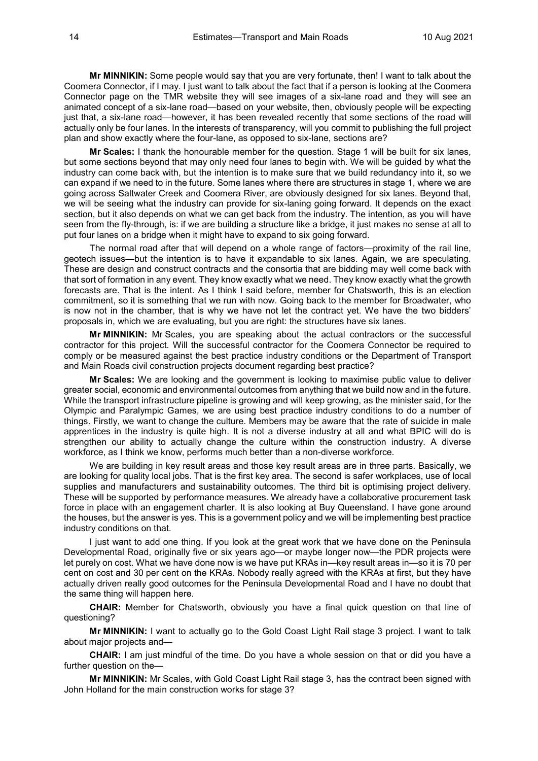**Mr MINNIKIN:** Some people would say that you are very fortunate, then! I want to talk about the Coomera Connector, if I may. I just want to talk about the fact that if a person is looking at the Coomera Connector page on the TMR website they will see images of a six-lane road and they will see an animated concept of a six-lane road—based on your website, then, obviously people will be expecting just that, a six-lane road—however, it has been revealed recently that some sections of the road will actually only be four lanes. In the interests of transparency, will you commit to publishing the full project plan and show exactly where the four-lane, as opposed to six-lane, sections are?

**Mr Scales:** I thank the honourable member for the question. Stage 1 will be built for six lanes, but some sections beyond that may only need four lanes to begin with. We will be guided by what the industry can come back with, but the intention is to make sure that we build redundancy into it, so we can expand if we need to in the future. Some lanes where there are structures in stage 1, where we are going across Saltwater Creek and Coomera River, are obviously designed for six lanes. Beyond that, we will be seeing what the industry can provide for six-laning going forward. It depends on the exact section, but it also depends on what we can get back from the industry. The intention, as you will have seen from the fly-through, is: if we are building a structure like a bridge, it just makes no sense at all to put four lanes on a bridge when it might have to expand to six going forward.

The normal road after that will depend on a whole range of factors—proximity of the rail line, geotech issues—but the intention is to have it expandable to six lanes. Again, we are speculating. These are design and construct contracts and the consortia that are bidding may well come back with that sort of formation in any event. They know exactly what we need. They know exactly what the growth forecasts are. That is the intent. As I think I said before, member for Chatsworth, this is an election commitment, so it is something that we run with now. Going back to the member for Broadwater, who is now not in the chamber, that is why we have not let the contract yet. We have the two bidders' proposals in, which we are evaluating, but you are right: the structures have six lanes.

**Mr MINNIKIN:** Mr Scales, you are speaking about the actual contractors or the successful contractor for this project. Will the successful contractor for the Coomera Connector be required to comply or be measured against the best practice industry conditions or the Department of Transport and Main Roads civil construction projects document regarding best practice?

**Mr Scales:** We are looking and the government is looking to maximise public value to deliver greater social, economic and environmental outcomes from anything that we build now and in the future. While the transport infrastructure pipeline is growing and will keep growing, as the minister said, for the Olympic and Paralympic Games, we are using best practice industry conditions to do a number of things. Firstly, we want to change the culture. Members may be aware that the rate of suicide in male apprentices in the industry is quite high. It is not a diverse industry at all and what BPIC will do is strengthen our ability to actually change the culture within the construction industry. A diverse workforce, as I think we know, performs much better than a non-diverse workforce.

We are building in key result areas and those key result areas are in three parts. Basically, we are looking for quality local jobs. That is the first key area. The second is safer workplaces, use of local supplies and manufacturers and sustainability outcomes. The third bit is optimising project delivery. These will be supported by performance measures. We already have a collaborative procurement task force in place with an engagement charter. It is also looking at Buy Queensland. I have gone around the houses, but the answer is yes. This is a government policy and we will be implementing best practice industry conditions on that.

I just want to add one thing. If you look at the great work that we have done on the Peninsula Developmental Road, originally five or six years ago—or maybe longer now—the PDR projects were let purely on cost. What we have done now is we have put KRAs in—key result areas in—so it is 70 per cent on cost and 30 per cent on the KRAs. Nobody really agreed with the KRAs at first, but they have actually driven really good outcomes for the Peninsula Developmental Road and I have no doubt that the same thing will happen here.

**CHAIR:** Member for Chatsworth, obviously you have a final quick question on that line of questioning?

**Mr MINNIKIN:** I want to actually go to the Gold Coast Light Rail stage 3 project. I want to talk about major projects and—

**CHAIR:** I am just mindful of the time. Do you have a whole session on that or did you have a further question on the—

**Mr MINNIKIN:** Mr Scales, with Gold Coast Light Rail stage 3, has the contract been signed with John Holland for the main construction works for stage 3?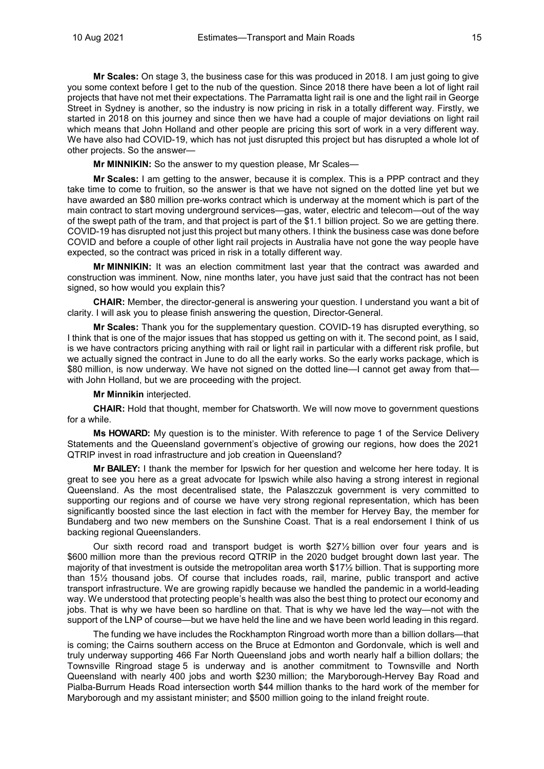**Mr Scales:** On stage 3, the business case for this was produced in 2018. I am just going to give you some context before I get to the nub of the question. Since 2018 there have been a lot of light rail projects that have not met their expectations. The Parramatta light rail is one and the light rail in George Street in Sydney is another, so the industry is now pricing in risk in a totally different way. Firstly, we started in 2018 on this journey and since then we have had a couple of major deviations on light rail which means that John Holland and other people are pricing this sort of work in a very different way. We have also had COVID-19, which has not just disrupted this project but has disrupted a whole lot of other projects. So the answer—

**Mr MINNIKIN:** So the answer to my question please, Mr Scales—

**Mr Scales:** I am getting to the answer, because it is complex. This is a PPP contract and they take time to come to fruition, so the answer is that we have not signed on the dotted line yet but we have awarded an $80 million pre-works contract which is underway at the moment which is part of the main contract to start moving underground services—gas, water, electric and telecom—out of the way of the swept path of the tram, and that project is part of the $1.1 billion project. So we are getting there. COVID-19 has disrupted not just this project but many others. I think the business case was done before COVID and before a couple of other light rail projects in Australia have not gone the way people have expected, so the contract was priced in risk in a totally different way.

**Mr MINNIKIN:** It was an election commitment last year that the contract was awarded and construction was imminent. Now, nine months later, you have just said that the contract has not been signed, so how would you explain this?

**CHAIR:** Member, the director-general is answering your question. I understand you want a bit of clarity. I will ask you to please finish answering the question, Director-General.

**Mr Scales:** Thank you for the supplementary question. COVID-19 has disrupted everything, so I think that is one of the major issues that has stopped us getting on with it. The second point, as I said, is we have contractors pricing anything with rail or light rail in particular with a different risk profile, but we actually signed the contract in June to do all the early works. So the early works package, which is $80 million, is now underway. We have not signed on the dotted line—I cannot get away from that—with John Holland, but we are proceeding with the project.

**Mr Minnikin** interjected.

**CHAIR:** Hold that thought, member for Chatsworth. We will now move to government questions for a while.

**Ms HOWARD:** My question is to the minister. With reference to page 1 of the Service Delivery Statements and the Queensland government's objective of growing our regions, how does the 2021 QTRIP invest in road infrastructure and job creation in Queensland?

**Mr BAILEY:** I thank the member for Ipswich for her question and welcome her here today. It is great to see you here as a great advocate for Ipswich while also having a strong interest in regional Queensland. As the most decentralised state, the Palaszczuk government is very committed to supporting our regions and of course we have very strong regional representation, which has been significantly boosted since the last election in fact with the member for Hervey Bay, the member for Bundaberg and two new members on the Sunshine Coast. That is a real endorsement I think of us backing regional Queenslanders.

Our sixth record road and transport budget is worth $27½ billion over four years and is $600 million more than the previous record QTRIP in the 2020 budget brought down last year. The majority of that investment is outside the metropolitan area worth $17½ billion. That is supporting more than 15½ thousand jobs. Of course that includes roads, rail, marine, public transport and active transport infrastructure. We are growing rapidly because we handled the pandemic in a world-leading way. We understood that protecting people's health was also the best thing to protect our economy and jobs. That is why we have been so hardline on that. That is why we have led the way—not with the support of the LNP of course—but we have held the line and we have been world leading in this regard.

The funding we have includes the Rockhampton Ringroad worth more than a billion dollars—that is coming; the Cairns southern access on the Bruce at Edmonton and Gordonvale, which is well and truly underway supporting 466 Far North Queensland jobs and worth nearly half a billion dollars; the Townsville Ringroad stage 5 is underway and is another commitment to Townsville and North Queensland with nearly 400 jobs and worth $230 million; the Maryborough-Hervey Bay Road and Pialba-Burrum Heads Road intersection worth $44 million thanks to the hard work of the member for Maryborough and my assistant minister; and $500 million going to the inland freight route.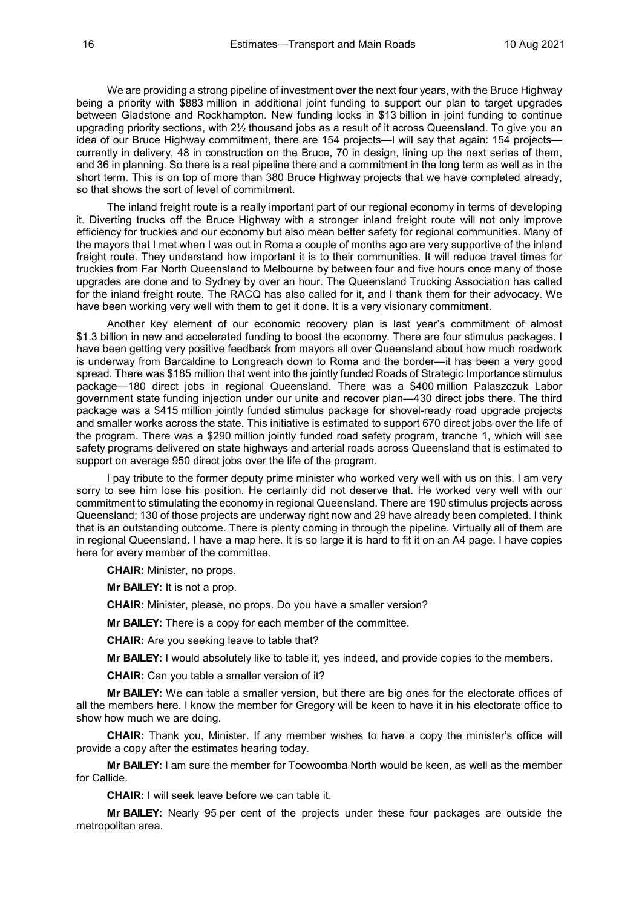We are providing a strong pipeline of investment over the next four years, with the Bruce Highway being a priority with $883 million in additional joint funding to support our plan to target upgrades between Gladstone and Rockhampton. New funding locks in $13 billion in joint funding to continue upgrading priority sections, with 2½ thousand jobs as a result of it across Queensland. To give you an idea of our Bruce Highway commitment, there are 154 projects—I will say that again: 154 projects—currently in delivery, 48 in construction on the Bruce, 70 in design, lining up the next series of them, and 36 in planning. So there is a real pipeline there and a commitment in the long term as well as in the short term. This is on top of more than 380 Bruce Highway projects that we have completed already, so that shows the sort of level of commitment.

The inland freight route is a really important part of our regional economy in terms of developing it. Diverting trucks off the Bruce Highway with a stronger inland freight route will not only improve efficiency for truckies and our economy but also mean better safety for regional communities. Many of the mayors that I met when I was out in Roma a couple of months ago are very supportive of the inland freight route. They understand how important it is to their communities. It will reduce travel times for truckies from Far North Queensland to Melbourne by between four and five hours once many of those upgrades are done and to Sydney by over an hour. The Queensland Trucking Association has called for the inland freight route. The RACQ has also called for it, and I thank them for their advocacy. We have been working very well with them to get it done. It is a very visionary commitment.

Another key element of our economic recovery plan is last year's commitment of almost $1.3 billion in new and accelerated funding to boost the economy. There are four stimulus packages. I have been getting very positive feedback from mayors all over Queensland about how much roadwork is underway from Barcaldine to Longreach down to Roma and the border—it has been a very good spread. There was $185 million that went into the jointly funded Roads of Strategic Importance stimulus package—180 direct jobs in regional Queensland. There was a $400 million Palaszczuk Labor government state funding injection under our unite and recover plan—430 direct jobs there. The third package was a $415 million jointly funded stimulus package for shovel-ready road upgrade projects and smaller works across the state. This initiative is estimated to support 670 direct jobs over the life of the program. There was a $290 million jointly funded road safety program, tranche 1, which will see safety programs delivered on state highways and arterial roads across Queensland that is estimated to support on average 950 direct jobs over the life of the program.

I pay tribute to the former deputy prime minister who worked very well with us on this. I am very sorry to see him lose his position. He certainly did not deserve that. He worked very well with our commitment to stimulating the economy in regional Queensland. There are 190 stimulus projects across Queensland; 130 of those projects are underway right now and 29 have already been completed. I think that is an outstanding outcome. There is plenty coming in through the pipeline. Virtually all of them are in regional Queensland. I have a map here. It is so large it is hard to fit it on an A4 page. I have copies here for every member of the committee.

**CHAIR:** Minister, no props.

**Mr BAILEY:** It is not a prop.

**CHAIR:** Minister, please, no props. Do you have a smaller version?

**Mr BAILEY:** There is a copy for each member of the committee.

**CHAIR:** Are you seeking leave to table that?

**Mr BAILEY:** I would absolutely like to table it, yes indeed, and provide copies to the members.

**CHAIR:** Can you table a smaller version of it?

**Mr BAILEY:** We can table a smaller version, but there are big ones for the electorate offices of all the members here. I know the member for Gregory will be keen to have it in his electorate office to show how much we are doing.

**CHAIR:** Thank you, Minister. If any member wishes to have a copy the minister's office will provide a copy after the estimates hearing today.

**Mr BAILEY:** I am sure the member for Toowoomba North would be keen, as well as the member for Callide.

**CHAIR:** I will seek leave before we can table it.

**Mr BAILEY:** Nearly 95 per cent of the projects under these four packages are outside the metropolitan area.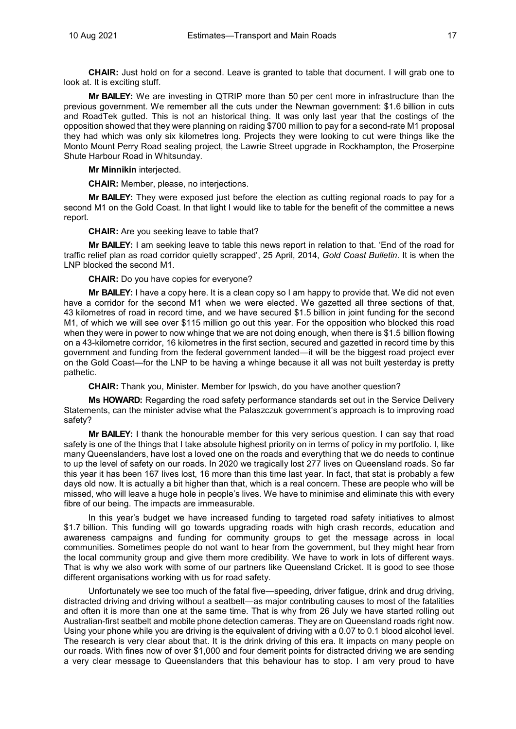**CHAIR:** Just hold on for a second. Leave is granted to table that document. I will grab one to look at. It is exciting stuff.

**Mr BAILEY:** We are investing in QTRIP more than 50 per cent more in infrastructure than the previous government. We remember all the cuts under the Newman government: $1.6 billion in cuts and RoadTek gutted. This is not an historical thing. It was only last year that the costings of the opposition showed that they were planning on raiding $700 million to pay for a second-rate M1 proposal they had which was only six kilometres long. Projects they were looking to cut were things like the Monto Mount Perry Road sealing project, the Lawrie Street upgrade in Rockhampton, the Proserpine Shute Harbour Road in Whitsunday.

**Mr Minnikin** interjected.

**CHAIR:** Member, please, no interjections.

**Mr BAILEY:** They were exposed just before the election as cutting regional roads to pay for a second M1 on the Gold Coast. In that light I would like to table for the benefit of the committee a news report.

**CHAIR:** Are you seeking leave to table that?

**Mr BAILEY:** I am seeking leave to table this news report in relation to that. 'End of the road for traffic relief plan as road corridor quietly scrapped', 25 April, 2014, *Gold Coast Bulletin*. It is when the LNP blocked the second M1.

**CHAIR:** Do you have copies for everyone?

**Mr BAILEY:** I have a copy here. It is a clean copy so I am happy to provide that. We did not even have a corridor for the second M1 when we were elected. We gazetted all three sections of that, 43 kilometres of road in record time, and we have secured $1.5 billion in joint funding for the second M1, of which we will see over $115 million go out this year. For the opposition who blocked this road when they were in power to now whinge that we are not doing enough, when there is $1.5 billion flowing on a 43-kilometre corridor, 16 kilometres in the first section, secured and gazetted in record time by this government and funding from the federal government landed—it will be the biggest road project ever on the Gold Coast—for the LNP to be having a whinge because it all was not built yesterday is pretty pathetic.

**CHAIR:** Thank you, Minister. Member for Ipswich, do you have another question?

**Ms HOWARD:** Regarding the road safety performance standards set out in the Service Delivery Statements, can the minister advise what the Palaszczuk government's approach is to improving road safety?

**Mr BAILEY:** I thank the honourable member for this very serious question. I can say that road safety is one of the things that I take absolute highest priority on in terms of policy in my portfolio. I, like many Queenslanders, have lost a loved one on the roads and everything that we do needs to continue to up the level of safety on our roads. In 2020 we tragically lost 277 lives on Queensland roads. So far this year it has been 167 lives lost, 16 more than this time last year. In fact, that stat is probably a few days old now. It is actually a bit higher than that, which is a real concern. These are people who will be missed, who will leave a huge hole in people's lives. We have to minimise and eliminate this with every fibre of our being. The impacts are immeasurable.

In this year's budget we have increased funding to targeted road safety initiatives to almost $1.7 billion. This funding will go towards upgrading roads with high crash records, education and awareness campaigns and funding for community groups to get the message across in local communities. Sometimes people do not want to hear from the government, but they might hear from the local community group and give them more credibility. We have to work in lots of different ways. That is why we also work with some of our partners like Queensland Cricket. It is good to see those different organisations working with us for road safety.

Unfortunately we see too much of the fatal five—speeding, driver fatigue, drink and drug driving, distracted driving and driving without a seatbelt—as major contributing causes to most of the fatalities and often it is more than one at the same time. That is why from 26 July we have started rolling out Australian-first seatbelt and mobile phone detection cameras. They are on Queensland roads right now. Using your phone while you are driving is the equivalent of driving with a 0.07 to 0.1 blood alcohol level. The research is very clear about that. It is the drink driving of this era. It impacts on many people on our roads. With fines now of over $1,000 and four demerit points for distracted driving we are sending a very clear message to Queenslanders that this behaviour has to stop. I am very proud to have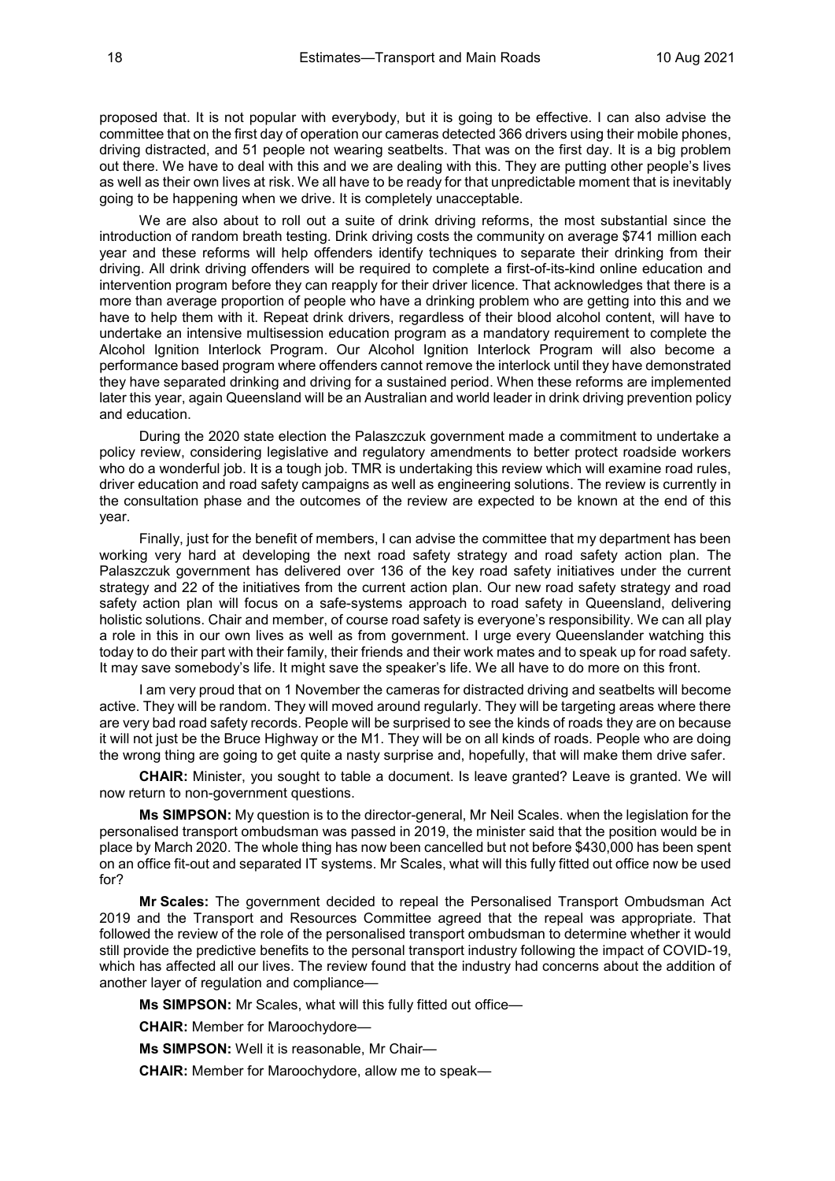proposed that. It is not popular with everybody, but it is going to be effective. I can also advise the committee that on the first day of operation our cameras detected 366 drivers using their mobile phones, driving distracted, and 51 people not wearing seatbelts. That was on the first day. It is a big problem out there. We have to deal with this and we are dealing with this. They are putting other people's lives as well as their own lives at risk. We all have to be ready for that unpredictable moment that is inevitably going to be happening when we drive. It is completely unacceptable.

We are also about to roll out a suite of drink driving reforms, the most substantial since the introduction of random breath testing. Drink driving costs the community on average $741 million each year and these reforms will help offenders identify techniques to separate their drinking from their driving. All drink driving offenders will be required to complete a first-of-its-kind online education and intervention program before they can reapply for their driver licence. That acknowledges that there is a more than average proportion of people who have a drinking problem who are getting into this and we have to help them with it. Repeat drink drivers, regardless of their blood alcohol content, will have to undertake an intensive multisession education program as a mandatory requirement to complete the Alcohol Ignition Interlock Program. Our Alcohol Ignition Interlock Program will also become a performance based program where offenders cannot remove the interlock until they have demonstrated they have separated drinking and driving for a sustained period. When these reforms are implemented later this year, again Queensland will be an Australian and world leader in drink driving prevention policy and education.

During the 2020 state election the Palaszczuk government made a commitment to undertake a policy review, considering legislative and regulatory amendments to better protect roadside workers who do a wonderful job. It is a tough job. TMR is undertaking this review which will examine road rules, driver education and road safety campaigns as well as engineering solutions. The review is currently in the consultation phase and the outcomes of the review are expected to be known at the end of this year.

Finally, just for the benefit of members, I can advise the committee that my department has been working very hard at developing the next road safety strategy and road safety action plan. The Palaszczuk government has delivered over 136 of the key road safety initiatives under the current strategy and 22 of the initiatives from the current action plan. Our new road safety strategy and road safety action plan will focus on a safe-systems approach to road safety in Queensland, delivering holistic solutions. Chair and member, of course road safety is everyone's responsibility. We can all play a role in this in our own lives as well as from government. I urge every Queenslander watching this today to do their part with their family, their friends and their work mates and to speak up for road safety. It may save somebody's life. It might save the speaker's life. We all have to do more on this front.

I am very proud that on 1 November the cameras for distracted driving and seatbelts will become active. They will be random. They will moved around regularly. They will be targeting areas where there are very bad road safety records. People will be surprised to see the kinds of roads they are on because it will not just be the Bruce Highway or the M1. They will be on all kinds of roads. People who are doing the wrong thing are going to get quite a nasty surprise and, hopefully, that will make them drive safer.

**CHAIR:** Minister, you sought to table a document. Is leave granted? Leave is granted. We will now return to non-government questions.

**Ms SIMPSON:** My question is to the director-general, Mr Neil Scales. when the legislation for the personalised transport ombudsman was passed in 2019, the minister said that the position would be in place by March 2020. The whole thing has now been cancelled but not before $430,000 has been spent on an office fit-out and separated IT systems. Mr Scales, what will this fully fitted out office now be used for?

**Mr Scales:** The government decided to repeal the Personalised Transport Ombudsman Act 2019 and the Transport and Resources Committee agreed that the repeal was appropriate. That followed the review of the role of the personalised transport ombudsman to determine whether it would still provide the predictive benefits to the personal transport industry following the impact of COVID-19, which has affected all our lives. The review found that the industry had concerns about the addition of another layer of regulation and compliance—

**Ms SIMPSON:** Mr Scales, what will this fully fitted out office—

**CHAIR:** Member for Maroochydore—

**Ms SIMPSON:** Well it is reasonable, Mr Chair—

**CHAIR:** Member for Maroochydore, allow me to speak—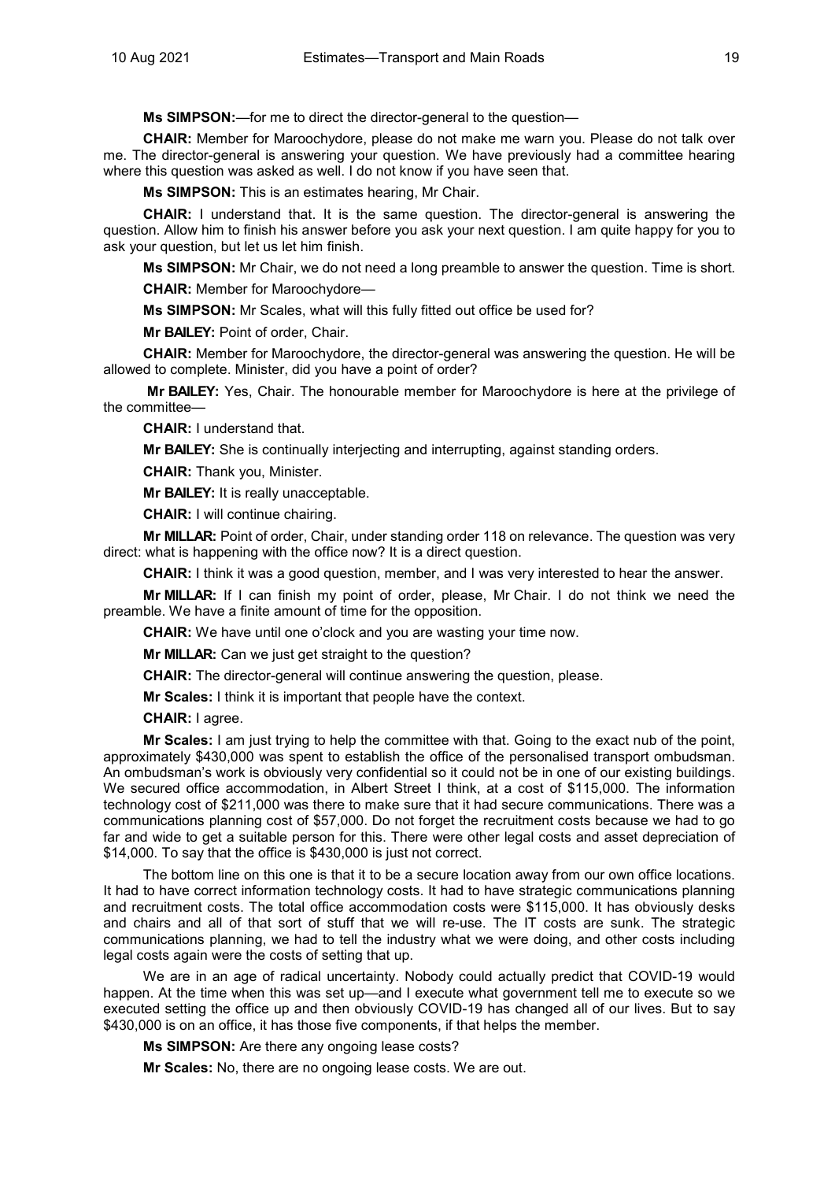**Ms SIMPSON:**—for me to direct the director-general to the question—

**CHAIR:** Member for Maroochydore, please do not make me warn you. Please do not talk over me. The director-general is answering your question. We have previously had a committee hearing where this question was asked as well. I do not know if you have seen that.

**Ms SIMPSON:** This is an estimates hearing, Mr Chair.

**CHAIR:** I understand that. It is the same question. The director-general is answering the question. Allow him to finish his answer before you ask your next question. I am quite happy for you to ask your question, but let us let him finish.

**Ms SIMPSON:** Mr Chair, we do not need a long preamble to answer the question. Time is short.

**CHAIR:** Member for Maroochydore—

**Ms SIMPSON:** Mr Scales, what will this fully fitted out office be used for?

**Mr BAILEY:** Point of order, Chair.

**CHAIR:** Member for Maroochydore, the director-general was answering the question. He will be allowed to complete. Minister, did you have a point of order?

**Mr BAILEY:** Yes, Chair. The honourable member for Maroochydore is here at the privilege of the committee—

**CHAIR:** I understand that.

**Mr BAILEY:** She is continually interjecting and interrupting, against standing orders.

**CHAIR:** Thank you, Minister.

**Mr BAILEY:** It is really unacceptable.

**CHAIR:** I will continue chairing.

**Mr MILLAR:** Point of order, Chair, under standing order 118 on relevance. The question was very direct: what is happening with the office now? It is a direct question.

**CHAIR:** I think it was a good question, member, and I was very interested to hear the answer.

**Mr MILLAR:** If I can finish my point of order, please, Mr Chair. I do not think we need the preamble. We have a finite amount of time for the opposition.

**CHAIR:** We have until one o'clock and you are wasting your time now.

**Mr MILLAR:** Can we just get straight to the question?

**CHAIR:** The director-general will continue answering the question, please.

**Mr Scales:** I think it is important that people have the context.

**CHAIR:** I agree.

**Mr Scales:** I am just trying to help the committee with that. Going to the exact nub of the point, approximately $430,000 was spent to establish the office of the personalised transport ombudsman. An ombudsman's work is obviously very confidential so it could not be in one of our existing buildings. We secured office accommodation, in Albert Street I think, at a cost of $115,000. The information technology cost of $211,000 was there to make sure that it had secure communications. There was a communications planning cost of $57,000. Do not forget the recruitment costs because we had to go far and wide to get a suitable person for this. There were other legal costs and asset depreciation of $14,000. To say that the office is $430,000 is just not correct.

The bottom line on this one is that it to be a secure location away from our own office locations. It had to have correct information technology costs. It had to have strategic communications planning and recruitment costs. The total office accommodation costs were $115,000. It has obviously desks and chairs and all of that sort of stuff that we will re-use. The IT costs are sunk. The strategic communications planning, we had to tell the industry what we were doing, and other costs including legal costs again were the costs of setting that up.

We are in an age of radical uncertainty. Nobody could actually predict that COVID-19 would happen. At the time when this was set up—and I execute what government tell me to execute so we executed setting the office up and then obviously COVID-19 has changed all of our lives. But to say $430,000 is on an office, it has those five components, if that helps the member.

**Ms SIMPSON:** Are there any ongoing lease costs?

**Mr Scales:** No, there are no ongoing lease costs. We are out.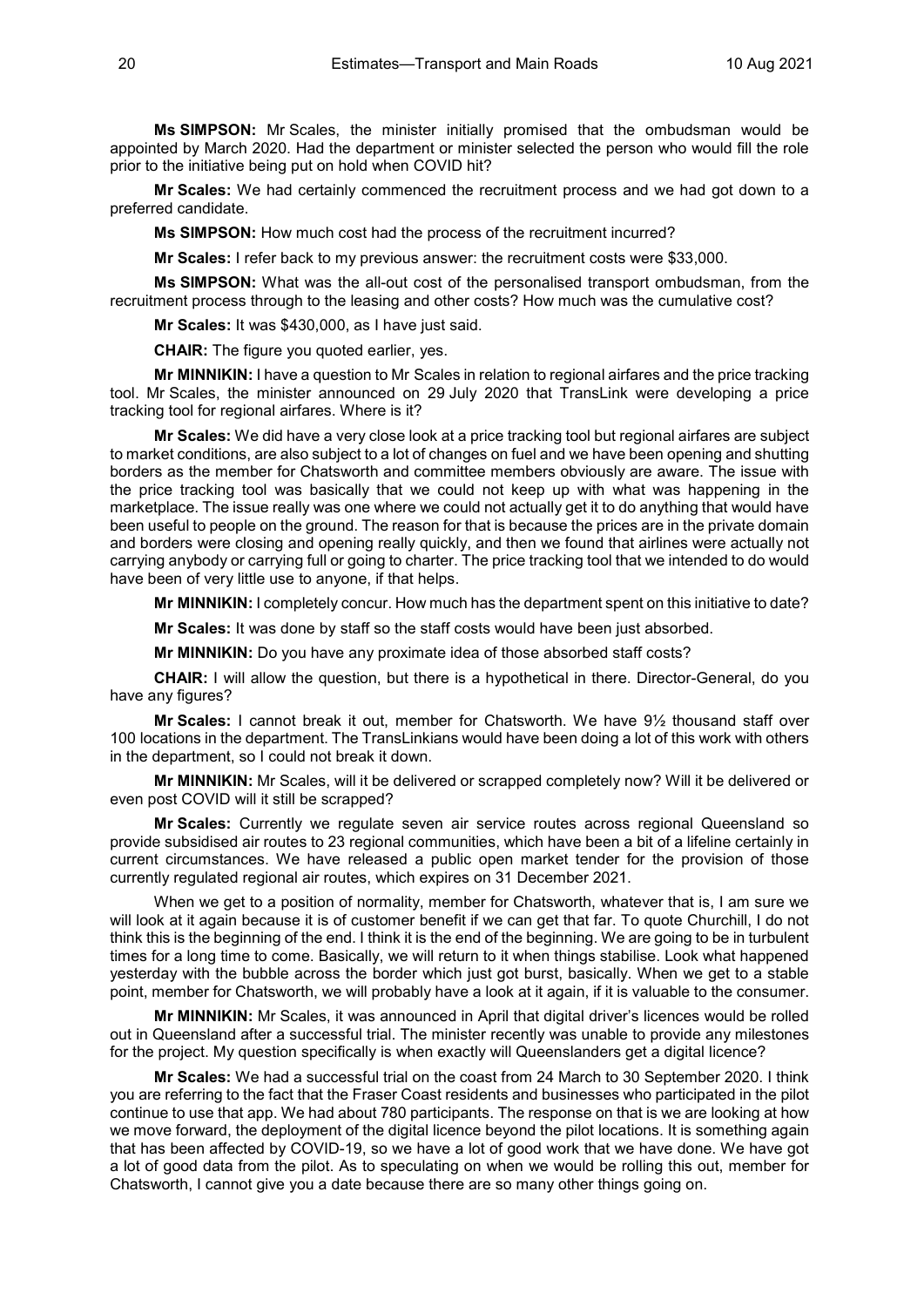**Ms SIMPSON:** Mr Scales, the minister initially promised that the ombudsman would be appointed by March 2020. Had the department or minister selected the person who would fill the role prior to the initiative being put on hold when COVID hit?

**Mr Scales:** We had certainly commenced the recruitment process and we had got down to a preferred candidate.

**Ms SIMPSON:** How much cost had the process of the recruitment incurred?

**Mr Scales:** I refer back to my previous answer: the recruitment costs were $33,000.

**Ms SIMPSON:** What was the all-out cost of the personalised transport ombudsman, from the recruitment process through to the leasing and other costs? How much was the cumulative cost?

**Mr Scales:** It was $430,000, as I have just said.

**CHAIR:** The figure you quoted earlier, yes.

**Mr MINNIKIN:** I have a question to Mr Scales in relation to regional airfares and the price tracking tool. Mr Scales, the minister announced on 29 July 2020 that TransLink were developing a price tracking tool for regional airfares. Where is it?

**Mr Scales:** We did have a very close look at a price tracking tool but regional airfares are subject to market conditions, are also subject to a lot of changes on fuel and we have been opening and shutting borders as the member for Chatsworth and committee members obviously are aware. The issue with the price tracking tool was basically that we could not keep up with what was happening in the marketplace. The issue really was one where we could not actually get it to do anything that would have been useful to people on the ground. The reason for that is because the prices are in the private domain and borders were closing and opening really quickly, and then we found that airlines were actually not carrying anybody or carrying full or going to charter. The price tracking tool that we intended to do would have been of very little use to anyone, if that helps.

**Mr MINNIKIN:** I completely concur. How much has the department spent on this initiative to date?

**Mr Scales:** It was done by staff so the staff costs would have been just absorbed.

**Mr MINNIKIN:** Do you have any proximate idea of those absorbed staff costs?

**CHAIR:** I will allow the question, but there is a hypothetical in there. Director-General, do you have any figures?

**Mr Scales:** I cannot break it out, member for Chatsworth. We have 9½ thousand staff over 100 locations in the department. The TransLinkians would have been doing a lot of this work with others in the department, so I could not break it down.

**Mr MINNIKIN:** Mr Scales, will it be delivered or scrapped completely now? Will it be delivered or even post COVID will it still be scrapped?

**Mr Scales:** Currently we regulate seven air service routes across regional Queensland so provide subsidised air routes to 23 regional communities, which have been a bit of a lifeline certainly in current circumstances. We have released a public open market tender for the provision of those currently regulated regional air routes, which expires on 31 December 2021.

When we get to a position of normality, member for Chatsworth, whatever that is, I am sure we will look at it again because it is of customer benefit if we can get that far. To quote Churchill, I do not think this is the beginning of the end. I think it is the end of the beginning. We are going to be in turbulent times for a long time to come. Basically, we will return to it when things stabilise. Look what happened yesterday with the bubble across the border which just got burst, basically. When we get to a stable point, member for Chatsworth, we will probably have a look at it again, if it is valuable to the consumer.

**Mr MINNIKIN:** Mr Scales, it was announced in April that digital driver's licences would be rolled out in Queensland after a successful trial. The minister recently was unable to provide any milestones for the project. My question specifically is when exactly will Queenslanders get a digital licence?

**Mr Scales:** We had a successful trial on the coast from 24 March to 30 September 2020. I think you are referring to the fact that the Fraser Coast residents and businesses who participated in the pilot continue to use that app. We had about 780 participants. The response on that is we are looking at how we move forward, the deployment of the digital licence beyond the pilot locations. It is something again that has been affected by COVID-19, so we have a lot of good work that we have done. We have got a lot of good data from the pilot. As to speculating on when we would be rolling this out, member for Chatsworth, I cannot give you a date because there are so many other things going on.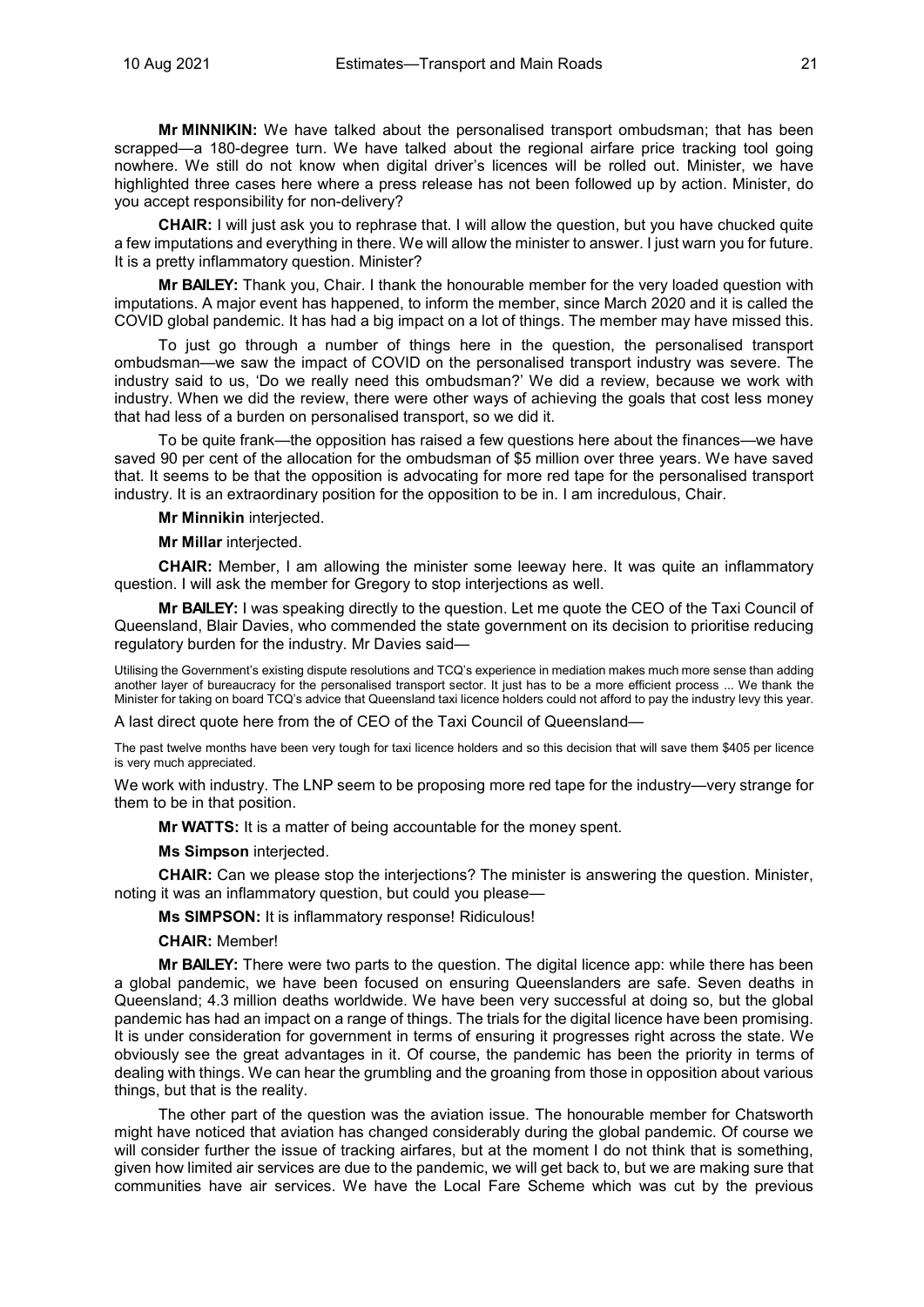**Mr MINNIKIN:** We have talked about the personalised transport ombudsman; that has been scrapped—a 180-degree turn. We have talked about the regional airfare price tracking tool going nowhere. We still do not know when digital driver's licences will be rolled out. Minister, we have highlighted three cases here where a press release has not been followed up by action. Minister, do you accept responsibility for non-delivery?

**CHAIR:** I will just ask you to rephrase that. I will allow the question, but you have chucked quite a few imputations and everything in there. We will allow the minister to answer. I just warn you for future. It is a pretty inflammatory question. Minister?

**Mr BAILEY:** Thank you, Chair. I thank the honourable member for the very loaded question with imputations. A major event has happened, to inform the member, since March 2020 and it is called the COVID global pandemic. It has had a big impact on a lot of things. The member may have missed this.

To just go through a number of things here in the question, the personalised transport ombudsman—we saw the impact of COVID on the personalised transport industry was severe. The industry said to us, 'Do we really need this ombudsman?' We did a review, because we work with industry. When we did the review, there were other ways of achieving the goals that cost less money that had less of a burden on personalised transport, so we did it.

To be quite frank—the opposition has raised a few questions here about the finances—we have saved 90 per cent of the allocation for the ombudsman of $5 million over three years. We have saved that. It seems to be that the opposition is advocating for more red tape for the personalised transport industry. It is an extraordinary position for the opposition to be in. I am incredulous, Chair.

**Mr Minnikin** interjected.

**Mr Millar** interjected.

**CHAIR:** Member, I am allowing the minister some leeway here. It was quite an inflammatory question. I will ask the member for Gregory to stop interjections as well.

**Mr BAILEY:** I was speaking directly to the question. Let me quote the CEO of the Taxi Council of Queensland, Blair Davies, who commended the state government on its decision to prioritise reducing regulatory burden for the industry. Mr Davies said—

Utilising the Government's existing dispute resolutions and TCQ's experience in mediation makes much more sense than adding another layer of bureaucracy for the personalised transport sector. It just has to be a more efficient process ... We thank the Minister for taking on board TCQ's advice that Queensland taxi licence holders could not afford to pay the industry levy this year.

A last direct quote here from the of CEO of the Taxi Council of Queensland—

The past twelve months have been very tough for taxi licence holders and so this decision that will save them $405 per licence is very much appreciated.

We work with industry. The LNP seem to be proposing more red tape for the industry—very strange for them to be in that position.

**Mr WATTS:** It is a matter of being accountable for the money spent.

**Ms Simpson** interjected.

**CHAIR:** Can we please stop the interjections? The minister is answering the question. Minister, noting it was an inflammatory question, but could you please—

**Ms SIMPSON:** It is inflammatory response! Ridiculous!

**CHAIR:** Member!

**Mr BAILEY:** There were two parts to the question. The digital licence app: while there has been a global pandemic, we have been focused on ensuring Queenslanders are safe. Seven deaths in Queensland; 4.3 million deaths worldwide. We have been very successful at doing so, but the global pandemic has had an impact on a range of things. The trials for the digital licence have been promising. It is under consideration for government in terms of ensuring it progresses right across the state. We obviously see the great advantages in it. Of course, the pandemic has been the priority in terms of dealing with things. We can hear the grumbling and the groaning from those in opposition about various things, but that is the reality.

The other part of the question was the aviation issue. The honourable member for Chatsworth might have noticed that aviation has changed considerably during the global pandemic. Of course we will consider further the issue of tracking airfares, but at the moment I do not think that is something, given how limited air services are due to the pandemic, we will get back to, but we are making sure that communities have air services. We have the Local Fare Scheme which was cut by the previous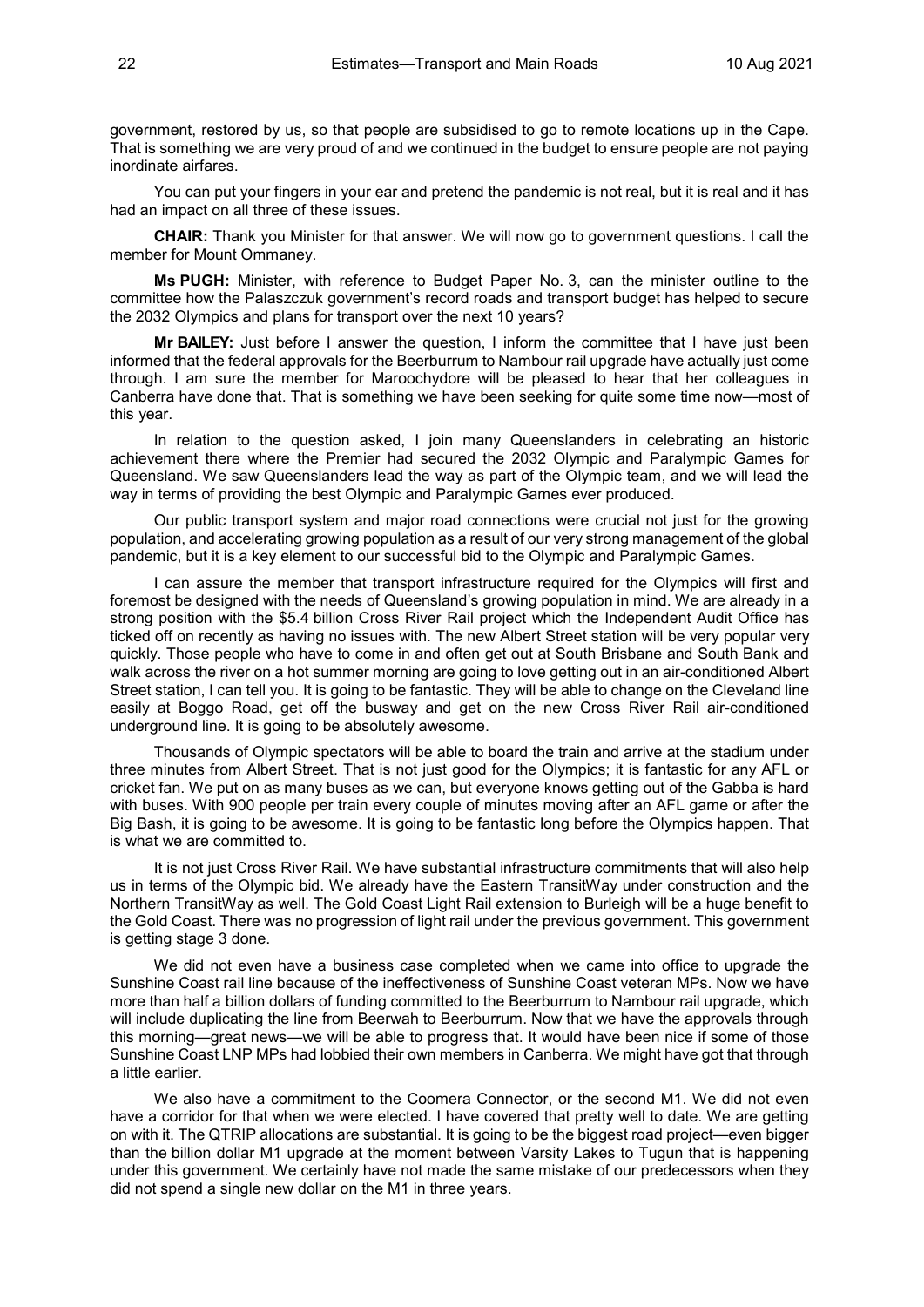government, restored by us, so that people are subsidised to go to remote locations up in the Cape. That is something we are very proud of and we continued in the budget to ensure people are not paying inordinate airfares.

You can put your fingers in your ear and pretend the pandemic is not real, but it is real and it has had an impact on all three of these issues.

**CHAIR:** Thank you Minister for that answer. We will now go to government questions. I call the member for Mount Ommaney.

**Ms PUGH:** Minister, with reference to Budget Paper No. 3, can the minister outline to the committee how the Palaszczuk government's record roads and transport budget has helped to secure the 2032 Olympics and plans for transport over the next 10 years?

**Mr BAILEY:** Just before I answer the question, I inform the committee that I have just been informed that the federal approvals for the Beerburrum to Nambour rail upgrade have actually just come through. I am sure the member for Maroochydore will be pleased to hear that her colleagues in Canberra have done that. That is something we have been seeking for quite some time now—most of this year.

In relation to the question asked, I join many Queenslanders in celebrating an historic achievement there where the Premier had secured the 2032 Olympic and Paralympic Games for Queensland. We saw Queenslanders lead the way as part of the Olympic team, and we will lead the way in terms of providing the best Olympic and Paralympic Games ever produced.

Our public transport system and major road connections were crucial not just for the growing population, and accelerating growing population as a result of our very strong management of the global pandemic, but it is a key element to our successful bid to the Olympic and Paralympic Games.

I can assure the member that transport infrastructure required for the Olympics will first and foremost be designed with the needs of Queensland's growing population in mind. We are already in a strong position with the $5.4 billion Cross River Rail project which the Independent Audit Office has ticked off on recently as having no issues with. The new Albert Street station will be very popular very quickly. Those people who have to come in and often get out at South Brisbane and South Bank and walk across the river on a hot summer morning are going to love getting out in an air-conditioned Albert Street station, I can tell you. It is going to be fantastic. They will be able to change on the Cleveland line easily at Boggo Road, get off the busway and get on the new Cross River Rail air-conditioned underground line. It is going to be absolutely awesome.

Thousands of Olympic spectators will be able to board the train and arrive at the stadium under three minutes from Albert Street. That is not just good for the Olympics; it is fantastic for any AFL or cricket fan. We put on as many buses as we can, but everyone knows getting out of the Gabba is hard with buses. With 900 people per train every couple of minutes moving after an AFL game or after the Big Bash, it is going to be awesome. It is going to be fantastic long before the Olympics happen. That is what we are committed to.

It is not just Cross River Rail. We have substantial infrastructure commitments that will also help us in terms of the Olympic bid. We already have the Eastern TransitWay under construction and the Northern TransitWay as well. The Gold Coast Light Rail extension to Burleigh will be a huge benefit to the Gold Coast. There was no progression of light rail under the previous government. This government is getting stage 3 done.

We did not even have a business case completed when we came into office to upgrade the Sunshine Coast rail line because of the ineffectiveness of Sunshine Coast veteran MPs. Now we have more than half a billion dollars of funding committed to the Beerburrum to Nambour rail upgrade, which will include duplicating the line from Beerwah to Beerburrum. Now that we have the approvals through this morning—great news—we will be able to progress that. It would have been nice if some of those Sunshine Coast LNP MPs had lobbied their own members in Canberra. We might have got that through a little earlier.

We also have a commitment to the Coomera Connector, or the second M1. We did not even have a corridor for that when we were elected. I have covered that pretty well to date. We are getting on with it. The QTRIP allocations are substantial. It is going to be the biggest road project—even bigger than the billion dollar M1 upgrade at the moment between Varsity Lakes to Tugun that is happening under this government. We certainly have not made the same mistake of our predecessors when they did not spend a single new dollar on the M1 in three years.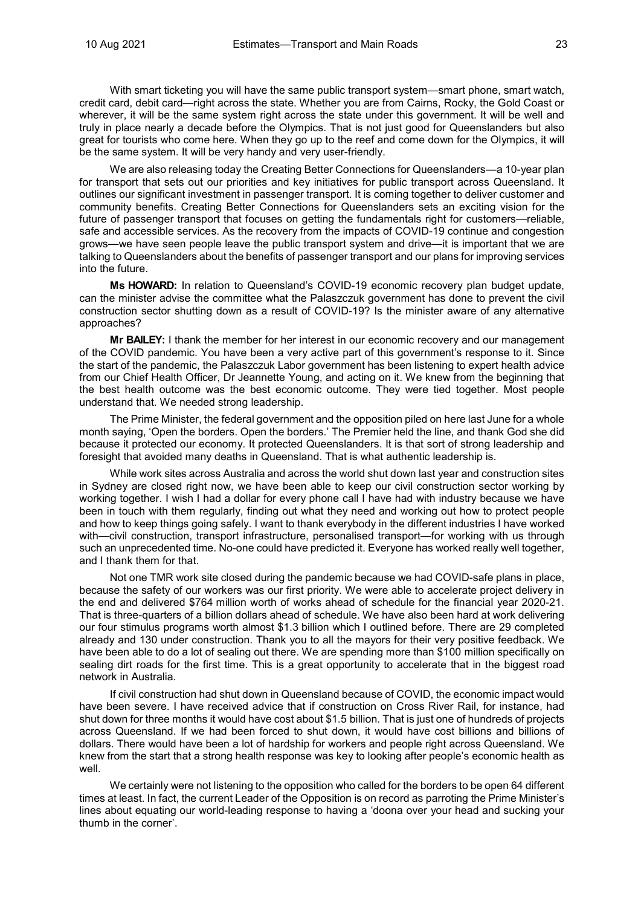With smart ticketing you will have the same public transport system—smart phone, smart watch, credit card, debit card—right across the state. Whether you are from Cairns, Rocky, the Gold Coast or wherever, it will be the same system right across the state under this government. It will be well and truly in place nearly a decade before the Olympics. That is not just good for Queenslanders but also great for tourists who come here. When they go up to the reef and come down for the Olympics, it will be the same system. It will be very handy and very user-friendly.

We are also releasing today the Creating Better Connections for Queenslanders—a 10-year plan for transport that sets out our priorities and key initiatives for public transport across Queensland. It outlines our significant investment in passenger transport. It is coming together to deliver customer and community benefits. Creating Better Connections for Queenslanders sets an exciting vision for the future of passenger transport that focuses on getting the fundamentals right for customers—reliable, safe and accessible services. As the recovery from the impacts of COVID-19 continue and congestion grows—we have seen people leave the public transport system and drive—it is important that we are talking to Queenslanders about the benefits of passenger transport and our plans for improving services into the future.

**Ms HOWARD:** In relation to Queensland's COVID-19 economic recovery plan budget update, can the minister advise the committee what the Palaszczuk government has done to prevent the civil construction sector shutting down as a result of COVID-19? Is the minister aware of any alternative approaches?

**Mr BAILEY:** I thank the member for her interest in our economic recovery and our management of the COVID pandemic. You have been a very active part of this government's response to it. Since the start of the pandemic, the Palaszczuk Labor government has been listening to expert health advice from our Chief Health Officer, Dr Jeannette Young, and acting on it. We knew from the beginning that the best health outcome was the best economic outcome. They were tied together. Most people understand that. We needed strong leadership.

The Prime Minister, the federal government and the opposition piled on here last June for a whole month saying, 'Open the borders. Open the borders.' The Premier held the line, and thank God she did because it protected our economy. It protected Queenslanders. It is that sort of strong leadership and foresight that avoided many deaths in Queensland. That is what authentic leadership is.

While work sites across Australia and across the world shut down last year and construction sites in Sydney are closed right now, we have been able to keep our civil construction sector working by working together. I wish I had a dollar for every phone call I have had with industry because we have been in touch with them regularly, finding out what they need and working out how to protect people and how to keep things going safely. I want to thank everybody in the different industries I have worked with—civil construction, transport infrastructure, personalised transport—for working with us through such an unprecedented time. No-one could have predicted it. Everyone has worked really well together, and I thank them for that.

Not one TMR work site closed during the pandemic because we had COVID-safe plans in place, because the safety of our workers was our first priority. We were able to accelerate project delivery in the end and delivered $764 million worth of works ahead of schedule for the financial year 2020-21. That is three-quarters of a billion dollars ahead of schedule. We have also been hard at work delivering our four stimulus programs worth almost $1.3 billion which I outlined before. There are 29 completed already and 130 under construction. Thank you to all the mayors for their very positive feedback. We have been able to do a lot of sealing out there. We are spending more than $100 million specifically on sealing dirt roads for the first time. This is a great opportunity to accelerate that in the biggest road network in Australia.

If civil construction had shut down in Queensland because of COVID, the economic impact would have been severe. I have received advice that if construction on Cross River Rail, for instance, had shut down for three months it would have cost about $1.5 billion. That is just one of hundreds of projects across Queensland. If we had been forced to shut down, it would have cost billions and billions of dollars. There would have been a lot of hardship for workers and people right across Queensland. We knew from the start that a strong health response was key to looking after people's economic health as well.

We certainly were not listening to the opposition who called for the borders to be open 64 different times at least. In fact, the current Leader of the Opposition is on record as parroting the Prime Minister's lines about equating our world-leading response to having a 'doona over your head and sucking your thumb in the corner'.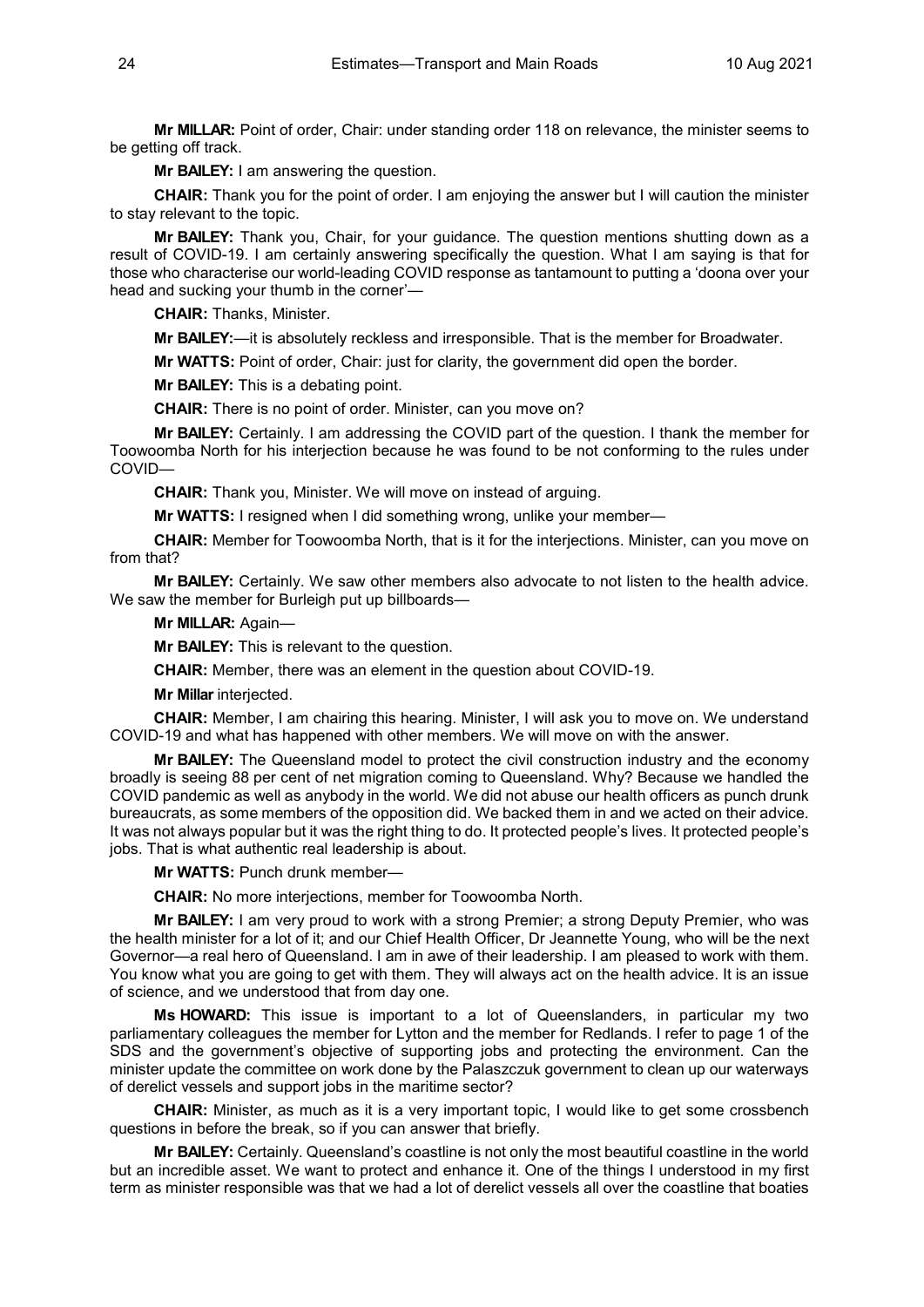**Mr MILLAR:** Point of order, Chair: under standing order 118 on relevance, the minister seems to be getting off track.

**Mr BAILEY:** I am answering the question.

**CHAIR:** Thank you for the point of order. I am enjoying the answer but I will caution the minister to stay relevant to the topic.

**Mr BAILEY:** Thank you, Chair, for your guidance. The question mentions shutting down as a result of COVID-19. I am certainly answering specifically the question. What I am saying is that for those who characterise our world-leading COVID response as tantamount to putting a 'doona over your head and sucking your thumb in the corner'—

**CHAIR:** Thanks, Minister.

**Mr BAILEY:**—it is absolutely reckless and irresponsible. That is the member for Broadwater.

**Mr WATTS:** Point of order, Chair: just for clarity, the government did open the border.

**Mr BAILEY:** This is a debating point.

**CHAIR:** There is no point of order. Minister, can you move on?

**Mr BAILEY:** Certainly. I am addressing the COVID part of the question. I thank the member for Toowoomba North for his interjection because he was found to be not conforming to the rules under COVID—

**CHAIR:** Thank you, Minister. We will move on instead of arguing.

**Mr WATTS:** I resigned when I did something wrong, unlike your member—

**CHAIR:** Member for Toowoomba North, that is it for the interjections. Minister, can you move on from that?

**Mr BAILEY:** Certainly. We saw other members also advocate to not listen to the health advice. We saw the member for Burleigh put up billboards—

**Mr MILLAR:** Again—

**Mr BAILEY:** This is relevant to the question.

**CHAIR:** Member, there was an element in the question about COVID-19.

**Mr Millar** interjected.

**CHAIR:** Member, I am chairing this hearing. Minister, I will ask you to move on. We understand COVID-19 and what has happened with other members. We will move on with the answer.

**Mr BAILEY:** The Queensland model to protect the civil construction industry and the economy broadly is seeing 88 per cent of net migration coming to Queensland. Why? Because we handled the COVID pandemic as well as anybody in the world. We did not abuse our health officers as punch drunk bureaucrats, as some members of the opposition did. We backed them in and we acted on their advice. It was not always popular but it was the right thing to do. It protected people's lives. It protected people's jobs. That is what authentic real leadership is about.

**Mr WATTS:** Punch drunk member—

**CHAIR:** No more interjections, member for Toowoomba North.

**Mr BAILEY:** I am very proud to work with a strong Premier; a strong Deputy Premier, who was the health minister for a lot of it; and our Chief Health Officer, Dr Jeannette Young, who will be the next Governor—a real hero of Queensland. I am in awe of their leadership. I am pleased to work with them. You know what you are going to get with them. They will always act on the health advice. It is an issue of science, and we understood that from day one.

**Ms HOWARD:** This issue is important to a lot of Queenslanders, in particular my two parliamentary colleagues the member for Lytton and the member for Redlands. I refer to page 1 of the SDS and the government's objective of supporting jobs and protecting the environment. Can the minister update the committee on work done by the Palaszczuk government to clean up our waterways of derelict vessels and support jobs in the maritime sector?

**CHAIR:** Minister, as much as it is a very important topic, I would like to get some crossbench questions in before the break, so if you can answer that briefly.

**Mr BAILEY:** Certainly. Queensland's coastline is not only the most beautiful coastline in the world but an incredible asset. We want to protect and enhance it. One of the things I understood in my first term as minister responsible was that we had a lot of derelict vessels all over the coastline that boaties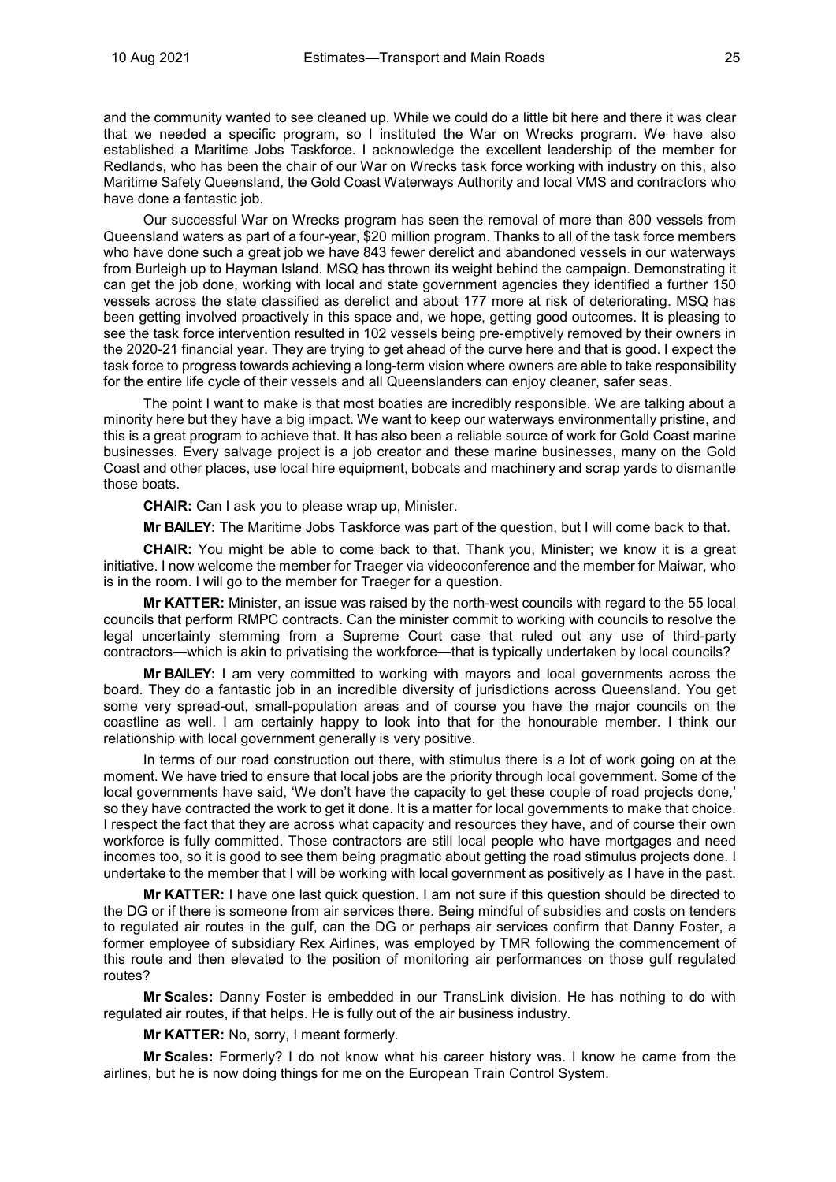and the community wanted to see cleaned up. While we could do a little bit here and there it was clear that we needed a specific program, so I instituted the War on Wrecks program. We have also established a Maritime Jobs Taskforce. I acknowledge the excellent leadership of the member for Redlands, who has been the chair of our War on Wrecks task force working with industry on this, also Maritime Safety Queensland, the Gold Coast Waterways Authority and local VMS and contractors who have done a fantastic job.

Our successful War on Wrecks program has seen the removal of more than 800 vessels from Queensland waters as part of a four-year, $20 million program. Thanks to all of the task force members who have done such a great job we have 843 fewer derelict and abandoned vessels in our waterways from Burleigh up to Hayman Island. MSQ has thrown its weight behind the campaign. Demonstrating it can get the job done, working with local and state government agencies they identified a further 150 vessels across the state classified as derelict and about 177 more at risk of deteriorating. MSQ has been getting involved proactively in this space and, we hope, getting good outcomes. It is pleasing to see the task force intervention resulted in 102 vessels being pre-emptively removed by their owners in the 2020-21 financial year. They are trying to get ahead of the curve here and that is good. I expect the task force to progress towards achieving a long-term vision where owners are able to take responsibility for the entire life cycle of their vessels and all Queenslanders can enjoy cleaner, safer seas.

The point I want to make is that most boaties are incredibly responsible. We are talking about a minority here but they have a big impact. We want to keep our waterways environmentally pristine, and this is a great program to achieve that. It has also been a reliable source of work for Gold Coast marine businesses. Every salvage project is a job creator and these marine businesses, many on the Gold Coast and other places, use local hire equipment, bobcats and machinery and scrap yards to dismantle those boats.

**CHAIR:** Can I ask you to please wrap up, Minister.

**Mr BAILEY:** The Maritime Jobs Taskforce was part of the question, but I will come back to that.

**CHAIR:** You might be able to come back to that. Thank you, Minister; we know it is a great initiative. I now welcome the member for Traeger via videoconference and the member for Maiwar, who is in the room. I will go to the member for Traeger for a question.

**Mr KATTER:** Minister, an issue was raised by the north-west councils with regard to the 55 local councils that perform RMPC contracts. Can the minister commit to working with councils to resolve the legal uncertainty stemming from a Supreme Court case that ruled out any use of third-party contractors—which is akin to privatising the workforce—that is typically undertaken by local councils?

**Mr BAILEY:** I am very committed to working with mayors and local governments across the board. They do a fantastic job in an incredible diversity of jurisdictions across Queensland. You get some very spread-out, small-population areas and of course you have the major councils on the coastline as well. I am certainly happy to look into that for the honourable member. I think our relationship with local government generally is very positive.

In terms of our road construction out there, with stimulus there is a lot of work going on at the moment. We have tried to ensure that local jobs are the priority through local government. Some of the local governments have said, 'We don't have the capacity to get these couple of road projects done,' so they have contracted the work to get it done. It is a matter for local governments to make that choice. I respect the fact that they are across what capacity and resources they have, and of course their own workforce is fully committed. Those contractors are still local people who have mortgages and need incomes too, so it is good to see them being pragmatic about getting the road stimulus projects done. I undertake to the member that I will be working with local government as positively as I have in the past.

**Mr KATTER:** I have one last quick question. I am not sure if this question should be directed to the DG or if there is someone from air services there. Being mindful of subsidies and costs on tenders to regulated air routes in the gulf, can the DG or perhaps air services confirm that Danny Foster, a former employee of subsidiary Rex Airlines, was employed by TMR following the commencement of this route and then elevated to the position of monitoring air performances on those gulf regulated routes?

**Mr Scales:** Danny Foster is embedded in our TransLink division. He has nothing to do with regulated air routes, if that helps. He is fully out of the air business industry.

**Mr KATTER:** No, sorry, I meant formerly.

**Mr Scales:** Formerly? I do not know what his career history was. I know he came from the airlines, but he is now doing things for me on the European Train Control System.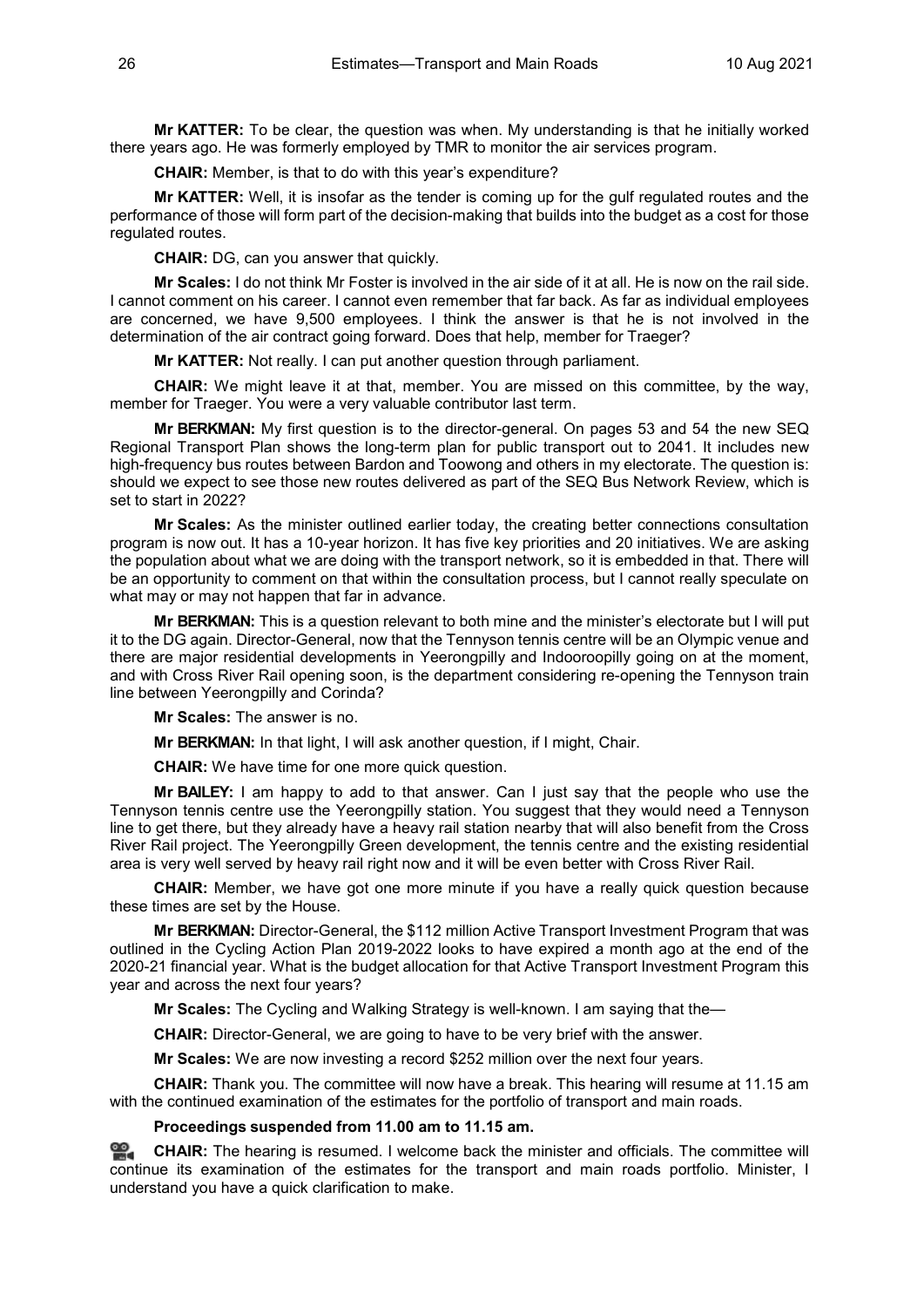**Mr KATTER:** To be clear, the question was when. My understanding is that he initially worked there years ago. He was formerly employed by TMR to monitor the air services program.

**CHAIR:** Member, is that to do with this year's expenditure?

**Mr KATTER:** Well, it is insofar as the tender is coming up for the gulf regulated routes and the performance of those will form part of the decision-making that builds into the budget as a cost for those regulated routes.

**CHAIR:** DG, can you answer that quickly.

**Mr Scales:** I do not think Mr Foster is involved in the air side of it at all. He is now on the rail side. I cannot comment on his career. I cannot even remember that far back. As far as individual employees are concerned, we have 9,500 employees. I think the answer is that he is not involved in the determination of the air contract going forward. Does that help, member for Traeger?

**Mr KATTER:** Not really. I can put another question through parliament.

**CHAIR:** We might leave it at that, member. You are missed on this committee, by the way, member for Traeger. You were a very valuable contributor last term.

**Mr BERKMAN:** My first question is to the director-general. On pages 53 and 54 the new SEQ Regional Transport Plan shows the long-term plan for public transport out to 2041. It includes new high-frequency bus routes between Bardon and Toowong and others in my electorate. The question is: should we expect to see those new routes delivered as part of the SEQ Bus Network Review, which is set to start in 2022?

**Mr Scales:** As the minister outlined earlier today, the creating better connections consultation program is now out. It has a 10-year horizon. It has five key priorities and 20 initiatives. We are asking the population about what we are doing with the transport network, so it is embedded in that. There will be an opportunity to comment on that within the consultation process, but I cannot really speculate on what may or may not happen that far in advance.

**Mr BERKMAN:** This is a question relevant to both mine and the minister's electorate but I will put it to the DG again. Director-General, now that the Tennyson tennis centre will be an Olympic venue and there are major residential developments in Yeerongpilly and Indooroopilly going on at the moment, and with Cross River Rail opening soon, is the department considering re-opening the Tennyson train line between Yeerongpilly and Corinda?

**Mr Scales:** The answer is no.

**Mr BERKMAN:** In that light, I will ask another question, if I might, Chair.

**CHAIR:** We have time for one more quick question.

**Mr BAILEY:** I am happy to add to that answer. Can I just say that the people who use the Tennyson tennis centre use the Yeerongpilly station. You suggest that they would need a Tennyson line to get there, but they already have a heavy rail station nearby that will also benefit from the Cross River Rail project. The Yeerongpilly Green development, the tennis centre and the existing residential area is very well served by heavy rail right now and it will be even better with Cross River Rail.

**CHAIR:** Member, we have got one more minute if you have a really quick question because these times are set by the House.

**Mr BERKMAN:** Director-General, the $112 million Active Transport Investment Program that was outlined in the Cycling Action Plan 2019-2022 looks to have expired a month ago at the end of the 2020-21 financial year. What is the budget allocation for that Active Transport Investment Program this year and across the next four years?

**Mr Scales:** The Cycling and Walking Strategy is well-known. I am saying that the—

**CHAIR:** Director-General, we are going to have to be very brief with the answer.

**Mr Scales:** We are now investing a record $252 million over the next four years.

**CHAIR:** Thank you. The committee will now have a break. This hearing will resume at 11.15 am with the continued examination of the estimates for the portfolio of transport and main roads.

**Proceedings suspended from 11.00 am to 11.15 am.**

**CHAIR:** The hearing is resumed. I welcome back the minister and officials. The committee will continue its examination of the estimates for the transport and main roads portfolio. Minister, I understand you have a quick clarification to make.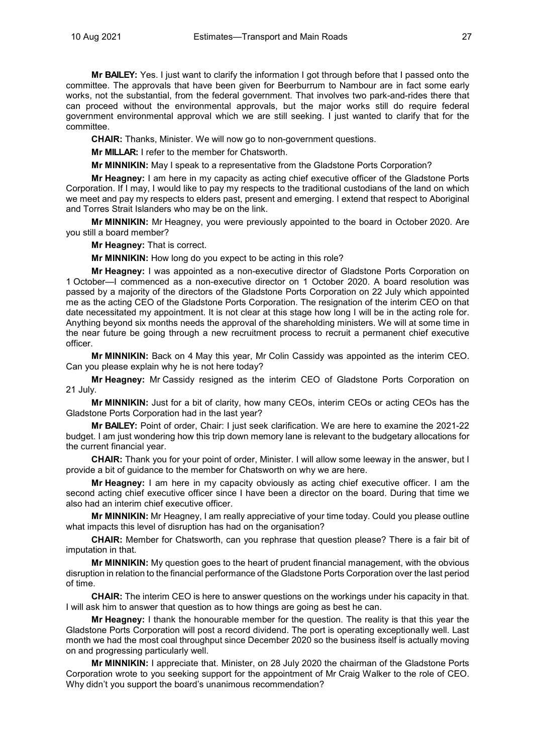**Mr BAILEY:** Yes. I just want to clarify the information I got through before that I passed onto the committee. The approvals that have been given for Beerburrum to Nambour are in fact some early works, not the substantial, from the federal government. That involves two park-and-rides there that can proceed without the environmental approvals, but the major works still do require federal government environmental approval which we are still seeking. I just wanted to clarify that for the committee.

**CHAIR:** Thanks, Minister. We will now go to non-government questions.

**Mr MILLAR:** I refer to the member for Chatsworth.

**Mr MINNIKIN:** May I speak to a representative from the Gladstone Ports Corporation?

**Mr Heagney:** I am here in my capacity as acting chief executive officer of the Gladstone Ports Corporation. If I may, I would like to pay my respects to the traditional custodians of the land on which we meet and pay my respects to elders past, present and emerging. I extend that respect to Aboriginal and Torres Strait Islanders who may be on the link.

**Mr MINNIKIN:** Mr Heagney, you were previously appointed to the board in October 2020. Are you still a board member?

**Mr Heagney:** That is correct.

**Mr MINNIKIN:** How long do you expect to be acting in this role?

**Mr Heagney:** I was appointed as a non-executive director of Gladstone Ports Corporation on 1 October—I commenced as a non-executive director on 1 October 2020. A board resolution was passed by a majority of the directors of the Gladstone Ports Corporation on 22 July which appointed me as the acting CEO of the Gladstone Ports Corporation. The resignation of the interim CEO on that date necessitated my appointment. It is not clear at this stage how long I will be in the acting role for. Anything beyond six months needs the approval of the shareholding ministers. We will at some time in the near future be going through a new recruitment process to recruit a permanent chief executive officer.

**Mr MINNIKIN:** Back on 4 May this year, Mr Colin Cassidy was appointed as the interim CEO. Can you please explain why he is not here today?

**Mr Heagney:** Mr Cassidy resigned as the interim CEO of Gladstone Ports Corporation on 21 July.

**Mr MINNIKIN:** Just for a bit of clarity, how many CEOs, interim CEOs or acting CEOs has the Gladstone Ports Corporation had in the last year?

**Mr BAILEY:** Point of order, Chair: I just seek clarification. We are here to examine the 2021-22 budget. I am just wondering how this trip down memory lane is relevant to the budgetary allocations for the current financial year.

**CHAIR:** Thank you for your point of order, Minister. I will allow some leeway in the answer, but I provide a bit of guidance to the member for Chatsworth on why we are here.

**Mr Heagney:** I am here in my capacity obviously as acting chief executive officer. I am the second acting chief executive officer since I have been a director on the board. During that time we also had an interim chief executive officer.

**Mr MINNIKIN:** Mr Heagney, I am really appreciative of your time today. Could you please outline what impacts this level of disruption has had on the organisation?

**CHAIR:** Member for Chatsworth, can you rephrase that question please? There is a fair bit of imputation in that.

**Mr MINNIKIN:** My question goes to the heart of prudent financial management, with the obvious disruption in relation to the financial performance of the Gladstone Ports Corporation over the last period of time.

**CHAIR:** The interim CEO is here to answer questions on the workings under his capacity in that. I will ask him to answer that question as to how things are going as best he can.

**Mr Heagney:** I thank the honourable member for the question. The reality is that this year the Gladstone Ports Corporation will post a record dividend. The port is operating exceptionally well. Last month we had the most coal throughput since December 2020 so the business itself is actually moving on and progressing particularly well.

**Mr MINNIKIN:** I appreciate that. Minister, on 28 July 2020 the chairman of the Gladstone Ports Corporation wrote to you seeking support for the appointment of Mr Craig Walker to the role of CEO. Why didn't you support the board's unanimous recommendation?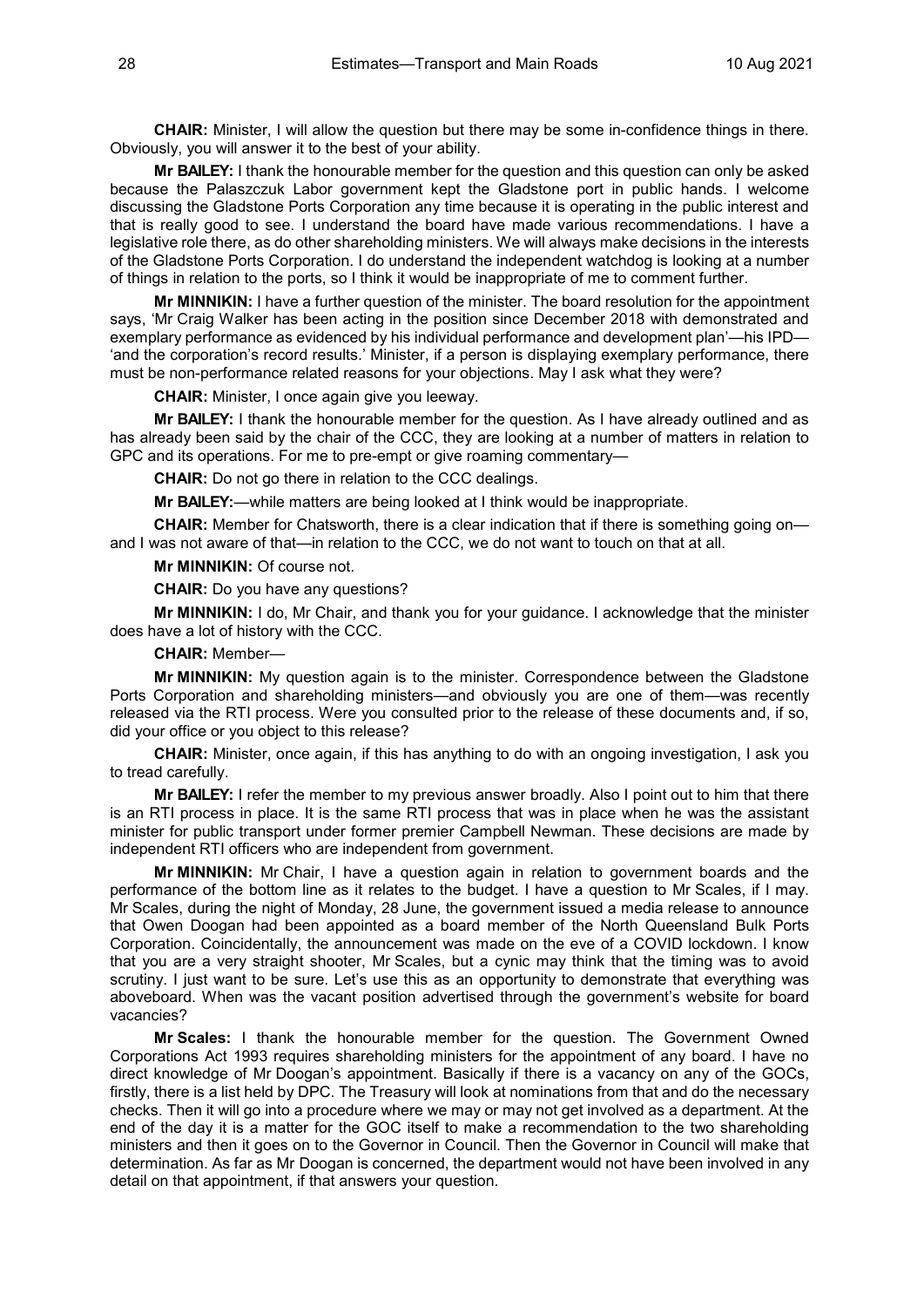**CHAIR:** Minister, I will allow the question but there may be some in-confidence things in there. Obviously, you will answer it to the best of your ability.

**Mr BAILEY:** I thank the honourable member for the question and this question can only be asked because the Palaszczuk Labor government kept the Gladstone port in public hands. I welcome discussing the Gladstone Ports Corporation any time because it is operating in the public interest and that is really good to see. I understand the board have made various recommendations. I have a legislative role there, as do other shareholding ministers. We will always make decisions in the interests of the Gladstone Ports Corporation. I do understand the independent watchdog is looking at a number of things in relation to the ports, so I think it would be inappropriate of me to comment further.

**Mr MINNIKIN:** I have a further question of the minister. The board resolution for the appointment says, 'Mr Craig Walker has been acting in the position since December 2018 with demonstrated and exemplary performance as evidenced by his individual performance and development plan'—his IPD—'and the corporation's record results.' Minister, if a person is displaying exemplary performance, there must be non-performance related reasons for your objections. May I ask what they were?

**CHAIR:** Minister, I once again give you leeway.

**Mr BAILEY:** I thank the honourable member for the question. As I have already outlined and as has already been said by the chair of the CCC, they are looking at a number of matters in relation to GPC and its operations. For me to pre-empt or give roaming commentary—

**CHAIR:** Do not go there in relation to the CCC dealings.

**Mr BAILEY:**—while matters are being looked at I think would be inappropriate.

**CHAIR:** Member for Chatsworth, there is a clear indication that if there is something going on—and I was not aware of that—in relation to the CCC, we do not want to touch on that at all.

**Mr MINNIKIN:** Of course not.

**CHAIR:** Do you have any questions?

**Mr MINNIKIN:** I do, Mr Chair, and thank you for your guidance. I acknowledge that the minister does have a lot of history with the CCC.

**CHAIR:** Member—

**Mr MINNIKIN:** My question again is to the minister. Correspondence between the Gladstone Ports Corporation and shareholding ministers—and obviously you are one of them—was recently released via the RTI process. Were you consulted prior to the release of these documents and, if so, did your office or you object to this release?

**CHAIR:** Minister, once again, if this has anything to do with an ongoing investigation, I ask you to tread carefully.

**Mr BAILEY:** I refer the member to my previous answer broadly. Also I point out to him that there is an RTI process in place. It is the same RTI process that was in place when he was the assistant minister for public transport under former premier Campbell Newman. These decisions are made by independent RTI officers who are independent from government.

**Mr MINNIKIN:** Mr Chair, I have a question again in relation to government boards and the performance of the bottom line as it relates to the budget. I have a question to Mr Scales, if I may. Mr Scales, during the night of Monday, 28 June, the government issued a media release to announce that Owen Doogan had been appointed as a board member of the North Queensland Bulk Ports Corporation. Coincidentally, the announcement was made on the eve of a COVID lockdown. I know that you are a very straight shooter, Mr Scales, but a cynic may think that the timing was to avoid scrutiny. I just want to be sure. Let's use this as an opportunity to demonstrate that everything was aboveboard. When was the vacant position advertised through the government's website for board vacancies?

**Mr Scales:** I thank the honourable member for the question. The Government Owned Corporations Act 1993 requires shareholding ministers for the appointment of any board. I have no direct knowledge of Mr Doogan's appointment. Basically if there is a vacancy on any of the GOCs, firstly, there is a list held by DPC. The Treasury will look at nominations from that and do the necessary checks. Then it will go into a procedure where we may or may not get involved as a department. At the end of the day it is a matter for the GOC itself to make a recommendation to the two shareholding ministers and then it goes on to the Governor in Council. Then the Governor in Council will make that determination. As far as Mr Doogan is concerned, the department would not have been involved in any detail on that appointment, if that answers your question.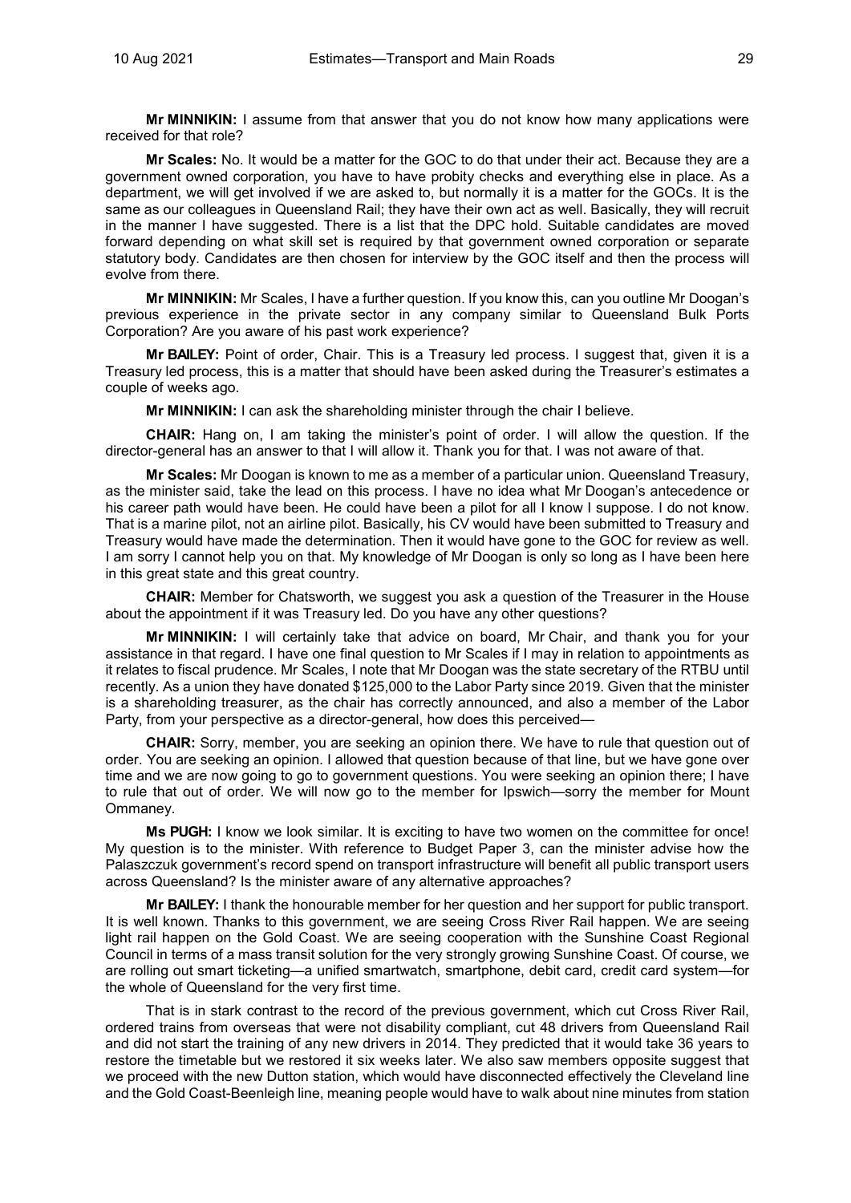**Mr MINNIKIN:** I assume from that answer that you do not know how many applications were received for that role?

**Mr Scales:** No. It would be a matter for the GOC to do that under their act. Because they are a government owned corporation, you have to have probity checks and everything else in place. As a department, we will get involved if we are asked to, but normally it is a matter for the GOCs. It is the same as our colleagues in Queensland Rail; they have their own act as well. Basically, they will recruit in the manner I have suggested. There is a list that the DPC hold. Suitable candidates are moved forward depending on what skill set is required by that government owned corporation or separate statutory body. Candidates are then chosen for interview by the GOC itself and then the process will evolve from there.

**Mr MINNIKIN:** Mr Scales, I have a further question. If you know this, can you outline Mr Doogan's previous experience in the private sector in any company similar to Queensland Bulk Ports Corporation? Are you aware of his past work experience?

**Mr BAILEY:** Point of order, Chair. This is a Treasury led process. I suggest that, given it is a Treasury led process, this is a matter that should have been asked during the Treasurer's estimates a couple of weeks ago.

**Mr MINNIKIN:** I can ask the shareholding minister through the chair I believe.

**CHAIR:** Hang on, I am taking the minister's point of order. I will allow the question. If the director-general has an answer to that I will allow it. Thank you for that. I was not aware of that.

**Mr Scales:** Mr Doogan is known to me as a member of a particular union. Queensland Treasury, as the minister said, take the lead on this process. I have no idea what Mr Doogan's antecedence or his career path would have been. He could have been a pilot for all I know I suppose. I do not know. That is a marine pilot, not an airline pilot. Basically, his CV would have been submitted to Treasury and Treasury would have made the determination. Then it would have gone to the GOC for review as well. I am sorry I cannot help you on that. My knowledge of Mr Doogan is only so long as I have been here in this great state and this great country.

**CHAIR:** Member for Chatsworth, we suggest you ask a question of the Treasurer in the House about the appointment if it was Treasury led. Do you have any other questions?

**Mr MINNIKIN:** I will certainly take that advice on board, Mr Chair, and thank you for your assistance in that regard. I have one final question to Mr Scales if I may in relation to appointments as it relates to fiscal prudence. Mr Scales, I note that Mr Doogan was the state secretary of the RTBU until recently. As a union they have donated $125,000 to the Labor Party since 2019. Given that the minister is a shareholding treasurer, as the chair has correctly announced, and also a member of the Labor Party, from your perspective as a director-general, how does this perceived—

**CHAIR:** Sorry, member, you are seeking an opinion there. We have to rule that question out of order. You are seeking an opinion. I allowed that question because of that line, but we have gone over time and we are now going to go to government questions. You were seeking an opinion there; I have to rule that out of order. We will now go to the member for Ipswich—sorry the member for Mount Ommaney.

**Ms PUGH:** I know we look similar. It is exciting to have two women on the committee for once! My question is to the minister. With reference to Budget Paper 3, can the minister advise how the Palaszczuk government's record spend on transport infrastructure will benefit all public transport users across Queensland? Is the minister aware of any alternative approaches?

**Mr BAILEY:** I thank the honourable member for her question and her support for public transport. It is well known. Thanks to this government, we are seeing Cross River Rail happen. We are seeing light rail happen on the Gold Coast. We are seeing cooperation with the Sunshine Coast Regional Council in terms of a mass transit solution for the very strongly growing Sunshine Coast. Of course, we are rolling out smart ticketing—a unified smartwatch, smartphone, debit card, credit card system—for the whole of Queensland for the very first time.

That is in stark contrast to the record of the previous government, which cut Cross River Rail, ordered trains from overseas that were not disability compliant, cut 48 drivers from Queensland Rail and did not start the training of any new drivers in 2014. They predicted that it would take 36 years to restore the timetable but we restored it six weeks later. We also saw members opposite suggest that we proceed with the new Dutton station, which would have disconnected effectively the Cleveland line and the Gold Coast-Beenleigh line, meaning people would have to walk about nine minutes from station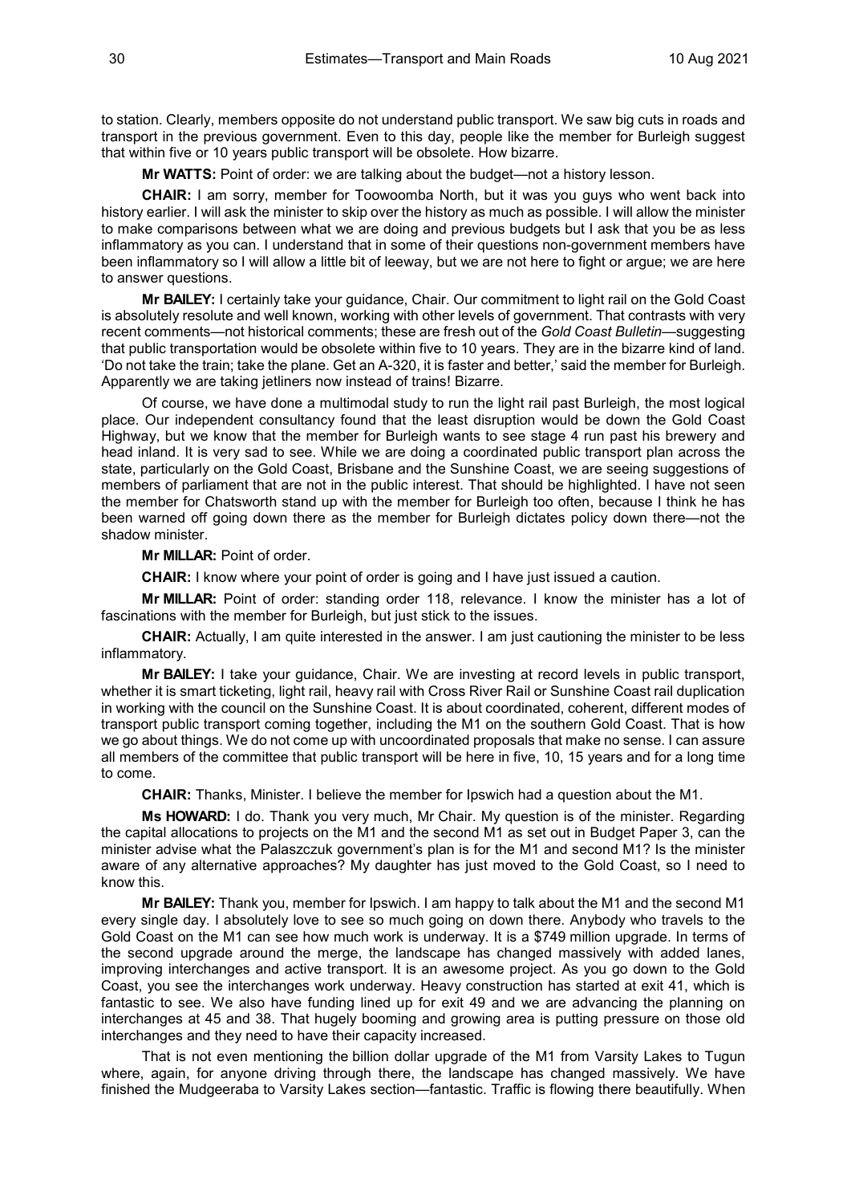to station. Clearly, members opposite do not understand public transport. We saw big cuts in roads and transport in the previous government. Even to this day, people like the member for Burleigh suggest that within five or 10 years public transport will be obsolete. How bizarre.

**Mr WATTS:** Point of order: we are talking about the budget—not a history lesson.

**CHAIR:** I am sorry, member for Toowoomba North, but it was you guys who went back into history earlier. I will ask the minister to skip over the history as much as possible. I will allow the minister to make comparisons between what we are doing and previous budgets but I ask that you be as less inflammatory as you can. I understand that in some of their questions non-government members have been inflammatory so I will allow a little bit of leeway, but we are not here to fight or argue; we are here to answer questions.

**Mr BAILEY:** I certainly take your guidance, Chair. Our commitment to light rail on the Gold Coast is absolutely resolute and well known, working with other levels of government. That contrasts with very recent comments—not historical comments; these are fresh out of the *Gold Coast Bulletin*—suggesting that public transportation would be obsolete within five to 10 years. They are in the bizarre kind of land. 'Do not take the train; take the plane. Get an A-320, it is faster and better,' said the member for Burleigh. Apparently we are taking jetliners now instead of trains! Bizarre.

Of course, we have done a multimodal study to run the light rail past Burleigh, the most logical place. Our independent consultancy found that the least disruption would be down the Gold Coast Highway, but we know that the member for Burleigh wants to see stage 4 run past his brewery and head inland. It is very sad to see. While we are doing a coordinated public transport plan across the state, particularly on the Gold Coast, Brisbane and the Sunshine Coast, we are seeing suggestions of members of parliament that are not in the public interest. That should be highlighted. I have not seen the member for Chatsworth stand up with the member for Burleigh too often, because I think he has been warned off going down there as the member for Burleigh dictates policy down there—not the shadow minister.

**Mr MILLAR:** Point of order.

**CHAIR:** I know where your point of order is going and I have just issued a caution.

**Mr MILLAR:** Point of order: standing order 118, relevance. I know the minister has a lot of fascinations with the member for Burleigh, but just stick to the issues.

**CHAIR:** Actually, I am quite interested in the answer. I am just cautioning the minister to be less inflammatory.

**Mr BAILEY:** I take your guidance, Chair. We are investing at record levels in public transport, whether it is smart ticketing, light rail, heavy rail with Cross River Rail or Sunshine Coast rail duplication in working with the council on the Sunshine Coast. It is about coordinated, coherent, different modes of transport public transport coming together, including the M1 on the southern Gold Coast. That is how we go about things. We do not come up with uncoordinated proposals that make no sense. I can assure all members of the committee that public transport will be here in five, 10, 15 years and for a long time to come.

**CHAIR:** Thanks, Minister. I believe the member for Ipswich had a question about the M1.

**Ms HOWARD:** I do. Thank you very much, Mr Chair. My question is of the minister. Regarding the capital allocations to projects on the M1 and the second M1 as set out in Budget Paper 3, can the minister advise what the Palaszczuk government's plan is for the M1 and second M1? Is the minister aware of any alternative approaches? My daughter has just moved to the Gold Coast, so I need to know this.

**Mr BAILEY:** Thank you, member for Ipswich. I am happy to talk about the M1 and the second M1 every single day. I absolutely love to see so much going on down there. Anybody who travels to the Gold Coast on the M1 can see how much work is underway. It is a $749 million upgrade. In terms of the second upgrade around the merge, the landscape has changed massively with added lanes, improving interchanges and active transport. It is an awesome project. As you go down to the Gold Coast, you see the interchanges work underway. Heavy construction has started at exit 41, which is fantastic to see. We also have funding lined up for exit 49 and we are advancing the planning on interchanges at 45 and 38. That hugely booming and growing area is putting pressure on those old interchanges and they need to have their capacity increased.

That is not even mentioning the billion dollar upgrade of the M1 from Varsity Lakes to Tugun where, again, for anyone driving through there, the landscape has changed massively. We have finished the Mudgeeraba to Varsity Lakes section—fantastic. Traffic is flowing there beautifully. When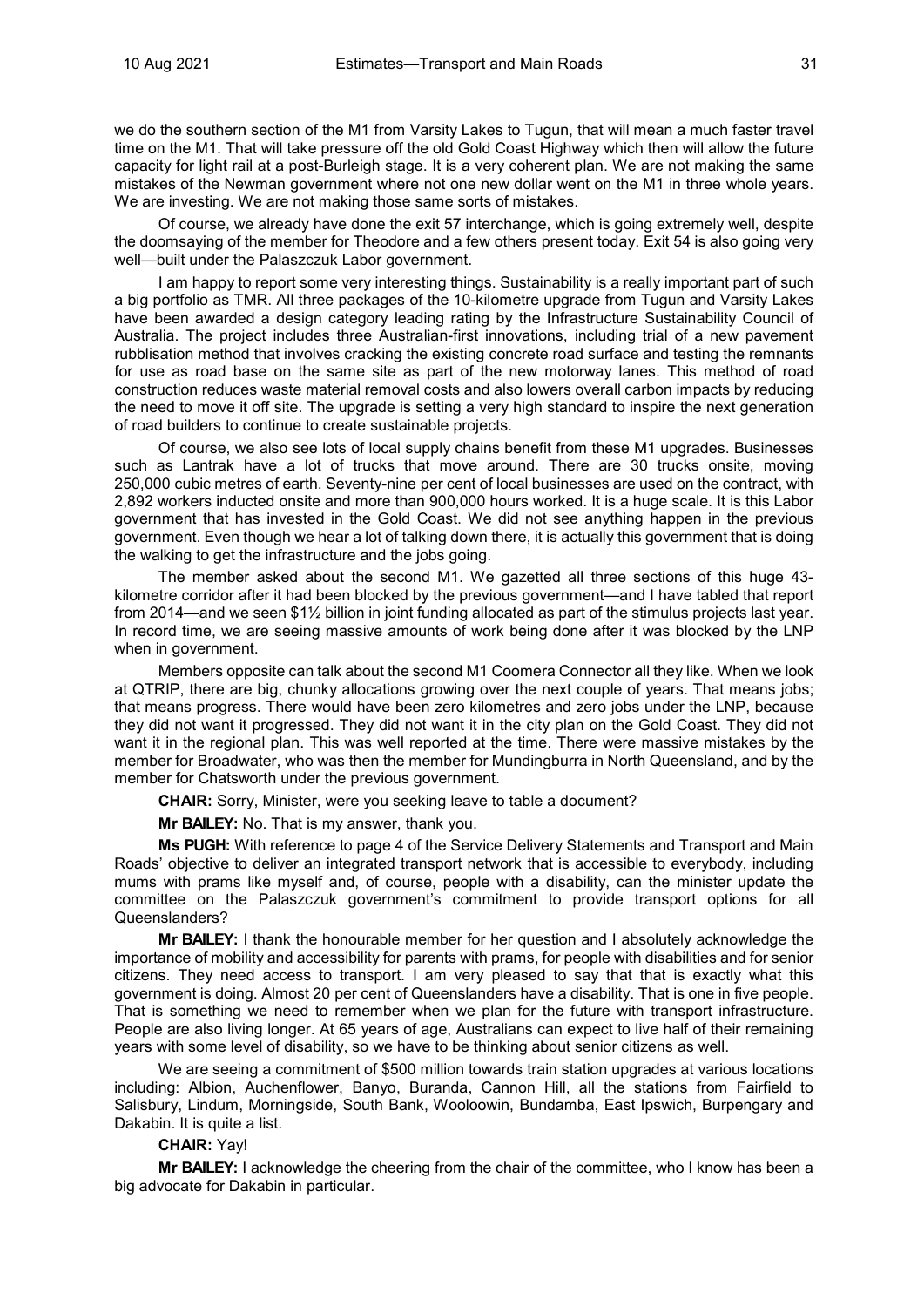we do the southern section of the M1 from Varsity Lakes to Tugun, that will mean a much faster travel time on the M1. That will take pressure off the old Gold Coast Highway which then will allow the future capacity for light rail at a post-Burleigh stage. It is a very coherent plan. We are not making the same mistakes of the Newman government where not one new dollar went on the M1 in three whole years. We are investing. We are not making those same sorts of mistakes.

Of course, we already have done the exit 57 interchange, which is going extremely well, despite the doomsaying of the member for Theodore and a few others present today. Exit 54 is also going very well—built under the Palaszczuk Labor government.

I am happy to report some very interesting things. Sustainability is a really important part of such a big portfolio as TMR. All three packages of the 10-kilometre upgrade from Tugun and Varsity Lakes have been awarded a design category leading rating by the Infrastructure Sustainability Council of Australia. The project includes three Australian-first innovations, including trial of a new pavement rubblisation method that involves cracking the existing concrete road surface and testing the remnants for use as road base on the same site as part of the new motorway lanes. This method of road construction reduces waste material removal costs and also lowers overall carbon impacts by reducing the need to move it off site. The upgrade is setting a very high standard to inspire the next generation of road builders to continue to create sustainable projects.

Of course, we also see lots of local supply chains benefit from these M1 upgrades. Businesses such as Lantrak have a lot of trucks that move around. There are 30 trucks onsite, moving 250,000 cubic metres of earth. Seventy-nine per cent of local businesses are used on the contract, with 2,892 workers inducted onsite and more than 900,000 hours worked. It is a huge scale. It is this Labor government that has invested in the Gold Coast. We did not see anything happen in the previous government. Even though we hear a lot of talking down there, it is actually this government that is doing the walking to get the infrastructure and the jobs going.

The member asked about the second M1. We gazetted all three sections of this huge 43-kilometre corridor after it had been blocked by the previous government—and I have tabled that report from 2014—and we seen $1½ billion in joint funding allocated as part of the stimulus projects last year. In record time, we are seeing massive amounts of work being done after it was blocked by the LNP when in government.

Members opposite can talk about the second M1 Coomera Connector all they like. When we look at QTRIP, there are big, chunky allocations growing over the next couple of years. That means jobs; that means progress. There would have been zero kilometres and zero jobs under the LNP, because they did not want it progressed. They did not want it in the city plan on the Gold Coast. They did not want it in the regional plan. This was well reported at the time. There were massive mistakes by the member for Broadwater, who was then the member for Mundingburra in North Queensland, and by the member for Chatsworth under the previous government.

**CHAIR:** Sorry, Minister, were you seeking leave to table a document?

**Mr BAILEY:** No. That is my answer, thank you.

**Ms PUGH:** With reference to page 4 of the Service Delivery Statements and Transport and Main Roads' objective to deliver an integrated transport network that is accessible to everybody, including mums with prams like myself and, of course, people with a disability, can the minister update the committee on the Palaszczuk government's commitment to provide transport options for all Queenslanders?

**Mr BAILEY:** I thank the honourable member for her question and I absolutely acknowledge the importance of mobility and accessibility for parents with prams, for people with disabilities and for senior citizens. They need access to transport. I am very pleased to say that that is exactly what this government is doing. Almost 20 per cent of Queenslanders have a disability. That is one in five people. That is something we need to remember when we plan for the future with transport infrastructure. People are also living longer. At 65 years of age, Australians can expect to live half of their remaining years with some level of disability, so we have to be thinking about senior citizens as well.

We are seeing a commitment of $500 million towards train station upgrades at various locations including: Albion, Auchenflower, Banyo, Buranda, Cannon Hill, all the stations from Fairfield to Salisbury, Lindum, Morningside, South Bank, Wooloowin, Bundamba, East Ipswich, Burpengary and Dakabin. It is quite a list.

**CHAIR:** Yay!

**Mr BAILEY:** I acknowledge the cheering from the chair of the committee, who I know has been a big advocate for Dakabin in particular.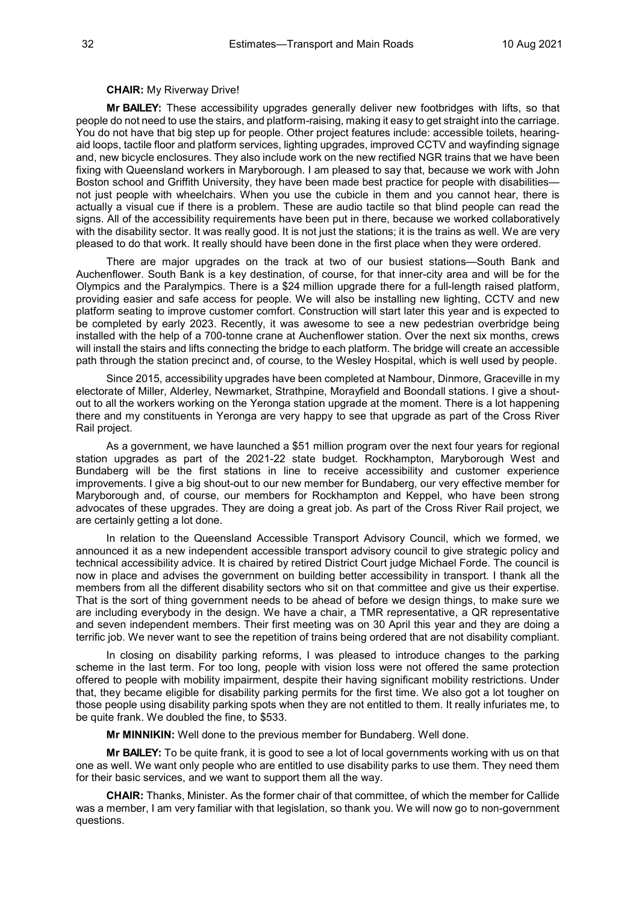**CHAIR:** My Riverway Drive!

**Mr BAILEY:** These accessibility upgrades generally deliver new footbridges with lifts, so that people do not need to use the stairs, and platform-raising, making it easy to get straight into the carriage. You do not have that big step up for people. Other project features include: accessible toilets, hearing-aid loops, tactile floor and platform services, lighting upgrades, improved CCTV and wayfinding signage and, new bicycle enclosures. They also include work on the new rectified NGR trains that we have been fixing with Queensland workers in Maryborough. I am pleased to say that, because we work with John Boston school and Griffith University, they have been made best practice for people with disabilities—not just people with wheelchairs. When you use the cubicle in them and you cannot hear, there is actually a visual cue if there is a problem. These are audio tactile so that blind people can read the signs. All of the accessibility requirements have been put in there, because we worked collaboratively with the disability sector. It was really good. It is not just the stations; it is the trains as well. We are very pleased to do that work. It really should have been done in the first place when they were ordered.

There are major upgrades on the track at two of our busiest stations—South Bank and Auchenflower. South Bank is a key destination, of course, for that inner-city area and will be for the Olympics and the Paralympics. There is a $24 million upgrade there for a full-length raised platform, providing easier and safe access for people. We will also be installing new lighting, CCTV and new platform seating to improve customer comfort. Construction will start later this year and is expected to be completed by early 2023. Recently, it was awesome to see a new pedestrian overbridge being installed with the help of a 700-tonne crane at Auchenflower station. Over the next six months, crews will install the stairs and lifts connecting the bridge to each platform. The bridge will create an accessible path through the station precinct and, of course, to the Wesley Hospital, which is well used by people.

Since 2015, accessibility upgrades have been completed at Nambour, Dinmore, Graceville in my electorate of Miller, Alderley, Newmarket, Strathpine, Morayfield and Boondall stations. I give a shout-out to all the workers working on the Yeronga station upgrade at the moment. There is a lot happening there and my constituents in Yeronga are very happy to see that upgrade as part of the Cross River Rail project.

As a government, we have launched a $51 million program over the next four years for regional station upgrades as part of the 2021-22 state budget. Rockhampton, Maryborough West and Bundaberg will be the first stations in line to receive accessibility and customer experience improvements. I give a big shout-out to our new member for Bundaberg, our very effective member for Maryborough and, of course, our members for Rockhampton and Keppel, who have been strong advocates of these upgrades. They are doing a great job. As part of the Cross River Rail project, we are certainly getting a lot done.

In relation to the Queensland Accessible Transport Advisory Council, which we formed, we announced it as a new independent accessible transport advisory council to give strategic policy and technical accessibility advice. It is chaired by retired District Court judge Michael Forde. The council is now in place and advises the government on building better accessibility in transport. I thank all the members from all the different disability sectors who sit on that committee and give us their expertise. That is the sort of thing government needs to be ahead of before we design things, to make sure we are including everybody in the design. We have a chair, a TMR representative, a QR representative and seven independent members. Their first meeting was on 30 April this year and they are doing a terrific job. We never want to see the repetition of trains being ordered that are not disability compliant.

In closing on disability parking reforms, I was pleased to introduce changes to the parking scheme in the last term. For too long, people with vision loss were not offered the same protection offered to people with mobility impairment, despite their having significant mobility restrictions. Under that, they became eligible for disability parking permits for the first time. We also got a lot tougher on those people using disability parking spots when they are not entitled to them. It really infuriates me, to be quite frank. We doubled the fine, to $533.

**Mr MINNIKIN:** Well done to the previous member for Bundaberg. Well done.

**Mr BAILEY:** To be quite frank, it is good to see a lot of local governments working with us on that one as well. We want only people who are entitled to use disability parks to use them. They need them for their basic services, and we want to support them all the way.

**CHAIR:** Thanks, Minister. As the former chair of that committee, of which the member for Callide was a member, I am very familiar with that legislation, so thank you. We will now go to non-government questions.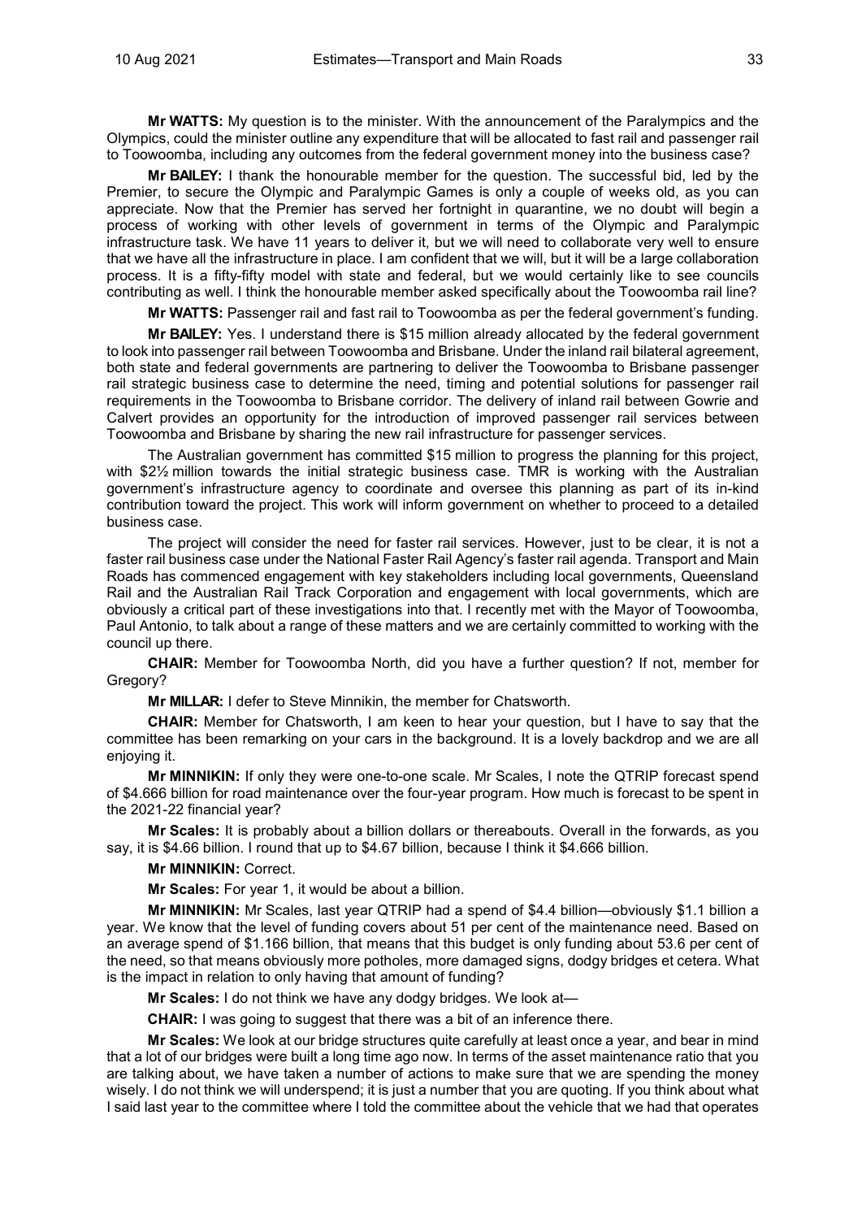**Mr WATTS:** My question is to the minister. With the announcement of the Paralympics and the Olympics, could the minister outline any expenditure that will be allocated to fast rail and passenger rail to Toowoomba, including any outcomes from the federal government money into the business case?

**Mr BAILEY:** I thank the honourable member for the question. The successful bid, led by the Premier, to secure the Olympic and Paralympic Games is only a couple of weeks old, as you can appreciate. Now that the Premier has served her fortnight in quarantine, we no doubt will begin a process of working with other levels of government in terms of the Olympic and Paralympic infrastructure task. We have 11 years to deliver it, but we will need to collaborate very well to ensure that we have all the infrastructure in place. I am confident that we will, but it will be a large collaboration process. It is a fifty-fifty model with state and federal, but we would certainly like to see councils contributing as well. I think the honourable member asked specifically about the Toowoomba rail line?

**Mr WATTS:** Passenger rail and fast rail to Toowoomba as per the federal government's funding.

**Mr BAILEY:** Yes. I understand there is $15 million already allocated by the federal government to look into passenger rail between Toowoomba and Brisbane. Under the inland rail bilateral agreement, both state and federal governments are partnering to deliver the Toowoomba to Brisbane passenger rail strategic business case to determine the need, timing and potential solutions for passenger rail requirements in the Toowoomba to Brisbane corridor. The delivery of inland rail between Gowrie and Calvert provides an opportunity for the introduction of improved passenger rail services between Toowoomba and Brisbane by sharing the new rail infrastructure for passenger services.

The Australian government has committed $15 million to progress the planning for this project, with $2½ million towards the initial strategic business case. TMR is working with the Australian government's infrastructure agency to coordinate and oversee this planning as part of its in-kind contribution toward the project. This work will inform government on whether to proceed to a detailed business case.

The project will consider the need for faster rail services. However, just to be clear, it is not a faster rail business case under the National Faster Rail Agency's faster rail agenda. Transport and Main Roads has commenced engagement with key stakeholders including local governments, Queensland Rail and the Australian Rail Track Corporation and engagement with local governments, which are obviously a critical part of these investigations into that. I recently met with the Mayor of Toowoomba, Paul Antonio, to talk about a range of these matters and we are certainly committed to working with the council up there.

**CHAIR:** Member for Toowoomba North, did you have a further question? If not, member for Gregory?

**Mr MILLAR:** I defer to Steve Minnikin, the member for Chatsworth.

**CHAIR:** Member for Chatsworth, I am keen to hear your question, but I have to say that the committee has been remarking on your cars in the background. It is a lovely backdrop and we are all enjoying it.

**Mr MINNIKIN:** If only they were one-to-one scale. Mr Scales, I note the QTRIP forecast spend of $4.666 billion for road maintenance over the four-year program. How much is forecast to be spent in the 2021-22 financial year?

**Mr Scales:** It is probably about a billion dollars or thereabouts. Overall in the forwards, as you say, it is $4.66 billion. I round that up to $4.67 billion, because I think it $4.666 billion.

**Mr MINNIKIN:** Correct.

**Mr Scales:** For year 1, it would be about a billion.

**Mr MINNIKIN:** Mr Scales, last year QTRIP had a spend of $4.4 billion—obviously $1.1 billion a year. We know that the level of funding covers about 51 per cent of the maintenance need. Based on an average spend of $1.166 billion, that means that this budget is only funding about 53.6 per cent of the need, so that means obviously more potholes, more damaged signs, dodgy bridges et cetera. What is the impact in relation to only having that amount of funding?

**Mr Scales:** I do not think we have any dodgy bridges. We look at—

**CHAIR:** I was going to suggest that there was a bit of an inference there.

**Mr Scales:** We look at our bridge structures quite carefully at least once a year, and bear in mind that a lot of our bridges were built a long time ago now. In terms of the asset maintenance ratio that you are talking about, we have taken a number of actions to make sure that we are spending the money wisely. I do not think we will underspend; it is just a number that you are quoting. If you think about what I said last year to the committee where I told the committee about the vehicle that we had that operates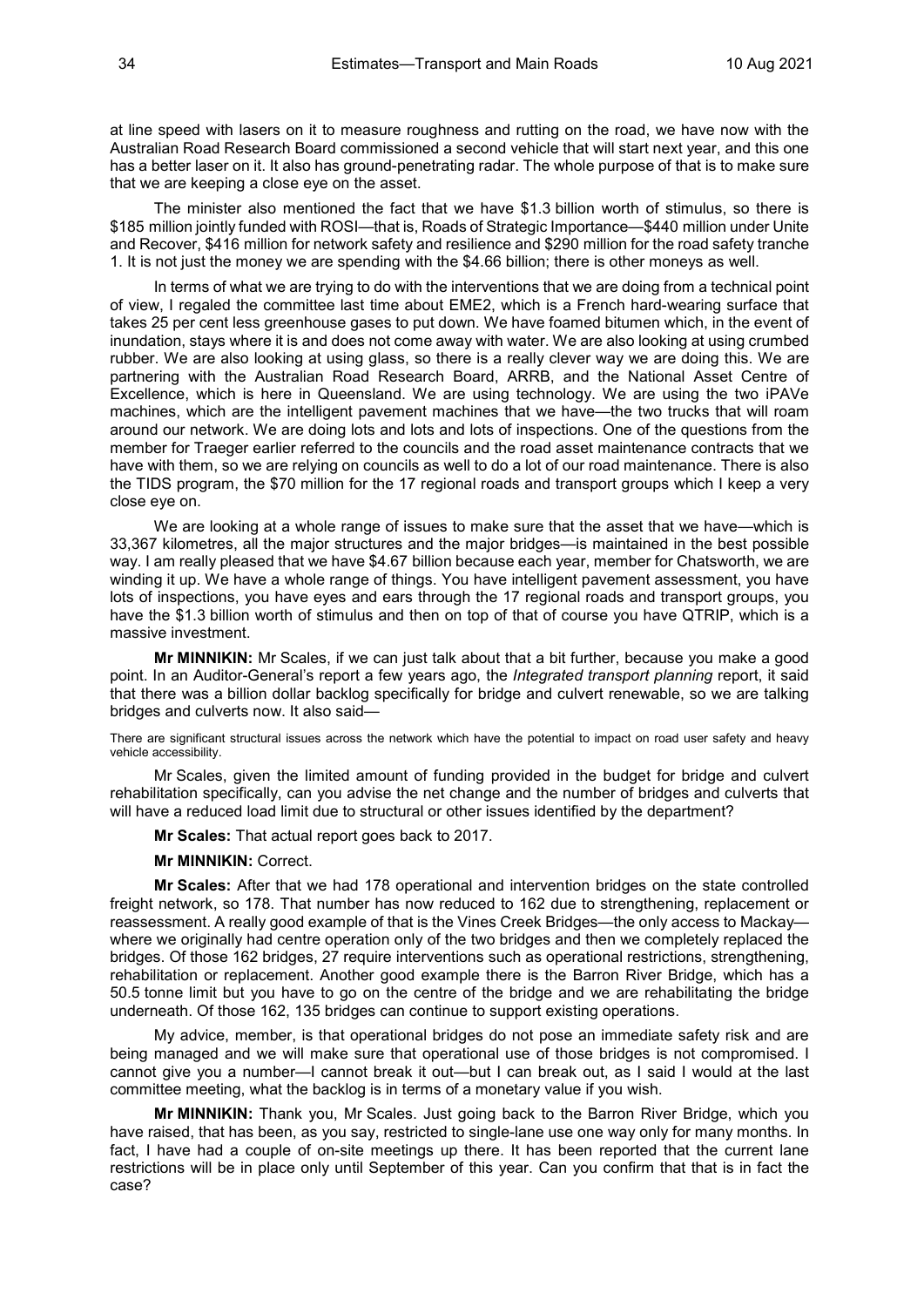at line speed with lasers on it to measure roughness and rutting on the road, we have now with the Australian Road Research Board commissioned a second vehicle that will start next year, and this one has a better laser on it. It also has ground-penetrating radar. The whole purpose of that is to make sure that we are keeping a close eye on the asset.

The minister also mentioned the fact that we have $1.3 billion worth of stimulus, so there is $185 million jointly funded with ROSI—that is, Roads of Strategic Importance—$440 million under Unite and Recover, $416 million for network safety and resilience and $290 million for the road safety tranche 1. It is not just the money we are spending with the $4.66 billion; there is other moneys as well.

In terms of what we are trying to do with the interventions that we are doing from a technical point of view, I regaled the committee last time about EME2, which is a French hard-wearing surface that takes 25 per cent less greenhouse gases to put down. We have foamed bitumen which, in the event of inundation, stays where it is and does not come away with water. We are also looking at using crumbed rubber. We are also looking at using glass, so there is a really clever way we are doing this. We are partnering with the Australian Road Research Board, ARRB, and the National Asset Centre of Excellence, which is here in Queensland. We are using technology. We are using the two iPAVe machines, which are the intelligent pavement machines that we have—the two trucks that will roam around our network. We are doing lots and lots and lots of inspections. One of the questions from the member for Traeger earlier referred to the councils and the road asset maintenance contracts that we have with them, so we are relying on councils as well to do a lot of our road maintenance. There is also the TIDS program, the $70 million for the 17 regional roads and transport groups which I keep a very close eye on.

We are looking at a whole range of issues to make sure that the asset that we have—which is 33,367 kilometres, all the major structures and the major bridges—is maintained in the best possible way. I am really pleased that we have $4.67 billion because each year, member for Chatsworth, we are winding it up. We have a whole range of things. You have intelligent pavement assessment, you have lots of inspections, you have eyes and ears through the 17 regional roads and transport groups, you have the $1.3 billion worth of stimulus and then on top of that of course you have QTRIP, which is a massive investment.

**Mr MINNIKIN:** Mr Scales, if we can just talk about that a bit further, because you make a good point. In an Auditor-General's report a few years ago, the *Integrated transport planning* report, it said that there was a billion dollar backlog specifically for bridge and culvert renewable, so we are talking bridges and culverts now. It also said—

> There are significant structural issues across the network which have the potential to impact on road user safety and heavy vehicle accessibility.

Mr Scales, given the limited amount of funding provided in the budget for bridge and culvert rehabilitation specifically, can you advise the net change and the number of bridges and culverts that will have a reduced load limit due to structural or other issues identified by the department?

**Mr Scales:** That actual report goes back to 2017.

**Mr MINNIKIN:** Correct.

**Mr Scales:** After that we had 178 operational and intervention bridges on the state controlled freight network, so 178. That number has now reduced to 162 due to strengthening, replacement or reassessment. A really good example of that is the Vines Creek Bridges—the only access to Mackay—where we originally had centre operation only of the two bridges and then we completely replaced the bridges. Of those 162 bridges, 27 require interventions such as operational restrictions, strengthening, rehabilitation or replacement. Another good example there is the Barron River Bridge, which has a 50.5 tonne limit but you have to go on the centre of the bridge and we are rehabilitating the bridge underneath. Of those 162, 135 bridges can continue to support existing operations.

My advice, member, is that operational bridges do not pose an immediate safety risk and are being managed and we will make sure that operational use of those bridges is not compromised. I cannot give you a number—I cannot break it out—but I can break out, as I said I would at the last committee meeting, what the backlog is in terms of a monetary value if you wish.

**Mr MINNIKIN:** Thank you, Mr Scales. Just going back to the Barron River Bridge, which you have raised, that has been, as you say, restricted to single-lane use one way only for many months. In fact, I have had a couple of on-site meetings up there. It has been reported that the current lane restrictions will be in place only until September of this year. Can you confirm that that is in fact the case?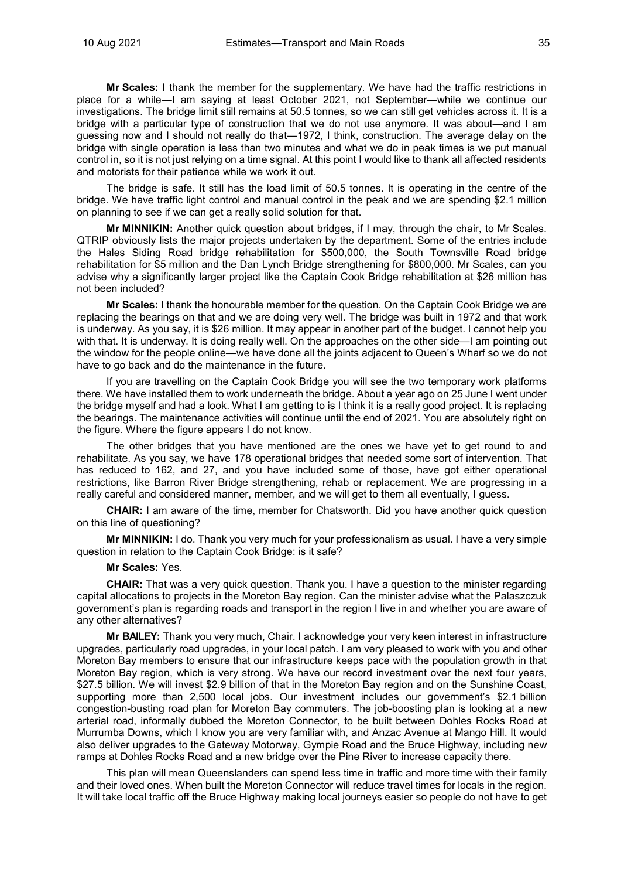**Mr Scales:** I thank the member for the supplementary. We have had the traffic restrictions in place for a while—I am saying at least October 2021, not September—while we continue our investigations. The bridge limit still remains at 50.5 tonnes, so we can still get vehicles across it. It is a bridge with a particular type of construction that we do not use anymore. It was about—and I am guessing now and I should not really do that—1972, I think, construction. The average delay on the bridge with single operation is less than two minutes and what we do in peak times is we put manual control in, so it is not just relying on a time signal. At this point I would like to thank all affected residents and motorists for their patience while we work it out.

The bridge is safe. It still has the load limit of 50.5 tonnes. It is operating in the centre of the bridge. We have traffic light control and manual control in the peak and we are spending $2.1 million on planning to see if we can get a really solid solution for that.

**Mr MINNIKIN:** Another quick question about bridges, if I may, through the chair, to Mr Scales. QTRIP obviously lists the major projects undertaken by the department. Some of the entries include the Hales Siding Road bridge rehabilitation for $500,000, the South Townsville Road bridge rehabilitation for $5 million and the Dan Lynch Bridge strengthening for $800,000. Mr Scales, can you advise why a significantly larger project like the Captain Cook Bridge rehabilitation at $26 million has not been included?

**Mr Scales:** I thank the honourable member for the question. On the Captain Cook Bridge we are replacing the bearings on that and we are doing very well. The bridge was built in 1972 and that work is underway. As you say, it is $26 million. It may appear in another part of the budget. I cannot help you with that. It is underway. It is doing really well. On the approaches on the other side—I am pointing out the window for the people online—we have done all the joints adjacent to Queen's Wharf so we do not have to go back and do the maintenance in the future.

If you are travelling on the Captain Cook Bridge you will see the two temporary work platforms there. We have installed them to work underneath the bridge. About a year ago on 25 June I went under the bridge myself and had a look. What I am getting to is I think it is a really good project. It is replacing the bearings. The maintenance activities will continue until the end of 2021. You are absolutely right on the figure. Where the figure appears I do not know.

The other bridges that you have mentioned are the ones we have yet to get round to and rehabilitate. As you say, we have 178 operational bridges that needed some sort of intervention. That has reduced to 162, and 27, and you have included some of those, have got either operational restrictions, like Barron River Bridge strengthening, rehab or replacement. We are progressing in a really careful and considered manner, member, and we will get to them all eventually, I guess.

**CHAIR:** I am aware of the time, member for Chatsworth. Did you have another quick question on this line of questioning?

**Mr MINNIKIN:** I do. Thank you very much for your professionalism as usual. I have a very simple question in relation to the Captain Cook Bridge: is it safe?

**Mr Scales:** Yes.

**CHAIR:** That was a very quick question. Thank you. I have a question to the minister regarding capital allocations to projects in the Moreton Bay region. Can the minister advise what the Palaszczuk government's plan is regarding roads and transport in the region I live in and whether you are aware of any other alternatives?

**Mr BAILEY:** Thank you very much, Chair. I acknowledge your very keen interest in infrastructure upgrades, particularly road upgrades, in your local patch. I am very pleased to work with you and other Moreton Bay members to ensure that our infrastructure keeps pace with the population growth in that Moreton Bay region, which is very strong. We have our record investment over the next four years, $27.5 billion. We will invest $2.9 billion of that in the Moreton Bay region and on the Sunshine Coast, supporting more than 2,500 local jobs. Our investment includes our government's $2.1 billion congestion-busting road plan for Moreton Bay commuters. The job-boosting plan is looking at a new arterial road, informally dubbed the Moreton Connector, to be built between Dohles Rocks Road at Murrumba Downs, which I know you are very familiar with, and Anzac Avenue at Mango Hill. It would also deliver upgrades to the Gateway Motorway, Gympie Road and the Bruce Highway, including new ramps at Dohles Rocks Road and a new bridge over the Pine River to increase capacity there.

This plan will mean Queenslanders can spend less time in traffic and more time with their family and their loved ones. When built the Moreton Connector will reduce travel times for locals in the region. It will take local traffic off the Bruce Highway making local journeys easier so people do not have to get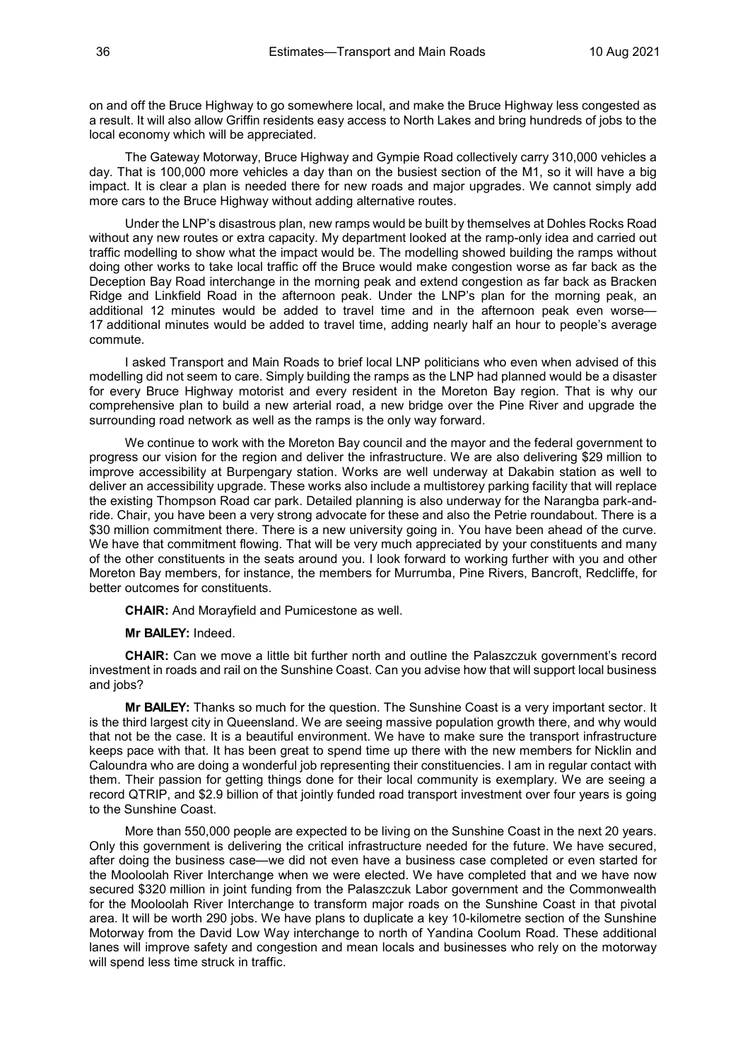on and off the Bruce Highway to go somewhere local, and make the Bruce Highway less congested as a result. It will also allow Griffin residents easy access to North Lakes and bring hundreds of jobs to the local economy which will be appreciated.

The Gateway Motorway, Bruce Highway and Gympie Road collectively carry 310,000 vehicles a day. That is 100,000 more vehicles a day than on the busiest section of the M1, so it will have a big impact. It is clear a plan is needed there for new roads and major upgrades. We cannot simply add more cars to the Bruce Highway without adding alternative routes.

Under the LNP's disastrous plan, new ramps would be built by themselves at Dohles Rocks Road without any new routes or extra capacity. My department looked at the ramp-only idea and carried out traffic modelling to show what the impact would be. The modelling showed building the ramps without doing other works to take local traffic off the Bruce would make congestion worse as far back as the Deception Bay Road interchange in the morning peak and extend congestion as far back as Bracken Ridge and Linkfield Road in the afternoon peak. Under the LNP's plan for the morning peak, an additional 12 minutes would be added to travel time and in the afternoon peak even worse—17 additional minutes would be added to travel time, adding nearly half an hour to people's average commute.

I asked Transport and Main Roads to brief local LNP politicians who even when advised of this modelling did not seem to care. Simply building the ramps as the LNP had planned would be a disaster for every Bruce Highway motorist and every resident in the Moreton Bay region. That is why our comprehensive plan to build a new arterial road, a new bridge over the Pine River and upgrade the surrounding road network as well as the ramps is the only way forward.

We continue to work with the Moreton Bay council and the mayor and the federal government to progress our vision for the region and deliver the infrastructure. We are also delivering $29 million to improve accessibility at Burpengary station. Works are well underway at Dakabin station as well to deliver an accessibility upgrade. These works also include a multistorey parking facility that will replace the existing Thompson Road car park. Detailed planning is also underway for the Narangba park-and-ride. Chair, you have been a very strong advocate for these and also the Petrie roundabout. There is a $30 million commitment there. There is a new university going in. You have been ahead of the curve. We have that commitment flowing. That will be very much appreciated by your constituents and many of the other constituents in the seats around you. I look forward to working further with you and other Moreton Bay members, for instance, the members for Murrumba, Pine Rivers, Bancroft, Redcliffe, for better outcomes for constituents.

**CHAIR:** And Morayfield and Pumicestone as well.

**Mr BAILEY:** Indeed.

**CHAIR:** Can we move a little bit further north and outline the Palaszczuk government's record investment in roads and rail on the Sunshine Coast. Can you advise how that will support local business and jobs?

**Mr BAILEY:** Thanks so much for the question. The Sunshine Coast is a very important sector. It is the third largest city in Queensland. We are seeing massive population growth there, and why would that not be the case. It is a beautiful environment. We have to make sure the transport infrastructure keeps pace with that. It has been great to spend time up there with the new members for Nicklin and Caloundra who are doing a wonderful job representing their constituencies. I am in regular contact with them. Their passion for getting things done for their local community is exemplary. We are seeing a record QTRIP, and $2.9 billion of that jointly funded road transport investment over four years is going to the Sunshine Coast.

More than 550,000 people are expected to be living on the Sunshine Coast in the next 20 years. Only this government is delivering the critical infrastructure needed for the future. We have secured, after doing the business case—we did not even have a business case completed or even started for the Mooloolah River Interchange when we were elected. We have completed that and we have now secured $320 million in joint funding from the Palaszczuk Labor government and the Commonwealth for the Mooloolah River Interchange to transform major roads on the Sunshine Coast in that pivotal area. It will be worth 290 jobs. We have plans to duplicate a key 10-kilometre section of the Sunshine Motorway from the David Low Way interchange to north of Yandina Coolum Road. These additional lanes will improve safety and congestion and mean locals and businesses who rely on the motorway will spend less time struck in traffic.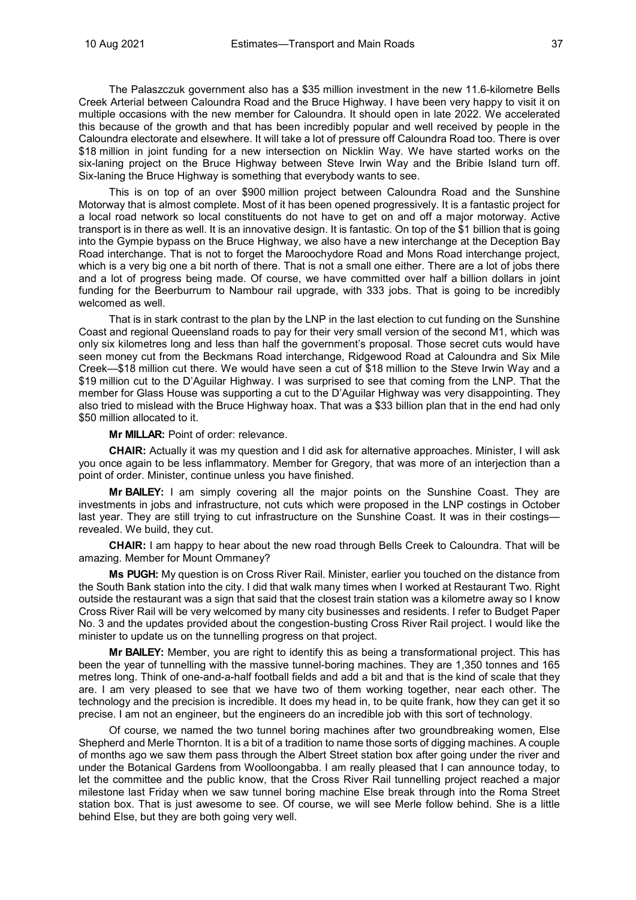The Palaszczuk government also has a $35 million investment in the new 11.6-kilometre Bells Creek Arterial between Caloundra Road and the Bruce Highway. I have been very happy to visit it on multiple occasions with the new member for Caloundra. It should open in late 2022. We accelerated this because of the growth and that has been incredibly popular and well received by people in the Caloundra electorate and elsewhere. It will take a lot of pressure off Caloundra Road too. There is over $18 million in joint funding for a new intersection on Nicklin Way. We have started works on the six-laning project on the Bruce Highway between Steve Irwin Way and the Bribie Island turn off. Six-laning the Bruce Highway is something that everybody wants to see.

This is on top of an over $900 million project between Caloundra Road and the Sunshine Motorway that is almost complete. Most of it has been opened progressively. It is a fantastic project for a local road network so local constituents do not have to get on and off a major motorway. Active transport is in there as well. It is an innovative design. It is fantastic. On top of the $1 billion that is going into the Gympie bypass on the Bruce Highway, we also have a new interchange at the Deception Bay Road interchange. That is not to forget the Maroochydore Road and Mons Road interchange project, which is a very big one a bit north of there. That is not a small one either. There are a lot of jobs there and a lot of progress being made. Of course, we have committed over half a billion dollars in joint funding for the Beerburrum to Nambour rail upgrade, with 333 jobs. That is going to be incredibly welcomed as well.

That is in stark contrast to the plan by the LNP in the last election to cut funding on the Sunshine Coast and regional Queensland roads to pay for their very small version of the second M1, which was only six kilometres long and less than half the government's proposal. Those secret cuts would have seen money cut from the Beckmans Road interchange, Ridgewood Road at Caloundra and Six Mile Creek—$18 million cut there. We would have seen a cut of $18 million to the Steve Irwin Way and a $19 million cut to the D'Aguilar Highway. I was surprised to see that coming from the LNP. That the member for Glass House was supporting a cut to the D'Aguilar Highway was very disappointing. They also tried to mislead with the Bruce Highway hoax. That was a $33 billion plan that in the end had only $50 million allocated to it.

**Mr MILLAR:** Point of order: relevance.

**CHAIR:** Actually it was my question and I did ask for alternative approaches. Minister, I will ask you once again to be less inflammatory. Member for Gregory, that was more of an interjection than a point of order. Minister, continue unless you have finished.

**Mr BAILEY:** I am simply covering all the major points on the Sunshine Coast. They are investments in jobs and infrastructure, not cuts which were proposed in the LNP costings in October last year. They are still trying to cut infrastructure on the Sunshine Coast. It was in their costings—revealed. We build, they cut.

**CHAIR:** I am happy to hear about the new road through Bells Creek to Caloundra. That will be amazing. Member for Mount Ommaney?

**Ms PUGH:** My question is on Cross River Rail. Minister, earlier you touched on the distance from the South Bank station into the city. I did that walk many times when I worked at Restaurant Two. Right outside the restaurant was a sign that said that the closest train station was a kilometre away so I know Cross River Rail will be very welcomed by many city businesses and residents. I refer to Budget Paper No. 3 and the updates provided about the congestion-busting Cross River Rail project. I would like the minister to update us on the tunnelling progress on that project.

**Mr BAILEY:** Member, you are right to identify this as being a transformational project. This has been the year of tunnelling with the massive tunnel-boring machines. They are 1,350 tonnes and 165 metres long. Think of one-and-a-half football fields and add a bit and that is the kind of scale that they are. I am very pleased to see that we have two of them working together, near each other. The technology and the precision is incredible. It does my head in, to be quite frank, how they can get it so precise. I am not an engineer, but the engineers do an incredible job with this sort of technology.

Of course, we named the two tunnel boring machines after two groundbreaking women, Else Shepherd and Merle Thornton. It is a bit of a tradition to name those sorts of digging machines. A couple of months ago we saw them pass through the Albert Street station box after going under the river and under the Botanical Gardens from Woolloongabba. I am really pleased that I can announce today, to let the committee and the public know, that the Cross River Rail tunnelling project reached a major milestone last Friday when we saw tunnel boring machine Else break through into the Roma Street station box. That is just awesome to see. Of course, we will see Merle follow behind. She is a little behind Else, but they are both going very well.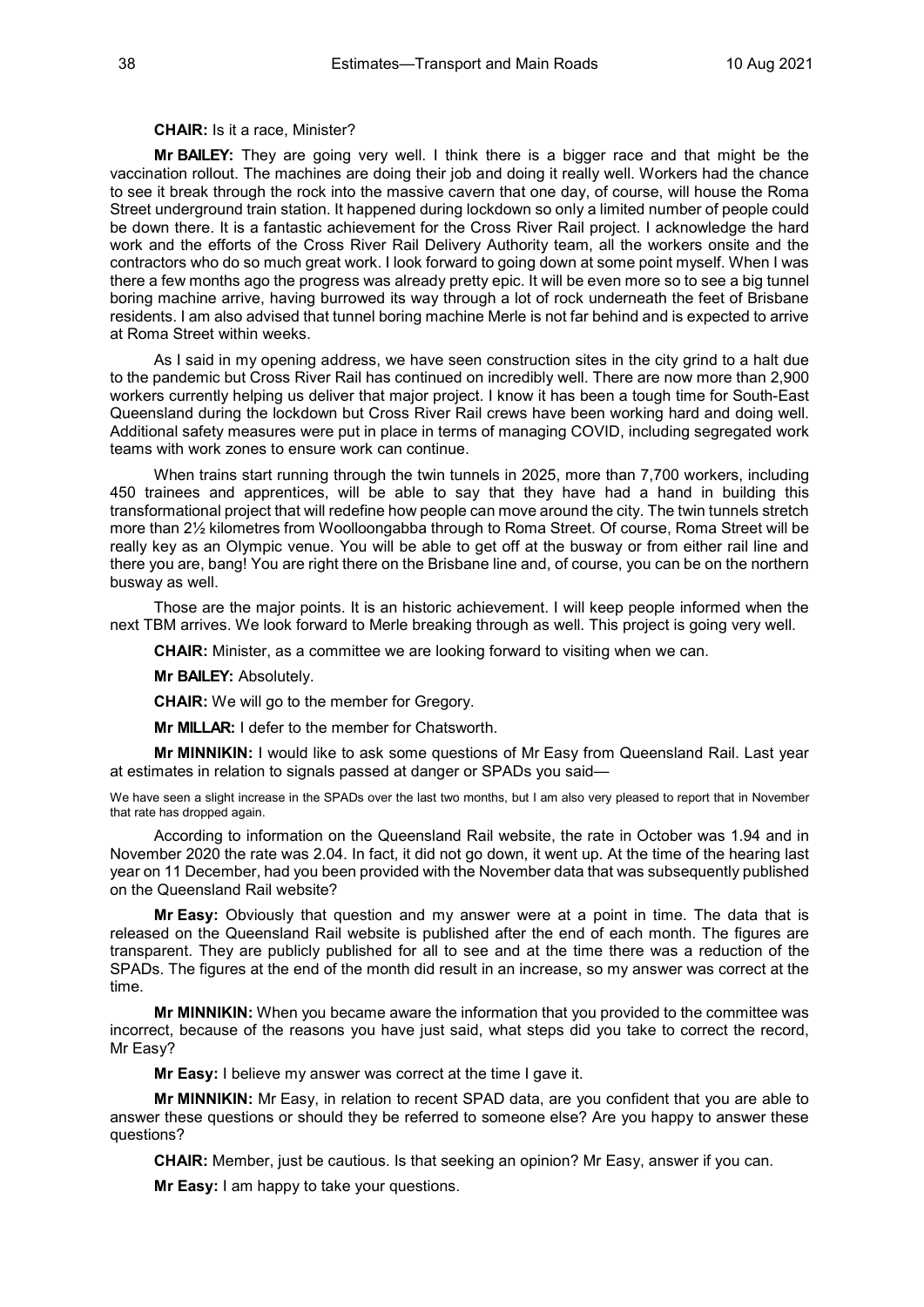**CHAIR:** Is it a race, Minister?

**Mr BAILEY:** They are going very well. I think there is a bigger race and that might be the vaccination rollout. The machines are doing their job and doing it really well. Workers had the chance to see it break through the rock into the massive cavern that one day, of course, will house the Roma Street underground train station. It happened during lockdown so only a limited number of people could be down there. It is a fantastic achievement for the Cross River Rail project. I acknowledge the hard work and the efforts of the Cross River Rail Delivery Authority team, all the workers onsite and the contractors who do so much great work. I look forward to going down at some point myself. When I was there a few months ago the progress was already pretty epic. It will be even more so to see a big tunnel boring machine arrive, having burrowed its way through a lot of rock underneath the feet of Brisbane residents. I am also advised that tunnel boring machine Merle is not far behind and is expected to arrive at Roma Street within weeks.

As I said in my opening address, we have seen construction sites in the city grind to a halt due to the pandemic but Cross River Rail has continued on incredibly well. There are now more than 2,900 workers currently helping us deliver that major project. I know it has been a tough time for South-East Queensland during the lockdown but Cross River Rail crews have been working hard and doing well. Additional safety measures were put in place in terms of managing COVID, including segregated work teams with work zones to ensure work can continue.

When trains start running through the twin tunnels in 2025, more than 7,700 workers, including 450 trainees and apprentices, will be able to say that they have had a hand in building this transformational project that will redefine how people can move around the city. The twin tunnels stretch more than 2½ kilometres from Woolloongabba through to Roma Street. Of course, Roma Street will be really key as an Olympic venue. You will be able to get off at the busway or from either rail line and there you are, bang! You are right there on the Brisbane line and, of course, you can be on the northern busway as well.

Those are the major points. It is an historic achievement. I will keep people informed when the next TBM arrives. We look forward to Merle breaking through as well. This project is going very well.

**CHAIR:** Minister, as a committee we are looking forward to visiting when we can.

**Mr BAILEY:** Absolutely.

**CHAIR:** We will go to the member for Gregory.

**Mr MILLAR:** I defer to the member for Chatsworth.

**Mr MINNIKIN:** I would like to ask some questions of Mr Easy from Queensland Rail. Last year at estimates in relation to signals passed at danger or SPADs you said—

> We have seen a slight increase in the SPADs over the last two months, but I am also very pleased to report that in November that rate has dropped again.

According to information on the Queensland Rail website, the rate in October was 1.94 and in November 2020 the rate was 2.04. In fact, it did not go down, it went up. At the time of the hearing last year on 11 December, had you been provided with the November data that was subsequently published on the Queensland Rail website?

**Mr Easy:** Obviously that question and my answer were at a point in time. The data that is released on the Queensland Rail website is published after the end of each month. The figures are transparent. They are publicly published for all to see and at the time there was a reduction of the SPADs. The figures at the end of the month did result in an increase, so my answer was correct at the time.

**Mr MINNIKIN:** When you became aware the information that you provided to the committee was incorrect, because of the reasons you have just said, what steps did you take to correct the record, Mr Easy?

**Mr Easy:** I believe my answer was correct at the time I gave it.

**Mr MINNIKIN:** Mr Easy, in relation to recent SPAD data, are you confident that you are able to answer these questions or should they be referred to someone else? Are you happy to answer these questions?

**CHAIR:** Member, just be cautious. Is that seeking an opinion? Mr Easy, answer if you can.

**Mr Easy:** I am happy to take your questions.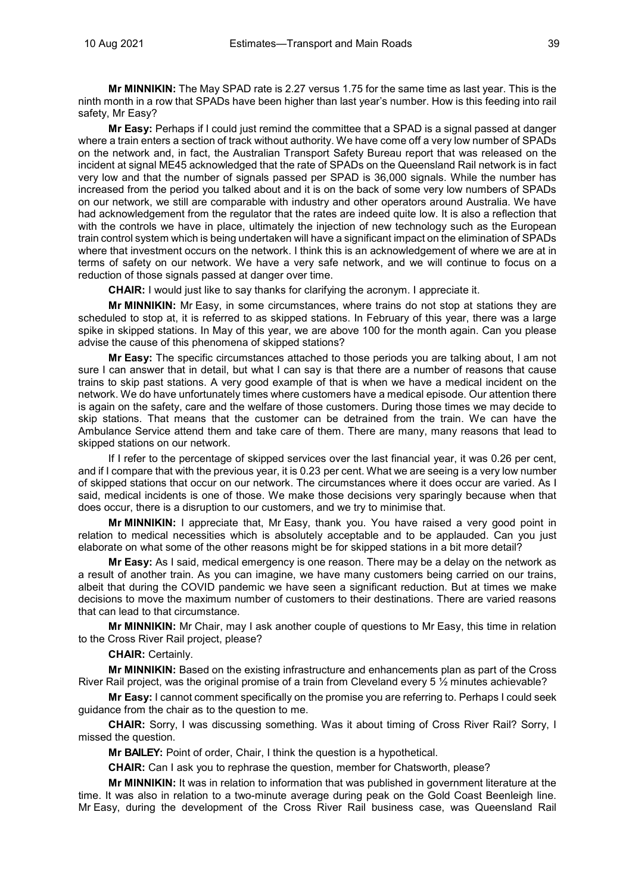**Mr MINNIKIN:** The May SPAD rate is 2.27 versus 1.75 for the same time as last year. This is the ninth month in a row that SPADs have been higher than last year's number. How is this feeding into rail safety, Mr Easy?

**Mr Easy:** Perhaps if I could just remind the committee that a SPAD is a signal passed at danger where a train enters a section of track without authority. We have come off a very low number of SPADs on the network and, in fact, the Australian Transport Safety Bureau report that was released on the incident at signal ME45 acknowledged that the rate of SPADs on the Queensland Rail network is in fact very low and that the number of signals passed per SPAD is 36,000 signals. While the number has increased from the period you talked about and it is on the back of some very low numbers of SPADs on our network, we still are comparable with industry and other operators around Australia. We have had acknowledgement from the regulator that the rates are indeed quite low. It is also a reflection that with the controls we have in place, ultimately the injection of new technology such as the European train control system which is being undertaken will have a significant impact on the elimination of SPADs where that investment occurs on the network. I think this is an acknowledgement of where we are at in terms of safety on our network. We have a very safe network, and we will continue to focus on a reduction of those signals passed at danger over time.

**CHAIR:** I would just like to say thanks for clarifying the acronym. I appreciate it.

**Mr MINNIKIN:** Mr Easy, in some circumstances, where trains do not stop at stations they are scheduled to stop at, it is referred to as skipped stations. In February of this year, there was a large spike in skipped stations. In May of this year, we are above 100 for the month again. Can you please advise the cause of this phenomena of skipped stations?

**Mr Easy:** The specific circumstances attached to those periods you are talking about, I am not sure I can answer that in detail, but what I can say is that there are a number of reasons that cause trains to skip past stations. A very good example of that is when we have a medical incident on the network. We do have unfortunately times where customers have a medical episode. Our attention there is again on the safety, care and the welfare of those customers. During those times we may decide to skip stations. That means that the customer can be detrained from the train. We can have the Ambulance Service attend them and take care of them. There are many, many reasons that lead to skipped stations on our network.

If I refer to the percentage of skipped services over the last financial year, it was 0.26 per cent, and if I compare that with the previous year, it is 0.23 per cent. What we are seeing is a very low number of skipped stations that occur on our network. The circumstances where it does occur are varied. As I said, medical incidents is one of those. We make those decisions very sparingly because when that does occur, there is a disruption to our customers, and we try to minimise that.

**Mr MINNIKIN:** I appreciate that, Mr Easy, thank you. You have raised a very good point in relation to medical necessities which is absolutely acceptable and to be applauded. Can you just elaborate on what some of the other reasons might be for skipped stations in a bit more detail?

**Mr Easy:** As I said, medical emergency is one reason. There may be a delay on the network as a result of another train. As you can imagine, we have many customers being carried on our trains, albeit that during the COVID pandemic we have seen a significant reduction. But at times we make decisions to move the maximum number of customers to their destinations. There are varied reasons that can lead to that circumstance.

**Mr MINNIKIN:** Mr Chair, may I ask another couple of questions to Mr Easy, this time in relation to the Cross River Rail project, please?

**CHAIR:** Certainly.

**Mr MINNIKIN:** Based on the existing infrastructure and enhancements plan as part of the Cross River Rail project, was the original promise of a train from Cleveland every 5 ½ minutes achievable?

**Mr Easy:** I cannot comment specifically on the promise you are referring to. Perhaps I could seek guidance from the chair as to the question to me.

**CHAIR:** Sorry, I was discussing something. Was it about timing of Cross River Rail? Sorry, I missed the question.

**Mr BAILEY:** Point of order, Chair, I think the question is a hypothetical.

**CHAIR:** Can I ask you to rephrase the question, member for Chatsworth, please?

**Mr MINNIKIN:** It was in relation to information that was published in government literature at the time. It was also in relation to a two-minute average during peak on the Gold Coast Beenleigh line. Mr Easy, during the development of the Cross River Rail business case, was Queensland Rail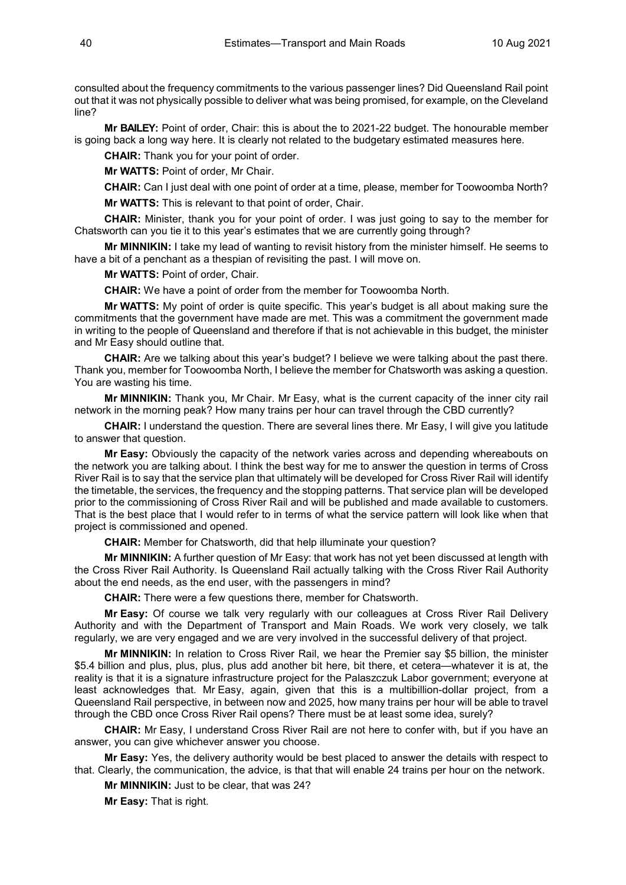consulted about the frequency commitments to the various passenger lines? Did Queensland Rail point out that it was not physically possible to deliver what was being promised, for example, on the Cleveland line?

**Mr BAILEY:** Point of order, Chair: this is about the to 2021-22 budget. The honourable member is going back a long way here. It is clearly not related to the budgetary estimated measures here.

**CHAIR:** Thank you for your point of order.

**Mr WATTS:** Point of order, Mr Chair.

**CHAIR:** Can I just deal with one point of order at a time, please, member for Toowoomba North?

**Mr WATTS:** This is relevant to that point of order, Chair.

**CHAIR:** Minister, thank you for your point of order. I was just going to say to the member for Chatsworth can you tie it to this year's estimates that we are currently going through?

**Mr MINNIKIN:** I take my lead of wanting to revisit history from the minister himself. He seems to have a bit of a penchant as a thespian of revisiting the past. I will move on.

**Mr WATTS:** Point of order, Chair.

**CHAIR:** We have a point of order from the member for Toowoomba North.

**Mr WATTS:** My point of order is quite specific. This year's budget is all about making sure the commitments that the government have made are met. This was a commitment the government made in writing to the people of Queensland and therefore if that is not achievable in this budget, the minister and Mr Easy should outline that.

**CHAIR:** Are we talking about this year's budget? I believe we were talking about the past there. Thank you, member for Toowoomba North, I believe the member for Chatsworth was asking a question. You are wasting his time.

**Mr MINNIKIN:** Thank you, Mr Chair. Mr Easy, what is the current capacity of the inner city rail network in the morning peak? How many trains per hour can travel through the CBD currently?

**CHAIR:** I understand the question. There are several lines there. Mr Easy, I will give you latitude to answer that question.

**Mr Easy:** Obviously the capacity of the network varies across and depending whereabouts on the network you are talking about. I think the best way for me to answer the question in terms of Cross River Rail is to say that the service plan that ultimately will be developed for Cross River Rail will identify the timetable, the services, the frequency and the stopping patterns. That service plan will be developed prior to the commissioning of Cross River Rail and will be published and made available to customers. That is the best place that I would refer to in terms of what the service pattern will look like when that project is commissioned and opened.

**CHAIR:** Member for Chatsworth, did that help illuminate your question?

**Mr MINNIKIN:** A further question of Mr Easy: that work has not yet been discussed at length with the Cross River Rail Authority. Is Queensland Rail actually talking with the Cross River Rail Authority about the end needs, as the end user, with the passengers in mind?

**CHAIR:** There were a few questions there, member for Chatsworth.

**Mr Easy:** Of course we talk very regularly with our colleagues at Cross River Rail Delivery Authority and with the Department of Transport and Main Roads. We work very closely, we talk regularly, we are very engaged and we are very involved in the successful delivery of that project.

**Mr MINNIKIN:** In relation to Cross River Rail, we hear the Premier say $5 billion, the minister $5.4 billion and plus, plus, plus, plus add another bit here, bit there, et cetera—whatever it is at, the reality is that it is a signature infrastructure project for the Palaszczuk Labor government; everyone at least acknowledges that. Mr Easy, again, given that this is a multibillion-dollar project, from a Queensland Rail perspective, in between now and 2025, how many trains per hour will be able to travel through the CBD once Cross River Rail opens? There must be at least some idea, surely?

**CHAIR:** Mr Easy, I understand Cross River Rail are not here to confer with, but if you have an answer, you can give whichever answer you choose.

**Mr Easy:** Yes, the delivery authority would be best placed to answer the details with respect to that. Clearly, the communication, the advice, is that that will enable 24 trains per hour on the network.

**Mr MINNIKIN:** Just to be clear, that was 24?

**Mr Easy:** That is right.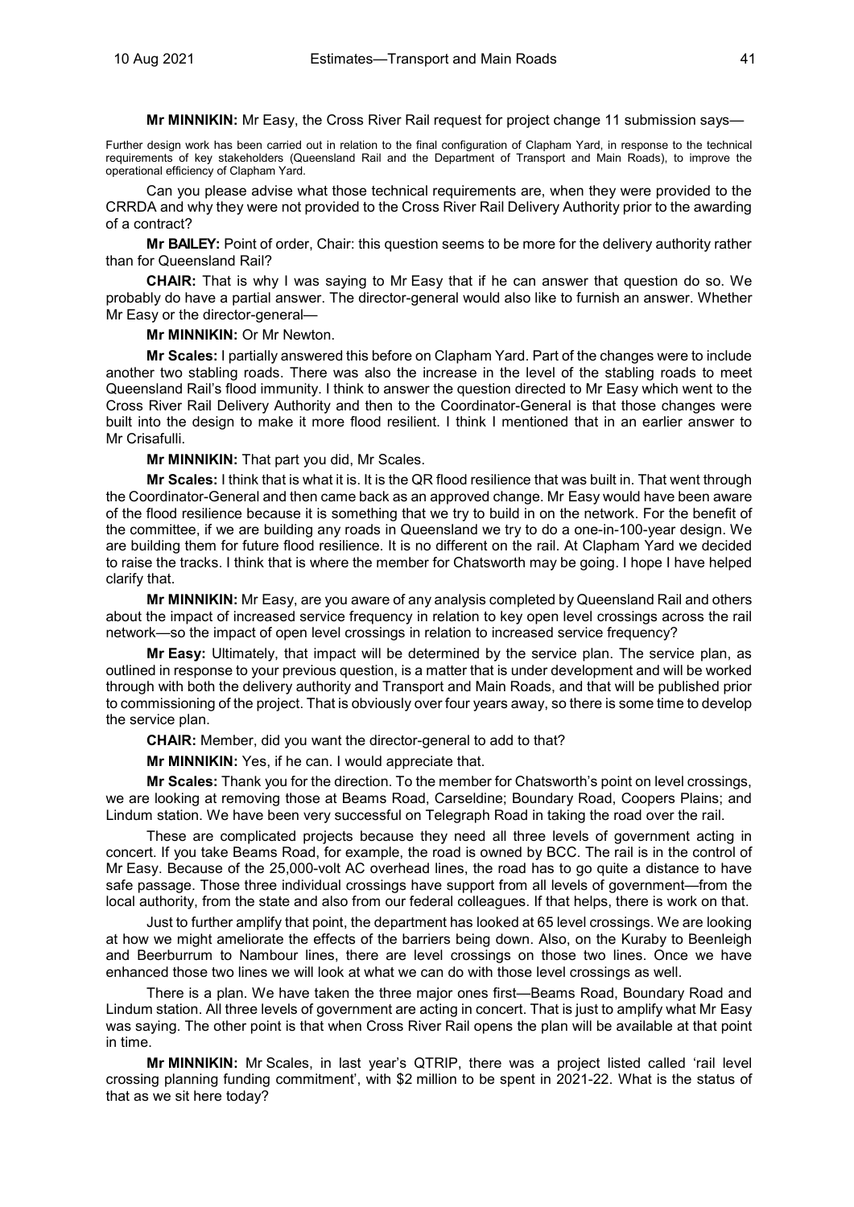**Mr MINNIKIN:** Mr Easy, the Cross River Rail request for project change 11 submission says—

Further design work has been carried out in relation to the final configuration of Clapham Yard, in response to the technical requirements of key stakeholders (Queensland Rail and the Department of Transport and Main Roads), to improve the operational efficiency of Clapham Yard.

Can you please advise what those technical requirements are, when they were provided to the CRRDA and why they were not provided to the Cross River Rail Delivery Authority prior to the awarding of a contract?

**Mr BAILEY:** Point of order, Chair: this question seems to be more for the delivery authority rather than for Queensland Rail?

**CHAIR:** That is why I was saying to Mr Easy that if he can answer that question do so. We probably do have a partial answer. The director-general would also like to furnish an answer. Whether Mr Easy or the director-general—

**Mr MINNIKIN:** Or Mr Newton.

**Mr Scales:** I partially answered this before on Clapham Yard. Part of the changes were to include another two stabling roads. There was also the increase in the level of the stabling roads to meet Queensland Rail's flood immunity. I think to answer the question directed to Mr Easy which went to the Cross River Rail Delivery Authority and then to the Coordinator-General is that those changes were built into the design to make it more flood resilient. I think I mentioned that in an earlier answer to Mr Crisafulli.

**Mr MINNIKIN:** That part you did, Mr Scales.

**Mr Scales:** I think that is what it is. It is the QR flood resilience that was built in. That went through the Coordinator-General and then came back as an approved change. Mr Easy would have been aware of the flood resilience because it is something that we try to build in on the network. For the benefit of the committee, if we are building any roads in Queensland we try to do a one-in-100-year design. We are building them for future flood resilience. It is no different on the rail. At Clapham Yard we decided to raise the tracks. I think that is where the member for Chatsworth may be going. I hope I have helped clarify that.

**Mr MINNIKIN:** Mr Easy, are you aware of any analysis completed by Queensland Rail and others about the impact of increased service frequency in relation to key open level crossings across the rail network—so the impact of open level crossings in relation to increased service frequency?

**Mr Easy:** Ultimately, that impact will be determined by the service plan. The service plan, as outlined in response to your previous question, is a matter that is under development and will be worked through with both the delivery authority and Transport and Main Roads, and that will be published prior to commissioning of the project. That is obviously over four years away, so there is some time to develop the service plan.

**CHAIR:** Member, did you want the director-general to add to that?

**Mr MINNIKIN:** Yes, if he can. I would appreciate that.

**Mr Scales:** Thank you for the direction. To the member for Chatsworth's point on level crossings, we are looking at removing those at Beams Road, Carseldine; Boundary Road, Coopers Plains; and Lindum station. We have been very successful on Telegraph Road in taking the road over the rail.

These are complicated projects because they need all three levels of government acting in concert. If you take Beams Road, for example, the road is owned by BCC. The rail is in the control of Mr Easy. Because of the 25,000-volt AC overhead lines, the road has to go quite a distance to have safe passage. Those three individual crossings have support from all levels of government—from the local authority, from the state and also from our federal colleagues. If that helps, there is work on that.

Just to further amplify that point, the department has looked at 65 level crossings. We are looking at how we might ameliorate the effects of the barriers being down. Also, on the Kuraby to Beenleigh and Beerburrum to Nambour lines, there are level crossings on those two lines. Once we have enhanced those two lines we will look at what we can do with those level crossings as well.

There is a plan. We have taken the three major ones first—Beams Road, Boundary Road and Lindum station. All three levels of government are acting in concert. That is just to amplify what Mr Easy was saying. The other point is that when Cross River Rail opens the plan will be available at that point in time.

**Mr MINNIKIN:** Mr Scales, in last year's QTRIP, there was a project listed called 'rail level crossing planning funding commitment', with $2 million to be spent in 2021-22. What is the status of that as we sit here today?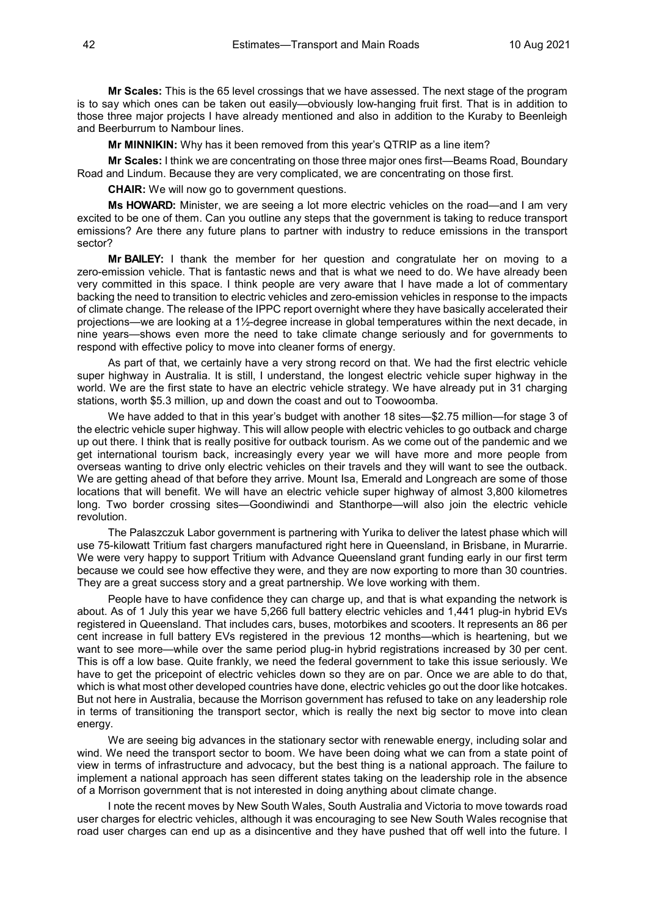**Mr Scales:** This is the 65 level crossings that we have assessed. The next stage of the program is to say which ones can be taken out easily—obviously low-hanging fruit first. That is in addition to those three major projects I have already mentioned and also in addition to the Kuraby to Beenleigh and Beerburrum to Nambour lines.

**Mr MINNIKIN:** Why has it been removed from this year's QTRIP as a line item?

**Mr Scales:** I think we are concentrating on those three major ones first—Beams Road, Boundary Road and Lindum. Because they are very complicated, we are concentrating on those first.

**CHAIR:** We will now go to government questions.

**Ms HOWARD:** Minister, we are seeing a lot more electric vehicles on the road—and I am very excited to be one of them. Can you outline any steps that the government is taking to reduce transport emissions? Are there any future plans to partner with industry to reduce emissions in the transport sector?

**Mr BAILEY:** I thank the member for her question and congratulate her on moving to a zero-emission vehicle. That is fantastic news and that is what we need to do. We have already been very committed in this space. I think people are very aware that I have made a lot of commentary backing the need to transition to electric vehicles and zero-emission vehicles in response to the impacts of climate change. The release of the IPPC report overnight where they have basically accelerated their projections—we are looking at a 1½-degree increase in global temperatures within the next decade, in nine years—shows even more the need to take climate change seriously and for governments to respond with effective policy to move into cleaner forms of energy.

As part of that, we certainly have a very strong record on that. We had the first electric vehicle super highway in Australia. It is still, I understand, the longest electric vehicle super highway in the world. We are the first state to have an electric vehicle strategy. We have already put in 31 charging stations, worth $5.3 million, up and down the coast and out to Toowoomba.

We have added to that in this year's budget with another 18 sites—$2.75 million—for stage 3 of the electric vehicle super highway. This will allow people with electric vehicles to go outback and charge up out there. I think that is really positive for outback tourism. As we come out of the pandemic and we get international tourism back, increasingly every year we will have more and more people from overseas wanting to drive only electric vehicles on their travels and they will want to see the outback. We are getting ahead of that before they arrive. Mount Isa, Emerald and Longreach are some of those locations that will benefit. We will have an electric vehicle super highway of almost 3,800 kilometres long. Two border crossing sites—Goondiwindi and Stanthorpe—will also join the electric vehicle revolution.

The Palaszczuk Labor government is partnering with Yurika to deliver the latest phase which will use 75-kilowatt Tritium fast chargers manufactured right here in Queensland, in Brisbane, in Murarrie. We were very happy to support Tritium with Advance Queensland grant funding early in our first term because we could see how effective they were, and they are now exporting to more than 30 countries. They are a great success story and a great partnership. We love working with them.

People have to have confidence they can charge up, and that is what expanding the network is about. As of 1 July this year we have 5,266 full battery electric vehicles and 1,441 plug-in hybrid EVs registered in Queensland. That includes cars, buses, motorbikes and scooters. It represents an 86 per cent increase in full battery EVs registered in the previous 12 months—which is heartening, but we want to see more—while over the same period plug-in hybrid registrations increased by 30 per cent. This is off a low base. Quite frankly, we need the federal government to take this issue seriously. We have to get the pricepoint of electric vehicles down so they are on par. Once we are able to do that, which is what most other developed countries have done, electric vehicles go out the door like hotcakes. But not here in Australia, because the Morrison government has refused to take on any leadership role in terms of transitioning the transport sector, which is really the next big sector to move into clean energy.

We are seeing big advances in the stationary sector with renewable energy, including solar and wind. We need the transport sector to boom. We have been doing what we can from a state point of view in terms of infrastructure and advocacy, but the best thing is a national approach. The failure to implement a national approach has seen different states taking on the leadership role in the absence of a Morrison government that is not interested in doing anything about climate change.

I note the recent moves by New South Wales, South Australia and Victoria to move towards road user charges for electric vehicles, although it was encouraging to see New South Wales recognise that road user charges can end up as a disincentive and they have pushed that off well into the future. I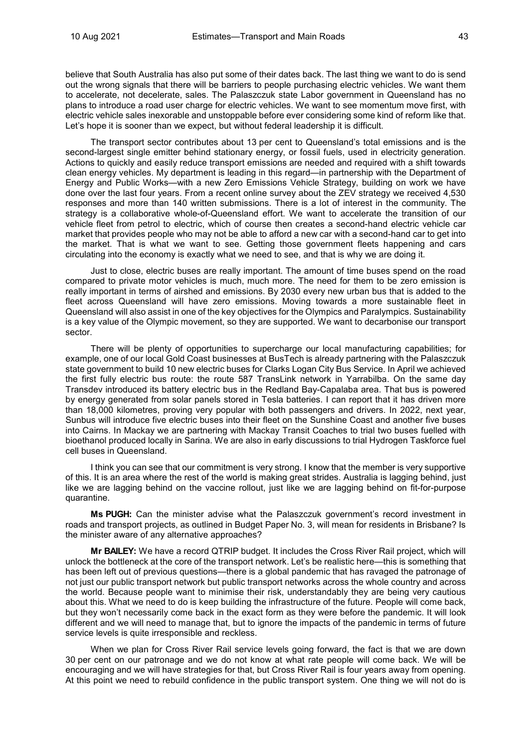believe that South Australia has also put some of their dates back. The last thing we want to do is send out the wrong signals that there will be barriers to people purchasing electric vehicles. We want them to accelerate, not decelerate, sales. The Palaszczuk state Labor government in Queensland has no plans to introduce a road user charge for electric vehicles. We want to see momentum move first, with electric vehicle sales inexorable and unstoppable before ever considering some kind of reform like that. Let's hope it is sooner than we expect, but without federal leadership it is difficult.

The transport sector contributes about 13 per cent to Queensland's total emissions and is the second-largest single emitter behind stationary energy, or fossil fuels, used in electricity generation. Actions to quickly and easily reduce transport emissions are needed and required with a shift towards clean energy vehicles. My department is leading in this regard—in partnership with the Department of Energy and Public Works—with a new Zero Emissions Vehicle Strategy, building on work we have done over the last four years. From a recent online survey about the ZEV strategy we received 4,530 responses and more than 140 written submissions. There is a lot of interest in the community. The strategy is a collaborative whole-of-Queensland effort. We want to accelerate the transition of our vehicle fleet from petrol to electric, which of course then creates a second-hand electric vehicle car market that provides people who may not be able to afford a new car with a second-hand car to get into the market. That is what we want to see. Getting those government fleets happening and cars circulating into the economy is exactly what we need to see, and that is why we are doing it.

Just to close, electric buses are really important. The amount of time buses spend on the road compared to private motor vehicles is much, much more. The need for them to be zero emission is really important in terms of airshed and emissions. By 2030 every new urban bus that is added to the fleet across Queensland will have zero emissions. Moving towards a more sustainable fleet in Queensland will also assist in one of the key objectives for the Olympics and Paralympics. Sustainability is a key value of the Olympic movement, so they are supported. We want to decarbonise our transport sector.

There will be plenty of opportunities to supercharge our local manufacturing capabilities; for example, one of our local Gold Coast businesses at BusTech is already partnering with the Palaszczuk state government to build 10 new electric buses for Clarks Logan City Bus Service. In April we achieved the first fully electric bus route: the route 587 TransLink network in Yarrabilba. On the same day Transdev introduced its battery electric bus in the Redland Bay-Capalaba area. That bus is powered by energy generated from solar panels stored in Tesla batteries. I can report that it has driven more than 18,000 kilometres, proving very popular with both passengers and drivers. In 2022, next year, Sunbus will introduce five electric buses into their fleet on the Sunshine Coast and another five buses into Cairns. In Mackay we are partnering with Mackay Transit Coaches to trial two buses fuelled with bioethanol produced locally in Sarina. We are also in early discussions to trial Hydrogen Taskforce fuel cell buses in Queensland.

I think you can see that our commitment is very strong. I know that the member is very supportive of this. It is an area where the rest of the world is making great strides. Australia is lagging behind, just like we are lagging behind on the vaccine rollout, just like we are lagging behind on fit-for-purpose quarantine.

**Ms PUGH:** Can the minister advise what the Palaszczuk government's record investment in roads and transport projects, as outlined in Budget Paper No. 3, will mean for residents in Brisbane? Is the minister aware of any alternative approaches?

**Mr BAILEY:** We have a record QTRIP budget. It includes the Cross River Rail project, which will unlock the bottleneck at the core of the transport network. Let's be realistic here—this is something that has been left out of previous questions—there is a global pandemic that has ravaged the patronage of not just our public transport network but public transport networks across the whole country and across the world. Because people want to minimise their risk, understandably they are being very cautious about this. What we need to do is keep building the infrastructure of the future. People will come back, but they won't necessarily come back in the exact form as they were before the pandemic. It will look different and we will need to manage that, but to ignore the impacts of the pandemic in terms of future service levels is quite irresponsible and reckless.

When we plan for Cross River Rail service levels going forward, the fact is that we are down 30 per cent on our patronage and we do not know at what rate people will come back. We will be encouraging and we will have strategies for that, but Cross River Rail is four years away from opening. At this point we need to rebuild confidence in the public transport system. One thing we will not do is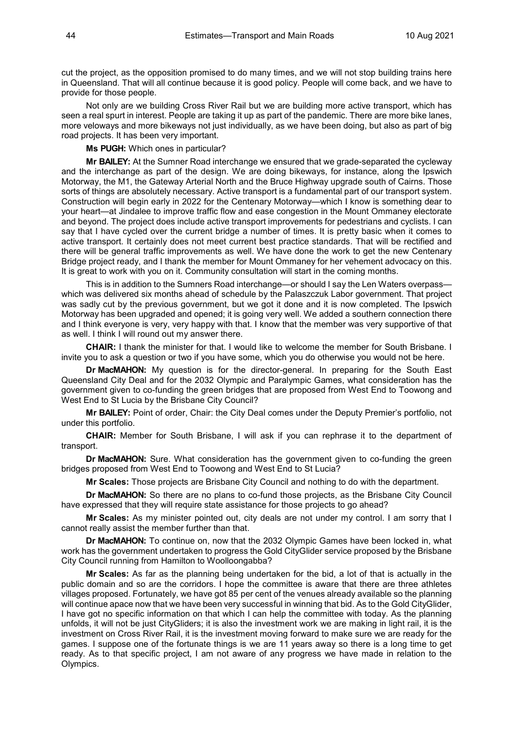cut the project, as the opposition promised to do many times, and we will not stop building trains here in Queensland. That will all continue because it is good policy. People will come back, and we have to provide for those people.

Not only are we building Cross River Rail but we are building more active transport, which has seen a real spurt in interest. People are taking it up as part of the pandemic. There are more bike lanes, more veloways and more bikeways not just individually, as we have been doing, but also as part of big road projects. It has been very important.

**Ms PUGH:** Which ones in particular?

**Mr BAILEY:** At the Sumner Road interchange we ensured that we grade-separated the cycleway and the interchange as part of the design. We are doing bikeways, for instance, along the Ipswich Motorway, the M1, the Gateway Arterial North and the Bruce Highway upgrade south of Cairns. Those sorts of things are absolutely necessary. Active transport is a fundamental part of our transport system. Construction will begin early in 2022 for the Centenary Motorway—which I know is something dear to your heart—at Jindalee to improve traffic flow and ease congestion in the Mount Ommaney electorate and beyond. The project does include active transport improvements for pedestrians and cyclists. I can say that I have cycled over the current bridge a number of times. It is pretty basic when it comes to active transport. It certainly does not meet current best practice standards. That will be rectified and there will be general traffic improvements as well. We have done the work to get the new Centenary Bridge project ready, and I thank the member for Mount Ommaney for her vehement advocacy on this. It is great to work with you on it. Community consultation will start in the coming months.

This is in addition to the Sumners Road interchange—or should I say the Len Waters overpass—which was delivered six months ahead of schedule by the Palaszczuk Labor government. That project was sadly cut by the previous government, but we got it done and it is now completed. The Ipswich Motorway has been upgraded and opened; it is going very well. We added a southern connection there and I think everyone is very, very happy with that. I know that the member was very supportive of that as well. I think I will round out my answer there.

**CHAIR:** I thank the minister for that. I would like to welcome the member for South Brisbane. I invite you to ask a question or two if you have some, which you do otherwise you would not be here.

**Dr MacMAHON:** My question is for the director-general. In preparing for the South East Queensland City Deal and for the 2032 Olympic and Paralympic Games, what consideration has the government given to co-funding the green bridges that are proposed from West End to Toowong and West End to St Lucia by the Brisbane City Council?

**Mr BAILEY:** Point of order, Chair: the City Deal comes under the Deputy Premier's portfolio, not under this portfolio.

**CHAIR:** Member for South Brisbane, I will ask if you can rephrase it to the department of transport.

**Dr MacMAHON:** Sure. What consideration has the government given to co-funding the green bridges proposed from West End to Toowong and West End to St Lucia?

**Mr Scales:** Those projects are Brisbane City Council and nothing to do with the department.

**Dr MacMAHON:** So there are no plans to co-fund those projects, as the Brisbane City Council have expressed that they will require state assistance for those projects to go ahead?

**Mr Scales:** As my minister pointed out, city deals are not under my control. I am sorry that I cannot really assist the member further than that.

**Dr MacMAHON:** To continue on, now that the 2032 Olympic Games have been locked in, what work has the government undertaken to progress the Gold CityGlider service proposed by the Brisbane City Council running from Hamilton to Woolloongabba?

**Mr Scales:** As far as the planning being undertaken for the bid, a lot of that is actually in the public domain and so are the corridors. I hope the committee is aware that there are three athletes villages proposed. Fortunately, we have got 85 per cent of the venues already available so the planning will continue apace now that we have been very successful in winning that bid. As to the Gold CityGlider, I have got no specific information on that which I can help the committee with today. As the planning unfolds, it will not be just CityGliders; it is also the investment work we are making in light rail, it is the investment on Cross River Rail, it is the investment moving forward to make sure we are ready for the games. I suppose one of the fortunate things is we are 11 years away so there is a long time to get ready. As to that specific project, I am not aware of any progress we have made in relation to the Olympics.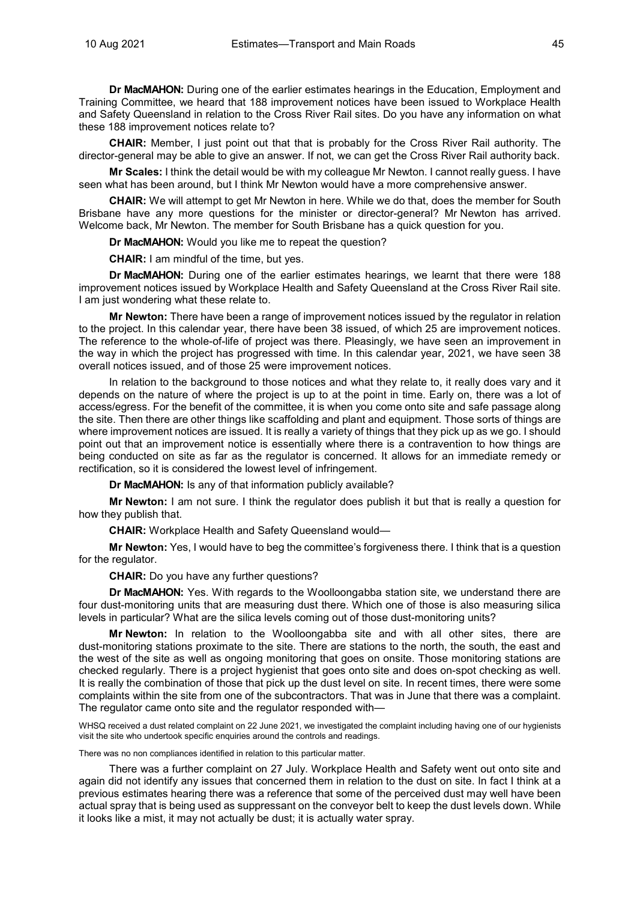**Dr MacMAHON:** During one of the earlier estimates hearings in the Education, Employment and Training Committee, we heard that 188 improvement notices have been issued to Workplace Health and Safety Queensland in relation to the Cross River Rail sites. Do you have any information on what these 188 improvement notices relate to?

**CHAIR:** Member, I just point out that that is probably for the Cross River Rail authority. The director-general may be able to give an answer. If not, we can get the Cross River Rail authority back.

**Mr Scales:** I think the detail would be with my colleague Mr Newton. I cannot really guess. I have seen what has been around, but I think Mr Newton would have a more comprehensive answer.

**CHAIR:** We will attempt to get Mr Newton in here. While we do that, does the member for South Brisbane have any more questions for the minister or director-general? Mr Newton has arrived. Welcome back, Mr Newton. The member for South Brisbane has a quick question for you.

**Dr MacMAHON:** Would you like me to repeat the question?

**CHAIR:** I am mindful of the time, but yes.

**Dr MacMAHON:** During one of the earlier estimates hearings, we learnt that there were 188 improvement notices issued by Workplace Health and Safety Queensland at the Cross River Rail site. I am just wondering what these relate to.

**Mr Newton:** There have been a range of improvement notices issued by the regulator in relation to the project. In this calendar year, there have been 38 issued, of which 25 are improvement notices. The reference to the whole-of-life of project was there. Pleasingly, we have seen an improvement in the way in which the project has progressed with time. In this calendar year, 2021, we have seen 38 overall notices issued, and of those 25 were improvement notices.

In relation to the background to those notices and what they relate to, it really does vary and it depends on the nature of where the project is up to at the point in time. Early on, there was a lot of access/egress. For the benefit of the committee, it is when you come onto site and safe passage along the site. Then there are other things like scaffolding and plant and equipment. Those sorts of things are where improvement notices are issued. It is really a variety of things that they pick up as we go. I should point out that an improvement notice is essentially where there is a contravention to how things are being conducted on site as far as the regulator is concerned. It allows for an immediate remedy or rectification, so it is considered the lowest level of infringement.

**Dr MacMAHON:** Is any of that information publicly available?

**Mr Newton:** I am not sure. I think the regulator does publish it but that is really a question for how they publish that.

**CHAIR:** Workplace Health and Safety Queensland would—

**Mr Newton:** Yes, I would have to beg the committee's forgiveness there. I think that is a question for the regulator.

**CHAIR:** Do you have any further questions?

**Dr MacMAHON:** Yes. With regards to the Woolloongabba station site, we understand there are four dust-monitoring units that are measuring dust there. Which one of those is also measuring silica levels in particular? What are the silica levels coming out of those dust-monitoring units?

**Mr Newton:** In relation to the Woolloongabba site and with all other sites, there are dust-monitoring stations proximate to the site. There are stations to the north, the south, the east and the west of the site as well as ongoing monitoring that goes on onsite. Those monitoring stations are checked regularly. There is a project hygienist that goes onto site and does on-spot checking as well. It is really the combination of those that pick up the dust level on site. In recent times, there were some complaints within the site from one of the subcontractors. That was in June that there was a complaint. The regulator came onto site and the regulator responded with—

> WHSQ received a dust related complaint on 22 June 2021, we investigated the complaint including having one of our hygienists visit the site who undertook specific enquiries around the controls and readings.
>
> There was no non compliances identified in relation to this particular matter.

There was a further complaint on 27 July. Workplace Health and Safety went out onto site and again did not identify any issues that concerned them in relation to the dust on site. In fact I think at a previous estimates hearing there was a reference that some of the perceived dust may well have been actual spray that is being used as suppressant on the conveyor belt to keep the dust levels down. While it looks like a mist, it may not actually be dust; it is actually water spray.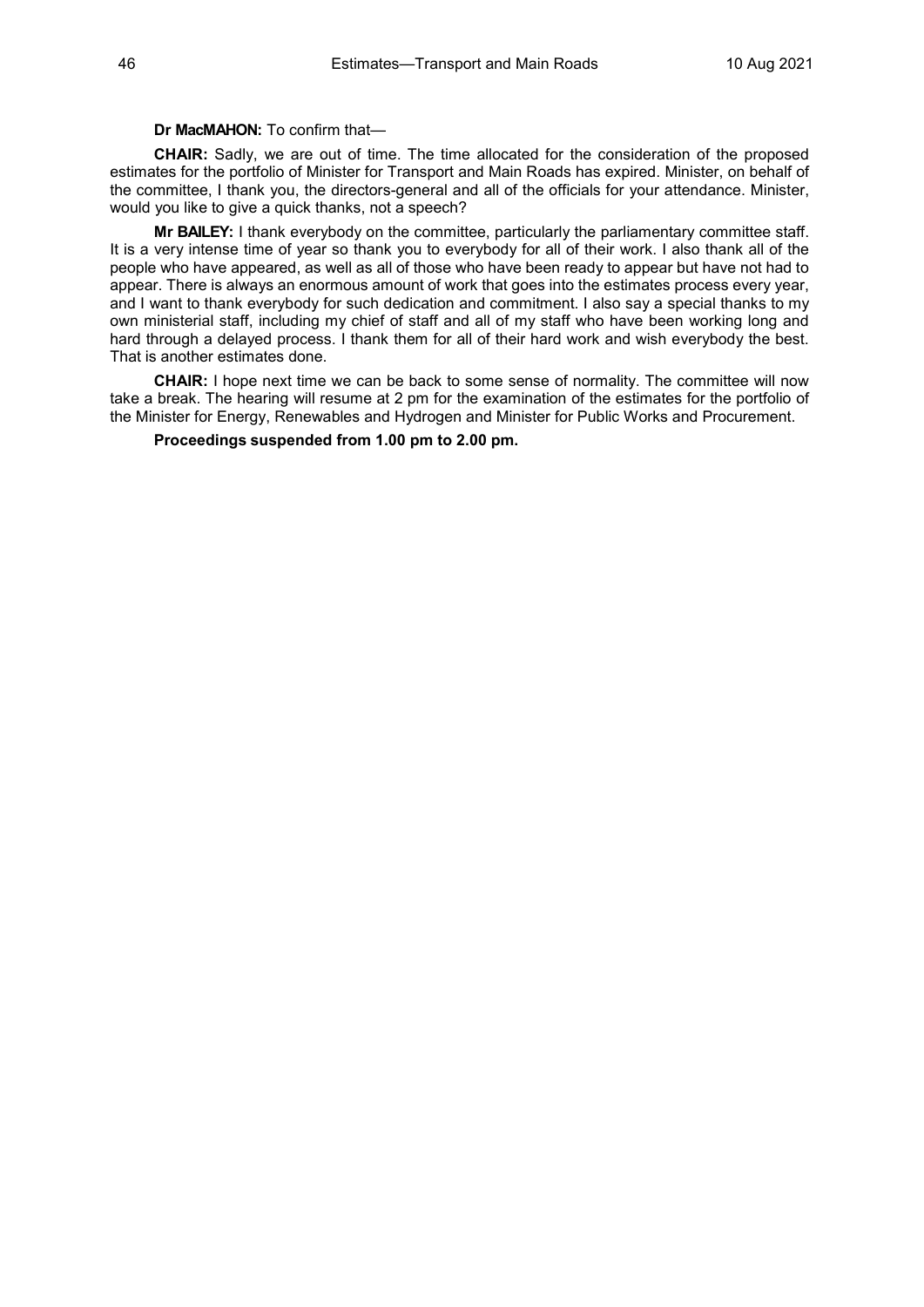**Dr MacMAHON:** To confirm that—

**CHAIR:** Sadly, we are out of time. The time allocated for the consideration of the proposed estimates for the portfolio of Minister for Transport and Main Roads has expired. Minister, on behalf of the committee, I thank you, the directors-general and all of the officials for your attendance. Minister, would you like to give a quick thanks, not a speech?

**Mr BAILEY:** I thank everybody on the committee, particularly the parliamentary committee staff. It is a very intense time of year so thank you to everybody for all of their work. I also thank all of the people who have appeared, as well as all of those who have been ready to appear but have not had to appear. There is always an enormous amount of work that goes into the estimates process every year, and I want to thank everybody for such dedication and commitment. I also say a special thanks to my own ministerial staff, including my chief of staff and all of my staff who have been working long and hard through a delayed process. I thank them for all of their hard work and wish everybody the best. That is another estimates done.

**CHAIR:** I hope next time we can be back to some sense of normality. The committee will now take a break. The hearing will resume at 2 pm for the examination of the estimates for the portfolio of the Minister for Energy, Renewables and Hydrogen and Minister for Public Works and Procurement.

**Proceedings suspended from 1.00 pm to 2.00 pm.**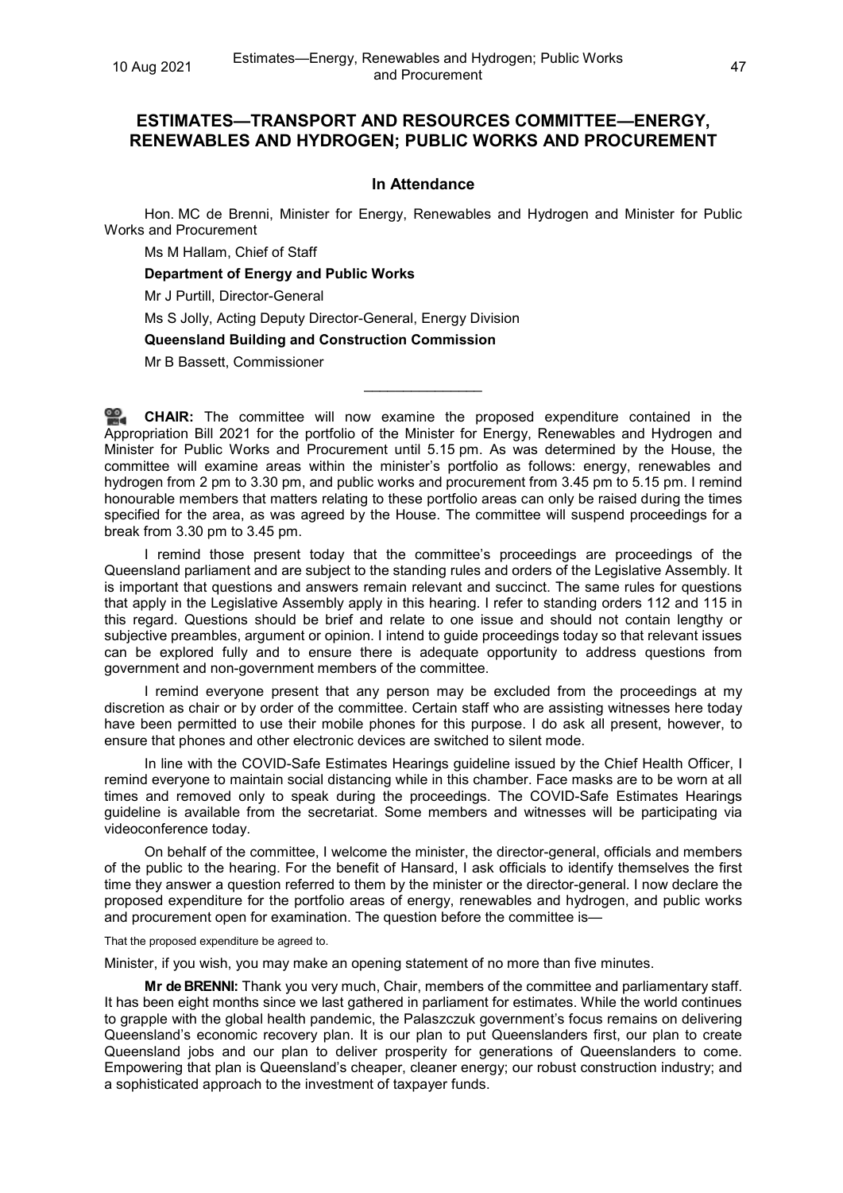## ESTIMATES—TRANSPORT AND RESOURCES COMMITTEE—ENERGY, RENEWABLES AND HYDROGEN; PUBLIC WORKS AND PROCUREMENT

### In Attendance

Hon. MC de Brenni, Minister for Energy, Renewables and Hydrogen and Minister for Public Works and Procurement

Ms M Hallam, Chief of Staff

**Department of Energy and Public Works**

Mr J Purtill, Director-General

Ms S Jolly, Acting Deputy Director-General, Energy Division

**Queensland Building and Construction Commission**

Mr B Bassett, Commissioner

---

**CHAIR:** The committee will now examine the proposed expenditure contained in the Appropriation Bill 2021 for the portfolio of the Minister for Energy, Renewables and Hydrogen and Minister for Public Works and Procurement. As was determined by the House, the committee will examine areas within the minister's portfolio as follows: energy, renewables and hydrogen from 2 pm to 3.30 pm, and public works and procurement from 3.45 pm to 5.15 pm. I remind honourable members that matters relating to these portfolio areas can only be raised during the times specified for the area, as was agreed by the House. The committee will suspend proceedings for a break from 3.30 pm to 3.45 pm.

I remind those present today that the committee's proceedings are proceedings of the Queensland parliament and are subject to the standing rules and orders of the Legislative Assembly. It is important that questions and answers remain relevant and succinct. The same rules for questions that apply in the Legislative Assembly apply in this hearing. I refer to standing orders 112 and 115 in this regard. Questions should be brief and relate to one issue and should not contain lengthy or subjective preambles, argument or opinion. I intend to guide proceedings today so that relevant issues can be explored fully and to ensure there is adequate opportunity to address questions from government and non-government members of the committee.

I remind everyone present that any person may be excluded from the proceedings at my discretion as chair or by order of the committee. Certain staff who are assisting witnesses here today have been permitted to use their mobile phones for this purpose. I do ask all present, however, to ensure that phones and other electronic devices are switched to silent mode.

In line with the COVID-Safe Estimates Hearings guideline issued by the Chief Health Officer, I remind everyone to maintain social distancing while in this chamber. Face masks are to be worn at all times and removed only to speak during the proceedings. The COVID-Safe Estimates Hearings guideline is available from the secretariat. Some members and witnesses will be participating via videoconference today.

On behalf of the committee, I welcome the minister, the director-general, officials and members of the public to the hearing. For the benefit of Hansard, I ask officials to identify themselves the first time they answer a question referred to them by the minister or the director-general. I now declare the proposed expenditure for the portfolio areas of energy, renewables and hydrogen, and public works and procurement open for examination. The question before the committee is—

That the proposed expenditure be agreed to.

Minister, if you wish, you may make an opening statement of no more than five minutes.

**Mr de BRENNI:** Thank you very much, Chair, members of the committee and parliamentary staff. It has been eight months since we last gathered in parliament for estimates. While the world continues to grapple with the global health pandemic, the Palaszczuk government's focus remains on delivering Queensland's economic recovery plan. It is our plan to put Queenslanders first, our plan to create Queensland jobs and our plan to deliver prosperity for generations of Queenslanders to come. Empowering that plan is Queensland's cheaper, cleaner energy; our robust construction industry; and a sophisticated approach to the investment of taxpayer funds.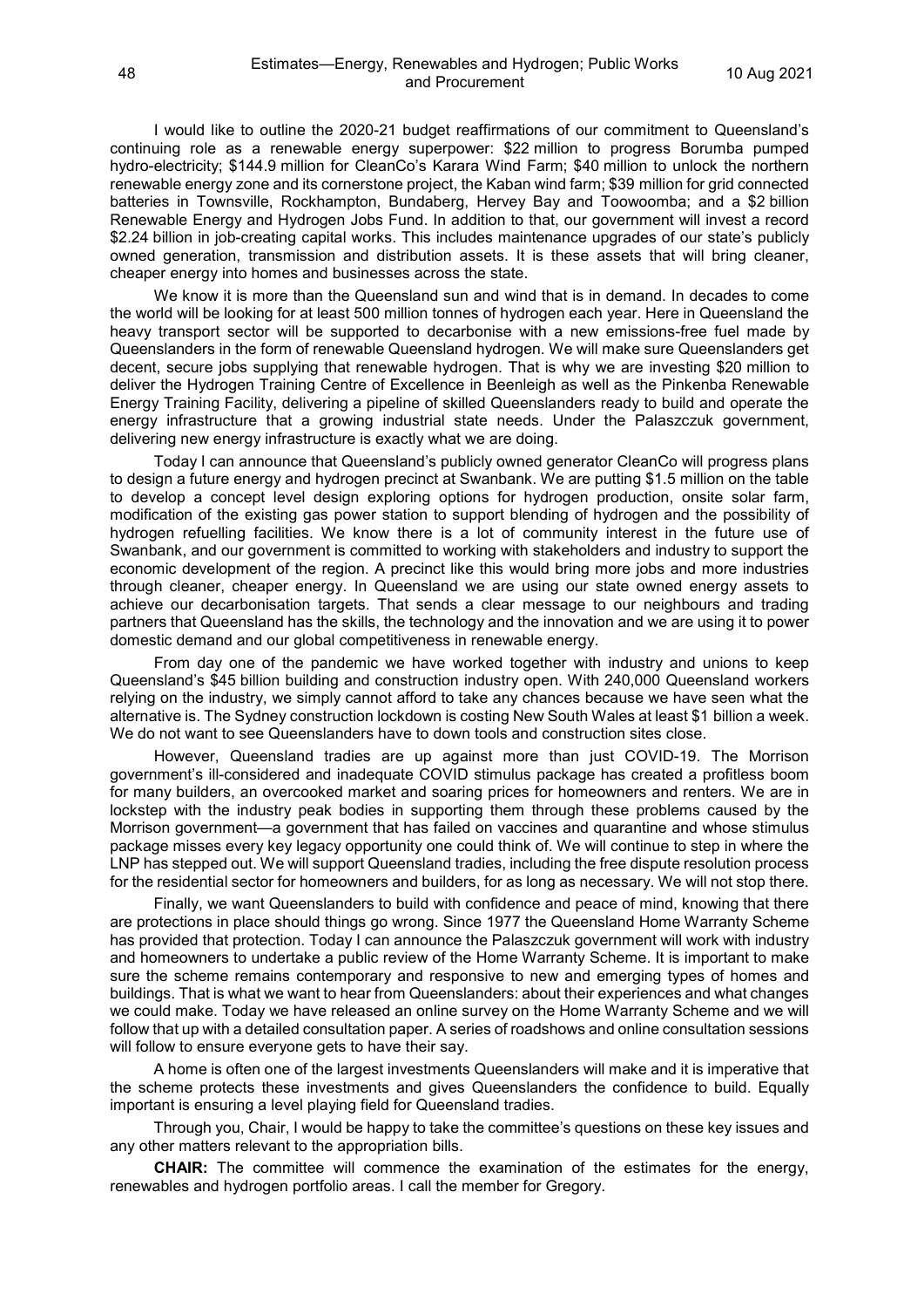I would like to outline the 2020-21 budget reaffirmations of our commitment to Queensland's continuing role as a renewable energy superpower: $22 million to progress Borumba pumped hydro-electricity; $144.9 million for CleanCo's Karara Wind Farm; $40 million to unlock the northern renewable energy zone and its cornerstone project, the Kaban wind farm; $39 million for grid connected batteries in Townsville, Rockhampton, Bundaberg, Hervey Bay and Toowoomba; and a $2 billion Renewable Energy and Hydrogen Jobs Fund. In addition to that, our government will invest a record $2.24 billion in job-creating capital works. This includes maintenance upgrades of our state's publicly owned generation, transmission and distribution assets. It is these assets that will bring cleaner, cheaper energy into homes and businesses across the state.

We know it is more than the Queensland sun and wind that is in demand. In decades to come the world will be looking for at least 500 million tonnes of hydrogen each year. Here in Queensland the heavy transport sector will be supported to decarbonise with a new emissions-free fuel made by Queenslanders in the form of renewable Queensland hydrogen. We will make sure Queenslanders get decent, secure jobs supplying that renewable hydrogen. That is why we are investing $20 million to deliver the Hydrogen Training Centre of Excellence in Beenleigh as well as the Pinkenba Renewable Energy Training Facility, delivering a pipeline of skilled Queenslanders ready to build and operate the energy infrastructure that a growing industrial state needs. Under the Palaszczuk government, delivering new energy infrastructure is exactly what we are doing.

Today I can announce that Queensland's publicly owned generator CleanCo will progress plans to design a future energy and hydrogen precinct at Swanbank. We are putting $1.5 million on the table to develop a concept level design exploring options for hydrogen production, onsite solar farm, modification of the existing gas power station to support blending of hydrogen and the possibility of hydrogen refuelling facilities. We know there is a lot of community interest in the future use of Swanbank, and our government is committed to working with stakeholders and industry to support the economic development of the region. A precinct like this would bring more jobs and more industries through cleaner, cheaper energy. In Queensland we are using our state owned energy assets to achieve our decarbonisation targets. That sends a clear message to our neighbours and trading partners that Queensland has the skills, the technology and the innovation and we are using it to power domestic demand and our global competitiveness in renewable energy.

From day one of the pandemic we have worked together with industry and unions to keep Queensland's $45 billion building and construction industry open. With 240,000 Queensland workers relying on the industry, we simply cannot afford to take any chances because we have seen what the alternative is. The Sydney construction lockdown is costing New South Wales at least $1 billion a week. We do not want to see Queenslanders have to down tools and construction sites close.

However, Queensland tradies are up against more than just COVID-19. The Morrison government's ill-considered and inadequate COVID stimulus package has created a profitless boom for many builders, an overcooked market and soaring prices for homeowners and renters. We are in lockstep with the industry peak bodies in supporting them through these problems caused by the Morrison government—a government that has failed on vaccines and quarantine and whose stimulus package misses every key legacy opportunity one could think of. We will continue to step in where the LNP has stepped out. We will support Queensland tradies, including the free dispute resolution process for the residential sector for homeowners and builders, for as long as necessary. We will not stop there.

Finally, we want Queenslanders to build with confidence and peace of mind, knowing that there are protections in place should things go wrong. Since 1977 the Queensland Home Warranty Scheme has provided that protection. Today I can announce the Palaszczuk government will work with industry and homeowners to undertake a public review of the Home Warranty Scheme. It is important to make sure the scheme remains contemporary and responsive to new and emerging types of homes and buildings. That is what we want to hear from Queenslanders: about their experiences and what changes we could make. Today we have released an online survey on the Home Warranty Scheme and we will follow that up with a detailed consultation paper. A series of roadshows and online consultation sessions will follow to ensure everyone gets to have their say.

A home is often one of the largest investments Queenslanders will make and it is imperative that the scheme protects these investments and gives Queenslanders the confidence to build. Equally important is ensuring a level playing field for Queensland tradies.

Through you, Chair, I would be happy to take the committee's questions on these key issues and any other matters relevant to the appropriation bills.

**CHAIR:** The committee will commence the examination of the estimates for the energy, renewables and hydrogen portfolio areas. I call the member for Gregory.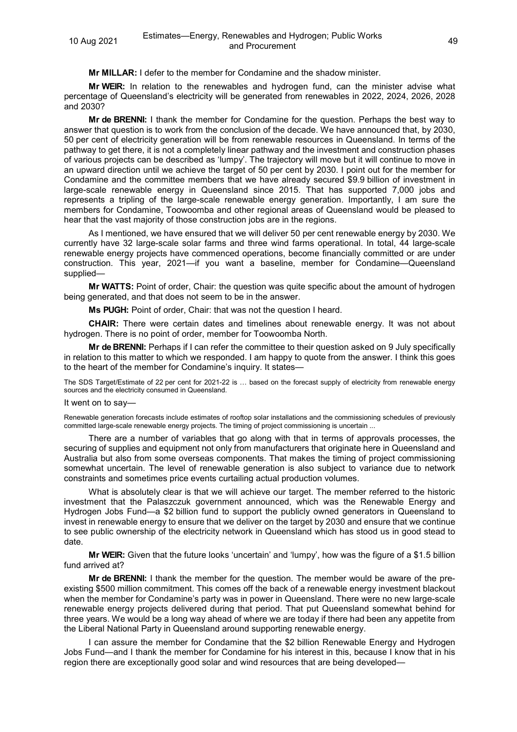**Mr MILLAR:** I defer to the member for Condamine and the shadow minister.

**Mr WEIR:** In relation to the renewables and hydrogen fund, can the minister advise what percentage of Queensland's electricity will be generated from renewables in 2022, 2024, 2026, 2028 and 2030?

**Mr de BRENNI:** I thank the member for Condamine for the question. Perhaps the best way to answer that question is to work from the conclusion of the decade. We have announced that, by 2030, 50 per cent of electricity generation will be from renewable resources in Queensland. In terms of the pathway to get there, it is not a completely linear pathway and the investment and construction phases of various projects can be described as 'lumpy'. The trajectory will move but it will continue to move in an upward direction until we achieve the target of 50 per cent by 2030. I point out for the member for Condamine and the committee members that we have already secured $9.9 billion of investment in large-scale renewable energy in Queensland since 2015. That has supported 7,000 jobs and represents a tripling of the large-scale renewable energy generation. Importantly, I am sure the members for Condamine, Toowoomba and other regional areas of Queensland would be pleased to hear that the vast majority of those construction jobs are in the regions.

As I mentioned, we have ensured that we will deliver 50 per cent renewable energy by 2030. We currently have 32 large-scale solar farms and three wind farms operational. In total, 44 large-scale renewable energy projects have commenced operations, become financially committed or are under construction. This year, 2021—if you want a baseline, member for Condamine—Queensland supplied—

**Mr WATTS:** Point of order, Chair: the question was quite specific about the amount of hydrogen being generated, and that does not seem to be in the answer.

**Ms PUGH:** Point of order, Chair: that was not the question I heard.

**CHAIR:** There were certain dates and timelines about renewable energy. It was not about hydrogen. There is no point of order, member for Toowoomba North.

**Mr de BRENNI:** Perhaps if I can refer the committee to their question asked on 9 July specifically in relation to this matter to which we responded. I am happy to quote from the answer. I think this goes to the heart of the member for Condamine's inquiry. It states—

> The SDS Target/Estimate of 22 per cent for 2021-22 is … based on the forecast supply of electricity from renewable energy sources and the electricity consumed in Queensland.

It went on to say—

> Renewable generation forecasts include estimates of rooftop solar installations and the commissioning schedules of previously committed large-scale renewable energy projects. The timing of project commissioning is uncertain ...

There are a number of variables that go along with that in terms of approvals processes, the securing of supplies and equipment not only from manufacturers that originate here in Queensland and Australia but also from some overseas components. That makes the timing of project commissioning somewhat uncertain. The level of renewable generation is also subject to variance due to network constraints and sometimes price events curtailing actual production volumes.

What is absolutely clear is that we will achieve our target. The member referred to the historic investment that the Palaszczuk government announced, which was the Renewable Energy and Hydrogen Jobs Fund—a $2 billion fund to support the publicly owned generators in Queensland to invest in renewable energy to ensure that we deliver on the target by 2030 and ensure that we continue to see public ownership of the electricity network in Queensland which has stood us in good stead to date.

**Mr WEIR:** Given that the future looks 'uncertain' and 'lumpy', how was the figure of a $1.5 billion fund arrived at?

**Mr de BRENNI:** I thank the member for the question. The member would be aware of the pre-existing $500 million commitment. This comes off the back of a renewable energy investment blackout when the member for Condamine's party was in power in Queensland. There were no new large-scale renewable energy projects delivered during that period. That put Queensland somewhat behind for three years. We would be a long way ahead of where we are today if there had been any appetite from the Liberal National Party in Queensland around supporting renewable energy.

I can assure the member for Condamine that the $2 billion Renewable Energy and Hydrogen Jobs Fund—and I thank the member for Condamine for his interest in this, because I know that in his region there are exceptionally good solar and wind resources that are being developed—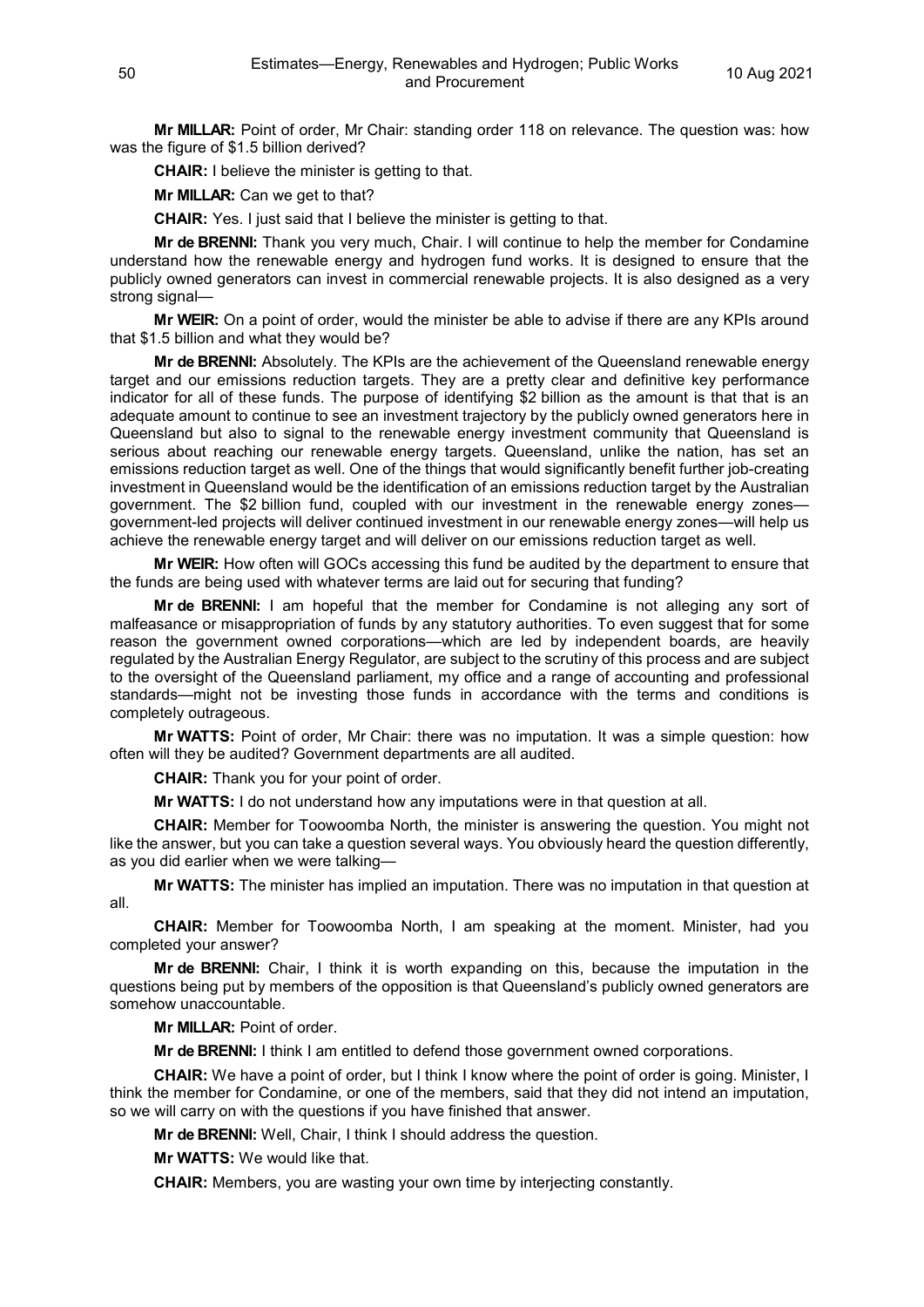**Mr MILLAR:** Point of order, Mr Chair: standing order 118 on relevance. The question was: how was the figure of $1.5 billion derived?

**CHAIR:** I believe the minister is getting to that.

**Mr MILLAR:** Can we get to that?

**CHAIR:** Yes. I just said that I believe the minister is getting to that.

**Mr de BRENNI:** Thank you very much, Chair. I will continue to help the member for Condamine understand how the renewable energy and hydrogen fund works. It is designed to ensure that the publicly owned generators can invest in commercial renewable projects. It is also designed as a very strong signal—

**Mr WEIR:** On a point of order, would the minister be able to advise if there are any KPIs around that $1.5 billion and what they would be?

**Mr de BRENNI:** Absolutely. The KPIs are the achievement of the Queensland renewable energy target and our emissions reduction targets. They are a pretty clear and definitive key performance indicator for all of these funds. The purpose of identifying $2 billion as the amount is that that is an adequate amount to continue to see an investment trajectory by the publicly owned generators here in Queensland but also to signal to the renewable energy investment community that Queensland is serious about reaching our renewable energy targets. Queensland, unlike the nation, has set an emissions reduction target as well. One of the things that would significantly benefit further job-creating investment in Queensland would be the identification of an emissions reduction target by the Australian government. The $2 billion fund, coupled with our investment in the renewable energy zones—government-led projects will deliver continued investment in our renewable energy zones—will help us achieve the renewable energy target and will deliver on our emissions reduction target as well.

**Mr WEIR:** How often will GOCs accessing this fund be audited by the department to ensure that the funds are being used with whatever terms are laid out for securing that funding?

**Mr de BRENNI:** I am hopeful that the member for Condamine is not alleging any sort of malfeasance or misappropriation of funds by any statutory authorities. To even suggest that for some reason the government owned corporations—which are led by independent boards, are heavily regulated by the Australian Energy Regulator, are subject to the scrutiny of this process and are subject to the oversight of the Queensland parliament, my office and a range of accounting and professional standards—might not be investing those funds in accordance with the terms and conditions is completely outrageous.

**Mr WATTS:** Point of order, Mr Chair: there was no imputation. It was a simple question: how often will they be audited? Government departments are all audited.

**CHAIR:** Thank you for your point of order.

**Mr WATTS:** I do not understand how any imputations were in that question at all.

**CHAIR:** Member for Toowoomba North, the minister is answering the question. You might not like the answer, but you can take a question several ways. You obviously heard the question differently, as you did earlier when we were talking—

**Mr WATTS:** The minister has implied an imputation. There was no imputation in that question at all.

**CHAIR:** Member for Toowoomba North, I am speaking at the moment. Minister, had you completed your answer?

**Mr de BRENNI:** Chair, I think it is worth expanding on this, because the imputation in the questions being put by members of the opposition is that Queensland's publicly owned generators are somehow unaccountable.

**Mr MILLAR:** Point of order.

**Mr de BRENNI:** I think I am entitled to defend those government owned corporations.

**CHAIR:** We have a point of order, but I think I know where the point of order is going. Minister, I think the member for Condamine, or one of the members, said that they did not intend an imputation, so we will carry on with the questions if you have finished that answer.

**Mr de BRENNI:** Well, Chair, I think I should address the question.

**Mr WATTS:** We would like that.

**CHAIR:** Members, you are wasting your own time by interjecting constantly.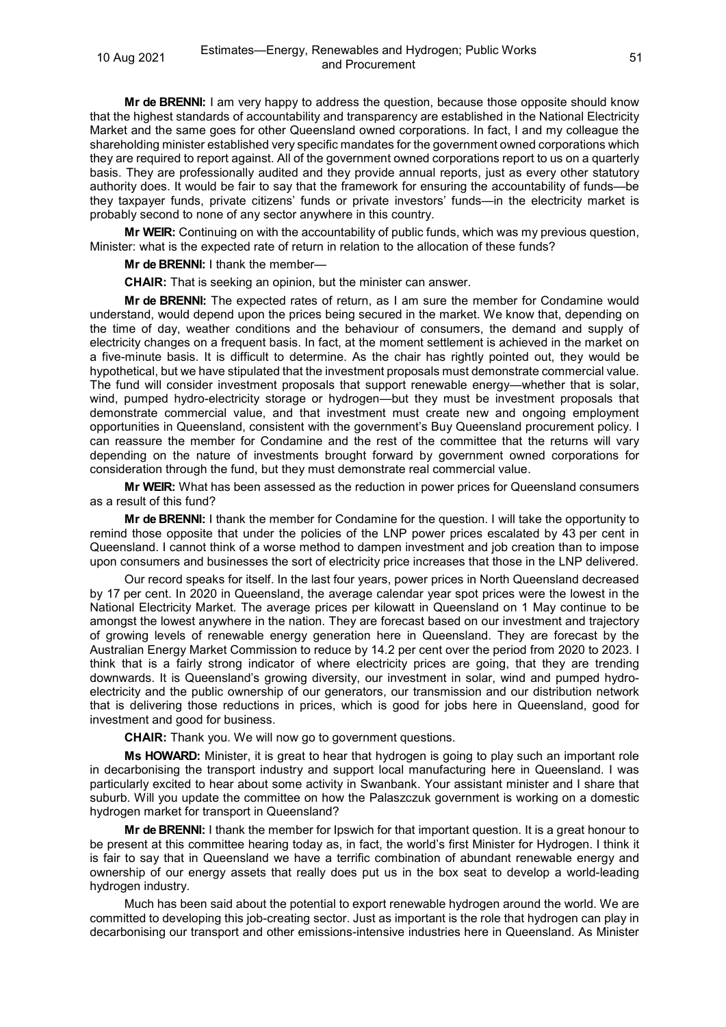**Mr de BRENNI:** I am very happy to address the question, because those opposite should know that the highest standards of accountability and transparency are established in the National Electricity Market and the same goes for other Queensland owned corporations. In fact, I and my colleague the shareholding minister established very specific mandates for the government owned corporations which they are required to report against. All of the government owned corporations report to us on a quarterly basis. They are professionally audited and they provide annual reports, just as every other statutory authority does. It would be fair to say that the framework for ensuring the accountability of funds—be they taxpayer funds, private citizens' funds or private investors' funds—in the electricity market is probably second to none of any sector anywhere in this country.

**Mr WEIR:** Continuing on with the accountability of public funds, which was my previous question, Minister: what is the expected rate of return in relation to the allocation of these funds?

**Mr de BRENNI:** I thank the member—

**CHAIR:** That is seeking an opinion, but the minister can answer.

**Mr de BRENNI:** The expected rates of return, as I am sure the member for Condamine would understand, would depend upon the prices being secured in the market. We know that, depending on the time of day, weather conditions and the behaviour of consumers, the demand and supply of electricity changes on a frequent basis. In fact, at the moment settlement is achieved in the market on a five-minute basis. It is difficult to determine. As the chair has rightly pointed out, they would be hypothetical, but we have stipulated that the investment proposals must demonstrate commercial value. The fund will consider investment proposals that support renewable energy—whether that is solar, wind, pumped hydro-electricity storage or hydrogen—but they must be investment proposals that demonstrate commercial value, and that investment must create new and ongoing employment opportunities in Queensland, consistent with the government's Buy Queensland procurement policy. I can reassure the member for Condamine and the rest of the committee that the returns will vary depending on the nature of investments brought forward by government owned corporations for consideration through the fund, but they must demonstrate real commercial value.

**Mr WEIR:** What has been assessed as the reduction in power prices for Queensland consumers as a result of this fund?

**Mr de BRENNI:** I thank the member for Condamine for the question. I will take the opportunity to remind those opposite that under the policies of the LNP power prices escalated by 43 per cent in Queensland. I cannot think of a worse method to dampen investment and job creation than to impose upon consumers and businesses the sort of electricity price increases that those in the LNP delivered.

Our record speaks for itself. In the last four years, power prices in North Queensland decreased by 17 per cent. In 2020 in Queensland, the average calendar year spot prices were the lowest in the National Electricity Market. The average prices per kilowatt in Queensland on 1 May continue to be amongst the lowest anywhere in the nation. They are forecast based on our investment and trajectory of growing levels of renewable energy generation here in Queensland. They are forecast by the Australian Energy Market Commission to reduce by 14.2 per cent over the period from 2020 to 2023. I think that is a fairly strong indicator of where electricity prices are going, that they are trending downwards. It is Queensland's growing diversity, our investment in solar, wind and pumped hydro-electricity and the public ownership of our generators, our transmission and our distribution network that is delivering those reductions in prices, which is good for jobs here in Queensland, good for investment and good for business.

**CHAIR:** Thank you. We will now go to government questions.

**Ms HOWARD:** Minister, it is great to hear that hydrogen is going to play such an important role in decarbonising the transport industry and support local manufacturing here in Queensland. I was particularly excited to hear about some activity in Swanbank. Your assistant minister and I share that suburb. Will you update the committee on how the Palaszczuk government is working on a domestic hydrogen market for transport in Queensland?

**Mr de BRENNI:** I thank the member for Ipswich for that important question. It is a great honour to be present at this committee hearing today as, in fact, the world's first Minister for Hydrogen. I think it is fair to say that in Queensland we have a terrific combination of abundant renewable energy and ownership of our energy assets that really does put us in the box seat to develop a world-leading hydrogen industry.

Much has been said about the potential to export renewable hydrogen around the world. We are committed to developing this job-creating sector. Just as important is the role that hydrogen can play in decarbonising our transport and other emissions-intensive industries here in Queensland. As Minister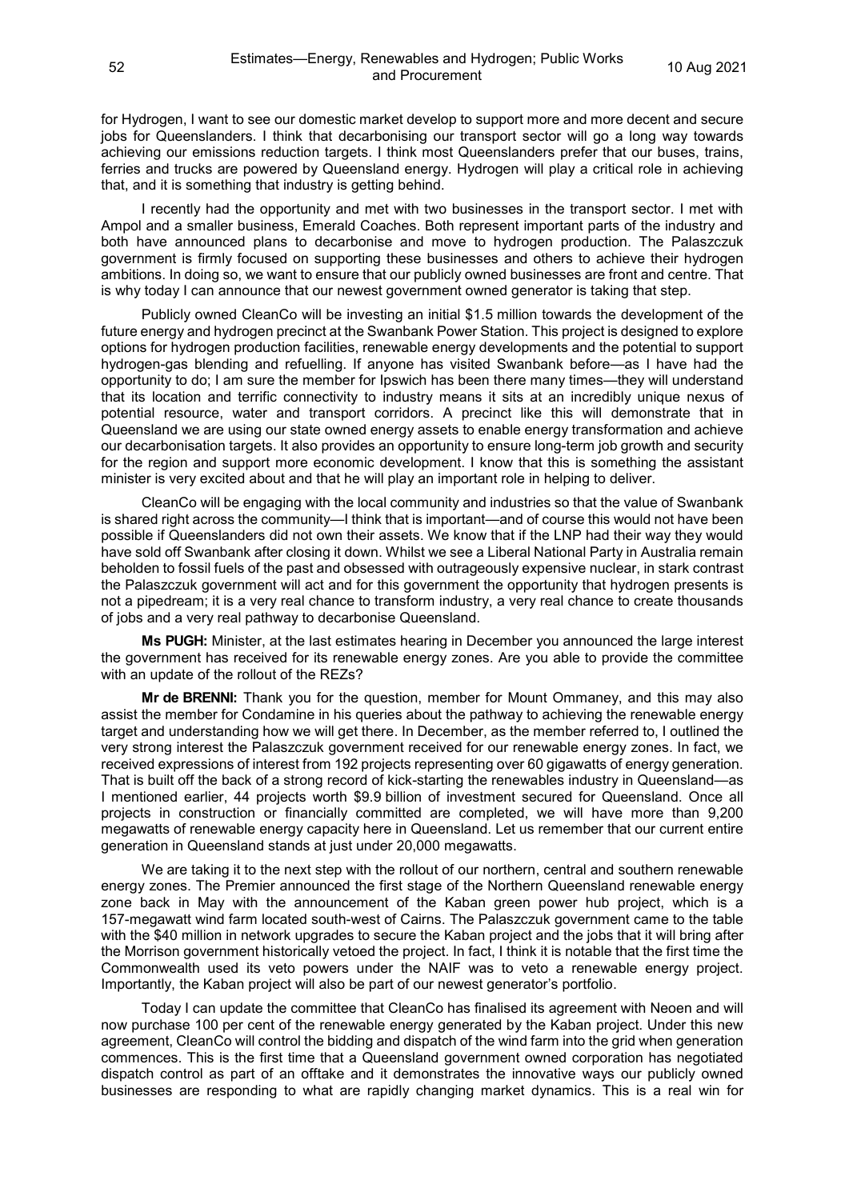for Hydrogen, I want to see our domestic market develop to support more and more decent and secure jobs for Queenslanders. I think that decarbonising our transport sector will go a long way towards achieving our emissions reduction targets. I think most Queenslanders prefer that our buses, trains, ferries and trucks are powered by Queensland energy. Hydrogen will play a critical role in achieving that, and it is something that industry is getting behind.

I recently had the opportunity and met with two businesses in the transport sector. I met with Ampol and a smaller business, Emerald Coaches. Both represent important parts of the industry and both have announced plans to decarbonise and move to hydrogen production. The Palaszczuk government is firmly focused on supporting these businesses and others to achieve their hydrogen ambitions. In doing so, we want to ensure that our publicly owned businesses are front and centre. That is why today I can announce that our newest government owned generator is taking that step.

Publicly owned CleanCo will be investing an initial $1.5 million towards the development of the future energy and hydrogen precinct at the Swanbank Power Station. This project is designed to explore options for hydrogen production facilities, renewable energy developments and the potential to support hydrogen-gas blending and refuelling. If anyone has visited Swanbank before—as I have had the opportunity to do; I am sure the member for Ipswich has been there many times—they will understand that its location and terrific connectivity to industry means it sits at an incredibly unique nexus of potential resource, water and transport corridors. A precinct like this will demonstrate that in Queensland we are using our state owned energy assets to enable energy transformation and achieve our decarbonisation targets. It also provides an opportunity to ensure long-term job growth and security for the region and support more economic development. I know that this is something the assistant minister is very excited about and that he will play an important role in helping to deliver.

CleanCo will be engaging with the local community and industries so that the value of Swanbank is shared right across the community—I think that is important—and of course this would not have been possible if Queenslanders did not own their assets. We know that if the LNP had their way they would have sold off Swanbank after closing it down. Whilst we see a Liberal National Party in Australia remain beholden to fossil fuels of the past and obsessed with outrageously expensive nuclear, in stark contrast the Palaszczuk government will act and for this government the opportunity that hydrogen presents is not a pipedream; it is a very real chance to transform industry, a very real chance to create thousands of jobs and a very real pathway to decarbonise Queensland.

**Ms PUGH:** Minister, at the last estimates hearing in December you announced the large interest the government has received for its renewable energy zones. Are you able to provide the committee with an update of the rollout of the REZs?

**Mr de BRENNI:** Thank you for the question, member for Mount Ommaney, and this may also assist the member for Condamine in his queries about the pathway to achieving the renewable energy target and understanding how we will get there. In December, as the member referred to, I outlined the very strong interest the Palaszczuk government received for our renewable energy zones. In fact, we received expressions of interest from 192 projects representing over 60 gigawatts of energy generation. That is built off the back of a strong record of kick-starting the renewables industry in Queensland—as I mentioned earlier, 44 projects worth $9.9 billion of investment secured for Queensland. Once all projects in construction or financially committed are completed, we will have more than 9,200 megawatts of renewable energy capacity here in Queensland. Let us remember that our current entire generation in Queensland stands at just under 20,000 megawatts.

We are taking it to the next step with the rollout of our northern, central and southern renewable energy zones. The Premier announced the first stage of the Northern Queensland renewable energy zone back in May with the announcement of the Kaban green power hub project, which is a 157-megawatt wind farm located south-west of Cairns. The Palaszczuk government came to the table with the $40 million in network upgrades to secure the Kaban project and the jobs that it will bring after the Morrison government historically vetoed the project. In fact, I think it is notable that the first time the Commonwealth used its veto powers under the NAIF was to veto a renewable energy project. Importantly, the Kaban project will also be part of our newest generator's portfolio.

Today I can update the committee that CleanCo has finalised its agreement with Neoen and will now purchase 100 per cent of the renewable energy generated by the Kaban project. Under this new agreement, CleanCo will control the bidding and dispatch of the wind farm into the grid when generation commences. This is the first time that a Queensland government owned corporation has negotiated dispatch control as part of an offtake and it demonstrates the innovative ways our publicly owned businesses are responding to what are rapidly changing market dynamics. This is a real win for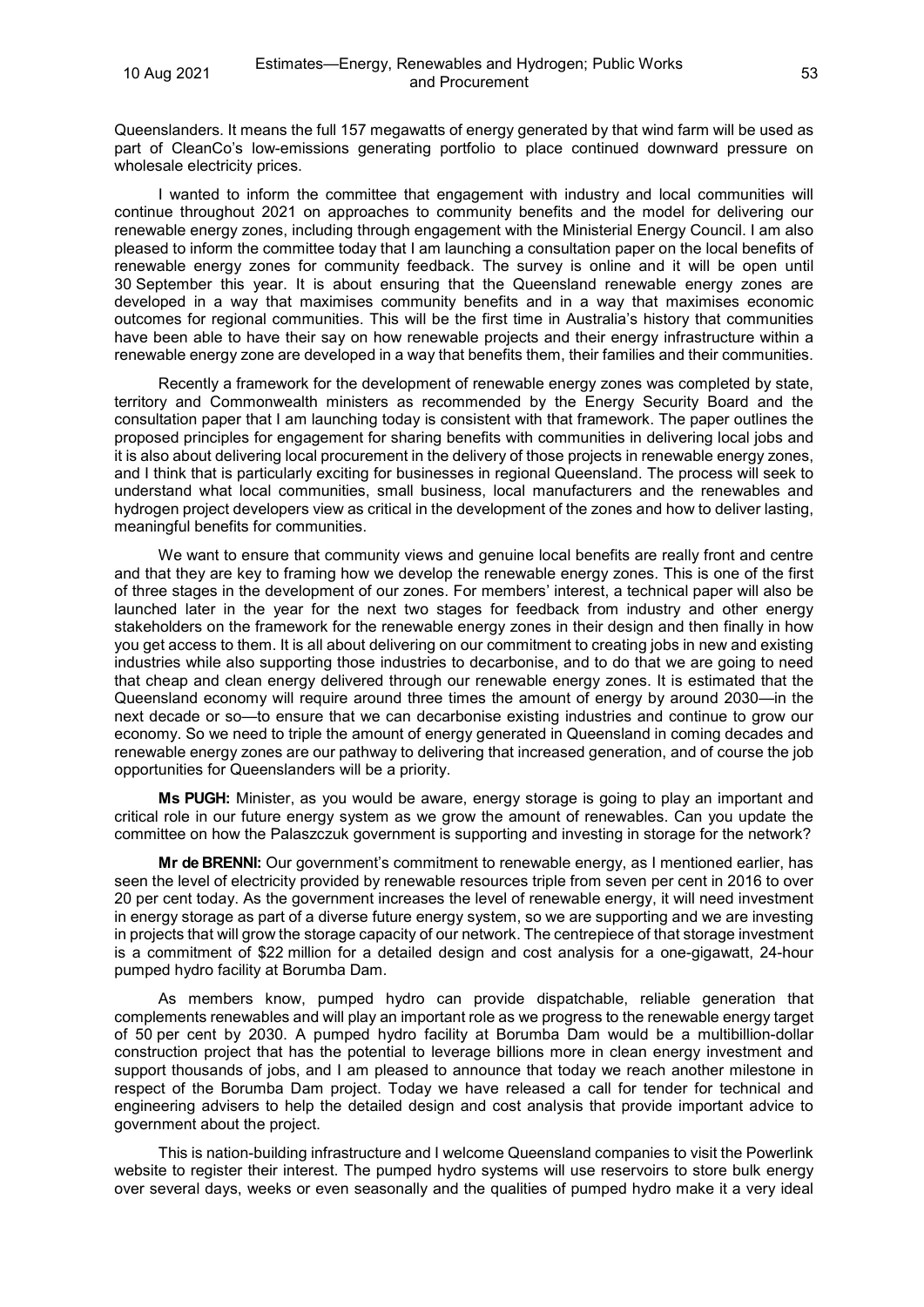Queenslanders. It means the full 157 megawatts of energy generated by that wind farm will be used as part of CleanCo's low-emissions generating portfolio to place continued downward pressure on wholesale electricity prices.

I wanted to inform the committee that engagement with industry and local communities will continue throughout 2021 on approaches to community benefits and the model for delivering our renewable energy zones, including through engagement with the Ministerial Energy Council. I am also pleased to inform the committee today that I am launching a consultation paper on the local benefits of renewable energy zones for community feedback. The survey is online and it will be open until 30 September this year. It is about ensuring that the Queensland renewable energy zones are developed in a way that maximises community benefits and in a way that maximises economic outcomes for regional communities. This will be the first time in Australia's history that communities have been able to have their say on how renewable projects and their energy infrastructure within a renewable energy zone are developed in a way that benefits them, their families and their communities.

Recently a framework for the development of renewable energy zones was completed by state, territory and Commonwealth ministers as recommended by the Energy Security Board and the consultation paper that I am launching today is consistent with that framework. The paper outlines the proposed principles for engagement for sharing benefits with communities in delivering local jobs and it is also about delivering local procurement in the delivery of those projects in renewable energy zones, and I think that is particularly exciting for businesses in regional Queensland. The process will seek to understand what local communities, small business, local manufacturers and the renewables and hydrogen project developers view as critical in the development of the zones and how to deliver lasting, meaningful benefits for communities.

We want to ensure that community views and genuine local benefits are really front and centre and that they are key to framing how we develop the renewable energy zones. This is one of the first of three stages in the development of our zones. For members' interest, a technical paper will also be launched later in the year for the next two stages for feedback from industry and other energy stakeholders on the framework for the renewable energy zones in their design and then finally in how you get access to them. It is all about delivering on our commitment to creating jobs in new and existing industries while also supporting those industries to decarbonise, and to do that we are going to need that cheap and clean energy delivered through our renewable energy zones. It is estimated that the Queensland economy will require around three times the amount of energy by around 2030—in the next decade or so—to ensure that we can decarbonise existing industries and continue to grow our economy. So we need to triple the amount of energy generated in Queensland in coming decades and renewable energy zones are our pathway to delivering that increased generation, and of course the job opportunities for Queenslanders will be a priority.

**Ms PUGH:** Minister, as you would be aware, energy storage is going to play an important and critical role in our future energy system as we grow the amount of renewables. Can you update the committee on how the Palaszczuk government is supporting and investing in storage for the network?

**Mr de BRENNI:** Our government's commitment to renewable energy, as I mentioned earlier, has seen the level of electricity provided by renewable resources triple from seven per cent in 2016 to over 20 per cent today. As the government increases the level of renewable energy, it will need investment in energy storage as part of a diverse future energy system, so we are supporting and we are investing in projects that will grow the storage capacity of our network. The centrepiece of that storage investment is a commitment of $22 million for a detailed design and cost analysis for a one-gigawatt, 24-hour pumped hydro facility at Borumba Dam.

As members know, pumped hydro can provide dispatchable, reliable generation that complements renewables and will play an important role as we progress to the renewable energy target of 50 per cent by 2030. A pumped hydro facility at Borumba Dam would be a multibillion-dollar construction project that has the potential to leverage billions more in clean energy investment and support thousands of jobs, and I am pleased to announce that today we reach another milestone in respect of the Borumba Dam project. Today we have released a call for tender for technical and engineering advisers to help the detailed design and cost analysis that provide important advice to government about the project.

This is nation-building infrastructure and I welcome Queensland companies to visit the Powerlink website to register their interest. The pumped hydro systems will use reservoirs to store bulk energy over several days, weeks or even seasonally and the qualities of pumped hydro make it a very ideal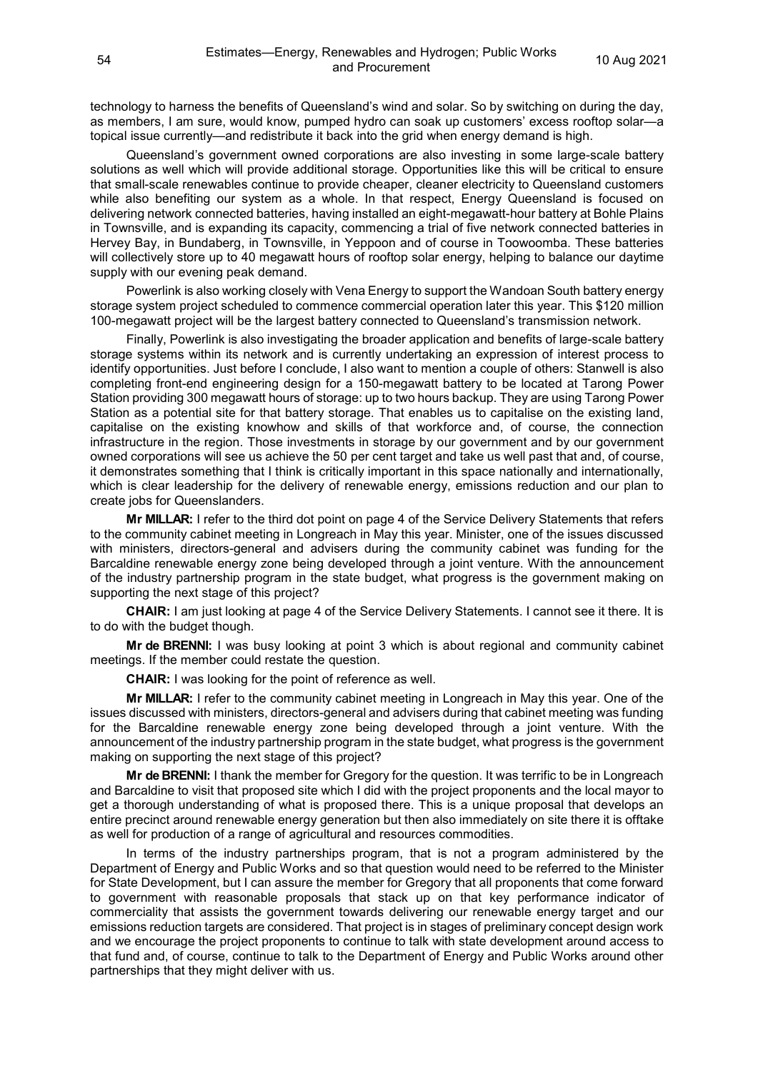technology to harness the benefits of Queensland's wind and solar. So by switching on during the day, as members, I am sure, would know, pumped hydro can soak up customers' excess rooftop solar—a topical issue currently—and redistribute it back into the grid when energy demand is high.

Queensland's government owned corporations are also investing in some large-scale battery solutions as well which will provide additional storage. Opportunities like this will be critical to ensure that small-scale renewables continue to provide cheaper, cleaner electricity to Queensland customers while also benefiting our system as a whole. In that respect, Energy Queensland is focused on delivering network connected batteries, having installed an eight-megawatt-hour battery at Bohle Plains in Townsville, and is expanding its capacity, commencing a trial of five network connected batteries in Hervey Bay, in Bundaberg, in Townsville, in Yeppoon and of course in Toowoomba. These batteries will collectively store up to 40 megawatt hours of rooftop solar energy, helping to balance our daytime supply with our evening peak demand.

Powerlink is also working closely with Vena Energy to support the Wandoan South battery energy storage system project scheduled to commence commercial operation later this year. This $120 million 100-megawatt project will be the largest battery connected to Queensland's transmission network.

Finally, Powerlink is also investigating the broader application and benefits of large-scale battery storage systems within its network and is currently undertaking an expression of interest process to identify opportunities. Just before I conclude, I also want to mention a couple of others: Stanwell is also completing front-end engineering design for a 150-megawatt battery to be located at Tarong Power Station providing 300 megawatt hours of storage: up to two hours backup. They are using Tarong Power Station as a potential site for that battery storage. That enables us to capitalise on the existing land, capitalise on the existing knowhow and skills of that workforce and, of course, the connection infrastructure in the region. Those investments in storage by our government and by our government owned corporations will see us achieve the 50 per cent target and take us well past that and, of course, it demonstrates something that I think is critically important in this space nationally and internationally, which is clear leadership for the delivery of renewable energy, emissions reduction and our plan to create jobs for Queenslanders.

**Mr MILLAR:** I refer to the third dot point on page 4 of the Service Delivery Statements that refers to the community cabinet meeting in Longreach in May this year. Minister, one of the issues discussed with ministers, directors-general and advisers during the community cabinet was funding for the Barcaldine renewable energy zone being developed through a joint venture. With the announcement of the industry partnership program in the state budget, what progress is the government making on supporting the next stage of this project?

**CHAIR:** I am just looking at page 4 of the Service Delivery Statements. I cannot see it there. It is to do with the budget though.

**Mr de BRENNI:** I was busy looking at point 3 which is about regional and community cabinet meetings. If the member could restate the question.

**CHAIR:** I was looking for the point of reference as well.

**Mr MILLAR:** I refer to the community cabinet meeting in Longreach in May this year. One of the issues discussed with ministers, directors-general and advisers during that cabinet meeting was funding for the Barcaldine renewable energy zone being developed through a joint venture. With the announcement of the industry partnership program in the state budget, what progress is the government making on supporting the next stage of this project?

**Mr de BRENNI:** I thank the member for Gregory for the question. It was terrific to be in Longreach and Barcaldine to visit that proposed site which I did with the project proponents and the local mayor to get a thorough understanding of what is proposed there. This is a unique proposal that develops an entire precinct around renewable energy generation but then also immediately on site there it is offtake as well for production of a range of agricultural and resources commodities.

In terms of the industry partnerships program, that is not a program administered by the Department of Energy and Public Works and so that question would need to be referred to the Minister for State Development, but I can assure the member for Gregory that all proponents that come forward to government with reasonable proposals that stack up on that key performance indicator of commerciality that assists the government towards delivering our renewable energy target and our emissions reduction targets are considered. That project is in stages of preliminary concept design work and we encourage the project proponents to continue to talk with state development around access to that fund and, of course, continue to talk to the Department of Energy and Public Works around other partnerships that they might deliver with us.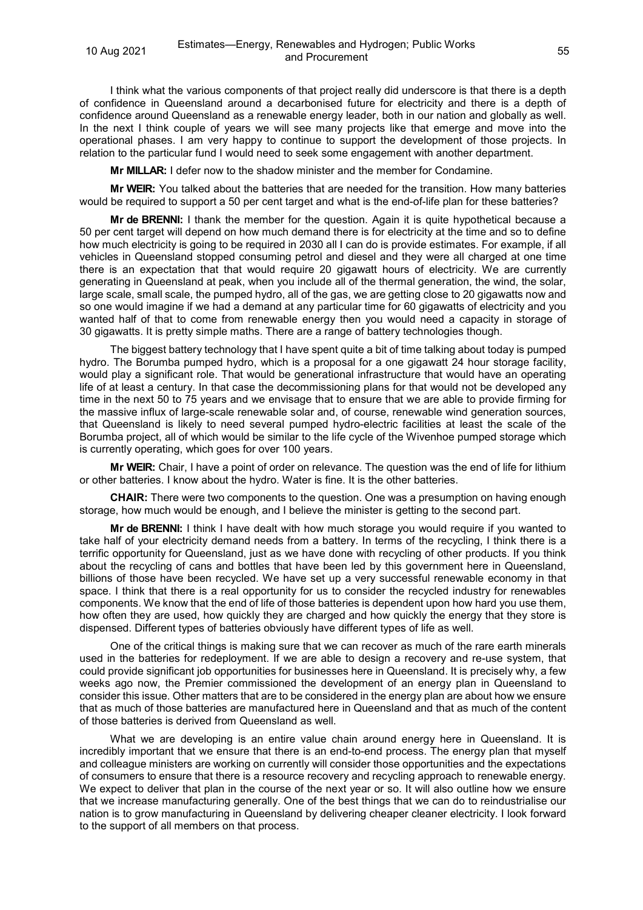I think what the various components of that project really did underscore is that there is a depth of confidence in Queensland around a decarbonised future for electricity and there is a depth of confidence around Queensland as a renewable energy leader, both in our nation and globally as well. In the next I think couple of years we will see many projects like that emerge and move into the operational phases. I am very happy to continue to support the development of those projects. In relation to the particular fund I would need to seek some engagement with another department.

**Mr MILLAR:** I defer now to the shadow minister and the member for Condamine.

**Mr WEIR:** You talked about the batteries that are needed for the transition. How many batteries would be required to support a 50 per cent target and what is the end-of-life plan for these batteries?

**Mr de BRENNI:** I thank the member for the question. Again it is quite hypothetical because a 50 per cent target will depend on how much demand there is for electricity at the time and so to define how much electricity is going to be required in 2030 all I can do is provide estimates. For example, if all vehicles in Queensland stopped consuming petrol and diesel and they were all charged at one time there is an expectation that that would require 20 gigawatt hours of electricity. We are currently generating in Queensland at peak, when you include all of the thermal generation, the wind, the solar, large scale, small scale, the pumped hydro, all of the gas, we are getting close to 20 gigawatts now and so one would imagine if we had a demand at any particular time for 60 gigawatts of electricity and you wanted half of that to come from renewable energy then you would need a capacity in storage of 30 gigawatts. It is pretty simple maths. There are a range of battery technologies though.

The biggest battery technology that I have spent quite a bit of time talking about today is pumped hydro. The Borumba pumped hydro, which is a proposal for a one gigawatt 24 hour storage facility, would play a significant role. That would be generational infrastructure that would have an operating life of at least a century. In that case the decommissioning plans for that would not be developed any time in the next 50 to 75 years and we envisage that to ensure that we are able to provide firming for the massive influx of large-scale renewable solar and, of course, renewable wind generation sources, that Queensland is likely to need several pumped hydro-electric facilities at least the scale of the Borumba project, all of which would be similar to the life cycle of the Wivenhoe pumped storage which is currently operating, which goes for over 100 years.

**Mr WEIR:** Chair, I have a point of order on relevance. The question was the end of life for lithium or other batteries. I know about the hydro. Water is fine. It is the other batteries.

**CHAIR:** There were two components to the question. One was a presumption on having enough storage, how much would be enough, and I believe the minister is getting to the second part.

**Mr de BRENNI:** I think I have dealt with how much storage you would require if you wanted to take half of your electricity demand needs from a battery. In terms of the recycling, I think there is a terrific opportunity for Queensland, just as we have done with recycling of other products. If you think about the recycling of cans and bottles that have been led by this government here in Queensland, billions of those have been recycled. We have set up a very successful renewable economy in that space. I think that there is a real opportunity for us to consider the recycled industry for renewables components. We know that the end of life of those batteries is dependent upon how hard you use them, how often they are used, how quickly they are charged and how quickly the energy that they store is dispensed. Different types of batteries obviously have different types of life as well.

One of the critical things is making sure that we can recover as much of the rare earth minerals used in the batteries for redeployment. If we are able to design a recovery and re-use system, that could provide significant job opportunities for businesses here in Queensland. It is precisely why, a few weeks ago now, the Premier commissioned the development of an energy plan in Queensland to consider this issue. Other matters that are to be considered in the energy plan are about how we ensure that as much of those batteries are manufactured here in Queensland and that as much of the content of those batteries is derived from Queensland as well.

What we are developing is an entire value chain around energy here in Queensland. It is incredibly important that we ensure that there is an end-to-end process. The energy plan that myself and colleague ministers are working on currently will consider those opportunities and the expectations of consumers to ensure that there is a resource recovery and recycling approach to renewable energy. We expect to deliver that plan in the course of the next year or so. It will also outline how we ensure that we increase manufacturing generally. One of the best things that we can do to reindustrialise our nation is to grow manufacturing in Queensland by delivering cheaper cleaner electricity. I look forward to the support of all members on that process.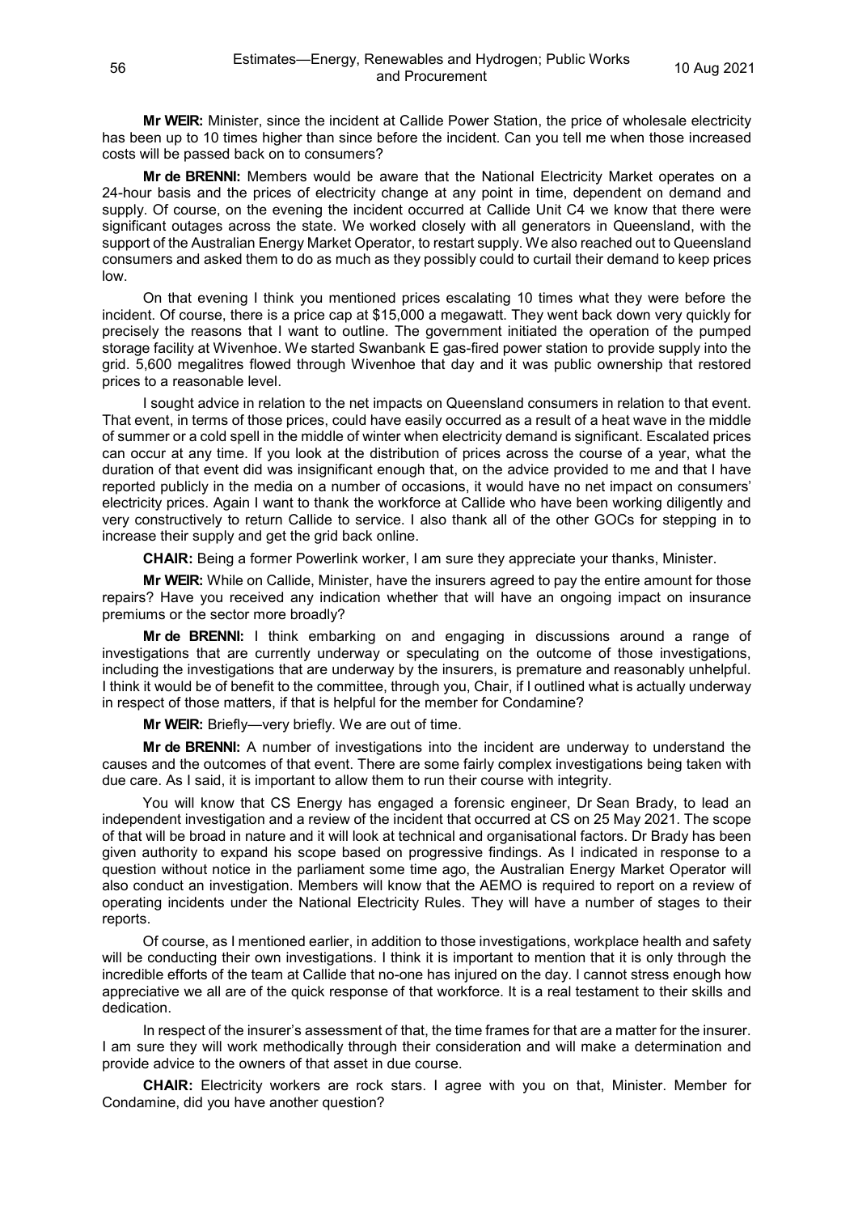**Mr WEIR:** Minister, since the incident at Callide Power Station, the price of wholesale electricity has been up to 10 times higher than since before the incident. Can you tell me when those increased costs will be passed back on to consumers?

**Mr de BRENNI:** Members would be aware that the National Electricity Market operates on a 24-hour basis and the prices of electricity change at any point in time, dependent on demand and supply. Of course, on the evening the incident occurred at Callide Unit C4 we know that there were significant outages across the state. We worked closely with all generators in Queensland, with the support of the Australian Energy Market Operator, to restart supply. We also reached out to Queensland consumers and asked them to do as much as they possibly could to curtail their demand to keep prices low.

On that evening I think you mentioned prices escalating 10 times what they were before the incident. Of course, there is a price cap at $15,000 a megawatt. They went back down very quickly for precisely the reasons that I want to outline. The government initiated the operation of the pumped storage facility at Wivenhoe. We started Swanbank E gas-fired power station to provide supply into the grid. 5,600 megalitres flowed through Wivenhoe that day and it was public ownership that restored prices to a reasonable level.

I sought advice in relation to the net impacts on Queensland consumers in relation to that event. That event, in terms of those prices, could have easily occurred as a result of a heat wave in the middle of summer or a cold spell in the middle of winter when electricity demand is significant. Escalated prices can occur at any time. If you look at the distribution of prices across the course of a year, what the duration of that event did was insignificant enough that, on the advice provided to me and that I have reported publicly in the media on a number of occasions, it would have no net impact on consumers' electricity prices. Again I want to thank the workforce at Callide who have been working diligently and very constructively to return Callide to service. I also thank all of the other GOCs for stepping in to increase their supply and get the grid back online.

**CHAIR:** Being a former Powerlink worker, I am sure they appreciate your thanks, Minister.

**Mr WEIR:** While on Callide, Minister, have the insurers agreed to pay the entire amount for those repairs? Have you received any indication whether that will have an ongoing impact on insurance premiums or the sector more broadly?

**Mr de BRENNI:** I think embarking on and engaging in discussions around a range of investigations that are currently underway or speculating on the outcome of those investigations, including the investigations that are underway by the insurers, is premature and reasonably unhelpful. I think it would be of benefit to the committee, through you, Chair, if I outlined what is actually underway in respect of those matters, if that is helpful for the member for Condamine?

**Mr WEIR:** Briefly—very briefly. We are out of time.

**Mr de BRENNI:** A number of investigations into the incident are underway to understand the causes and the outcomes of that event. There are some fairly complex investigations being taken with due care. As I said, it is important to allow them to run their course with integrity.

You will know that CS Energy has engaged a forensic engineer, Dr Sean Brady, to lead an independent investigation and a review of the incident that occurred at CS on 25 May 2021. The scope of that will be broad in nature and it will look at technical and organisational factors. Dr Brady has been given authority to expand his scope based on progressive findings. As I indicated in response to a question without notice in the parliament some time ago, the Australian Energy Market Operator will also conduct an investigation. Members will know that the AEMO is required to report on a review of operating incidents under the National Electricity Rules. They will have a number of stages to their reports.

Of course, as I mentioned earlier, in addition to those investigations, workplace health and safety will be conducting their own investigations. I think it is important to mention that it is only through the incredible efforts of the team at Callide that no-one has injured on the day. I cannot stress enough how appreciative we all are of the quick response of that workforce. It is a real testament to their skills and dedication.

In respect of the insurer's assessment of that, the time frames for that are a matter for the insurer. I am sure they will work methodically through their consideration and will make a determination and provide advice to the owners of that asset in due course.

**CHAIR:** Electricity workers are rock stars. I agree with you on that, Minister. Member for Condamine, did you have another question?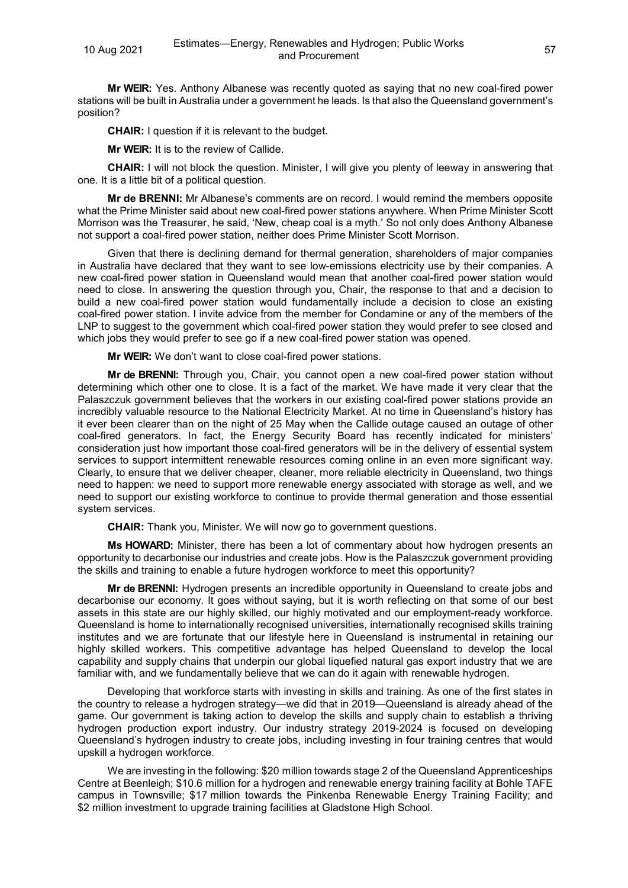**Mr WEIR:** Yes. Anthony Albanese was recently quoted as saying that no new coal-fired power stations will be built in Australia under a government he leads. Is that also the Queensland government's position?

**CHAIR:** I question if it is relevant to the budget.

**Mr WEIR:** It is to the review of Callide.

**CHAIR:** I will not block the question. Minister, I will give you plenty of leeway in answering that one. It is a little bit of a political question.

**Mr de BRENNI:** Mr Albanese's comments are on record. I would remind the members opposite what the Prime Minister said about new coal-fired power stations anywhere. When Prime Minister Scott Morrison was the Treasurer, he said, 'New, cheap coal is a myth.' So not only does Anthony Albanese not support a coal-fired power station, neither does Prime Minister Scott Morrison.

Given that there is declining demand for thermal generation, shareholders of major companies in Australia have declared that they want to see low-emissions electricity use by their companies. A new coal-fired power station in Queensland would mean that another coal-fired power station would need to close. In answering the question through you, Chair, the response to that and a decision to build a new coal-fired power station would fundamentally include a decision to close an existing coal-fired power station. I invite advice from the member for Condamine or any of the members of the LNP to suggest to the government which coal-fired power station they would prefer to see closed and which jobs they would prefer to see go if a new coal-fired power station was opened.

**Mr WEIR:** We don't want to close coal-fired power stations.

**Mr de BRENNI:** Through you, Chair, you cannot open a new coal-fired power station without determining which other one to close. It is a fact of the market. We have made it very clear that the Palaszczuk government believes that the workers in our existing coal-fired power stations provide an incredibly valuable resource to the National Electricity Market. At no time in Queensland's history has it ever been clearer than on the night of 25 May when the Callide outage caused an outage of other coal-fired generators. In fact, the Energy Security Board has recently indicated for ministers' consideration just how important those coal-fired generators will be in the delivery of essential system services to support intermittent renewable resources coming online in an even more significant way. Clearly, to ensure that we deliver cheaper, cleaner, more reliable electricity in Queensland, two things need to happen: we need to support more renewable energy associated with storage as well, and we need to support our existing workforce to continue to provide thermal generation and those essential system services.

**CHAIR:** Thank you, Minister. We will now go to government questions.

**Ms HOWARD:** Minister, there has been a lot of commentary about how hydrogen presents an opportunity to decarbonise our industries and create jobs. How is the Palaszczuk government providing the skills and training to enable a future hydrogen workforce to meet this opportunity?

**Mr de BRENNI:** Hydrogen presents an incredible opportunity in Queensland to create jobs and decarbonise our economy. It goes without saying, but it is worth reflecting on that some of our best assets in this state are our highly skilled, our highly motivated and our employment-ready workforce. Queensland is home to internationally recognised universities, internationally recognised skills training institutes and we are fortunate that our lifestyle here in Queensland is instrumental in retaining our highly skilled workers. This competitive advantage has helped Queensland to develop the local capability and supply chains that underpin our global liquefied natural gas export industry that we are familiar with, and we fundamentally believe that we can do it again with renewable hydrogen.

Developing that workforce starts with investing in skills and training. As one of the first states in the country to release a hydrogen strategy—we did that in 2019—Queensland is already ahead of the game. Our government is taking action to develop the skills and supply chain to establish a thriving hydrogen production export industry. Our industry strategy 2019-2024 is focused on developing Queensland's hydrogen industry to create jobs, including investing in four training centres that would upskill a hydrogen workforce.

We are investing in the following: $20 million towards stage 2 of the Queensland Apprenticeships Centre at Beenleigh; $10.6 million for a hydrogen and renewable energy training facility at Bohle TAFE campus in Townsville; $17 million towards the Pinkenba Renewable Energy Training Facility; and $2 million investment to upgrade training facilities at Gladstone High School.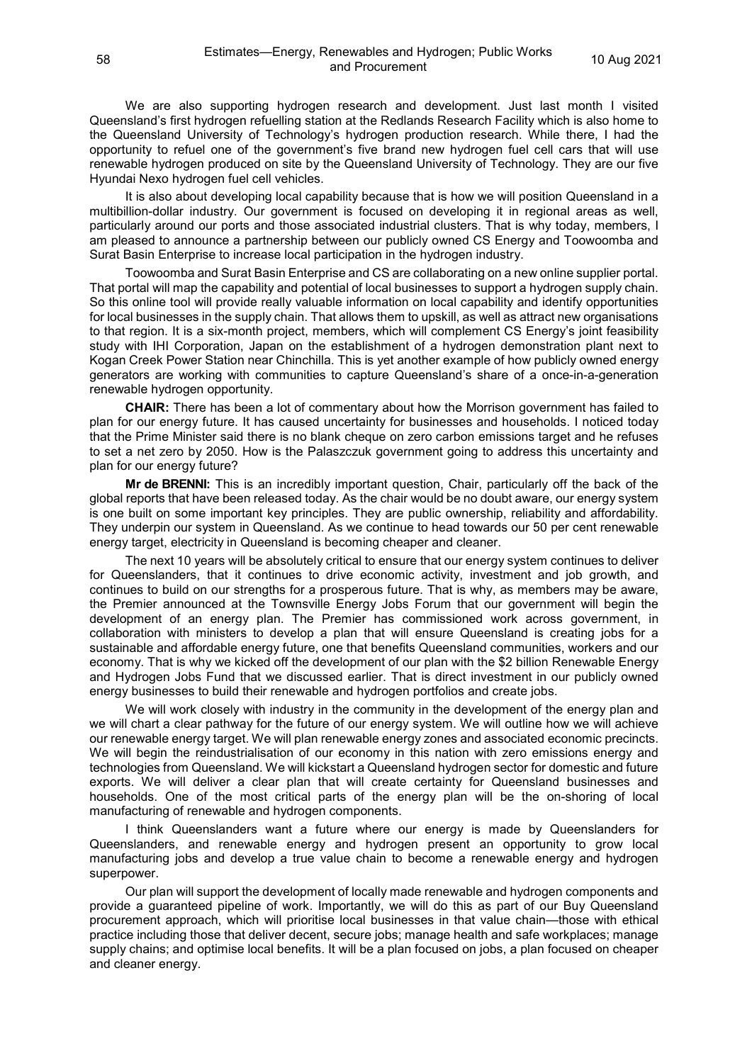We are also supporting hydrogen research and development. Just last month I visited Queensland's first hydrogen refuelling station at the Redlands Research Facility which is also home to the Queensland University of Technology's hydrogen production research. While there, I had the opportunity to refuel one of the government's five brand new hydrogen fuel cell cars that will use renewable hydrogen produced on site by the Queensland University of Technology. They are our five Hyundai Nexo hydrogen fuel cell vehicles.

It is also about developing local capability because that is how we will position Queensland in a multibillion-dollar industry. Our government is focused on developing it in regional areas as well, particularly around our ports and those associated industrial clusters. That is why today, members, I am pleased to announce a partnership between our publicly owned CS Energy and Toowoomba and Surat Basin Enterprise to increase local participation in the hydrogen industry.

Toowoomba and Surat Basin Enterprise and CS are collaborating on a new online supplier portal. That portal will map the capability and potential of local businesses to support a hydrogen supply chain. So this online tool will provide really valuable information on local capability and identify opportunities for local businesses in the supply chain. That allows them to upskill, as well as attract new organisations to that region. It is a six-month project, members, which will complement CS Energy's joint feasibility study with IHI Corporation, Japan on the establishment of a hydrogen demonstration plant next to Kogan Creek Power Station near Chinchilla. This is yet another example of how publicly owned energy generators are working with communities to capture Queensland's share of a once-in-a-generation renewable hydrogen opportunity.

**CHAIR:** There has been a lot of commentary about how the Morrison government has failed to plan for our energy future. It has caused uncertainty for businesses and households. I noticed today that the Prime Minister said there is no blank cheque on zero carbon emissions target and he refuses to set a net zero by 2050. How is the Palaszczuk government going to address this uncertainty and plan for our energy future?

**Mr de BRENNI:** This is an incredibly important question, Chair, particularly off the back of the global reports that have been released today. As the chair would be no doubt aware, our energy system is one built on some important key principles. They are public ownership, reliability and affordability. They underpin our system in Queensland. As we continue to head towards our 50 per cent renewable energy target, electricity in Queensland is becoming cheaper and cleaner.

The next 10 years will be absolutely critical to ensure that our energy system continues to deliver for Queenslanders, that it continues to drive economic activity, investment and job growth, and continues to build on our strengths for a prosperous future. That is why, as members may be aware, the Premier announced at the Townsville Energy Jobs Forum that our government will begin the development of an energy plan. The Premier has commissioned work across government, in collaboration with ministers to develop a plan that will ensure Queensland is creating jobs for a sustainable and affordable energy future, one that benefits Queensland communities, workers and our economy. That is why we kicked off the development of our plan with the $2 billion Renewable Energy and Hydrogen Jobs Fund that we discussed earlier. That is direct investment in our publicly owned energy businesses to build their renewable and hydrogen portfolios and create jobs.

We will work closely with industry in the community in the development of the energy plan and we will chart a clear pathway for the future of our energy system. We will outline how we will achieve our renewable energy target. We will plan renewable energy zones and associated economic precincts. We will begin the reindustrialisation of our economy in this nation with zero emissions energy and technologies from Queensland. We will kickstart a Queensland hydrogen sector for domestic and future exports. We will deliver a clear plan that will create certainty for Queensland businesses and households. One of the most critical parts of the energy plan will be the on-shoring of local manufacturing of renewable and hydrogen components.

I think Queenslanders want a future where our energy is made by Queenslanders for Queenslanders, and renewable energy and hydrogen present an opportunity to grow local manufacturing jobs and develop a true value chain to become a renewable energy and hydrogen superpower.

Our plan will support the development of locally made renewable and hydrogen components and provide a guaranteed pipeline of work. Importantly, we will do this as part of our Buy Queensland procurement approach, which will prioritise local businesses in that value chain—those with ethical practice including those that deliver decent, secure jobs; manage health and safe workplaces; manage supply chains; and optimise local benefits. It will be a plan focused on jobs, a plan focused on cheaper and cleaner energy.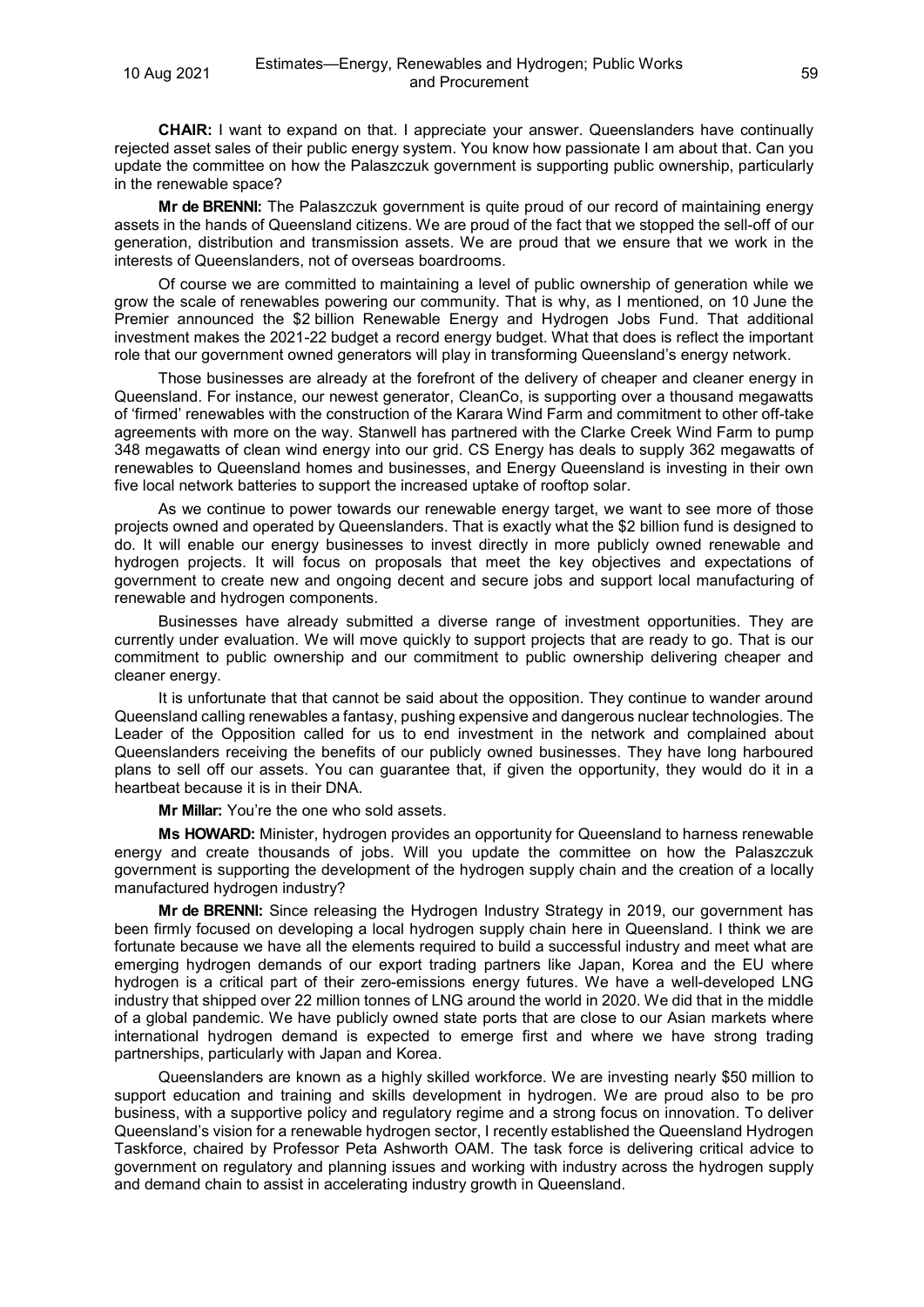**CHAIR:** I want to expand on that. I appreciate your answer. Queenslanders have continually rejected asset sales of their public energy system. You know how passionate I am about that. Can you update the committee on how the Palaszczuk government is supporting public ownership, particularly in the renewable space?

**Mr de BRENNI:** The Palaszczuk government is quite proud of our record of maintaining energy assets in the hands of Queensland citizens. We are proud of the fact that we stopped the sell-off of our generation, distribution and transmission assets. We are proud that we ensure that we work in the interests of Queenslanders, not of overseas boardrooms.

Of course we are committed to maintaining a level of public ownership of generation while we grow the scale of renewables powering our community. That is why, as I mentioned, on 10 June the Premier announced the $2 billion Renewable Energy and Hydrogen Jobs Fund. That additional investment makes the 2021-22 budget a record energy budget. What that does is reflect the important role that our government owned generators will play in transforming Queensland's energy network.

Those businesses are already at the forefront of the delivery of cheaper and cleaner energy in Queensland. For instance, our newest generator, CleanCo, is supporting over a thousand megawatts of 'firmed' renewables with the construction of the Karara Wind Farm and commitment to other off-take agreements with more on the way. Stanwell has partnered with the Clarke Creek Wind Farm to pump 348 megawatts of clean wind energy into our grid. CS Energy has deals to supply 362 megawatts of renewables to Queensland homes and businesses, and Energy Queensland is investing in their own five local network batteries to support the increased uptake of rooftop solar.

As we continue to power towards our renewable energy target, we want to see more of those projects owned and operated by Queenslanders. That is exactly what the $2 billion fund is designed to do. It will enable our energy businesses to invest directly in more publicly owned renewable and hydrogen projects. It will focus on proposals that meet the key objectives and expectations of government to create new and ongoing decent and secure jobs and support local manufacturing of renewable and hydrogen components.

Businesses have already submitted a diverse range of investment opportunities. They are currently under evaluation. We will move quickly to support projects that are ready to go. That is our commitment to public ownership and our commitment to public ownership delivering cheaper and cleaner energy.

It is unfortunate that that cannot be said about the opposition. They continue to wander around Queensland calling renewables a fantasy, pushing expensive and dangerous nuclear technologies. The Leader of the Opposition called for us to end investment in the network and complained about Queenslanders receiving the benefits of our publicly owned businesses. They have long harboured plans to sell off our assets. You can guarantee that, if given the opportunity, they would do it in a heartbeat because it is in their DNA.

**Mr Millar:** You're the one who sold assets.

**Ms HOWARD:** Minister, hydrogen provides an opportunity for Queensland to harness renewable energy and create thousands of jobs. Will you update the committee on how the Palaszczuk government is supporting the development of the hydrogen supply chain and the creation of a locally manufactured hydrogen industry?

**Mr de BRENNI:** Since releasing the Hydrogen Industry Strategy in 2019, our government has been firmly focused on developing a local hydrogen supply chain here in Queensland. I think we are fortunate because we have all the elements required to build a successful industry and meet what are emerging hydrogen demands of our export trading partners like Japan, Korea and the EU where hydrogen is a critical part of their zero-emissions energy futures. We have a well-developed LNG industry that shipped over 22 million tonnes of LNG around the world in 2020. We did that in the middle of a global pandemic. We have publicly owned state ports that are close to our Asian markets where international hydrogen demand is expected to emerge first and where we have strong trading partnerships, particularly with Japan and Korea.

Queenslanders are known as a highly skilled workforce. We are investing nearly $50 million to support education and training and skills development in hydrogen. We are proud also to be pro business, with a supportive policy and regulatory regime and a strong focus on innovation. To deliver Queensland's vision for a renewable hydrogen sector, I recently established the Queensland Hydrogen Taskforce, chaired by Professor Peta Ashworth OAM. The task force is delivering critical advice to government on regulatory and planning issues and working with industry across the hydrogen supply and demand chain to assist in accelerating industry growth in Queensland.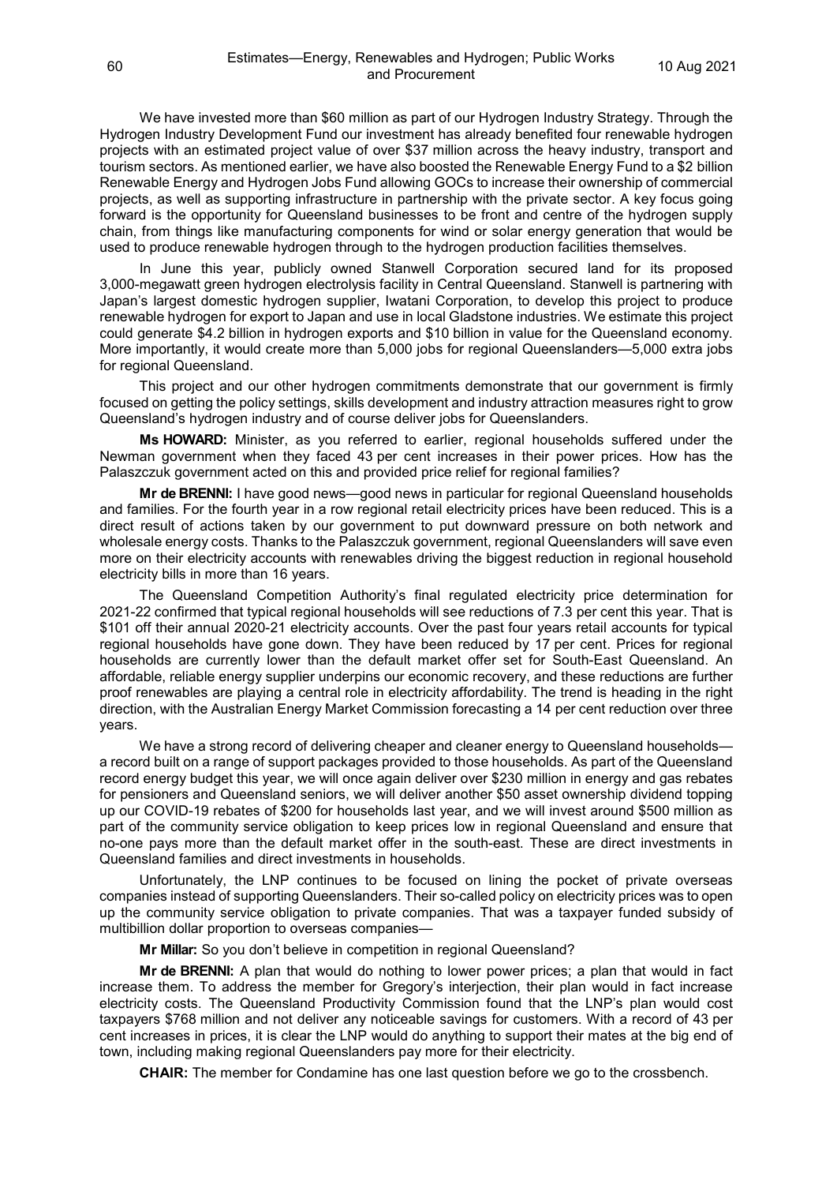We have invested more than $60 million as part of our Hydrogen Industry Strategy. Through the Hydrogen Industry Development Fund our investment has already benefited four renewable hydrogen projects with an estimated project value of over $37 million across the heavy industry, transport and tourism sectors. As mentioned earlier, we have also boosted the Renewable Energy Fund to a $2 billion Renewable Energy and Hydrogen Jobs Fund allowing GOCs to increase their ownership of commercial projects, as well as supporting infrastructure in partnership with the private sector. A key focus going forward is the opportunity for Queensland businesses to be front and centre of the hydrogen supply chain, from things like manufacturing components for wind or solar energy generation that would be used to produce renewable hydrogen through to the hydrogen production facilities themselves.

In June this year, publicly owned Stanwell Corporation secured land for its proposed 3,000-megawatt green hydrogen electrolysis facility in Central Queensland. Stanwell is partnering with Japan's largest domestic hydrogen supplier, Iwatani Corporation, to develop this project to produce renewable hydrogen for export to Japan and use in local Gladstone industries. We estimate this project could generate $4.2 billion in hydrogen exports and $10 billion in value for the Queensland economy. More importantly, it would create more than 5,000 jobs for regional Queenslanders—5,000 extra jobs for regional Queensland.

This project and our other hydrogen commitments demonstrate that our government is firmly focused on getting the policy settings, skills development and industry attraction measures right to grow Queensland's hydrogen industry and of course deliver jobs for Queenslanders.

**Ms HOWARD:** Minister, as you referred to earlier, regional households suffered under the Newman government when they faced 43 per cent increases in their power prices. How has the Palaszczuk government acted on this and provided price relief for regional families?

**Mr de BRENNI:** I have good news—good news in particular for regional Queensland households and families. For the fourth year in a row regional retail electricity prices have been reduced. This is a direct result of actions taken by our government to put downward pressure on both network and wholesale energy costs. Thanks to the Palaszczuk government, regional Queenslanders will save even more on their electricity accounts with renewables driving the biggest reduction in regional household electricity bills in more than 16 years.

The Queensland Competition Authority's final regulated electricity price determination for 2021-22 confirmed that typical regional households will see reductions of 7.3 per cent this year. That is $101 off their annual 2020-21 electricity accounts. Over the past four years retail accounts for typical regional households have gone down. They have been reduced by 17 per cent. Prices for regional households are currently lower than the default market offer set for South-East Queensland. An affordable, reliable energy supplier underpins our economic recovery, and these reductions are further proof renewables are playing a central role in electricity affordability. The trend is heading in the right direction, with the Australian Energy Market Commission forecasting a 14 per cent reduction over three years.

We have a strong record of delivering cheaper and cleaner energy to Queensland households—a record built on a range of support packages provided to those households. As part of the Queensland record energy budget this year, we will once again deliver over $230 million in energy and gas rebates for pensioners and Queensland seniors, we will deliver another $50 asset ownership dividend topping up our COVID-19 rebates of $200 for households last year, and we will invest around $500 million as part of the community service obligation to keep prices low in regional Queensland and ensure that no-one pays more than the default market offer in the south-east. These are direct investments in Queensland families and direct investments in households.

Unfortunately, the LNP continues to be focused on lining the pocket of private overseas companies instead of supporting Queenslanders. Their so-called policy on electricity prices was to open up the community service obligation to private companies. That was a taxpayer funded subsidy of multibillion dollar proportion to overseas companies—

**Mr Millar:** So you don't believe in competition in regional Queensland?

**Mr de BRENNI:** A plan that would do nothing to lower power prices; a plan that would in fact increase them. To address the member for Gregory's interjection, their plan would in fact increase electricity costs. The Queensland Productivity Commission found that the LNP's plan would cost taxpayers $768 million and not deliver any noticeable savings for customers. With a record of 43 per cent increases in prices, it is clear the LNP would do anything to support their mates at the big end of town, including making regional Queenslanders pay more for their electricity.

**CHAIR:** The member for Condamine has one last question before we go to the crossbench.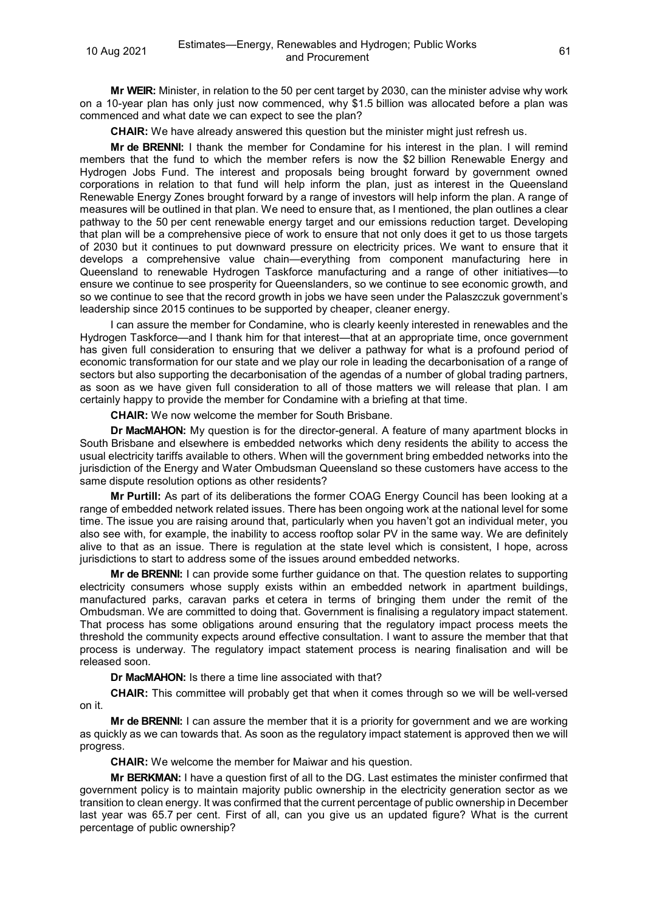**Mr WEIR:** Minister, in relation to the 50 per cent target by 2030, can the minister advise why work on a 10-year plan has only just now commenced, why $1.5 billion was allocated before a plan was commenced and what date we can expect to see the plan?

**CHAIR:** We have already answered this question but the minister might just refresh us.

**Mr de BRENNI:** I thank the member for Condamine for his interest in the plan. I will remind members that the fund to which the member refers is now the $2 billion Renewable Energy and Hydrogen Jobs Fund. The interest and proposals being brought forward by government owned corporations in relation to that fund will help inform the plan, just as interest in the Queensland Renewable Energy Zones brought forward by a range of investors will help inform the plan. A range of measures will be outlined in that plan. We need to ensure that, as I mentioned, the plan outlines a clear pathway to the 50 per cent renewable energy target and our emissions reduction target. Developing that plan will be a comprehensive piece of work to ensure that not only does it get to us those targets of 2030 but it continues to put downward pressure on electricity prices. We want to ensure that it develops a comprehensive value chain—everything from component manufacturing here in Queensland to renewable Hydrogen Taskforce manufacturing and a range of other initiatives—to ensure we continue to see prosperity for Queenslanders, so we continue to see economic growth, and so we continue to see that the record growth in jobs we have seen under the Palaszczuk government's leadership since 2015 continues to be supported by cheaper, cleaner energy.

I can assure the member for Condamine, who is clearly keenly interested in renewables and the Hydrogen Taskforce—and I thank him for that interest—that at an appropriate time, once government has given full consideration to ensuring that we deliver a pathway for what is a profound period of economic transformation for our state and we play our role in leading the decarbonisation of a range of sectors but also supporting the decarbonisation of the agendas of a number of global trading partners, as soon as we have given full consideration to all of those matters we will release that plan. I am certainly happy to provide the member for Condamine with a briefing at that time.

**CHAIR:** We now welcome the member for South Brisbane.

**Dr MacMAHON:** My question is for the director-general. A feature of many apartment blocks in South Brisbane and elsewhere is embedded networks which deny residents the ability to access the usual electricity tariffs available to others. When will the government bring embedded networks into the jurisdiction of the Energy and Water Ombudsman Queensland so these customers have access to the same dispute resolution options as other residents?

**Mr Purtill:** As part of its deliberations the former COAG Energy Council has been looking at a range of embedded network related issues. There has been ongoing work at the national level for some time. The issue you are raising around that, particularly when you haven't got an individual meter, you also see with, for example, the inability to access rooftop solar PV in the same way. We are definitely alive to that as an issue. There is regulation at the state level which is consistent, I hope, across jurisdictions to start to address some of the issues around embedded networks.

**Mr de BRENNI:** I can provide some further guidance on that. The question relates to supporting electricity consumers whose supply exists within an embedded network in apartment buildings, manufactured parks, caravan parks et cetera in terms of bringing them under the remit of the Ombudsman. We are committed to doing that. Government is finalising a regulatory impact statement. That process has some obligations around ensuring that the regulatory impact process meets the threshold the community expects around effective consultation. I want to assure the member that that process is underway. The regulatory impact statement process is nearing finalisation and will be released soon.

**Dr MacMAHON:** Is there a time line associated with that?

**CHAIR:** This committee will probably get that when it comes through so we will be well-versed on it.

**Mr de BRENNI:** I can assure the member that it is a priority for government and we are working as quickly as we can towards that. As soon as the regulatory impact statement is approved then we will progress.

**CHAIR:** We welcome the member for Maiwar and his question.

**Mr BERKMAN:** I have a question first of all to the DG. Last estimates the minister confirmed that government policy is to maintain majority public ownership in the electricity generation sector as we transition to clean energy. It was confirmed that the current percentage of public ownership in December last year was 65.7 per cent. First of all, can you give us an updated figure? What is the current percentage of public ownership?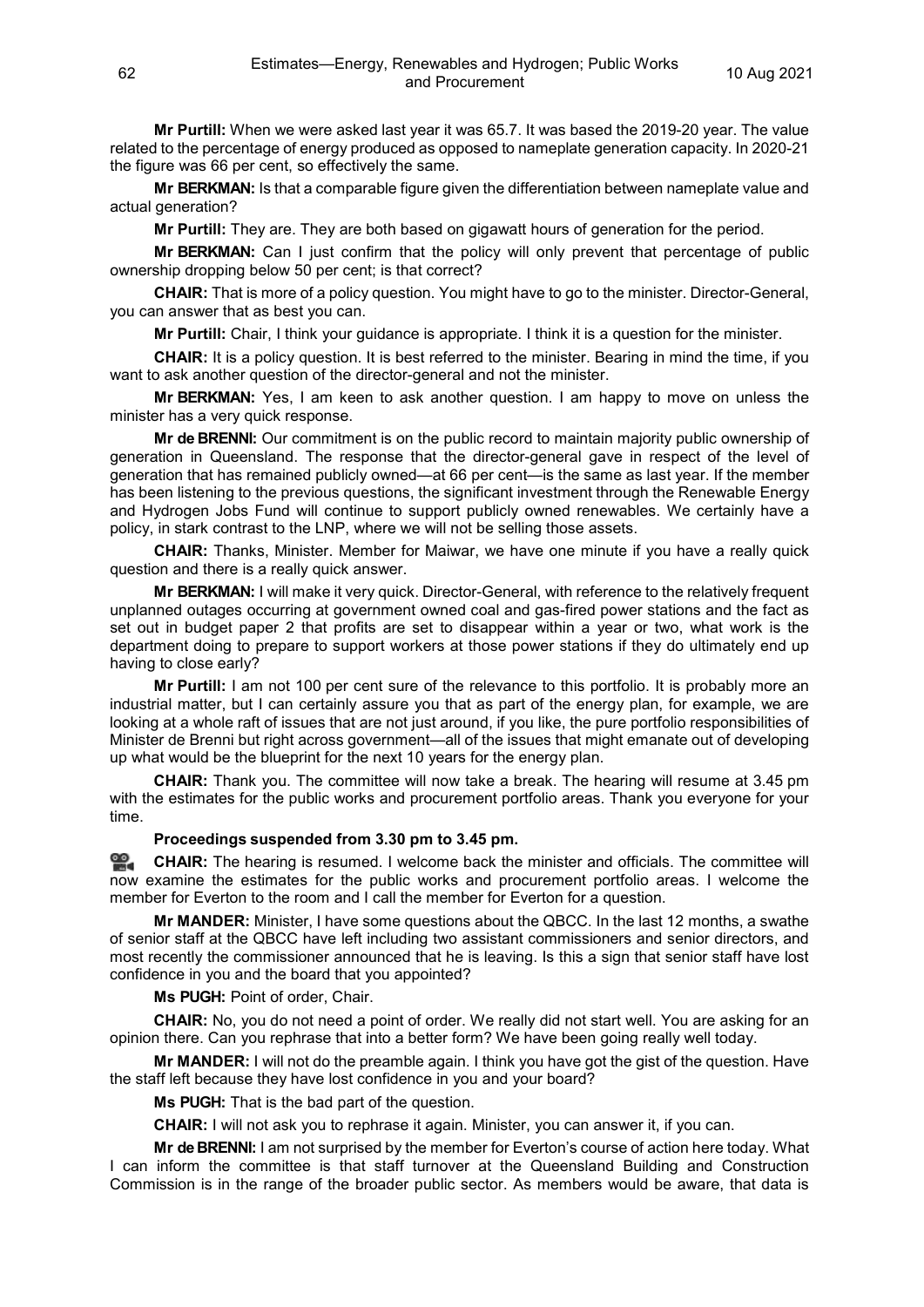**Mr Purtill:** When we were asked last year it was 65.7. It was based the 2019-20 year. The value related to the percentage of energy produced as opposed to nameplate generation capacity. In 2020-21 the figure was 66 per cent, so effectively the same.

**Mr BERKMAN:** Is that a comparable figure given the differentiation between nameplate value and actual generation?

**Mr Purtill:** They are. They are both based on gigawatt hours of generation for the period.

**Mr BERKMAN:** Can I just confirm that the policy will only prevent that percentage of public ownership dropping below 50 per cent; is that correct?

**CHAIR:** That is more of a policy question. You might have to go to the minister. Director-General, you can answer that as best you can.

**Mr Purtill:** Chair, I think your guidance is appropriate. I think it is a question for the minister.

**CHAIR:** It is a policy question. It is best referred to the minister. Bearing in mind the time, if you want to ask another question of the director-general and not the minister.

**Mr BERKMAN:** Yes, I am keen to ask another question. I am happy to move on unless the minister has a very quick response.

**Mr de BRENNI:** Our commitment is on the public record to maintain majority public ownership of generation in Queensland. The response that the director-general gave in respect of the level of generation that has remained publicly owned—at 66 per cent—is the same as last year. If the member has been listening to the previous questions, the significant investment through the Renewable Energy and Hydrogen Jobs Fund will continue to support publicly owned renewables. We certainly have a policy, in stark contrast to the LNP, where we will not be selling those assets.

**CHAIR:** Thanks, Minister. Member for Maiwar, we have one minute if you have a really quick question and there is a really quick answer.

**Mr BERKMAN:** I will make it very quick. Director-General, with reference to the relatively frequent unplanned outages occurring at government owned coal and gas-fired power stations and the fact as set out in budget paper 2 that profits are set to disappear within a year or two, what work is the department doing to prepare to support workers at those power stations if they do ultimately end up having to close early?

**Mr Purtill:** I am not 100 per cent sure of the relevance to this portfolio. It is probably more an industrial matter, but I can certainly assure you that as part of the energy plan, for example, we are looking at a whole raft of issues that are not just around, if you like, the pure portfolio responsibilities of Minister de Brenni but right across government—all of the issues that might emanate out of developing up what would be the blueprint for the next 10 years for the energy plan.

**CHAIR:** Thank you. The committee will now take a break. The hearing will resume at 3.45 pm with the estimates for the public works and procurement portfolio areas. Thank you everyone for your time.

**Proceedings suspended from 3.30 pm to 3.45 pm.**

**CHAIR:** The hearing is resumed. I welcome back the minister and officials. The committee will now examine the estimates for the public works and procurement portfolio areas. I welcome the member for Everton to the room and I call the member for Everton for a question.

**Mr MANDER:** Minister, I have some questions about the QBCC. In the last 12 months, a swathe of senior staff at the QBCC have left including two assistant commissioners and senior directors, and most recently the commissioner announced that he is leaving. Is this a sign that senior staff have lost confidence in you and the board that you appointed?

**Ms PUGH:** Point of order, Chair.

**CHAIR:** No, you do not need a point of order. We really did not start well. You are asking for an opinion there. Can you rephrase that into a better form? We have been going really well today.

**Mr MANDER:** I will not do the preamble again. I think you have got the gist of the question. Have the staff left because they have lost confidence in you and your board?

**Ms PUGH:** That is the bad part of the question.

**CHAIR:** I will not ask you to rephrase it again. Minister, you can answer it, if you can.

**Mr de BRENNI:** I am not surprised by the member for Everton's course of action here today. What I can inform the committee is that staff turnover at the Queensland Building and Construction Commission is in the range of the broader public sector. As members would be aware, that data is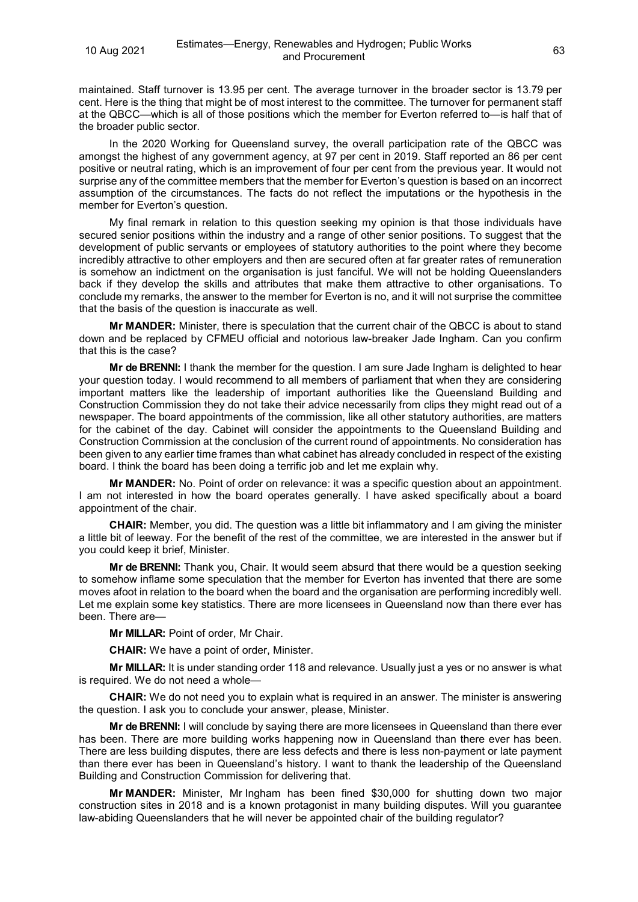maintained. Staff turnover is 13.95 per cent. The average turnover in the broader sector is 13.79 per cent. Here is the thing that might be of most interest to the committee. The turnover for permanent staff at the QBCC—which is all of those positions which the member for Everton referred to—is half that of the broader public sector.

In the 2020 Working for Queensland survey, the overall participation rate of the QBCC was amongst the highest of any government agency, at 97 per cent in 2019. Staff reported an 86 per cent positive or neutral rating, which is an improvement of four per cent from the previous year. It would not surprise any of the committee members that the member for Everton's question is based on an incorrect assumption of the circumstances. The facts do not reflect the imputations or the hypothesis in the member for Everton's question.

My final remark in relation to this question seeking my opinion is that those individuals have secured senior positions within the industry and a range of other senior positions. To suggest that the development of public servants or employees of statutory authorities to the point where they become incredibly attractive to other employers and then are secured often at far greater rates of remuneration is somehow an indictment on the organisation is just fanciful. We will not be holding Queenslanders back if they develop the skills and attributes that make them attractive to other organisations. To conclude my remarks, the answer to the member for Everton is no, and it will not surprise the committee that the basis of the question is inaccurate as well.

**Mr MANDER:** Minister, there is speculation that the current chair of the QBCC is about to stand down and be replaced by CFMEU official and notorious law-breaker Jade Ingham. Can you confirm that this is the case?

**Mr de BRENNI:** I thank the member for the question. I am sure Jade Ingham is delighted to hear your question today. I would recommend to all members of parliament that when they are considering important matters like the leadership of important authorities like the Queensland Building and Construction Commission they do not take their advice necessarily from clips they might read out of a newspaper. The board appointments of the commission, like all other statutory authorities, are matters for the cabinet of the day. Cabinet will consider the appointments to the Queensland Building and Construction Commission at the conclusion of the current round of appointments. No consideration has been given to any earlier time frames than what cabinet has already concluded in respect of the existing board. I think the board has been doing a terrific job and let me explain why.

**Mr MANDER:** No. Point of order on relevance: it was a specific question about an appointment. I am not interested in how the board operates generally. I have asked specifically about a board appointment of the chair.

**CHAIR:** Member, you did. The question was a little bit inflammatory and I am giving the minister a little bit of leeway. For the benefit of the rest of the committee, we are interested in the answer but if you could keep it brief, Minister.

**Mr de BRENNI:** Thank you, Chair. It would seem absurd that there would be a question seeking to somehow inflame some speculation that the member for Everton has invented that there are some moves afoot in relation to the board when the board and the organisation are performing incredibly well. Let me explain some key statistics. There are more licensees in Queensland now than there ever has been. There are—

**Mr MILLAR:** Point of order, Mr Chair.

**CHAIR:** We have a point of order, Minister.

**Mr MILLAR:** It is under standing order 118 and relevance. Usually just a yes or no answer is what is required. We do not need a whole—

**CHAIR:** We do not need you to explain what is required in an answer. The minister is answering the question. I ask you to conclude your answer, please, Minister.

**Mr de BRENNI:** I will conclude by saying there are more licensees in Queensland than there ever has been. There are more building works happening now in Queensland than there ever has been. There are less building disputes, there are less defects and there is less non-payment or late payment than there ever has been in Queensland's history. I want to thank the leadership of the Queensland Building and Construction Commission for delivering that.

**Mr MANDER:** Minister, Mr Ingham has been fined $30,000 for shutting down two major construction sites in 2018 and is a known protagonist in many building disputes. Will you guarantee law-abiding Queenslanders that he will never be appointed chair of the building regulator?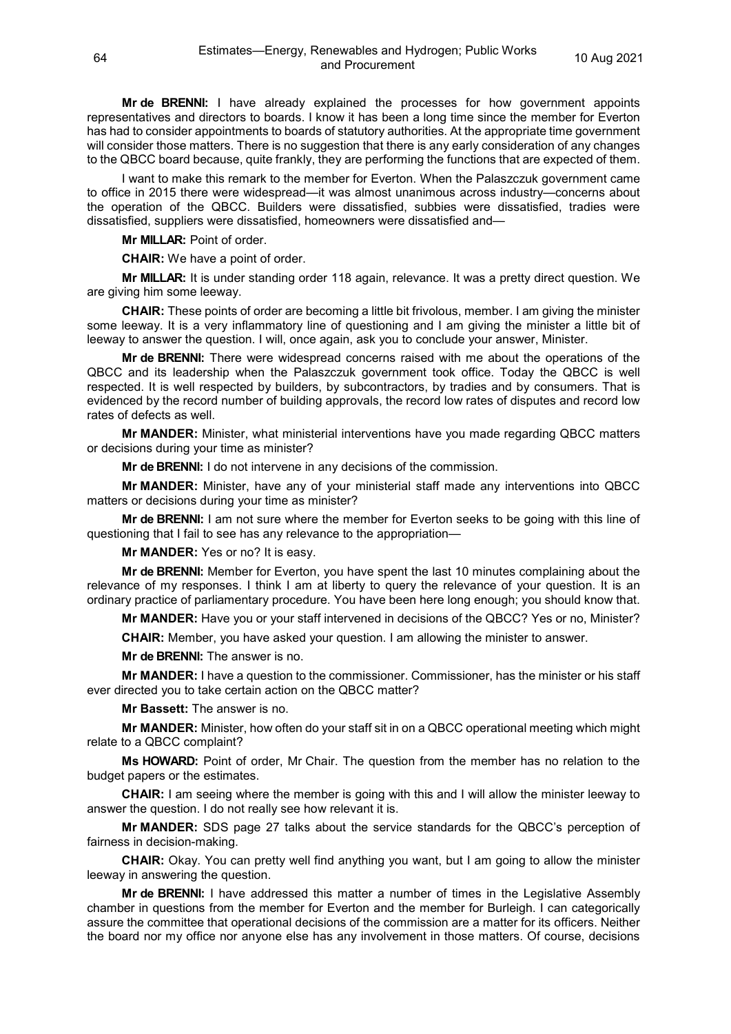**Mr de BRENNI:** I have already explained the processes for how government appoints representatives and directors to boards. I know it has been a long time since the member for Everton has had to consider appointments to boards of statutory authorities. At the appropriate time government will consider those matters. There is no suggestion that there is any early consideration of any changes to the QBCC board because, quite frankly, they are performing the functions that are expected of them.

I want to make this remark to the member for Everton. When the Palaszczuk government came to office in 2015 there were widespread—it was almost unanimous across industry—concerns about the operation of the QBCC. Builders were dissatisfied, subbies were dissatisfied, tradies were dissatisfied, suppliers were dissatisfied, homeowners were dissatisfied and—

**Mr MILLAR:** Point of order.

**CHAIR:** We have a point of order.

**Mr MILLAR:** It is under standing order 118 again, relevance. It was a pretty direct question. We are giving him some leeway.

**CHAIR:** These points of order are becoming a little bit frivolous, member. I am giving the minister some leeway. It is a very inflammatory line of questioning and I am giving the minister a little bit of leeway to answer the question. I will, once again, ask you to conclude your answer, Minister.

**Mr de BRENNI:** There were widespread concerns raised with me about the operations of the QBCC and its leadership when the Palaszczuk government took office. Today the QBCC is well respected. It is well respected by builders, by subcontractors, by tradies and by consumers. That is evidenced by the record number of building approvals, the record low rates of disputes and record low rates of defects as well.

**Mr MANDER:** Minister, what ministerial interventions have you made regarding QBCC matters or decisions during your time as minister?

**Mr de BRENNI:** I do not intervene in any decisions of the commission.

**Mr MANDER:** Minister, have any of your ministerial staff made any interventions into QBCC matters or decisions during your time as minister?

**Mr de BRENNI:** I am not sure where the member for Everton seeks to be going with this line of questioning that I fail to see has any relevance to the appropriation—

**Mr MANDER:** Yes or no? It is easy.

**Mr de BRENNI:** Member for Everton, you have spent the last 10 minutes complaining about the relevance of my responses. I think I am at liberty to query the relevance of your question. It is an ordinary practice of parliamentary procedure. You have been here long enough; you should know that.

**Mr MANDER:** Have you or your staff intervened in decisions of the QBCC? Yes or no, Minister?

**CHAIR:** Member, you have asked your question. I am allowing the minister to answer.

**Mr de BRENNI:** The answer is no.

**Mr MANDER:** I have a question to the commissioner. Commissioner, has the minister or his staff ever directed you to take certain action on the QBCC matter?

**Mr Bassett:** The answer is no.

**Mr MANDER:** Minister, how often do your staff sit in on a QBCC operational meeting which might relate to a QBCC complaint?

**Ms HOWARD:** Point of order, Mr Chair. The question from the member has no relation to the budget papers or the estimates.

**CHAIR:** I am seeing where the member is going with this and I will allow the minister leeway to answer the question. I do not really see how relevant it is.

**Mr MANDER:** SDS page 27 talks about the service standards for the QBCC's perception of fairness in decision-making.

**CHAIR:** Okay. You can pretty well find anything you want, but I am going to allow the minister leeway in answering the question.

**Mr de BRENNI:** I have addressed this matter a number of times in the Legislative Assembly chamber in questions from the member for Everton and the member for Burleigh. I can categorically assure the committee that operational decisions of the commission are a matter for its officers. Neither the board nor my office nor anyone else has any involvement in those matters. Of course, decisions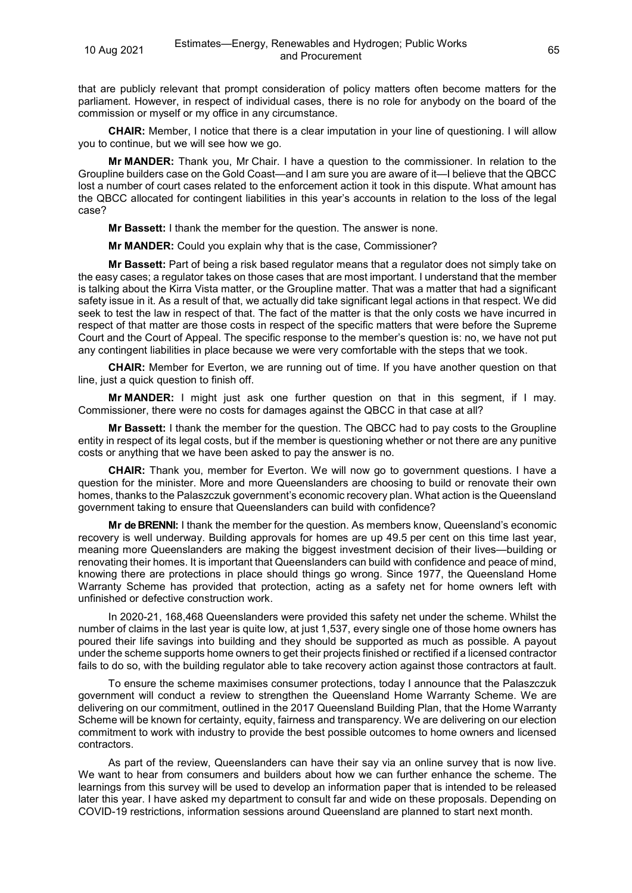that are publicly relevant that prompt consideration of policy matters often become matters for the parliament. However, in respect of individual cases, there is no role for anybody on the board of the commission or myself or my office in any circumstance.

**CHAIR:** Member, I notice that there is a clear imputation in your line of questioning. I will allow you to continue, but we will see how we go.

**Mr MANDER:** Thank you, Mr Chair. I have a question to the commissioner. In relation to the Groupline builders case on the Gold Coast—and I am sure you are aware of it—I believe that the QBCC lost a number of court cases related to the enforcement action it took in this dispute. What amount has the QBCC allocated for contingent liabilities in this year's accounts in relation to the loss of the legal case?

**Mr Bassett:** I thank the member for the question. The answer is none.

**Mr MANDER:** Could you explain why that is the case, Commissioner?

**Mr Bassett:** Part of being a risk based regulator means that a regulator does not simply take on the easy cases; a regulator takes on those cases that are most important. I understand that the member is talking about the Kirra Vista matter, or the Groupline matter. That was a matter that had a significant safety issue in it. As a result of that, we actually did take significant legal actions in that respect. We did seek to test the law in respect of that. The fact of the matter is that the only costs we have incurred in respect of that matter are those costs in respect of the specific matters that were before the Supreme Court and the Court of Appeal. The specific response to the member's question is: no, we have not put any contingent liabilities in place because we were very comfortable with the steps that we took.

**CHAIR:** Member for Everton, we are running out of time. If you have another question on that line, just a quick question to finish off.

**Mr MANDER:** I might just ask one further question on that in this segment, if I may. Commissioner, there were no costs for damages against the QBCC in that case at all?

**Mr Bassett:** I thank the member for the question. The QBCC had to pay costs to the Groupline entity in respect of its legal costs, but if the member is questioning whether or not there are any punitive costs or anything that we have been asked to pay the answer is no.

**CHAIR:** Thank you, member for Everton. We will now go to government questions. I have a question for the minister. More and more Queenslanders are choosing to build or renovate their own homes, thanks to the Palaszczuk government's economic recovery plan. What action is the Queensland government taking to ensure that Queenslanders can build with confidence?

**Mr de BRENNI:** I thank the member for the question. As members know, Queensland's economic recovery is well underway. Building approvals for homes are up 49.5 per cent on this time last year, meaning more Queenslanders are making the biggest investment decision of their lives—building or renovating their homes. It is important that Queenslanders can build with confidence and peace of mind, knowing there are protections in place should things go wrong. Since 1977, the Queensland Home Warranty Scheme has provided that protection, acting as a safety net for home owners left with unfinished or defective construction work.

In 2020-21, 168,468 Queenslanders were provided this safety net under the scheme. Whilst the number of claims in the last year is quite low, at just 1,537, every single one of those home owners has poured their life savings into building and they should be supported as much as possible. A payout under the scheme supports home owners to get their projects finished or rectified if a licensed contractor fails to do so, with the building regulator able to take recovery action against those contractors at fault.

To ensure the scheme maximises consumer protections, today I announce that the Palaszczuk government will conduct a review to strengthen the Queensland Home Warranty Scheme. We are delivering on our commitment, outlined in the 2017 Queensland Building Plan, that the Home Warranty Scheme will be known for certainty, equity, fairness and transparency. We are delivering on our election commitment to work with industry to provide the best possible outcomes to home owners and licensed contractors.

As part of the review, Queenslanders can have their say via an online survey that is now live. We want to hear from consumers and builders about how we can further enhance the scheme. The learnings from this survey will be used to develop an information paper that is intended to be released later this year. I have asked my department to consult far and wide on these proposals. Depending on COVID-19 restrictions, information sessions around Queensland are planned to start next month.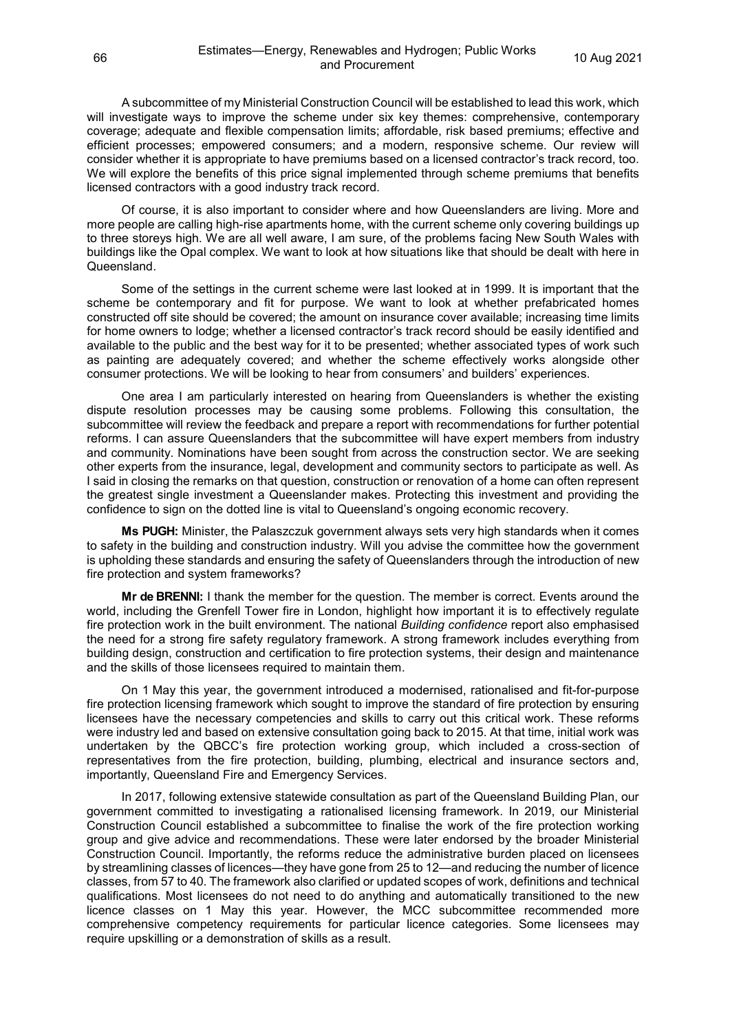A subcommittee of my Ministerial Construction Council will be established to lead this work, which will investigate ways to improve the scheme under six key themes: comprehensive, contemporary coverage; adequate and flexible compensation limits; affordable, risk based premiums; effective and efficient processes; empowered consumers; and a modern, responsive scheme. Our review will consider whether it is appropriate to have premiums based on a licensed contractor's track record, too. We will explore the benefits of this price signal implemented through scheme premiums that benefits licensed contractors with a good industry track record.

Of course, it is also important to consider where and how Queenslanders are living. More and more people are calling high-rise apartments home, with the current scheme only covering buildings up to three storeys high. We are all well aware, I am sure, of the problems facing New South Wales with buildings like the Opal complex. We want to look at how situations like that should be dealt with here in Queensland.

Some of the settings in the current scheme were last looked at in 1999. It is important that the scheme be contemporary and fit for purpose. We want to look at whether prefabricated homes constructed off site should be covered; the amount on insurance cover available; increasing time limits for home owners to lodge; whether a licensed contractor's track record should be easily identified and available to the public and the best way for it to be presented; whether associated types of work such as painting are adequately covered; and whether the scheme effectively works alongside other consumer protections. We will be looking to hear from consumers' and builders' experiences.

One area I am particularly interested on hearing from Queenslanders is whether the existing dispute resolution processes may be causing some problems. Following this consultation, the subcommittee will review the feedback and prepare a report with recommendations for further potential reforms. I can assure Queenslanders that the subcommittee will have expert members from industry and community. Nominations have been sought from across the construction sector. We are seeking other experts from the insurance, legal, development and community sectors to participate as well. As I said in closing the remarks on that question, construction or renovation of a home can often represent the greatest single investment a Queenslander makes. Protecting this investment and providing the confidence to sign on the dotted line is vital to Queensland's ongoing economic recovery.

**Ms PUGH:** Minister, the Palaszczuk government always sets very high standards when it comes to safety in the building and construction industry. Will you advise the committee how the government is upholding these standards and ensuring the safety of Queenslanders through the introduction of new fire protection and system frameworks?

**Mr de BRENNI:** I thank the member for the question. The member is correct. Events around the world, including the Grenfell Tower fire in London, highlight how important it is to effectively regulate fire protection work in the built environment. The national *Building confidence* report also emphasised the need for a strong fire safety regulatory framework. A strong framework includes everything from building design, construction and certification to fire protection systems, their design and maintenance and the skills of those licensees required to maintain them.

On 1 May this year, the government introduced a modernised, rationalised and fit-for-purpose fire protection licensing framework which sought to improve the standard of fire protection by ensuring licensees have the necessary competencies and skills to carry out this critical work. These reforms were industry led and based on extensive consultation going back to 2015. At that time, initial work was undertaken by the QBCC's fire protection working group, which included a cross-section of representatives from the fire protection, building, plumbing, electrical and insurance sectors and, importantly, Queensland Fire and Emergency Services.

In 2017, following extensive statewide consultation as part of the Queensland Building Plan, our government committed to investigating a rationalised licensing framework. In 2019, our Ministerial Construction Council established a subcommittee to finalise the work of the fire protection working group and give advice and recommendations. These were later endorsed by the broader Ministerial Construction Council. Importantly, the reforms reduce the administrative burden placed on licensees by streamlining classes of licences—they have gone from 25 to 12—and reducing the number of licence classes, from 57 to 40. The framework also clarified or updated scopes of work, definitions and technical qualifications. Most licensees do not need to do anything and automatically transitioned to the new licence classes on 1 May this year. However, the MCC subcommittee recommended more comprehensive competency requirements for particular licence categories. Some licensees may require upskilling or a demonstration of skills as a result.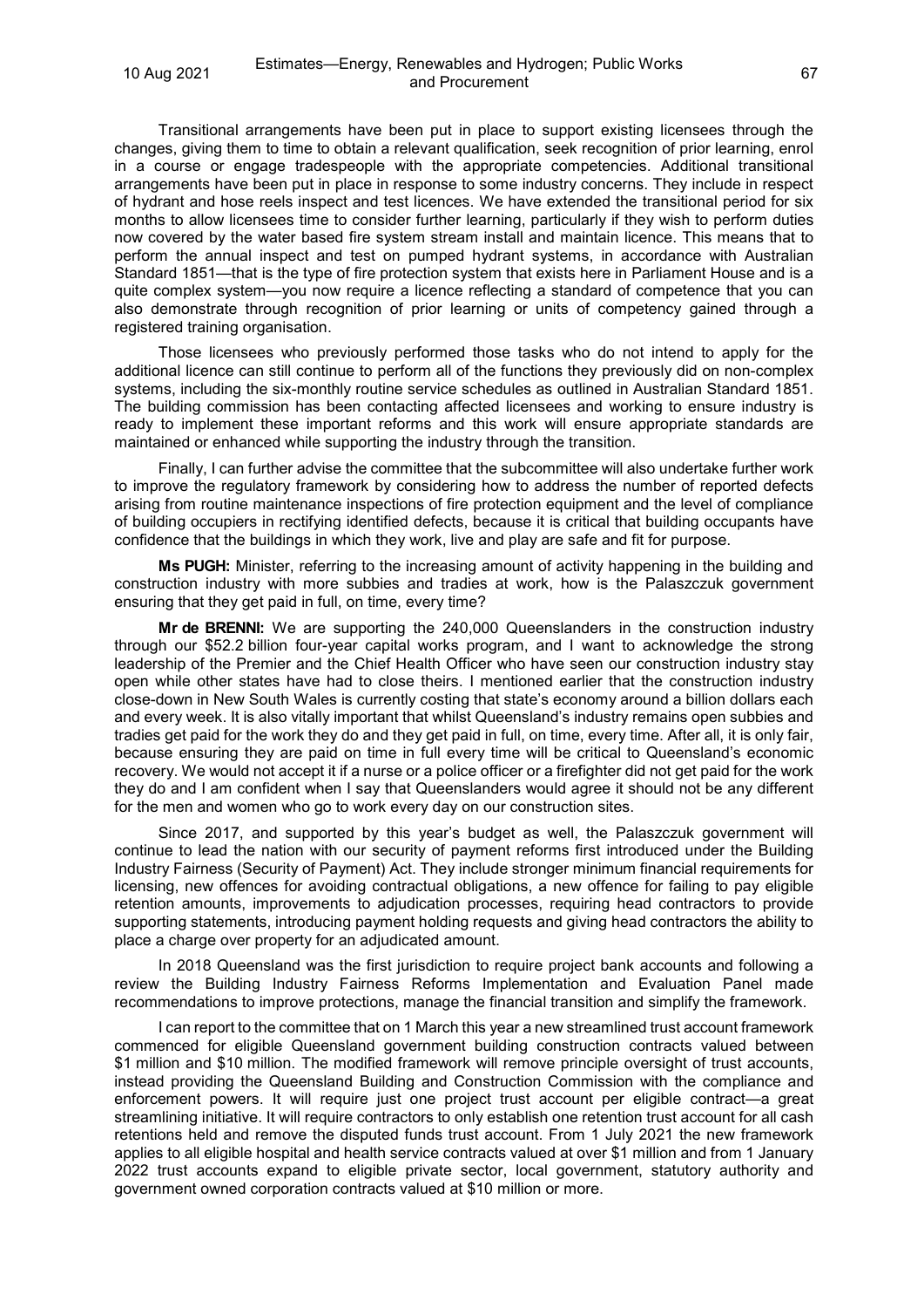Transitional arrangements have been put in place to support existing licensees through the changes, giving them to time to obtain a relevant qualification, seek recognition of prior learning, enrol in a course or engage tradespeople with the appropriate competencies. Additional transitional arrangements have been put in place in response to some industry concerns. They include in respect of hydrant and hose reels inspect and test licences. We have extended the transitional period for six months to allow licensees time to consider further learning, particularly if they wish to perform duties now covered by the water based fire system stream install and maintain licence. This means that to perform the annual inspect and test on pumped hydrant systems, in accordance with Australian Standard 1851—that is the type of fire protection system that exists here in Parliament House and is a quite complex system—you now require a licence reflecting a standard of competence that you can also demonstrate through recognition of prior learning or units of competency gained through a registered training organisation.

Those licensees who previously performed those tasks who do not intend to apply for the additional licence can still continue to perform all of the functions they previously did on non-complex systems, including the six-monthly routine service schedules as outlined in Australian Standard 1851. The building commission has been contacting affected licensees and working to ensure industry is ready to implement these important reforms and this work will ensure appropriate standards are maintained or enhanced while supporting the industry through the transition.

Finally, I can further advise the committee that the subcommittee will also undertake further work to improve the regulatory framework by considering how to address the number of reported defects arising from routine maintenance inspections of fire protection equipment and the level of compliance of building occupiers in rectifying identified defects, because it is critical that building occupants have confidence that the buildings in which they work, live and play are safe and fit for purpose.

**Ms PUGH:** Minister, referring to the increasing amount of activity happening in the building and construction industry with more subbies and tradies at work, how is the Palaszczuk government ensuring that they get paid in full, on time, every time?

**Mr de BRENNI:** We are supporting the 240,000 Queenslanders in the construction industry through our $52.2 billion four-year capital works program, and I want to acknowledge the strong leadership of the Premier and the Chief Health Officer who have seen our construction industry stay open while other states have had to close theirs. I mentioned earlier that the construction industry close-down in New South Wales is currently costing that state's economy around a billion dollars each and every week. It is also vitally important that whilst Queensland's industry remains open subbies and tradies get paid for the work they do and they get paid in full, on time, every time. After all, it is only fair, because ensuring they are paid on time in full every time will be critical to Queensland's economic recovery. We would not accept it if a nurse or a police officer or a firefighter did not get paid for the work they do and I am confident when I say that Queenslanders would agree it should not be any different for the men and women who go to work every day on our construction sites.

Since 2017, and supported by this year's budget as well, the Palaszczuk government will continue to lead the nation with our security of payment reforms first introduced under the Building Industry Fairness (Security of Payment) Act. They include stronger minimum financial requirements for licensing, new offences for avoiding contractual obligations, a new offence for failing to pay eligible retention amounts, improvements to adjudication processes, requiring head contractors to provide supporting statements, introducing payment holding requests and giving head contractors the ability to place a charge over property for an adjudicated amount.

In 2018 Queensland was the first jurisdiction to require project bank accounts and following a review the Building Industry Fairness Reforms Implementation and Evaluation Panel made recommendations to improve protections, manage the financial transition and simplify the framework.

I can report to the committee that on 1 March this year a new streamlined trust account framework commenced for eligible Queensland government building construction contracts valued between $1 million and $10 million. The modified framework will remove principle oversight of trust accounts, instead providing the Queensland Building and Construction Commission with the compliance and enforcement powers. It will require just one project trust account per eligible contract—a great streamlining initiative. It will require contractors to only establish one retention trust account for all cash retentions held and remove the disputed funds trust account. From 1 July 2021 the new framework applies to all eligible hospital and health service contracts valued at over $1 million and from 1 January 2022 trust accounts expand to eligible private sector, local government, statutory authority and government owned corporation contracts valued at $10 million or more.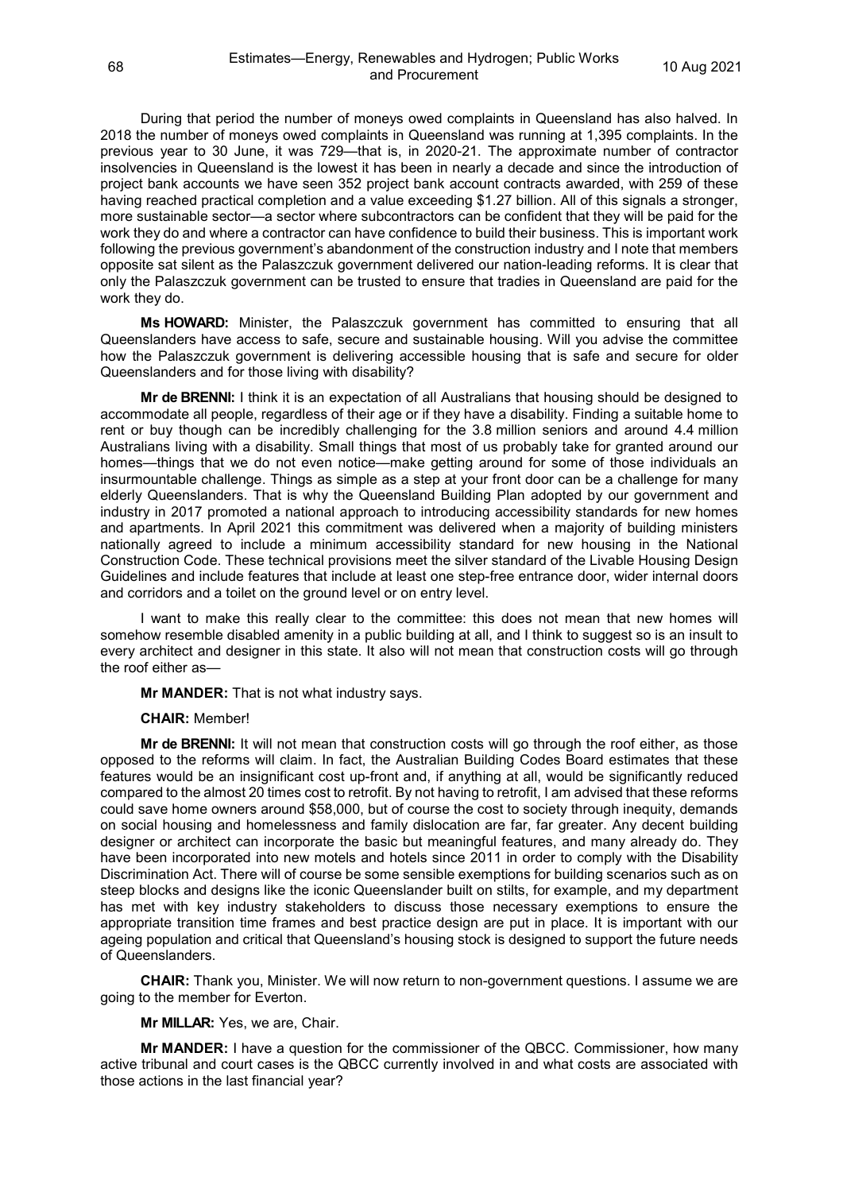During that period the number of moneys owed complaints in Queensland has also halved. In 2018 the number of moneys owed complaints in Queensland was running at 1,395 complaints. In the previous year to 30 June, it was 729—that is, in 2020-21. The approximate number of contractor insolvencies in Queensland is the lowest it has been in nearly a decade and since the introduction of project bank accounts we have seen 352 project bank account contracts awarded, with 259 of these having reached practical completion and a value exceeding $1.27 billion. All of this signals a stronger, more sustainable sector—a sector where subcontractors can be confident that they will be paid for the work they do and where a contractor can have confidence to build their business. This is important work following the previous government's abandonment of the construction industry and I note that members opposite sat silent as the Palaszczuk government delivered our nation-leading reforms. It is clear that only the Palaszczuk government can be trusted to ensure that tradies in Queensland are paid for the work they do.

**Ms HOWARD:** Minister, the Palaszczuk government has committed to ensuring that all Queenslanders have access to safe, secure and sustainable housing. Will you advise the committee how the Palaszczuk government is delivering accessible housing that is safe and secure for older Queenslanders and for those living with disability?

**Mr de BRENNI:** I think it is an expectation of all Australians that housing should be designed to accommodate all people, regardless of their age or if they have a disability. Finding a suitable home to rent or buy though can be incredibly challenging for the 3.8 million seniors and around 4.4 million Australians living with a disability. Small things that most of us probably take for granted around our homes—things that we do not even notice—make getting around for some of those individuals an insurmountable challenge. Things as simple as a step at your front door can be a challenge for many elderly Queenslanders. That is why the Queensland Building Plan adopted by our government and industry in 2017 promoted a national approach to introducing accessibility standards for new homes and apartments. In April 2021 this commitment was delivered when a majority of building ministers nationally agreed to include a minimum accessibility standard for new housing in the National Construction Code. These technical provisions meet the silver standard of the Livable Housing Design Guidelines and include features that include at least one step-free entrance door, wider internal doors and corridors and a toilet on the ground level or on entry level.

I want to make this really clear to the committee: this does not mean that new homes will somehow resemble disabled amenity in a public building at all, and I think to suggest so is an insult to every architect and designer in this state. It also will not mean that construction costs will go through the roof either as—

**Mr MANDER:** That is not what industry says.

**CHAIR:** Member!

**Mr de BRENNI:** It will not mean that construction costs will go through the roof either, as those opposed to the reforms will claim. In fact, the Australian Building Codes Board estimates that these features would be an insignificant cost up-front and, if anything at all, would be significantly reduced compared to the almost 20 times cost to retrofit. By not having to retrofit, I am advised that these reforms could save home owners around $58,000, but of course the cost to society through inequity, demands on social housing and homelessness and family dislocation are far, far greater. Any decent building designer or architect can incorporate the basic but meaningful features, and many already do. They have been incorporated into new motels and hotels since 2011 in order to comply with the Disability Discrimination Act. There will of course be some sensible exemptions for building scenarios such as on steep blocks and designs like the iconic Queenslander built on stilts, for example, and my department has met with key industry stakeholders to discuss those necessary exemptions to ensure the appropriate transition time frames and best practice design are put in place. It is important with our ageing population and critical that Queensland's housing stock is designed to support the future needs of Queenslanders.

**CHAIR:** Thank you, Minister. We will now return to non-government questions. I assume we are going to the member for Everton.

**Mr MILLAR:** Yes, we are, Chair.

**Mr MANDER:** I have a question for the commissioner of the QBCC. Commissioner, how many active tribunal and court cases is the QBCC currently involved in and what costs are associated with those actions in the last financial year?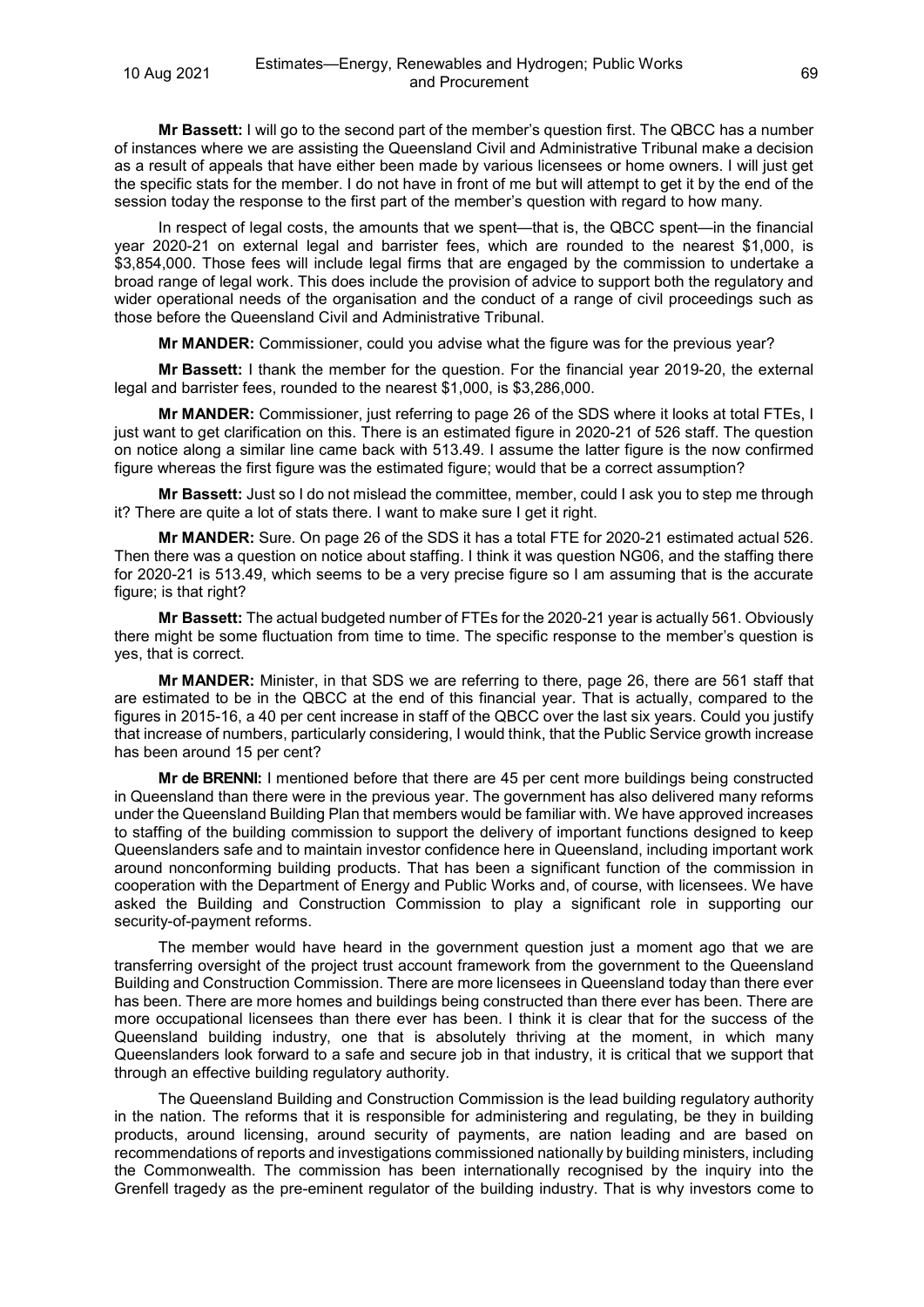**Mr Bassett:** I will go to the second part of the member's question first. The QBCC has a number of instances where we are assisting the Queensland Civil and Administrative Tribunal make a decision as a result of appeals that have either been made by various licensees or home owners. I will just get the specific stats for the member. I do not have in front of me but will attempt to get it by the end of the session today the response to the first part of the member's question with regard to how many.

In respect of legal costs, the amounts that we spent—that is, the QBCC spent—in the financial year 2020-21 on external legal and barrister fees, which are rounded to the nearest $1,000, is $3,854,000. Those fees will include legal firms that are engaged by the commission to undertake a broad range of legal work. This does include the provision of advice to support both the regulatory and wider operational needs of the organisation and the conduct of a range of civil proceedings such as those before the Queensland Civil and Administrative Tribunal.

**Mr MANDER:** Commissioner, could you advise what the figure was for the previous year?

**Mr Bassett:** I thank the member for the question. For the financial year 2019-20, the external legal and barrister fees, rounded to the nearest $1,000, is $3,286,000.

**Mr MANDER:** Commissioner, just referring to page 26 of the SDS where it looks at total FTEs, I just want to get clarification on this. There is an estimated figure in 2020-21 of 526 staff. The question on notice along a similar line came back with 513.49. I assume the latter figure is the now confirmed figure whereas the first figure was the estimated figure; would that be a correct assumption?

**Mr Bassett:** Just so I do not mislead the committee, member, could I ask you to step me through it? There are quite a lot of stats there. I want to make sure I get it right.

**Mr MANDER:** Sure. On page 26 of the SDS it has a total FTE for 2020-21 estimated actual 526. Then there was a question on notice about staffing. I think it was question NG06, and the staffing there for 2020-21 is 513.49, which seems to be a very precise figure so I am assuming that is the accurate figure; is that right?

**Mr Bassett:** The actual budgeted number of FTEs for the 2020-21 year is actually 561. Obviously there might be some fluctuation from time to time. The specific response to the member's question is yes, that is correct.

**Mr MANDER:** Minister, in that SDS we are referring to there, page 26, there are 561 staff that are estimated to be in the QBCC at the end of this financial year. That is actually, compared to the figures in 2015-16, a 40 per cent increase in staff of the QBCC over the last six years. Could you justify that increase of numbers, particularly considering, I would think, that the Public Service growth increase has been around 15 per cent?

**Mr de BRENNI:** I mentioned before that there are 45 per cent more buildings being constructed in Queensland than there were in the previous year. The government has also delivered many reforms under the Queensland Building Plan that members would be familiar with. We have approved increases to staffing of the building commission to support the delivery of important functions designed to keep Queenslanders safe and to maintain investor confidence here in Queensland, including important work around nonconforming building products. That has been a significant function of the commission in cooperation with the Department of Energy and Public Works and, of course, with licensees. We have asked the Building and Construction Commission to play a significant role in supporting our security-of-payment reforms.

The member would have heard in the government question just a moment ago that we are transferring oversight of the project trust account framework from the government to the Queensland Building and Construction Commission. There are more licensees in Queensland today than there ever has been. There are more homes and buildings being constructed than there ever has been. There are more occupational licensees than there ever has been. I think it is clear that for the success of the Queensland building industry, one that is absolutely thriving at the moment, in which many Queenslanders look forward to a safe and secure job in that industry, it is critical that we support that through an effective building regulatory authority.

The Queensland Building and Construction Commission is the lead building regulatory authority in the nation. The reforms that it is responsible for administering and regulating, be they in building products, around licensing, around security of payments, are nation leading and are based on recommendations of reports and investigations commissioned nationally by building ministers, including the Commonwealth. The commission has been internationally recognised by the inquiry into the Grenfell tragedy as the pre-eminent regulator of the building industry. That is why investors come to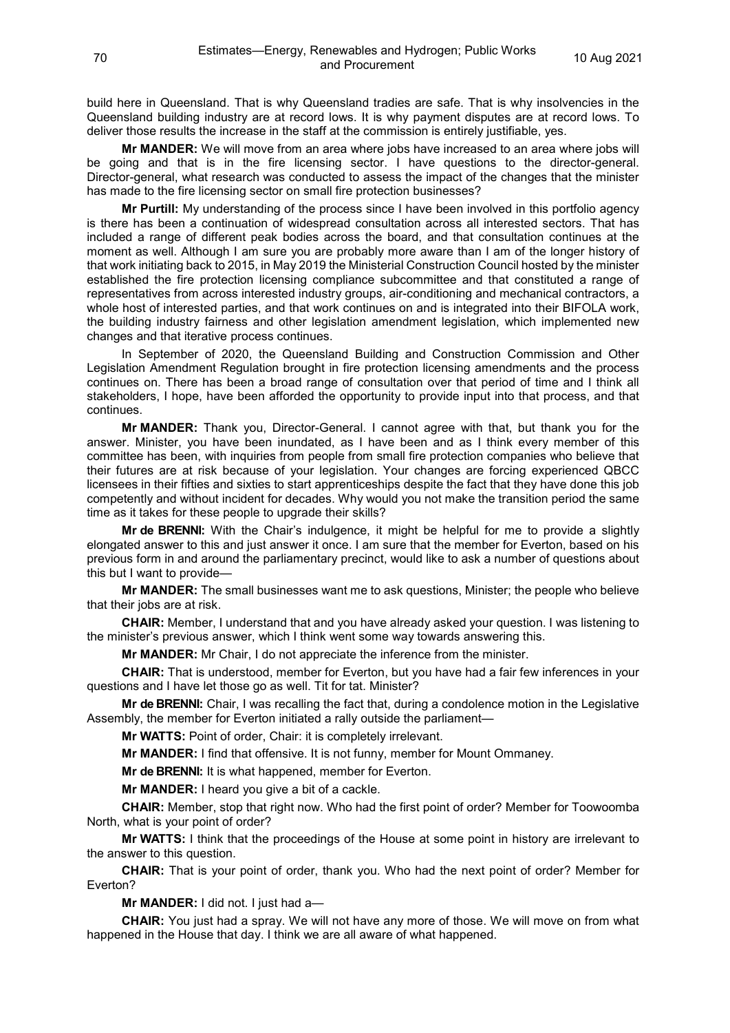build here in Queensland. That is why Queensland tradies are safe. That is why insolvencies in the Queensland building industry are at record lows. It is why payment disputes are at record lows. To deliver those results the increase in the staff at the commission is entirely justifiable, yes.

**Mr MANDER:** We will move from an area where jobs have increased to an area where jobs will be going and that is in the fire licensing sector. I have questions to the director-general. Director-general, what research was conducted to assess the impact of the changes that the minister has made to the fire licensing sector on small fire protection businesses?

**Mr Purtill:** My understanding of the process since I have been involved in this portfolio agency is there has been a continuation of widespread consultation across all interested sectors. That has included a range of different peak bodies across the board, and that consultation continues at the moment as well. Although I am sure you are probably more aware than I am of the longer history of that work initiating back to 2015, in May 2019 the Ministerial Construction Council hosted by the minister established the fire protection licensing compliance subcommittee and that constituted a range of representatives from across interested industry groups, air-conditioning and mechanical contractors, a whole host of interested parties, and that work continues on and is integrated into their BIFOLA work, the building industry fairness and other legislation amendment legislation, which implemented new changes and that iterative process continues.

In September of 2020, the Queensland Building and Construction Commission and Other Legislation Amendment Regulation brought in fire protection licensing amendments and the process continues on. There has been a broad range of consultation over that period of time and I think all stakeholders, I hope, have been afforded the opportunity to provide input into that process, and that continues.

**Mr MANDER:** Thank you, Director-General. I cannot agree with that, but thank you for the answer. Minister, you have been inundated, as I have been and as I think every member of this committee has been, with inquiries from people from small fire protection companies who believe that their futures are at risk because of your legislation. Your changes are forcing experienced QBCC licensees in their fifties and sixties to start apprenticeships despite the fact that they have done this job competently and without incident for decades. Why would you not make the transition period the same time as it takes for these people to upgrade their skills?

**Mr de BRENNI:** With the Chair's indulgence, it might be helpful for me to provide a slightly elongated answer to this and just answer it once. I am sure that the member for Everton, based on his previous form in and around the parliamentary precinct, would like to ask a number of questions about this but I want to provide—

**Mr MANDER:** The small businesses want me to ask questions, Minister; the people who believe that their jobs are at risk.

**CHAIR:** Member, I understand that and you have already asked your question. I was listening to the minister's previous answer, which I think went some way towards answering this.

**Mr MANDER:** Mr Chair, I do not appreciate the inference from the minister.

**CHAIR:** That is understood, member for Everton, but you have had a fair few inferences in your questions and I have let those go as well. Tit for tat. Minister?

**Mr de BRENNI:** Chair, I was recalling the fact that, during a condolence motion in the Legislative Assembly, the member for Everton initiated a rally outside the parliament—

**Mr WATTS:** Point of order, Chair: it is completely irrelevant.

**Mr MANDER:** I find that offensive. It is not funny, member for Mount Ommaney.

**Mr de BRENNI:** It is what happened, member for Everton.

**Mr MANDER:** I heard you give a bit of a cackle.

**CHAIR:** Member, stop that right now. Who had the first point of order? Member for Toowoomba North, what is your point of order?

**Mr WATTS:** I think that the proceedings of the House at some point in history are irrelevant to the answer to this question.

**CHAIR:** That is your point of order, thank you. Who had the next point of order? Member for Everton?

**Mr MANDER:** I did not. I just had a—

**CHAIR:** You just had a spray. We will not have any more of those. We will move on from what happened in the House that day. I think we are all aware of what happened.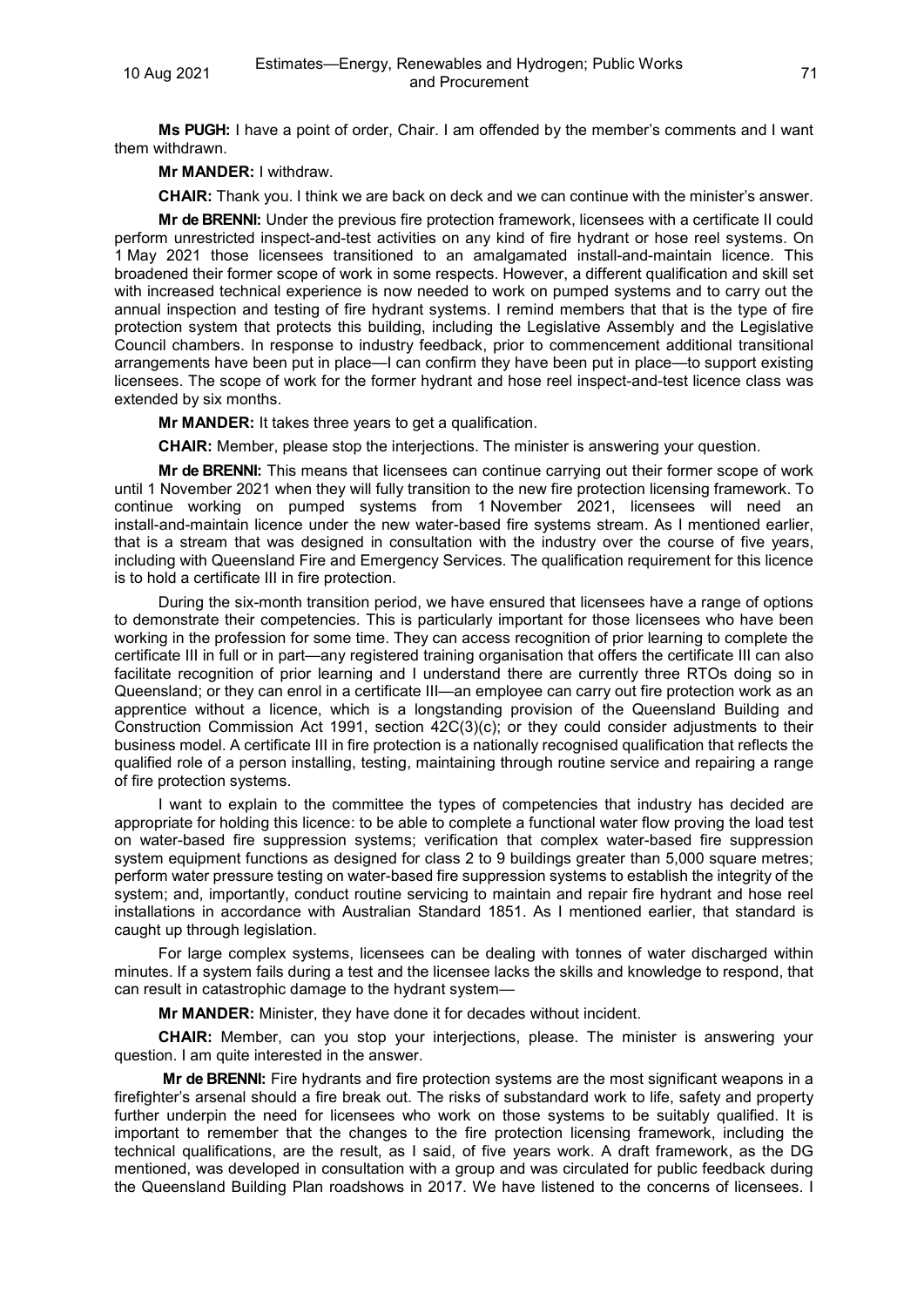**Ms PUGH:** I have a point of order, Chair. I am offended by the member's comments and I want them withdrawn.

**Mr MANDER:** I withdraw.

**CHAIR:** Thank you. I think we are back on deck and we can continue with the minister's answer.

**Mr de BRENNI:** Under the previous fire protection framework, licensees with a certificate II could perform unrestricted inspect-and-test activities on any kind of fire hydrant or hose reel systems. On 1 May 2021 those licensees transitioned to an amalgamated install-and-maintain licence. This broadened their former scope of work in some respects. However, a different qualification and skill set with increased technical experience is now needed to work on pumped systems and to carry out the annual inspection and testing of fire hydrant systems. I remind members that that is the type of fire protection system that protects this building, including the Legislative Assembly and the Legislative Council chambers. In response to industry feedback, prior to commencement additional transitional arrangements have been put in place—I can confirm they have been put in place—to support existing licensees. The scope of work for the former hydrant and hose reel inspect-and-test licence class was extended by six months.

**Mr MANDER:** It takes three years to get a qualification.

**CHAIR:** Member, please stop the interjections. The minister is answering your question.

**Mr de BRENNI:** This means that licensees can continue carrying out their former scope of work until 1 November 2021 when they will fully transition to the new fire protection licensing framework. To continue working on pumped systems from 1 November 2021, licensees will need an install-and-maintain licence under the new water-based fire systems stream. As I mentioned earlier, that is a stream that was designed in consultation with the industry over the course of five years, including with Queensland Fire and Emergency Services. The qualification requirement for this licence is to hold a certificate III in fire protection.

During the six-month transition period, we have ensured that licensees have a range of options to demonstrate their competencies. This is particularly important for those licensees who have been working in the profession for some time. They can access recognition of prior learning to complete the certificate III in full or in part—any registered training organisation that offers the certificate III can also facilitate recognition of prior learning and I understand there are currently three RTOs doing so in Queensland; or they can enrol in a certificate III—an employee can carry out fire protection work as an apprentice without a licence, which is a longstanding provision of the Queensland Building and Construction Commission Act 1991, section 42C(3)(c); or they could consider adjustments to their business model. A certificate III in fire protection is a nationally recognised qualification that reflects the qualified role of a person installing, testing, maintaining through routine service and repairing a range of fire protection systems.

I want to explain to the committee the types of competencies that industry has decided are appropriate for holding this licence: to be able to complete a functional water flow proving the load test on water-based fire suppression systems; verification that complex water-based fire suppression system equipment functions as designed for class 2 to 9 buildings greater than 5,000 square metres; perform water pressure testing on water-based fire suppression systems to establish the integrity of the system; and, importantly, conduct routine servicing to maintain and repair fire hydrant and hose reel installations in accordance with Australian Standard 1851. As I mentioned earlier, that standard is caught up through legislation.

For large complex systems, licensees can be dealing with tonnes of water discharged within minutes. If a system fails during a test and the licensee lacks the skills and knowledge to respond, that can result in catastrophic damage to the hydrant system—

**Mr MANDER:** Minister, they have done it for decades without incident.

**CHAIR:** Member, can you stop your interjections, please. The minister is answering your question. I am quite interested in the answer.

**Mr de BRENNI:** Fire hydrants and fire protection systems are the most significant weapons in a firefighter's arsenal should a fire break out. The risks of substandard work to life, safety and property further underpin the need for licensees who work on those systems to be suitably qualified. It is important to remember that the changes to the fire protection licensing framework, including the technical qualifications, are the result, as I said, of five years work. A draft framework, as the DG mentioned, was developed in consultation with a group and was circulated for public feedback during the Queensland Building Plan roadshows in 2017. We have listened to the concerns of licensees. I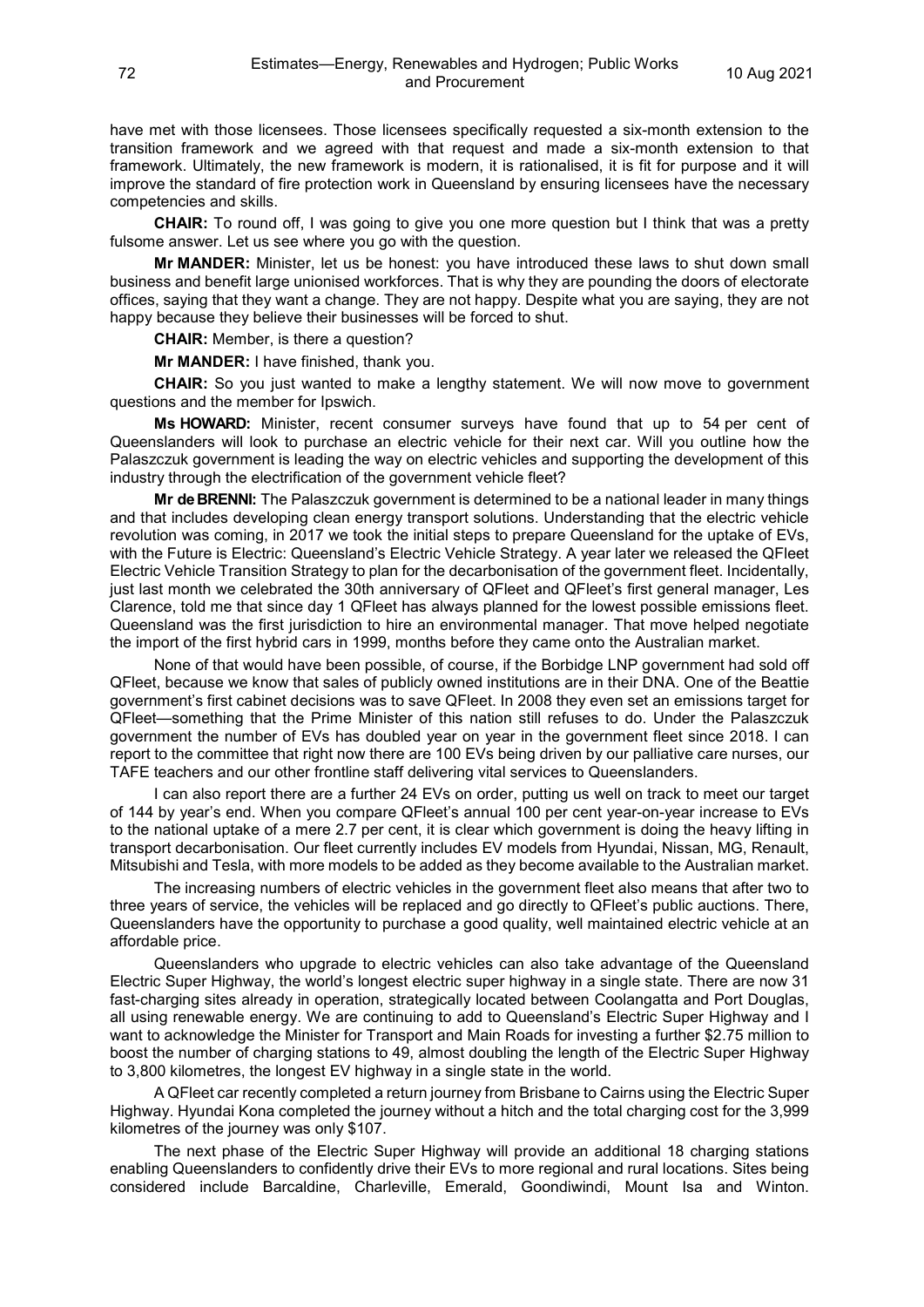have met with those licensees. Those licensees specifically requested a six-month extension to the transition framework and we agreed with that request and made a six-month extension to that framework. Ultimately, the new framework is modern, it is rationalised, it is fit for purpose and it will improve the standard of fire protection work in Queensland by ensuring licensees have the necessary competencies and skills.

**CHAIR:** To round off, I was going to give you one more question but I think that was a pretty fulsome answer. Let us see where you go with the question.

**Mr MANDER:** Minister, let us be honest: you have introduced these laws to shut down small business and benefit large unionised workforces. That is why they are pounding the doors of electorate offices, saying that they want a change. They are not happy. Despite what you are saying, they are not happy because they believe their businesses will be forced to shut.

**CHAIR:** Member, is there a question?

**Mr MANDER:** I have finished, thank you.

**CHAIR:** So you just wanted to make a lengthy statement. We will now move to government questions and the member for Ipswich.

**Ms HOWARD:** Minister, recent consumer surveys have found that up to 54 per cent of Queenslanders will look to purchase an electric vehicle for their next car. Will you outline how the Palaszczuk government is leading the way on electric vehicles and supporting the development of this industry through the electrification of the government vehicle fleet?

**Mr de BRENNI:** The Palaszczuk government is determined to be a national leader in many things and that includes developing clean energy transport solutions. Understanding that the electric vehicle revolution was coming, in 2017 we took the initial steps to prepare Queensland for the uptake of EVs, with the Future is Electric: Queensland's Electric Vehicle Strategy. A year later we released the QFleet Electric Vehicle Transition Strategy to plan for the decarbonisation of the government fleet. Incidentally, just last month we celebrated the 30th anniversary of QFleet and QFleet's first general manager, Les Clarence, told me that since day 1 QFleet has always planned for the lowest possible emissions fleet. Queensland was the first jurisdiction to hire an environmental manager. That move helped negotiate the import of the first hybrid cars in 1999, months before they came onto the Australian market.

None of that would have been possible, of course, if the Borbidge LNP government had sold off QFleet, because we know that sales of publicly owned institutions are in their DNA. One of the Beattie government's first cabinet decisions was to save QFleet. In 2008 they even set an emissions target for QFleet—something that the Prime Minister of this nation still refuses to do. Under the Palaszczuk government the number of EVs has doubled year on year in the government fleet since 2018. I can report to the committee that right now there are 100 EVs being driven by our palliative care nurses, our TAFE teachers and our other frontline staff delivering vital services to Queenslanders.

I can also report there are a further 24 EVs on order, putting us well on track to meet our target of 144 by year's end. When you compare QFleet's annual 100 per cent year-on-year increase to EVs to the national uptake of a mere 2.7 per cent, it is clear which government is doing the heavy lifting in transport decarbonisation. Our fleet currently includes EV models from Hyundai, Nissan, MG, Renault, Mitsubishi and Tesla, with more models to be added as they become available to the Australian market.

The increasing numbers of electric vehicles in the government fleet also means that after two to three years of service, the vehicles will be replaced and go directly to QFleet's public auctions. There, Queenslanders have the opportunity to purchase a good quality, well maintained electric vehicle at an affordable price.

Queenslanders who upgrade to electric vehicles can also take advantage of the Queensland Electric Super Highway, the world's longest electric super highway in a single state. There are now 31 fast-charging sites already in operation, strategically located between Coolangatta and Port Douglas, all using renewable energy. We are continuing to add to Queensland's Electric Super Highway and I want to acknowledge the Minister for Transport and Main Roads for investing a further $2.75 million to boost the number of charging stations to 49, almost doubling the length of the Electric Super Highway to 3,800 kilometres, the longest EV highway in a single state in the world.

A QFleet car recently completed a return journey from Brisbane to Cairns using the Electric Super Highway. Hyundai Kona completed the journey without a hitch and the total charging cost for the 3,999 kilometres of the journey was only $107.

The next phase of the Electric Super Highway will provide an additional 18 charging stations enabling Queenslanders to confidently drive their EVs to more regional and rural locations. Sites being considered include Barcaldine, Charleville, Emerald, Goondiwindi, Mount Isa and Winton.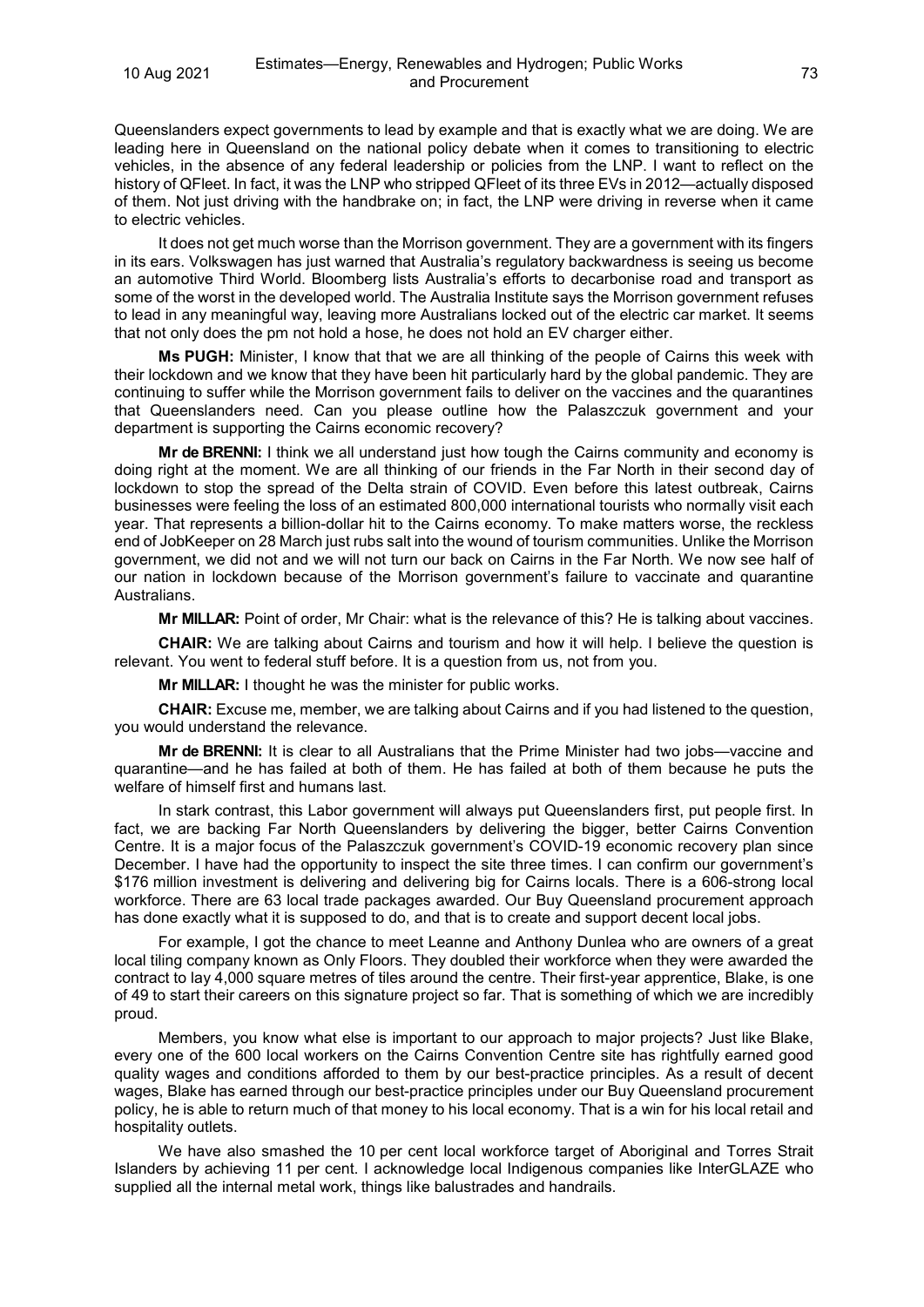Queenslanders expect governments to lead by example and that is exactly what we are doing. We are leading here in Queensland on the national policy debate when it comes to transitioning to electric vehicles, in the absence of any federal leadership or policies from the LNP. I want to reflect on the history of QFleet. In fact, it was the LNP who stripped QFleet of its three EVs in 2012—actually disposed of them. Not just driving with the handbrake on; in fact, the LNP were driving in reverse when it came to electric vehicles.

It does not get much worse than the Morrison government. They are a government with its fingers in its ears. Volkswagen has just warned that Australia's regulatory backwardness is seeing us become an automotive Third World. Bloomberg lists Australia's efforts to decarbonise road and transport as some of the worst in the developed world. The Australia Institute says the Morrison government refuses to lead in any meaningful way, leaving more Australians locked out of the electric car market. It seems that not only does the pm not hold a hose, he does not hold an EV charger either.

**Ms PUGH:** Minister, I know that that we are all thinking of the people of Cairns this week with their lockdown and we know that they have been hit particularly hard by the global pandemic. They are continuing to suffer while the Morrison government fails to deliver on the vaccines and the quarantines that Queenslanders need. Can you please outline how the Palaszczuk government and your department is supporting the Cairns economic recovery?

**Mr de BRENNI:** I think we all understand just how tough the Cairns community and economy is doing right at the moment. We are all thinking of our friends in the Far North in their second day of lockdown to stop the spread of the Delta strain of COVID. Even before this latest outbreak, Cairns businesses were feeling the loss of an estimated 800,000 international tourists who normally visit each year. That represents a billion-dollar hit to the Cairns economy. To make matters worse, the reckless end of JobKeeper on 28 March just rubs salt into the wound of tourism communities. Unlike the Morrison government, we did not and we will not turn our back on Cairns in the Far North. We now see half of our nation in lockdown because of the Morrison government's failure to vaccinate and quarantine Australians.

**Mr MILLAR:** Point of order, Mr Chair: what is the relevance of this? He is talking about vaccines.

**CHAIR:** We are talking about Cairns and tourism and how it will help. I believe the question is relevant. You went to federal stuff before. It is a question from us, not from you.

**Mr MILLAR:** I thought he was the minister for public works.

**CHAIR:** Excuse me, member, we are talking about Cairns and if you had listened to the question, you would understand the relevance.

**Mr de BRENNI:** It is clear to all Australians that the Prime Minister had two jobs—vaccine and quarantine—and he has failed at both of them. He has failed at both of them because he puts the welfare of himself first and humans last.

In stark contrast, this Labor government will always put Queenslanders first, put people first. In fact, we are backing Far North Queenslanders by delivering the bigger, better Cairns Convention Centre. It is a major focus of the Palaszczuk government's COVID-19 economic recovery plan since December. I have had the opportunity to inspect the site three times. I can confirm our government's $176 million investment is delivering and delivering big for Cairns locals. There is a 606-strong local workforce. There are 63 local trade packages awarded. Our Buy Queensland procurement approach has done exactly what it is supposed to do, and that is to create and support decent local jobs.

For example, I got the chance to meet Leanne and Anthony Dunlea who are owners of a great local tiling company known as Only Floors. They doubled their workforce when they were awarded the contract to lay 4,000 square metres of tiles around the centre. Their first-year apprentice, Blake, is one of 49 to start their careers on this signature project so far. That is something of which we are incredibly proud.

Members, you know what else is important to our approach to major projects? Just like Blake, every one of the 600 local workers on the Cairns Convention Centre site has rightfully earned good quality wages and conditions afforded to them by our best-practice principles. As a result of decent wages, Blake has earned through our best-practice principles under our Buy Queensland procurement policy, he is able to return much of that money to his local economy. That is a win for his local retail and hospitality outlets.

We have also smashed the 10 per cent local workforce target of Aboriginal and Torres Strait Islanders by achieving 11 per cent. I acknowledge local Indigenous companies like InterGLAZE who supplied all the internal metal work, things like balustrades and handrails.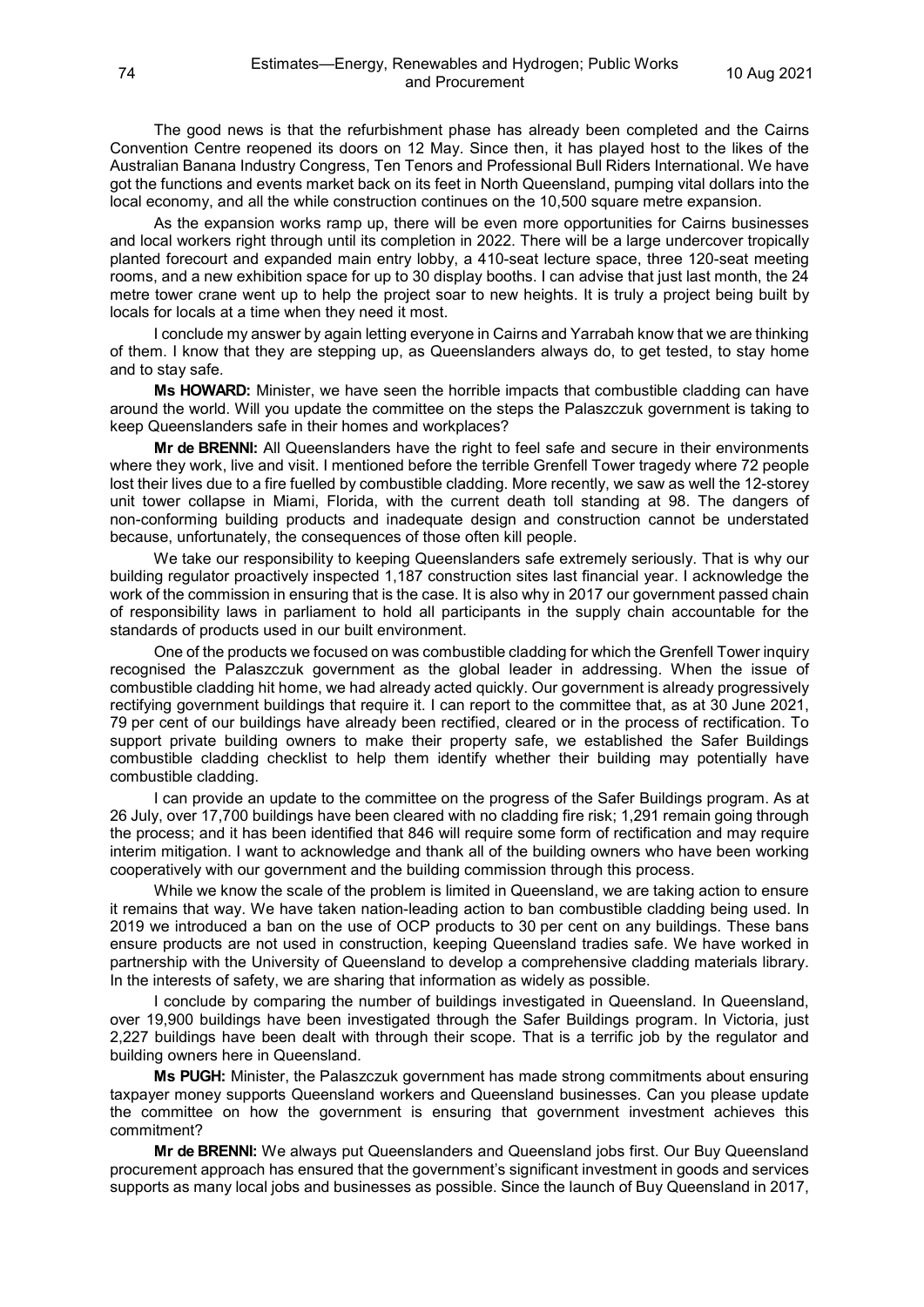The good news is that the refurbishment phase has already been completed and the Cairns Convention Centre reopened its doors on 12 May. Since then, it has played host to the likes of the Australian Banana Industry Congress, Ten Tenors and Professional Bull Riders International. We have got the functions and events market back on its feet in North Queensland, pumping vital dollars into the local economy, and all the while construction continues on the 10,500 square metre expansion.

As the expansion works ramp up, there will be even more opportunities for Cairns businesses and local workers right through until its completion in 2022. There will be a large undercover tropically planted forecourt and expanded main entry lobby, a 410-seat lecture space, three 120-seat meeting rooms, and a new exhibition space for up to 30 display booths. I can advise that just last month, the 24 metre tower crane went up to help the project soar to new heights. It is truly a project being built by locals for locals at a time when they need it most.

I conclude my answer by again letting everyone in Cairns and Yarrabah know that we are thinking of them. I know that they are stepping up, as Queenslanders always do, to get tested, to stay home and to stay safe.

**Ms HOWARD:** Minister, we have seen the horrible impacts that combustible cladding can have around the world. Will you update the committee on the steps the Palaszczuk government is taking to keep Queenslanders safe in their homes and workplaces?

**Mr de BRENNI:** All Queenslanders have the right to feel safe and secure in their environments where they work, live and visit. I mentioned before the terrible Grenfell Tower tragedy where 72 people lost their lives due to a fire fuelled by combustible cladding. More recently, we saw as well the 12-storey unit tower collapse in Miami, Florida, with the current death toll standing at 98. The dangers of non-conforming building products and inadequate design and construction cannot be understated because, unfortunately, the consequences of those often kill people.

We take our responsibility to keeping Queenslanders safe extremely seriously. That is why our building regulator proactively inspected 1,187 construction sites last financial year. I acknowledge the work of the commission in ensuring that is the case. It is also why in 2017 our government passed chain of responsibility laws in parliament to hold all participants in the supply chain accountable for the standards of products used in our built environment.

One of the products we focused on was combustible cladding for which the Grenfell Tower inquiry recognised the Palaszczuk government as the global leader in addressing. When the issue of combustible cladding hit home, we had already acted quickly. Our government is already progressively rectifying government buildings that require it. I can report to the committee that, as at 30 June 2021, 79 per cent of our buildings have already been rectified, cleared or in the process of rectification. To support private building owners to make their property safe, we established the Safer Buildings combustible cladding checklist to help them identify whether their building may potentially have combustible cladding.

I can provide an update to the committee on the progress of the Safer Buildings program. As at 26 July, over 17,700 buildings have been cleared with no cladding fire risk; 1,291 remain going through the process; and it has been identified that 846 will require some form of rectification and may require interim mitigation. I want to acknowledge and thank all of the building owners who have been working cooperatively with our government and the building commission through this process.

While we know the scale of the problem is limited in Queensland, we are taking action to ensure it remains that way. We have taken nation-leading action to ban combustible cladding being used. In 2019 we introduced a ban on the use of OCP products to 30 per cent on any buildings. These bans ensure products are not used in construction, keeping Queensland tradies safe. We have worked in partnership with the University of Queensland to develop a comprehensive cladding materials library. In the interests of safety, we are sharing that information as widely as possible.

I conclude by comparing the number of buildings investigated in Queensland. In Queensland, over 19,900 buildings have been investigated through the Safer Buildings program. In Victoria, just 2,227 buildings have been dealt with through their scope. That is a terrific job by the regulator and building owners here in Queensland.

**Ms PUGH:** Minister, the Palaszczuk government has made strong commitments about ensuring taxpayer money supports Queensland workers and Queensland businesses. Can you please update the committee on how the government is ensuring that government investment achieves this commitment?

**Mr de BRENNI:** We always put Queenslanders and Queensland jobs first. Our Buy Queensland procurement approach has ensured that the government's significant investment in goods and services supports as many local jobs and businesses as possible. Since the launch of Buy Queensland in 2017,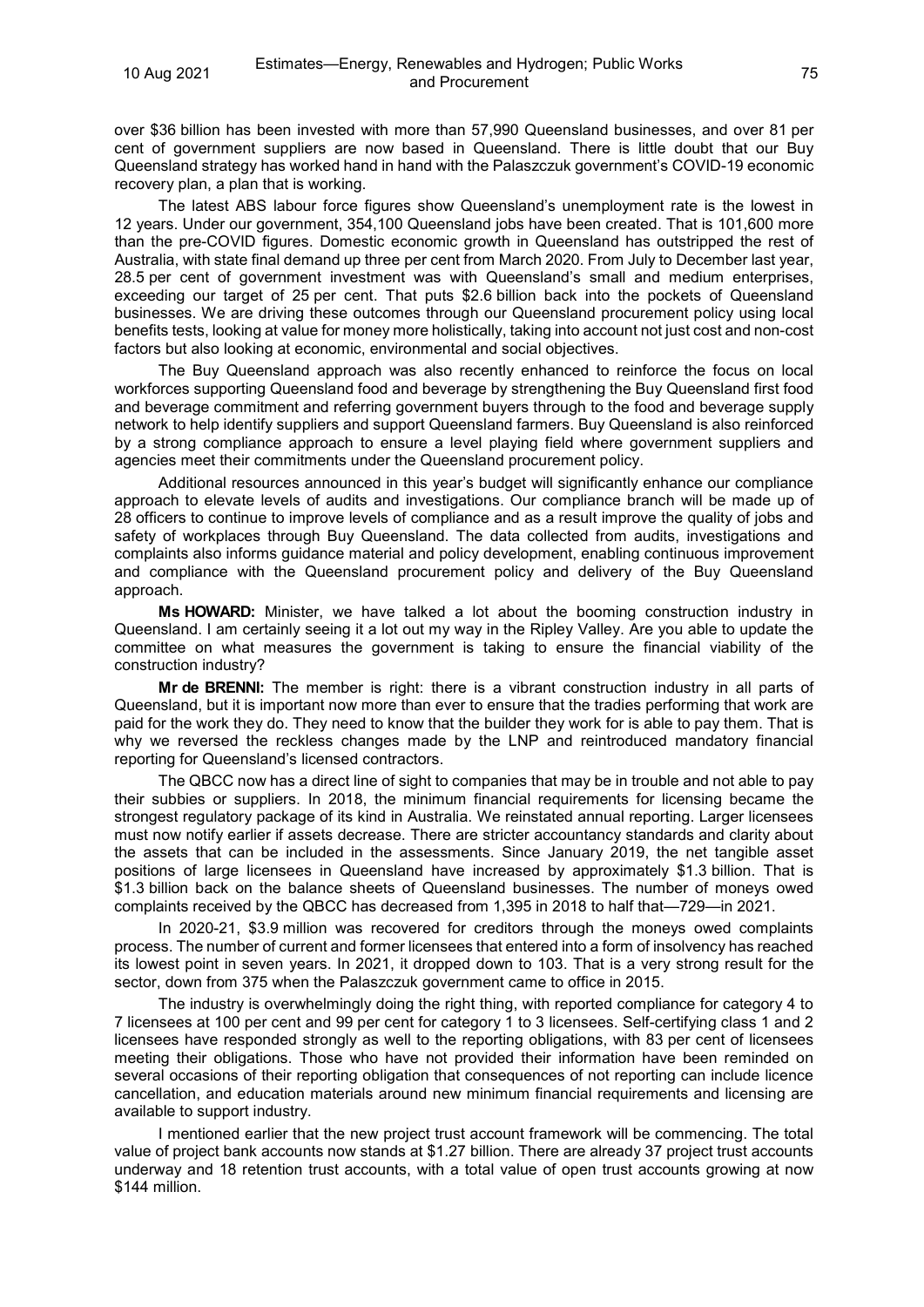over $36 billion has been invested with more than 57,990 Queensland businesses, and over 81 per cent of government suppliers are now based in Queensland. There is little doubt that our Buy Queensland strategy has worked hand in hand with the Palaszczuk government's COVID-19 economic recovery plan, a plan that is working.

The latest ABS labour force figures show Queensland's unemployment rate is the lowest in 12 years. Under our government, 354,100 Queensland jobs have been created. That is 101,600 more than the pre-COVID figures. Domestic economic growth in Queensland has outstripped the rest of Australia, with state final demand up three per cent from March 2020. From July to December last year, 28.5 per cent of government investment was with Queensland's small and medium enterprises, exceeding our target of 25 per cent. That puts $2.6 billion back into the pockets of Queensland businesses. We are driving these outcomes through our Queensland procurement policy using local benefits tests, looking at value for money more holistically, taking into account not just cost and non-cost factors but also looking at economic, environmental and social objectives.

The Buy Queensland approach was also recently enhanced to reinforce the focus on local workforces supporting Queensland food and beverage by strengthening the Buy Queensland first food and beverage commitment and referring government buyers through to the food and beverage supply network to help identify suppliers and support Queensland farmers. Buy Queensland is also reinforced by a strong compliance approach to ensure a level playing field where government suppliers and agencies meet their commitments under the Queensland procurement policy.

Additional resources announced in this year's budget will significantly enhance our compliance approach to elevate levels of audits and investigations. Our compliance branch will be made up of 28 officers to continue to improve levels of compliance and as a result improve the quality of jobs and safety of workplaces through Buy Queensland. The data collected from audits, investigations and complaints also informs guidance material and policy development, enabling continuous improvement and compliance with the Queensland procurement policy and delivery of the Buy Queensland approach.

**Ms HOWARD:** Minister, we have talked a lot about the booming construction industry in Queensland. I am certainly seeing it a lot out my way in the Ripley Valley. Are you able to update the committee on what measures the government is taking to ensure the financial viability of the construction industry?

**Mr de BRENNI:** The member is right: there is a vibrant construction industry in all parts of Queensland, but it is important now more than ever to ensure that the tradies performing that work are paid for the work they do. They need to know that the builder they work for is able to pay them. That is why we reversed the reckless changes made by the LNP and reintroduced mandatory financial reporting for Queensland's licensed contractors.

The QBCC now has a direct line of sight to companies that may be in trouble and not able to pay their subbies or suppliers. In 2018, the minimum financial requirements for licensing became the strongest regulatory package of its kind in Australia. We reinstated annual reporting. Larger licensees must now notify earlier if assets decrease. There are stricter accountancy standards and clarity about the assets that can be included in the assessments. Since January 2019, the net tangible asset positions of large licensees in Queensland have increased by approximately $1.3 billion. That is $1.3 billion back on the balance sheets of Queensland businesses. The number of moneys owed complaints received by the QBCC has decreased from 1,395 in 2018 to half that—729—in 2021.

In 2020-21, $3.9 million was recovered for creditors through the moneys owed complaints process. The number of current and former licensees that entered into a form of insolvency has reached its lowest point in seven years. In 2021, it dropped down to 103. That is a very strong result for the sector, down from 375 when the Palaszczuk government came to office in 2015.

The industry is overwhelmingly doing the right thing, with reported compliance for category 4 to 7 licensees at 100 per cent and 99 per cent for category 1 to 3 licensees. Self-certifying class 1 and 2 licensees have responded strongly as well to the reporting obligations, with 83 per cent of licensees meeting their obligations. Those who have not provided their information have been reminded on several occasions of their reporting obligation that consequences of not reporting can include licence cancellation, and education materials around new minimum financial requirements and licensing are available to support industry.

I mentioned earlier that the new project trust account framework will be commencing. The total value of project bank accounts now stands at $1.27 billion. There are already 37 project trust accounts underway and 18 retention trust accounts, with a total value of open trust accounts growing at now $144 million.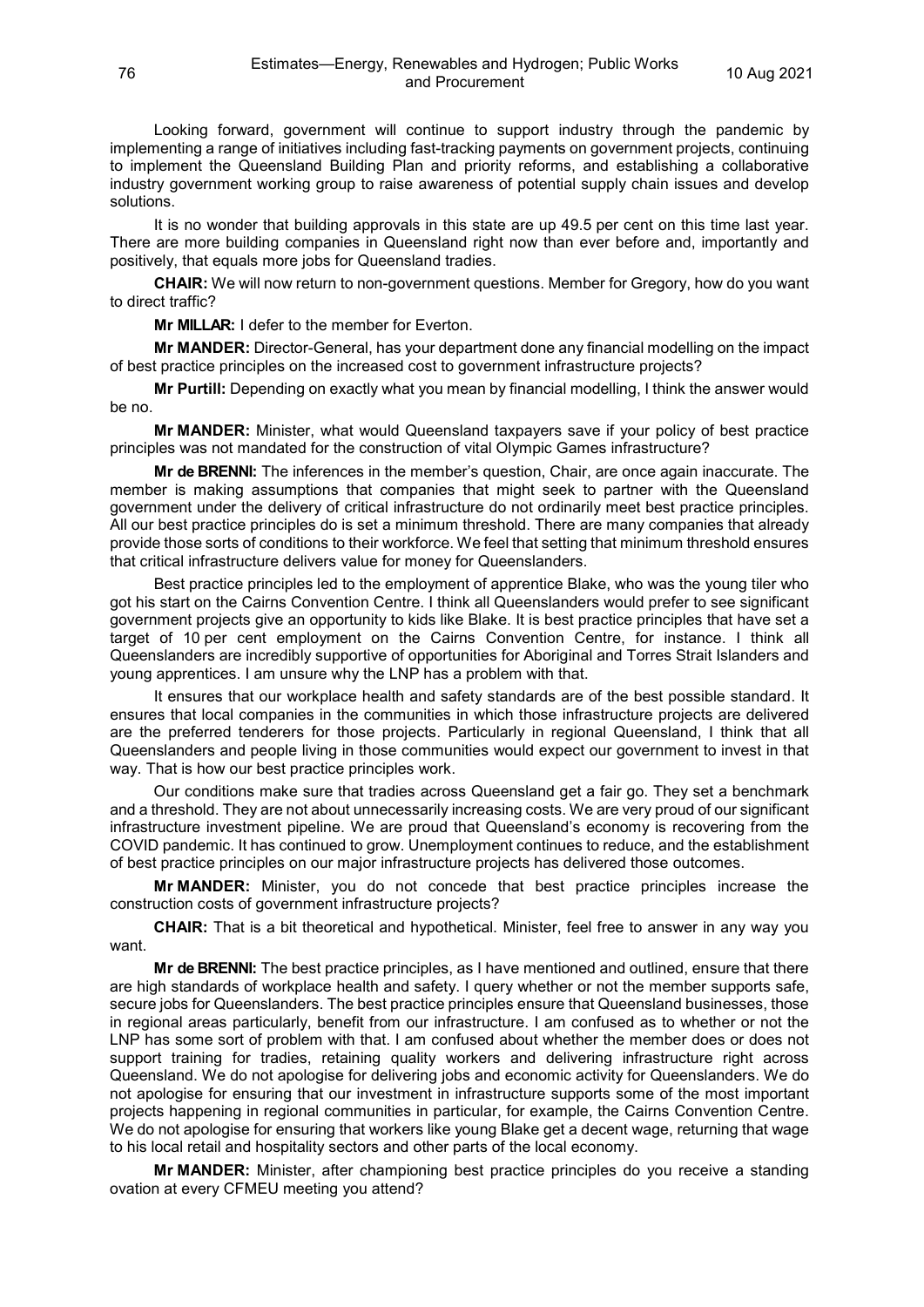Looking forward, government will continue to support industry through the pandemic by implementing a range of initiatives including fast-tracking payments on government projects, continuing to implement the Queensland Building Plan and priority reforms, and establishing a collaborative industry government working group to raise awareness of potential supply chain issues and develop solutions.

It is no wonder that building approvals in this state are up 49.5 per cent on this time last year. There are more building companies in Queensland right now than ever before and, importantly and positively, that equals more jobs for Queensland tradies.

**CHAIR:** We will now return to non-government questions. Member for Gregory, how do you want to direct traffic?

**Mr MILLAR:** I defer to the member for Everton.

**Mr MANDER:** Director-General, has your department done any financial modelling on the impact of best practice principles on the increased cost to government infrastructure projects?

**Mr Purtill:** Depending on exactly what you mean by financial modelling, I think the answer would be no.

**Mr MANDER:** Minister, what would Queensland taxpayers save if your policy of best practice principles was not mandated for the construction of vital Olympic Games infrastructure?

**Mr de BRENNI:** The inferences in the member's question, Chair, are once again inaccurate. The member is making assumptions that companies that might seek to partner with the Queensland government under the delivery of critical infrastructure do not ordinarily meet best practice principles. All our best practice principles do is set a minimum threshold. There are many companies that already provide those sorts of conditions to their workforce. We feel that setting that minimum threshold ensures that critical infrastructure delivers value for money for Queenslanders.

Best practice principles led to the employment of apprentice Blake, who was the young tiler who got his start on the Cairns Convention Centre. I think all Queenslanders would prefer to see significant government projects give an opportunity to kids like Blake. It is best practice principles that have set a target of 10 per cent employment on the Cairns Convention Centre, for instance. I think all Queenslanders are incredibly supportive of opportunities for Aboriginal and Torres Strait Islanders and young apprentices. I am unsure why the LNP has a problem with that.

It ensures that our workplace health and safety standards are of the best possible standard. It ensures that local companies in the communities in which those infrastructure projects are delivered are the preferred tenderers for those projects. Particularly in regional Queensland, I think that all Queenslanders and people living in those communities would expect our government to invest in that way. That is how our best practice principles work.

Our conditions make sure that tradies across Queensland get a fair go. They set a benchmark and a threshold. They are not about unnecessarily increasing costs. We are very proud of our significant infrastructure investment pipeline. We are proud that Queensland's economy is recovering from the COVID pandemic. It has continued to grow. Unemployment continues to reduce, and the establishment of best practice principles on our major infrastructure projects has delivered those outcomes.

**Mr MANDER:** Minister, you do not concede that best practice principles increase the construction costs of government infrastructure projects?

**CHAIR:** That is a bit theoretical and hypothetical. Minister, feel free to answer in any way you want.

**Mr de BRENNI:** The best practice principles, as I have mentioned and outlined, ensure that there are high standards of workplace health and safety. I query whether or not the member supports safe, secure jobs for Queenslanders. The best practice principles ensure that Queensland businesses, those in regional areas particularly, benefit from our infrastructure. I am confused as to whether or not the LNP has some sort of problem with that. I am confused about whether the member does or does not support training for tradies, retaining quality workers and delivering infrastructure right across Queensland. We do not apologise for delivering jobs and economic activity for Queenslanders. We do not apologise for ensuring that our investment in infrastructure supports some of the most important projects happening in regional communities in particular, for example, the Cairns Convention Centre. We do not apologise for ensuring that workers like young Blake get a decent wage, returning that wage to his local retail and hospitality sectors and other parts of the local economy.

**Mr MANDER:** Minister, after championing best practice principles do you receive a standing ovation at every CFMEU meeting you attend?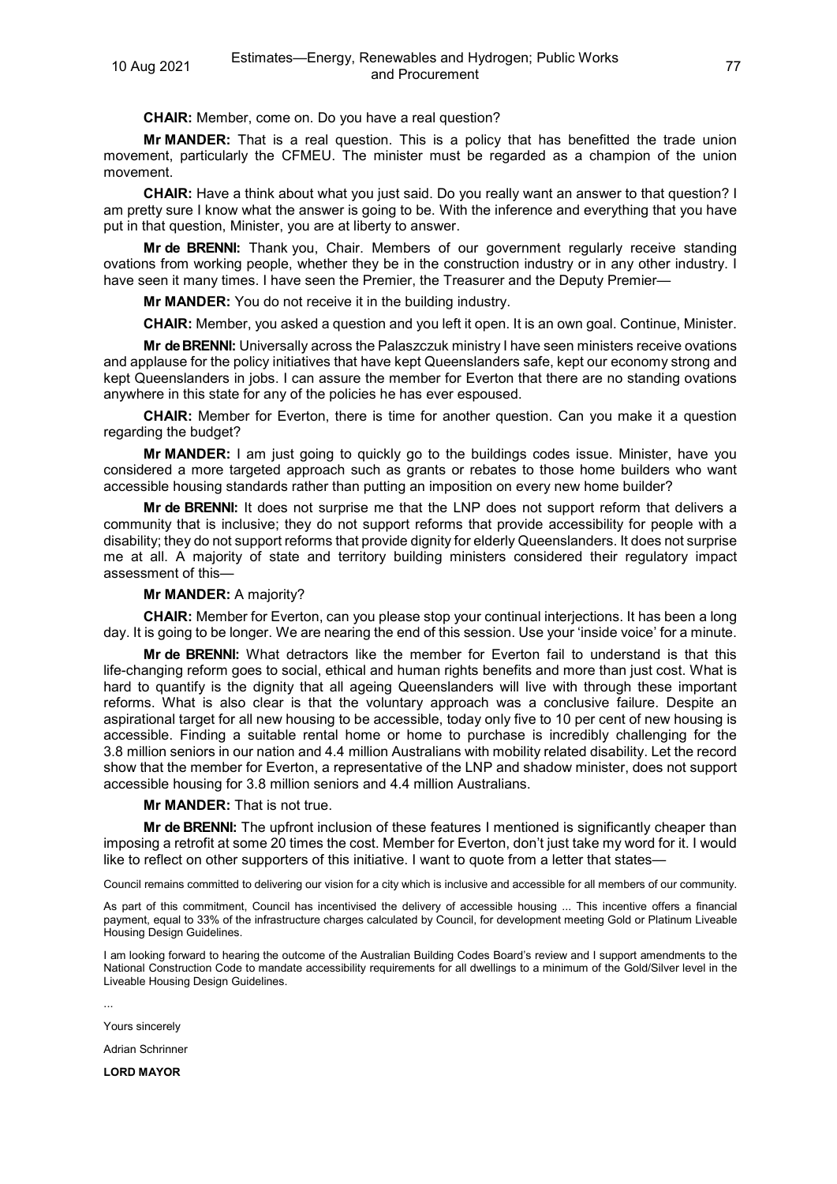**CHAIR:** Member, come on. Do you have a real question?

**Mr MANDER:** That is a real question. This is a policy that has benefitted the trade union movement, particularly the CFMEU. The minister must be regarded as a champion of the union movement.

**CHAIR:** Have a think about what you just said. Do you really want an answer to that question? I am pretty sure I know what the answer is going to be. With the inference and everything that you have put in that question, Minister, you are at liberty to answer.

**Mr de BRENNI:** Thank you, Chair. Members of our government regularly receive standing ovations from working people, whether they be in the construction industry or in any other industry. I have seen it many times. I have seen the Premier, the Treasurer and the Deputy Premier—

**Mr MANDER:** You do not receive it in the building industry.

**CHAIR:** Member, you asked a question and you left it open. It is an own goal. Continue, Minister.

**Mr de BRENNI:** Universally across the Palaszczuk ministry I have seen ministers receive ovations and applause for the policy initiatives that have kept Queenslanders safe, kept our economy strong and kept Queenslanders in jobs. I can assure the member for Everton that there are no standing ovations anywhere in this state for any of the policies he has ever espoused.

**CHAIR:** Member for Everton, there is time for another question. Can you make it a question regarding the budget?

**Mr MANDER:** I am just going to quickly go to the buildings codes issue. Minister, have you considered a more targeted approach such as grants or rebates to those home builders who want accessible housing standards rather than putting an imposition on every new home builder?

**Mr de BRENNI:** It does not surprise me that the LNP does not support reform that delivers a community that is inclusive; they do not support reforms that provide accessibility for people with a disability; they do not support reforms that provide dignity for elderly Queenslanders. It does not surprise me at all. A majority of state and territory building ministers considered their regulatory impact assessment of this—

**Mr MANDER:** A majority?

**CHAIR:** Member for Everton, can you please stop your continual interjections. It has been a long day. It is going to be longer. We are nearing the end of this session. Use your 'inside voice' for a minute.

**Mr de BRENNI:** What detractors like the member for Everton fail to understand is that this life-changing reform goes to social, ethical and human rights benefits and more than just cost. What is hard to quantify is the dignity that all ageing Queenslanders will live with through these important reforms. What is also clear is that the voluntary approach was a conclusive failure. Despite an aspirational target for all new housing to be accessible, today only five to 10 per cent of new housing is accessible. Finding a suitable rental home or home to purchase is incredibly challenging for the 3.8 million seniors in our nation and 4.4 million Australians with mobility related disability. Let the record show that the member for Everton, a representative of the LNP and shadow minister, does not support accessible housing for 3.8 million seniors and 4.4 million Australians.

**Mr MANDER:** That is not true.

**Mr de BRENNI:** The upfront inclusion of these features I mentioned is significantly cheaper than imposing a retrofit at some 20 times the cost. Member for Everton, don't just take my word for it. I would like to reflect on other supporters of this initiative. I want to quote from a letter that states—

Council remains committed to delivering our vision for a city which is inclusive and accessible for all members of our community.

As part of this commitment, Council has incentivised the delivery of accessible housing ... This incentive offers a financial payment, equal to 33% of the infrastructure charges calculated by Council, for development meeting Gold or Platinum Liveable Housing Design Guidelines.

I am looking forward to hearing the outcome of the Australian Building Codes Board's review and I support amendments to the National Construction Code to mandate accessibility requirements for all dwellings to a minimum of the Gold/Silver level in the Liveable Housing Design Guidelines.

...

Yours sincerely

Adrian Schrinner

**LORD MAYOR**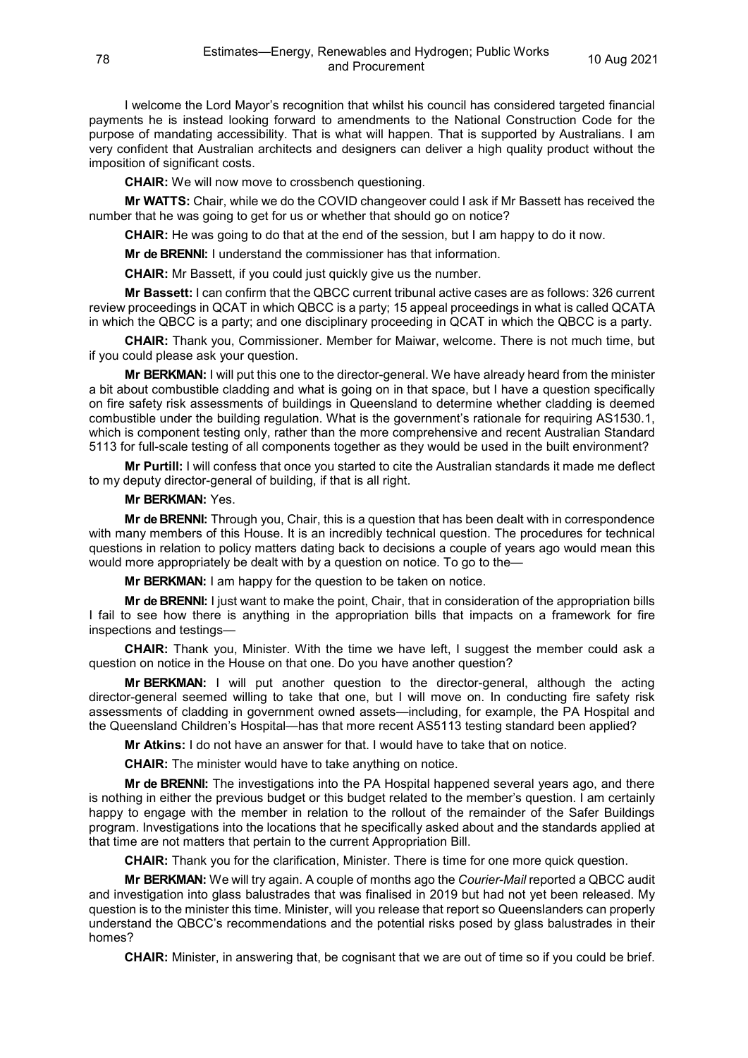I welcome the Lord Mayor's recognition that whilst his council has considered targeted financial payments he is instead looking forward to amendments to the National Construction Code for the purpose of mandating accessibility. That is what will happen. That is supported by Australians. I am very confident that Australian architects and designers can deliver a high quality product without the imposition of significant costs.

**CHAIR:** We will now move to crossbench questioning.

**Mr WATTS:** Chair, while we do the COVID changeover could I ask if Mr Bassett has received the number that he was going to get for us or whether that should go on notice?

**CHAIR:** He was going to do that at the end of the session, but I am happy to do it now.

**Mr de BRENNI:** I understand the commissioner has that information.

**CHAIR:** Mr Bassett, if you could just quickly give us the number.

**Mr Bassett:** I can confirm that the QBCC current tribunal active cases are as follows: 326 current review proceedings in QCAT in which QBCC is a party; 15 appeal proceedings in what is called QCATA in which the QBCC is a party; and one disciplinary proceeding in QCAT in which the QBCC is a party.

**CHAIR:** Thank you, Commissioner. Member for Maiwar, welcome. There is not much time, but if you could please ask your question.

**Mr BERKMAN:** I will put this one to the director-general. We have already heard from the minister a bit about combustible cladding and what is going on in that space, but I have a question specifically on fire safety risk assessments of buildings in Queensland to determine whether cladding is deemed combustible under the building regulation. What is the government's rationale for requiring AS1530.1, which is component testing only, rather than the more comprehensive and recent Australian Standard 5113 for full-scale testing of all components together as they would be used in the built environment?

**Mr Purtill:** I will confess that once you started to cite the Australian standards it made me deflect to my deputy director-general of building, if that is all right.

**Mr BERKMAN:** Yes.

**Mr de BRENNI:** Through you, Chair, this is a question that has been dealt with in correspondence with many members of this House. It is an incredibly technical question. The procedures for technical questions in relation to policy matters dating back to decisions a couple of years ago would mean this would more appropriately be dealt with by a question on notice. To go to the—

**Mr BERKMAN:** I am happy for the question to be taken on notice.

**Mr de BRENNI:** I just want to make the point, Chair, that in consideration of the appropriation bills I fail to see how there is anything in the appropriation bills that impacts on a framework for fire inspections and testings—

**CHAIR:** Thank you, Minister. With the time we have left, I suggest the member could ask a question on notice in the House on that one. Do you have another question?

**Mr BERKMAN:** I will put another question to the director-general, although the acting director-general seemed willing to take that one, but I will move on. In conducting fire safety risk assessments of cladding in government owned assets—including, for example, the PA Hospital and the Queensland Children's Hospital—has that more recent AS5113 testing standard been applied?

**Mr Atkins:** I do not have an answer for that. I would have to take that on notice.

**CHAIR:** The minister would have to take anything on notice.

**Mr de BRENNI:** The investigations into the PA Hospital happened several years ago, and there is nothing in either the previous budget or this budget related to the member's question. I am certainly happy to engage with the member in relation to the rollout of the remainder of the Safer Buildings program. Investigations into the locations that he specifically asked about and the standards applied at that time are not matters that pertain to the current Appropriation Bill.

**CHAIR:** Thank you for the clarification, Minister. There is time for one more quick question.

**Mr BERKMAN:** We will try again. A couple of months ago the *Courier-Mail* reported a QBCC audit and investigation into glass balustrades that was finalised in 2019 but had not yet been released. My question is to the minister this time. Minister, will you release that report so Queenslanders can properly understand the QBCC's recommendations and the potential risks posed by glass balustrades in their homes?

**CHAIR:** Minister, in answering that, be cognisant that we are out of time so if you could be brief.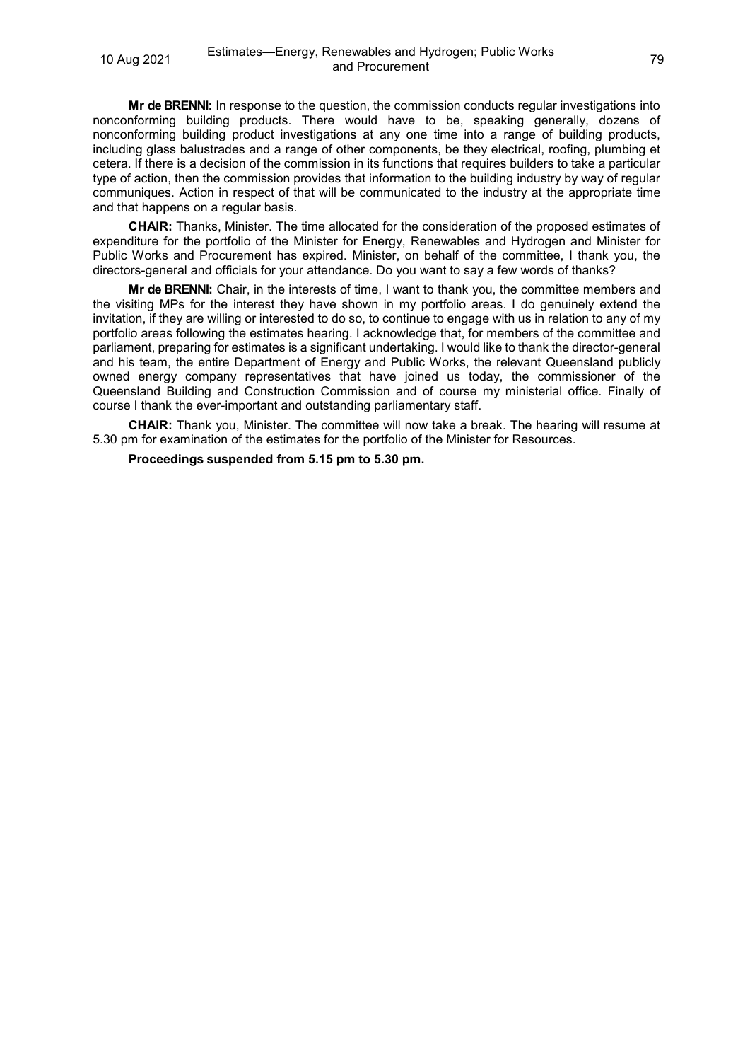**Mr de BRENNI:** In response to the question, the commission conducts regular investigations into nonconforming building products. There would have to be, speaking generally, dozens of nonconforming building product investigations at any one time into a range of building products, including glass balustrades and a range of other components, be they electrical, roofing, plumbing et cetera. If there is a decision of the commission in its functions that requires builders to take a particular type of action, then the commission provides that information to the building industry by way of regular communiques. Action in respect of that will be communicated to the industry at the appropriate time and that happens on a regular basis.

**CHAIR:** Thanks, Minister. The time allocated for the consideration of the proposed estimates of expenditure for the portfolio of the Minister for Energy, Renewables and Hydrogen and Minister for Public Works and Procurement has expired. Minister, on behalf of the committee, I thank you, the directors-general and officials for your attendance. Do you want to say a few words of thanks?

**Mr de BRENNI:** Chair, in the interests of time, I want to thank you, the committee members and the visiting MPs for the interest they have shown in my portfolio areas. I do genuinely extend the invitation, if they are willing or interested to do so, to continue to engage with us in relation to any of my portfolio areas following the estimates hearing. I acknowledge that, for members of the committee and parliament, preparing for estimates is a significant undertaking. I would like to thank the director-general and his team, the entire Department of Energy and Public Works, the relevant Queensland publicly owned energy company representatives that have joined us today, the commissioner of the Queensland Building and Construction Commission and of course my ministerial office. Finally of course I thank the ever-important and outstanding parliamentary staff.

**CHAIR:** Thank you, Minister. The committee will now take a break. The hearing will resume at 5.30 pm for examination of the estimates for the portfolio of the Minister for Resources.

**Proceedings suspended from 5.15 pm to 5.30 pm.**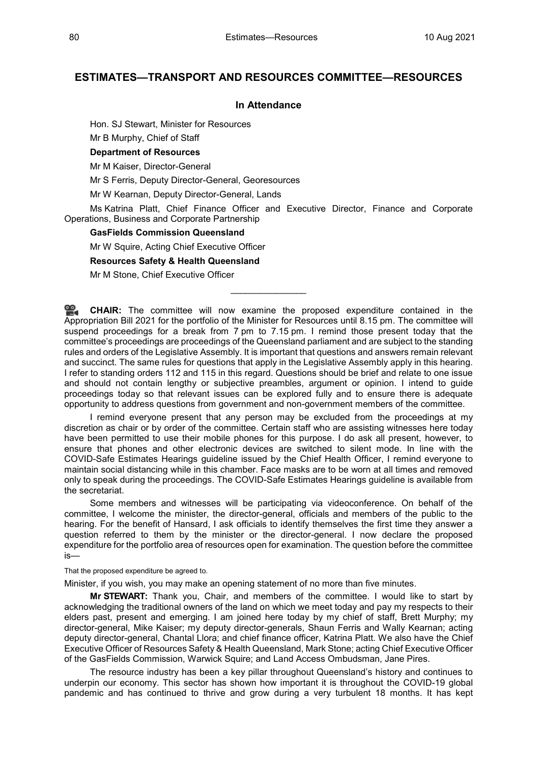## ESTIMATES—TRANSPORT AND RESOURCES COMMITTEE—RESOURCES

### In Attendance

Hon. SJ Stewart, Minister for Resources

Mr B Murphy, Chief of Staff

**Department of Resources**

Mr M Kaiser, Director-General

Mr S Ferris, Deputy Director-General, Georesources

Mr W Kearnan, Deputy Director-General, Lands

Ms Katrina Platt, Chief Finance Officer and Executive Director, Finance and Corporate Operations, Business and Corporate Partnership

**GasFields Commission Queensland**

Mr W Squire, Acting Chief Executive Officer

**Resources Safety & Health Queensland**

Mr M Stone, Chief Executive Officer

---

**CHAIR:** The committee will now examine the proposed expenditure contained in the Appropriation Bill 2021 for the portfolio of the Minister for Resources until 8.15 pm. The committee will suspend proceedings for a break from 7 pm to 7.15 pm. I remind those present today that the committee's proceedings are proceedings of the Queensland parliament and are subject to the standing rules and orders of the Legislative Assembly. It is important that questions and answers remain relevant and succinct. The same rules for questions that apply in the Legislative Assembly apply in this hearing. I refer to standing orders 112 and 115 in this regard. Questions should be brief and relate to one issue and should not contain lengthy or subjective preambles, argument or opinion. I intend to guide proceedings today so that relevant issues can be explored fully and to ensure there is adequate opportunity to address questions from government and non-government members of the committee.

I remind everyone present that any person may be excluded from the proceedings at my discretion as chair or by order of the committee. Certain staff who are assisting witnesses here today have been permitted to use their mobile phones for this purpose. I do ask all present, however, to ensure that phones and other electronic devices are switched to silent mode. In line with the COVID-Safe Estimates Hearings guideline issued by the Chief Health Officer, I remind everyone to maintain social distancing while in this chamber. Face masks are to be worn at all times and removed only to speak during the proceedings. The COVID-Safe Estimates Hearings guideline is available from the secretariat.

Some members and witnesses will be participating via videoconference. On behalf of the committee, I welcome the minister, the director-general, officials and members of the public to the hearing. For the benefit of Hansard, I ask officials to identify themselves the first time they answer a question referred to them by the minister or the director-general. I now declare the proposed expenditure for the portfolio area of resources open for examination. The question before the committee is—

That the proposed expenditure be agreed to.

Minister, if you wish, you may make an opening statement of no more than five minutes.

**Mr STEWART:** Thank you, Chair, and members of the committee. I would like to start by acknowledging the traditional owners of the land on which we meet today and pay my respects to their elders past, present and emerging. I am joined here today by my chief of staff, Brett Murphy; my director-general, Mike Kaiser; my deputy director-generals, Shaun Ferris and Wally Kearnan; acting deputy director-general, Chantal Llora; and chief finance officer, Katrina Platt. We also have the Chief Executive Officer of Resources Safety & Health Queensland, Mark Stone; acting Chief Executive Officer of the GasFields Commission, Warwick Squire; and Land Access Ombudsman, Jane Pires.

The resource industry has been a key pillar throughout Queensland's history and continues to underpin our economy. This sector has shown how important it is throughout the COVID-19 global pandemic and has continued to thrive and grow during a very turbulent 18 months. It has kept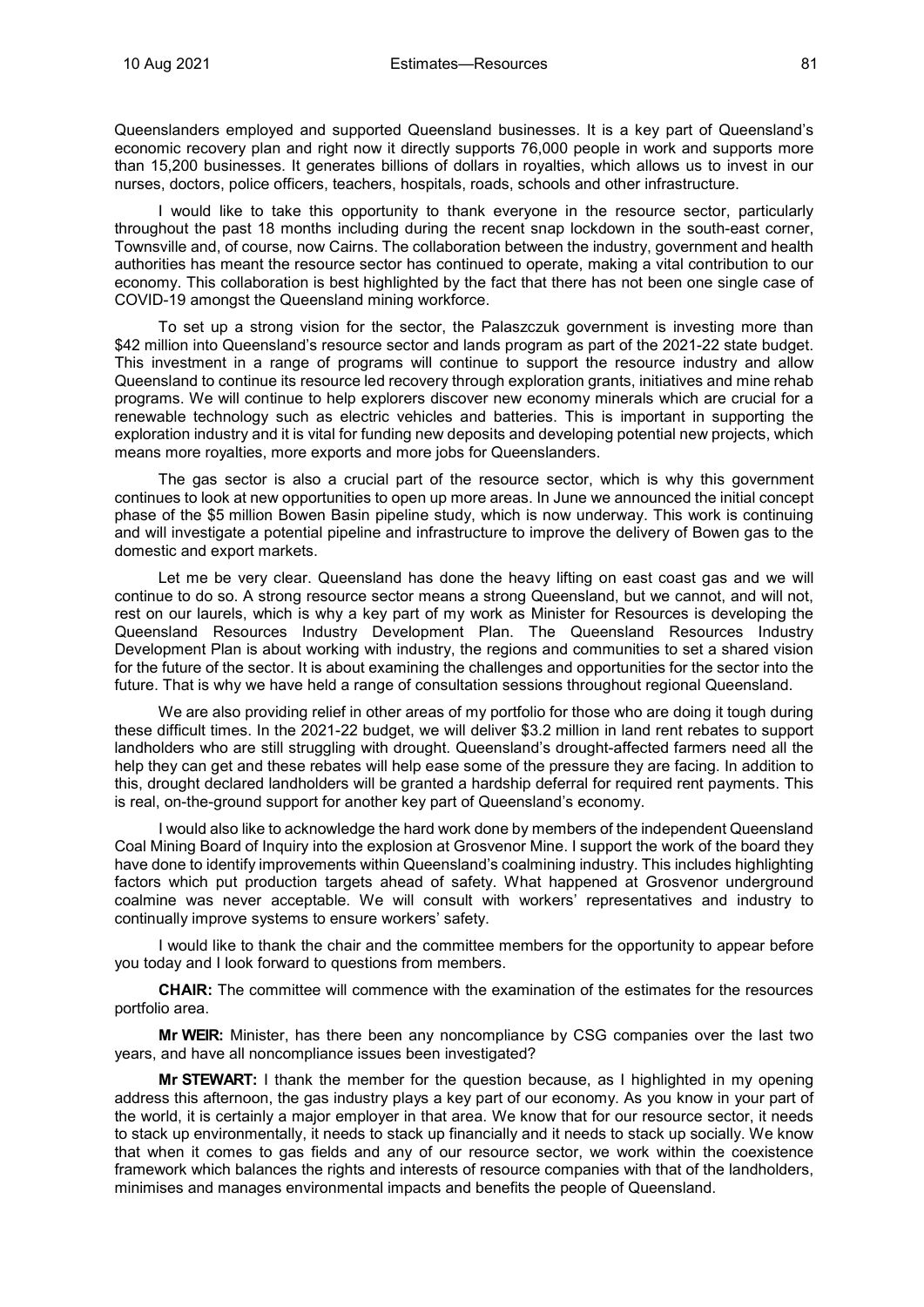Queenslanders employed and supported Queensland businesses. It is a key part of Queensland's economic recovery plan and right now it directly supports 76,000 people in work and supports more than 15,200 businesses. It generates billions of dollars in royalties, which allows us to invest in our nurses, doctors, police officers, teachers, hospitals, roads, schools and other infrastructure.

I would like to take this opportunity to thank everyone in the resource sector, particularly throughout the past 18 months including during the recent snap lockdown in the south-east corner, Townsville and, of course, now Cairns. The collaboration between the industry, government and health authorities has meant the resource sector has continued to operate, making a vital contribution to our economy. This collaboration is best highlighted by the fact that there has not been one single case of COVID-19 amongst the Queensland mining workforce.

To set up a strong vision for the sector, the Palaszczuk government is investing more than $42 million into Queensland's resource sector and lands program as part of the 2021-22 state budget. This investment in a range of programs will continue to support the resource industry and allow Queensland to continue its resource led recovery through exploration grants, initiatives and mine rehab programs. We will continue to help explorers discover new economy minerals which are crucial for a renewable technology such as electric vehicles and batteries. This is important in supporting the exploration industry and it is vital for funding new deposits and developing potential new projects, which means more royalties, more exports and more jobs for Queenslanders.

The gas sector is also a crucial part of the resource sector, which is why this government continues to look at new opportunities to open up more areas. In June we announced the initial concept phase of the $5 million Bowen Basin pipeline study, which is now underway. This work is continuing and will investigate a potential pipeline and infrastructure to improve the delivery of Bowen gas to the domestic and export markets.

Let me be very clear. Queensland has done the heavy lifting on east coast gas and we will continue to do so. A strong resource sector means a strong Queensland, but we cannot, and will not, rest on our laurels, which is why a key part of my work as Minister for Resources is developing the Queensland Resources Industry Development Plan. The Queensland Resources Industry Development Plan is about working with industry, the regions and communities to set a shared vision for the future of the sector. It is about examining the challenges and opportunities for the sector into the future. That is why we have held a range of consultation sessions throughout regional Queensland.

We are also providing relief in other areas of my portfolio for those who are doing it tough during these difficult times. In the 2021-22 budget, we will deliver $3.2 million in land rent rebates to support landholders who are still struggling with drought. Queensland's drought-affected farmers need all the help they can get and these rebates will help ease some of the pressure they are facing. In addition to this, drought declared landholders will be granted a hardship deferral for required rent payments. This is real, on-the-ground support for another key part of Queensland's economy.

I would also like to acknowledge the hard work done by members of the independent Queensland Coal Mining Board of Inquiry into the explosion at Grosvenor Mine. I support the work of the board they have done to identify improvements within Queensland's coalmining industry. This includes highlighting factors which put production targets ahead of safety. What happened at Grosvenor underground coalmine was never acceptable. We will consult with workers' representatives and industry to continually improve systems to ensure workers' safety.

I would like to thank the chair and the committee members for the opportunity to appear before you today and I look forward to questions from members.

**CHAIR:** The committee will commence with the examination of the estimates for the resources portfolio area.

**Mr WEIR:** Minister, has there been any noncompliance by CSG companies over the last two years, and have all noncompliance issues been investigated?

**Mr STEWART:** I thank the member for the question because, as I highlighted in my opening address this afternoon, the gas industry plays a key part of our economy. As you know in your part of the world, it is certainly a major employer in that area. We know that for our resource sector, it needs to stack up environmentally, it needs to stack up financially and it needs to stack up socially. We know that when it comes to gas fields and any of our resource sector, we work within the coexistence framework which balances the rights and interests of resource companies with that of the landholders, minimises and manages environmental impacts and benefits the people of Queensland.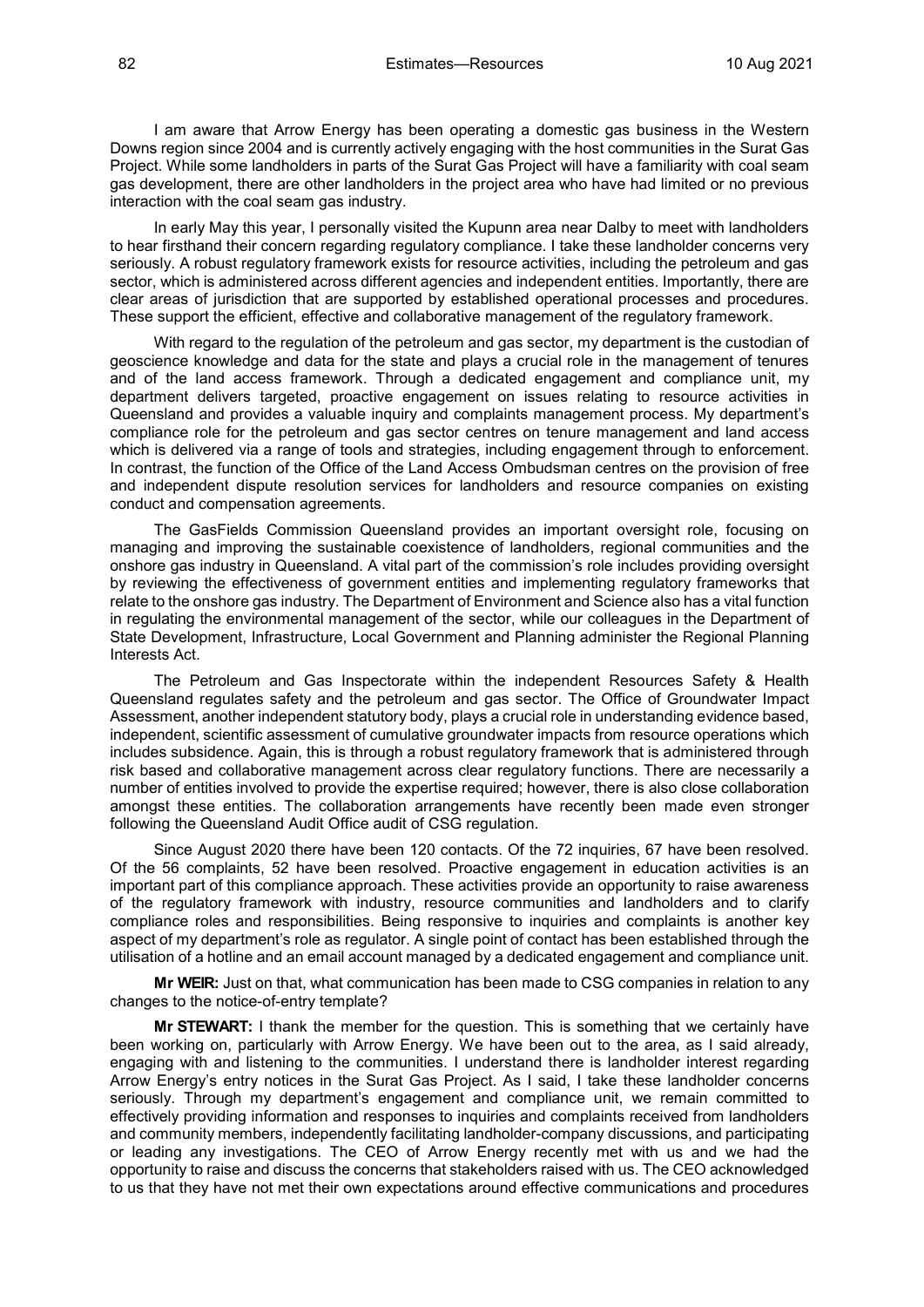I am aware that Arrow Energy has been operating a domestic gas business in the Western Downs region since 2004 and is currently actively engaging with the host communities in the Surat Gas Project. While some landholders in parts of the Surat Gas Project will have a familiarity with coal seam gas development, there are other landholders in the project area who have had limited or no previous interaction with the coal seam gas industry.

In early May this year, I personally visited the Kupunn area near Dalby to meet with landholders to hear firsthand their concern regarding regulatory compliance. I take these landholder concerns very seriously. A robust regulatory framework exists for resource activities, including the petroleum and gas sector, which is administered across different agencies and independent entities. Importantly, there are clear areas of jurisdiction that are supported by established operational processes and procedures. These support the efficient, effective and collaborative management of the regulatory framework.

With regard to the regulation of the petroleum and gas sector, my department is the custodian of geoscience knowledge and data for the state and plays a crucial role in the management of tenures and of the land access framework. Through a dedicated engagement and compliance unit, my department delivers targeted, proactive engagement on issues relating to resource activities in Queensland and provides a valuable inquiry and complaints management process. My department's compliance role for the petroleum and gas sector centres on tenure management and land access which is delivered via a range of tools and strategies, including engagement through to enforcement. In contrast, the function of the Office of the Land Access Ombudsman centres on the provision of free and independent dispute resolution services for landholders and resource companies on existing conduct and compensation agreements.

The GasFields Commission Queensland provides an important oversight role, focusing on managing and improving the sustainable coexistence of landholders, regional communities and the onshore gas industry in Queensland. A vital part of the commission's role includes providing oversight by reviewing the effectiveness of government entities and implementing regulatory frameworks that relate to the onshore gas industry. The Department of Environment and Science also has a vital function in regulating the environmental management of the sector, while our colleagues in the Department of State Development, Infrastructure, Local Government and Planning administer the Regional Planning Interests Act.

The Petroleum and Gas Inspectorate within the independent Resources Safety & Health Queensland regulates safety and the petroleum and gas sector. The Office of Groundwater Impact Assessment, another independent statutory body, plays a crucial role in understanding evidence based, independent, scientific assessment of cumulative groundwater impacts from resource operations which includes subsidence. Again, this is through a robust regulatory framework that is administered through risk based and collaborative management across clear regulatory functions. There are necessarily a number of entities involved to provide the expertise required; however, there is also close collaboration amongst these entities. The collaboration arrangements have recently been made even stronger following the Queensland Audit Office audit of CSG regulation.

Since August 2020 there have been 120 contacts. Of the 72 inquiries, 67 have been resolved. Of the 56 complaints, 52 have been resolved. Proactive engagement in education activities is an important part of this compliance approach. These activities provide an opportunity to raise awareness of the regulatory framework with industry, resource communities and landholders and to clarify compliance roles and responsibilities. Being responsive to inquiries and complaints is another key aspect of my department's role as regulator. A single point of contact has been established through the utilisation of a hotline and an email account managed by a dedicated engagement and compliance unit.

**Mr WEIR:** Just on that, what communication has been made to CSG companies in relation to any changes to the notice-of-entry template?

**Mr STEWART:** I thank the member for the question. This is something that we certainly have been working on, particularly with Arrow Energy. We have been out to the area, as I said already, engaging with and listening to the communities. I understand there is landholder interest regarding Arrow Energy's entry notices in the Surat Gas Project. As I said, I take these landholder concerns seriously. Through my department's engagement and compliance unit, we remain committed to effectively providing information and responses to inquiries and complaints received from landholders and community members, independently facilitating landholder-company discussions, and participating or leading any investigations. The CEO of Arrow Energy recently met with us and we had the opportunity to raise and discuss the concerns that stakeholders raised with us. The CEO acknowledged to us that they have not met their own expectations around effective communications and procedures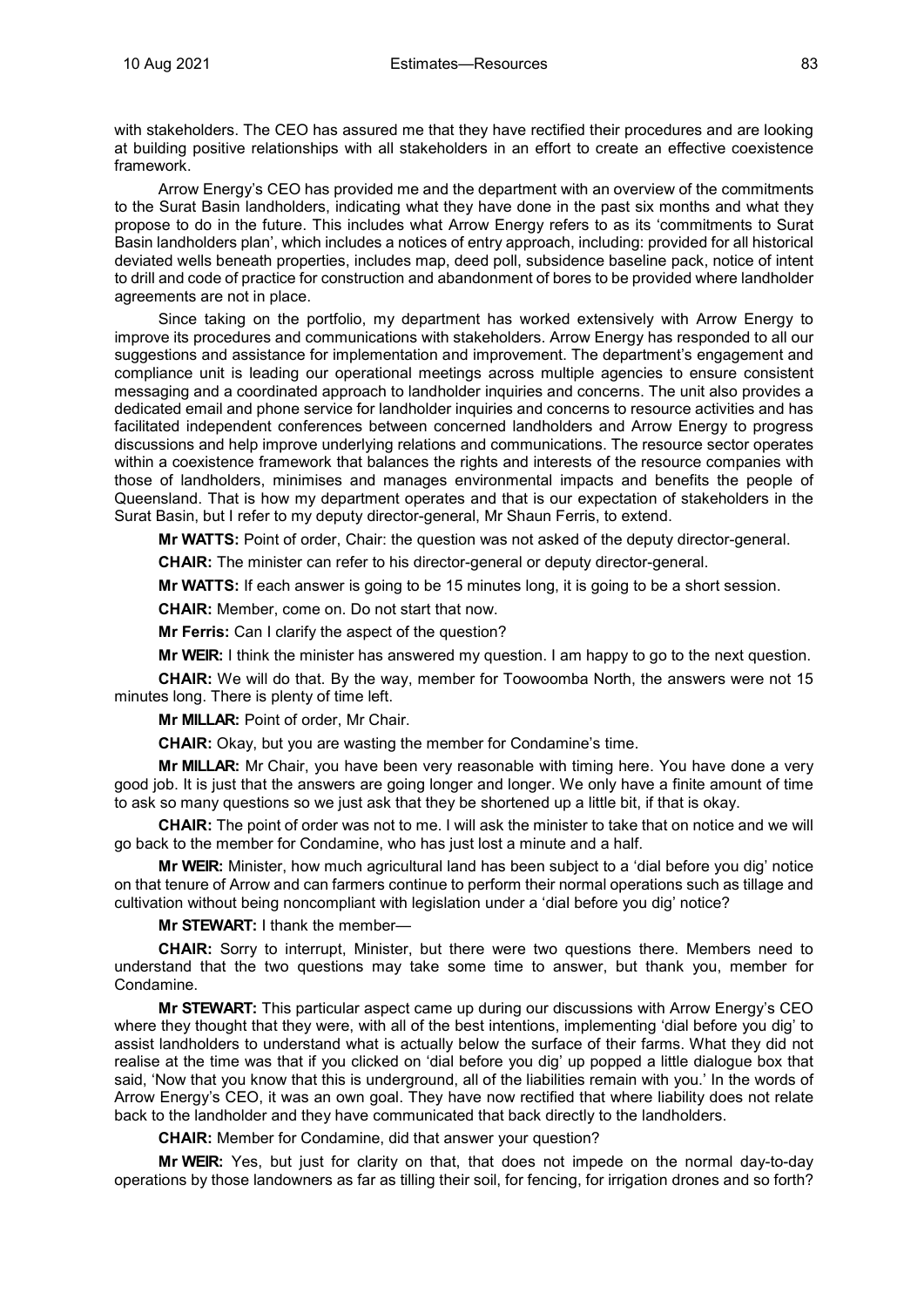with stakeholders. The CEO has assured me that they have rectified their procedures and are looking at building positive relationships with all stakeholders in an effort to create an effective coexistence framework.

Arrow Energy's CEO has provided me and the department with an overview of the commitments to the Surat Basin landholders, indicating what they have done in the past six months and what they propose to do in the future. This includes what Arrow Energy refers to as its 'commitments to Surat Basin landholders plan', which includes a notices of entry approach, including: provided for all historical deviated wells beneath properties, includes map, deed poll, subsidence baseline pack, notice of intent to drill and code of practice for construction and abandonment of bores to be provided where landholder agreements are not in place.

Since taking on the portfolio, my department has worked extensively with Arrow Energy to improve its procedures and communications with stakeholders. Arrow Energy has responded to all our suggestions and assistance for implementation and improvement. The department's engagement and compliance unit is leading our operational meetings across multiple agencies to ensure consistent messaging and a coordinated approach to landholder inquiries and concerns. The unit also provides a dedicated email and phone service for landholder inquiries and concerns to resource activities and has facilitated independent conferences between concerned landholders and Arrow Energy to progress discussions and help improve underlying relations and communications. The resource sector operates within a coexistence framework that balances the rights and interests of the resource companies with those of landholders, minimises and manages environmental impacts and benefits the people of Queensland. That is how my department operates and that is our expectation of stakeholders in the Surat Basin, but I refer to my deputy director-general, Mr Shaun Ferris, to extend.

**Mr WATTS:** Point of order, Chair: the question was not asked of the deputy director-general.

**CHAIR:** The minister can refer to his director-general or deputy director-general.

**Mr WATTS:** If each answer is going to be 15 minutes long, it is going to be a short session.

**CHAIR:** Member, come on. Do not start that now.

**Mr Ferris:** Can I clarify the aspect of the question?

**Mr WEIR:** I think the minister has answered my question. I am happy to go to the next question.

**CHAIR:** We will do that. By the way, member for Toowoomba North, the answers were not 15 minutes long. There is plenty of time left.

**Mr MILLAR:** Point of order, Mr Chair.

**CHAIR:** Okay, but you are wasting the member for Condamine's time.

**Mr MILLAR:** Mr Chair, you have been very reasonable with timing here. You have done a very good job. It is just that the answers are going longer and longer. We only have a finite amount of time to ask so many questions so we just ask that they be shortened up a little bit, if that is okay.

**CHAIR:** The point of order was not to me. I will ask the minister to take that on notice and we will go back to the member for Condamine, who has just lost a minute and a half.

**Mr WEIR:** Minister, how much agricultural land has been subject to a 'dial before you dig' notice on that tenure of Arrow and can farmers continue to perform their normal operations such as tillage and cultivation without being noncompliant with legislation under a 'dial before you dig' notice?

**Mr STEWART:** I thank the member—

**CHAIR:** Sorry to interrupt, Minister, but there were two questions there. Members need to understand that the two questions may take some time to answer, but thank you, member for Condamine.

**Mr STEWART:** This particular aspect came up during our discussions with Arrow Energy's CEO where they thought that they were, with all of the best intentions, implementing 'dial before you dig' to assist landholders to understand what is actually below the surface of their farms. What they did not realise at the time was that if you clicked on 'dial before you dig' up popped a little dialogue box that said, 'Now that you know that this is underground, all of the liabilities remain with you.' In the words of Arrow Energy's CEO, it was an own goal. They have now rectified that where liability does not relate back to the landholder and they have communicated that back directly to the landholders.

**CHAIR:** Member for Condamine, did that answer your question?

**Mr WEIR:** Yes, but just for clarity on that, that does not impede on the normal day-to-day operations by those landowners as far as tilling their soil, for fencing, for irrigation drones and so forth?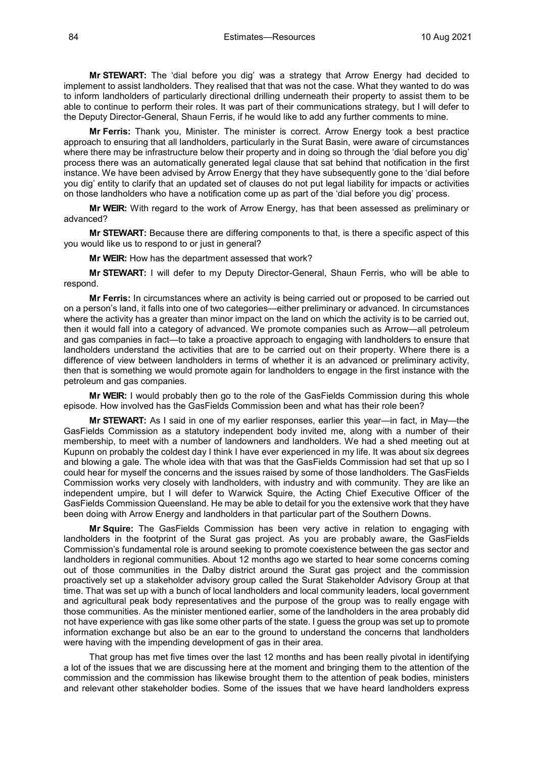**Mr STEWART:** The 'dial before you dig' was a strategy that Arrow Energy had decided to implement to assist landholders. They realised that that was not the case. What they wanted to do was to inform landholders of particularly directional drilling underneath their property to assist them to be able to continue to perform their roles. It was part of their communications strategy, but I will defer to the Deputy Director-General, Shaun Ferris, if he would like to add any further comments to mine.

**Mr Ferris:** Thank you, Minister. The minister is correct. Arrow Energy took a best practice approach to ensuring that all landholders, particularly in the Surat Basin, were aware of circumstances where there may be infrastructure below their property and in doing so through the 'dial before you dig' process there was an automatically generated legal clause that sat behind that notification in the first instance. We have been advised by Arrow Energy that they have subsequently gone to the 'dial before you dig' entity to clarify that an updated set of clauses do not put legal liability for impacts or activities on those landholders who have a notification come up as part of the 'dial before you dig' process.

**Mr WEIR:** With regard to the work of Arrow Energy, has that been assessed as preliminary or advanced?

**Mr STEWART:** Because there are differing components to that, is there a specific aspect of this you would like us to respond to or just in general?

**Mr WEIR:** How has the department assessed that work?

**Mr STEWART:** I will defer to my Deputy Director-General, Shaun Ferris, who will be able to respond.

**Mr Ferris:** In circumstances where an activity is being carried out or proposed to be carried out on a person's land, it falls into one of two categories—either preliminary or advanced. In circumstances where the activity has a greater than minor impact on the land on which the activity is to be carried out, then it would fall into a category of advanced. We promote companies such as Arrow—all petroleum and gas companies in fact—to take a proactive approach to engaging with landholders to ensure that landholders understand the activities that are to be carried out on their property. Where there is a difference of view between landholders in terms of whether it is an advanced or preliminary activity, then that is something we would promote again for landholders to engage in the first instance with the petroleum and gas companies.

**Mr WEIR:** I would probably then go to the role of the GasFields Commission during this whole episode. How involved has the GasFields Commission been and what has their role been?

**Mr STEWART:** As I said in one of my earlier responses, earlier this year—in fact, in May—the GasFields Commission as a statutory independent body invited me, along with a number of their membership, to meet with a number of landowners and landholders. We had a shed meeting out at Kupunn on probably the coldest day I think I have ever experienced in my life. It was about six degrees and blowing a gale. The whole idea with that was that the GasFields Commission had set that up so I could hear for myself the concerns and the issues raised by some of those landholders. The GasFields Commission works very closely with landholders, with industry and with community. They are like an independent umpire, but I will defer to Warwick Squire, the Acting Chief Executive Officer of the GasFields Commission Queensland. He may be able to detail for you the extensive work that they have been doing with Arrow Energy and landholders in that particular part of the Southern Downs.

**Mr Squire:** The GasFields Commission has been very active in relation to engaging with landholders in the footprint of the Surat gas project. As you are probably aware, the GasFields Commission's fundamental role is around seeking to promote coexistence between the gas sector and landholders in regional communities. About 12 months ago we started to hear some concerns coming out of those communities in the Dalby district around the Surat gas project and the commission proactively set up a stakeholder advisory group called the Surat Stakeholder Advisory Group at that time. That was set up with a bunch of local landholders and local community leaders, local government and agricultural peak body representatives and the purpose of the group was to really engage with those communities. As the minister mentioned earlier, some of the landholders in the area probably did not have experience with gas like some other parts of the state. I guess the group was set up to promote information exchange but also be an ear to the ground to understand the concerns that landholders were having with the impending development of gas in their area.

That group has met five times over the last 12 months and has been really pivotal in identifying a lot of the issues that we are discussing here at the moment and bringing them to the attention of the commission and the commission has likewise brought them to the attention of peak bodies, ministers and relevant other stakeholder bodies. Some of the issues that we have heard landholders express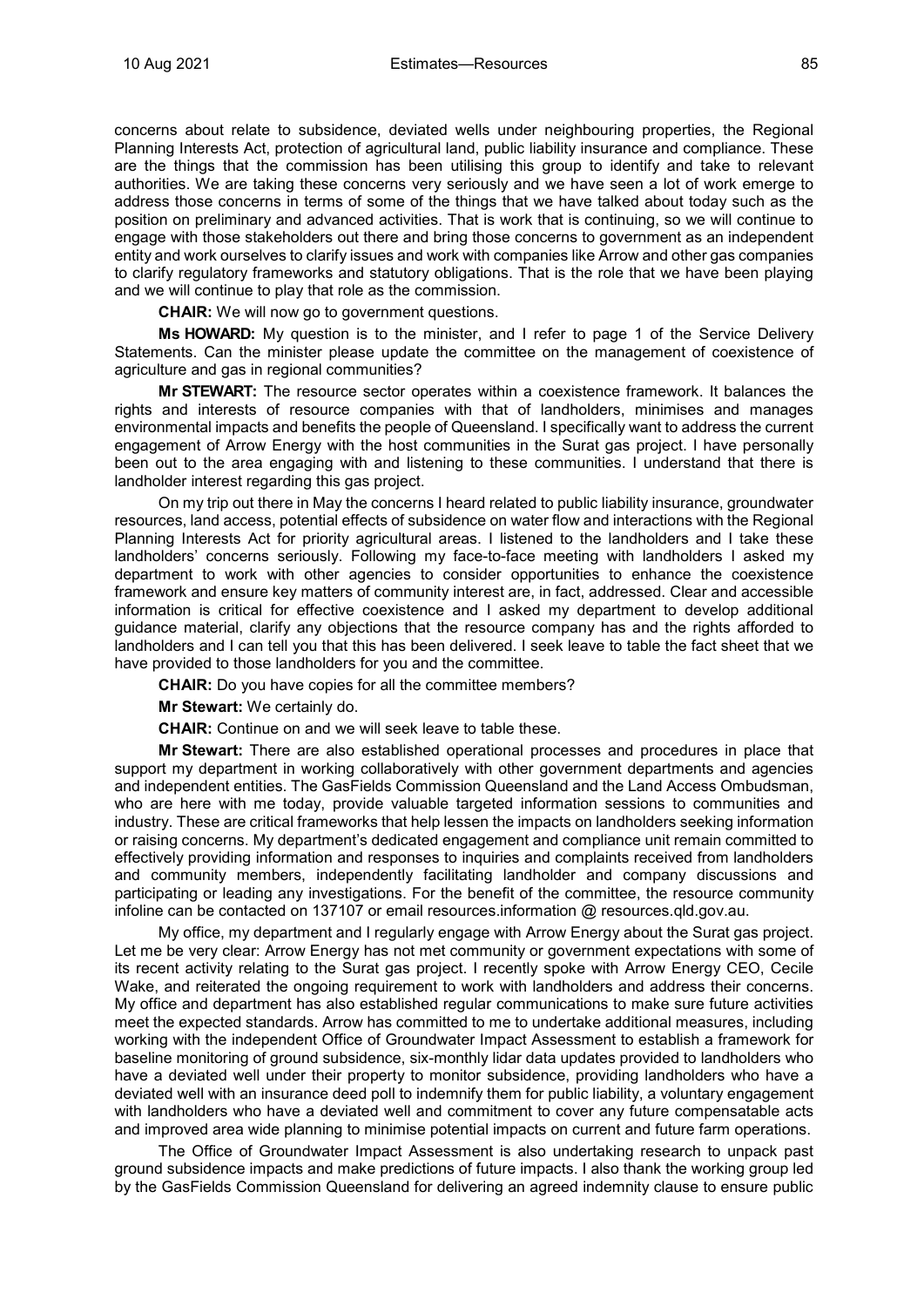concerns about relate to subsidence, deviated wells under neighbouring properties, the Regional Planning Interests Act, protection of agricultural land, public liability insurance and compliance. These are the things that the commission has been utilising this group to identify and take to relevant authorities. We are taking these concerns very seriously and we have seen a lot of work emerge to address those concerns in terms of some of the things that we have talked about today such as the position on preliminary and advanced activities. That is work that is continuing, so we will continue to engage with those stakeholders out there and bring those concerns to government as an independent entity and work ourselves to clarify issues and work with companies like Arrow and other gas companies to clarify regulatory frameworks and statutory obligations. That is the role that we have been playing and we will continue to play that role as the commission.

**CHAIR:** We will now go to government questions.

**Ms HOWARD:** My question is to the minister, and I refer to page 1 of the Service Delivery Statements. Can the minister please update the committee on the management of coexistence of agriculture and gas in regional communities?

**Mr STEWART:** The resource sector operates within a coexistence framework. It balances the rights and interests of resource companies with that of landholders, minimises and manages environmental impacts and benefits the people of Queensland. I specifically want to address the current engagement of Arrow Energy with the host communities in the Surat gas project. I have personally been out to the area engaging with and listening to these communities. I understand that there is landholder interest regarding this gas project.

On my trip out there in May the concerns I heard related to public liability insurance, groundwater resources, land access, potential effects of subsidence on water flow and interactions with the Regional Planning Interests Act for priority agricultural areas. I listened to the landholders and I take these landholders' concerns seriously. Following my face-to-face meeting with landholders I asked my department to work with other agencies to consider opportunities to enhance the coexistence framework and ensure key matters of community interest are, in fact, addressed. Clear and accessible information is critical for effective coexistence and I asked my department to develop additional guidance material, clarify any objections that the resource company has and the rights afforded to landholders and I can tell you that this has been delivered. I seek leave to table the fact sheet that we have provided to those landholders for you and the committee.

**CHAIR:** Do you have copies for all the committee members?

**Mr Stewart:** We certainly do.

**CHAIR:** Continue on and we will seek leave to table these.

**Mr Stewart:** There are also established operational processes and procedures in place that support my department in working collaboratively with other government departments and agencies and independent entities. The GasFields Commission Queensland and the Land Access Ombudsman, who are here with me today, provide valuable targeted information sessions to communities and industry. These are critical frameworks that help lessen the impacts on landholders seeking information or raising concerns. My department's dedicated engagement and compliance unit remain committed to effectively providing information and responses to inquiries and complaints received from landholders and community members, independently facilitating landholder and company discussions and participating or leading any investigations. For the benefit of the committee, the resource community infoline can be contacted on 137107 or email resources.information @ resources.qld.gov.au.

My office, my department and I regularly engage with Arrow Energy about the Surat gas project. Let me be very clear: Arrow Energy has not met community or government expectations with some of its recent activity relating to the Surat gas project. I recently spoke with Arrow Energy CEO, Cecile Wake, and reiterated the ongoing requirement to work with landholders and address their concerns. My office and department has also established regular communications to make sure future activities meet the expected standards. Arrow has committed to me to undertake additional measures, including working with the independent Office of Groundwater Impact Assessment to establish a framework for baseline monitoring of ground subsidence, six-monthly lidar data updates provided to landholders who have a deviated well under their property to monitor subsidence, providing landholders who have a deviated well with an insurance deed poll to indemnify them for public liability, a voluntary engagement with landholders who have a deviated well and commitment to cover any future compensatable acts and improved area wide planning to minimise potential impacts on current and future farm operations.

The Office of Groundwater Impact Assessment is also undertaking research to unpack past ground subsidence impacts and make predictions of future impacts. I also thank the working group led by the GasFields Commission Queensland for delivering an agreed indemnity clause to ensure public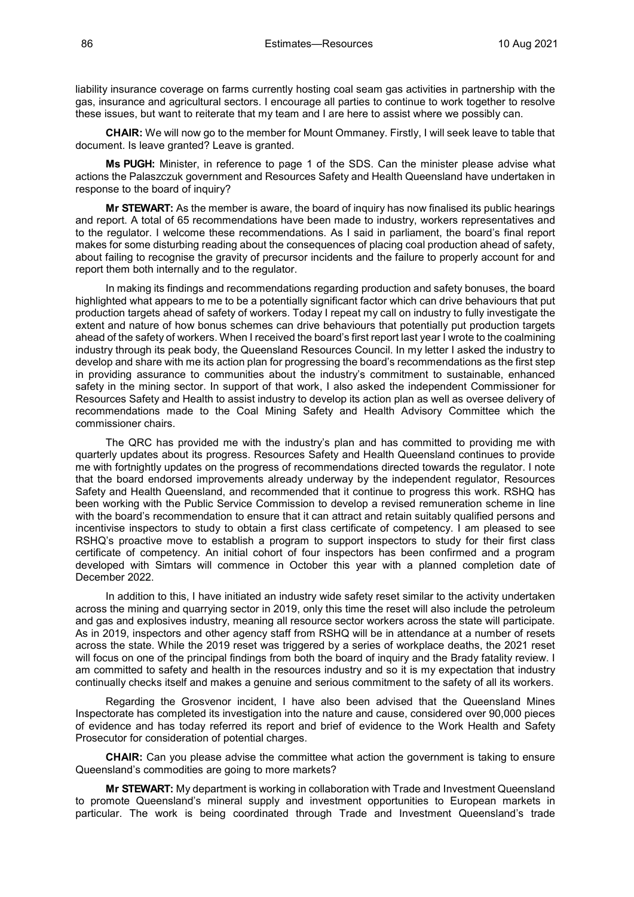liability insurance coverage on farms currently hosting coal seam gas activities in partnership with the gas, insurance and agricultural sectors. I encourage all parties to continue to work together to resolve these issues, but want to reiterate that my team and I are here to assist where we possibly can.

**CHAIR:** We will now go to the member for Mount Ommaney. Firstly, I will seek leave to table that document. Is leave granted? Leave is granted.

**Ms PUGH:** Minister, in reference to page 1 of the SDS. Can the minister please advise what actions the Palaszczuk government and Resources Safety and Health Queensland have undertaken in response to the board of inquiry?

**Mr STEWART:** As the member is aware, the board of inquiry has now finalised its public hearings and report. A total of 65 recommendations have been made to industry, workers representatives and to the regulator. I welcome these recommendations. As I said in parliament, the board's final report makes for some disturbing reading about the consequences of placing coal production ahead of safety, about failing to recognise the gravity of precursor incidents and the failure to properly account for and report them both internally and to the regulator.

In making its findings and recommendations regarding production and safety bonuses, the board highlighted what appears to me to be a potentially significant factor which can drive behaviours that put production targets ahead of safety of workers. Today I repeat my call on industry to fully investigate the extent and nature of how bonus schemes can drive behaviours that potentially put production targets ahead of the safety of workers. When I received the board's first report last year I wrote to the coalmining industry through its peak body, the Queensland Resources Council. In my letter I asked the industry to develop and share with me its action plan for progressing the board's recommendations as the first step in providing assurance to communities about the industry's commitment to sustainable, enhanced safety in the mining sector. In support of that work, I also asked the independent Commissioner for Resources Safety and Health to assist industry to develop its action plan as well as oversee delivery of recommendations made to the Coal Mining Safety and Health Advisory Committee which the commissioner chairs.

The QRC has provided me with the industry's plan and has committed to providing me with quarterly updates about its progress. Resources Safety and Health Queensland continues to provide me with fortnightly updates on the progress of recommendations directed towards the regulator. I note that the board endorsed improvements already underway by the independent regulator, Resources Safety and Health Queensland, and recommended that it continue to progress this work. RSHQ has been working with the Public Service Commission to develop a revised remuneration scheme in line with the board's recommendation to ensure that it can attract and retain suitably qualified persons and incentivise inspectors to study to obtain a first class certificate of competency. I am pleased to see RSHQ's proactive move to establish a program to support inspectors to study for their first class certificate of competency. An initial cohort of four inspectors has been confirmed and a program developed with Simtars will commence in October this year with a planned completion date of December 2022.

In addition to this, I have initiated an industry wide safety reset similar to the activity undertaken across the mining and quarrying sector in 2019, only this time the reset will also include the petroleum and gas and explosives industry, meaning all resource sector workers across the state will participate. As in 2019, inspectors and other agency staff from RSHQ will be in attendance at a number of resets across the state. While the 2019 reset was triggered by a series of workplace deaths, the 2021 reset will focus on one of the principal findings from both the board of inquiry and the Brady fatality review. I am committed to safety and health in the resources industry and so it is my expectation that industry continually checks itself and makes a genuine and serious commitment to the safety of all its workers.

Regarding the Grosvenor incident, I have also been advised that the Queensland Mines Inspectorate has completed its investigation into the nature and cause, considered over 90,000 pieces of evidence and has today referred its report and brief of evidence to the Work Health and Safety Prosecutor for consideration of potential charges.

**CHAIR:** Can you please advise the committee what action the government is taking to ensure Queensland's commodities are going to more markets?

**Mr STEWART:** My department is working in collaboration with Trade and Investment Queensland to promote Queensland's mineral supply and investment opportunities to European markets in particular. The work is being coordinated through Trade and Investment Queensland's trade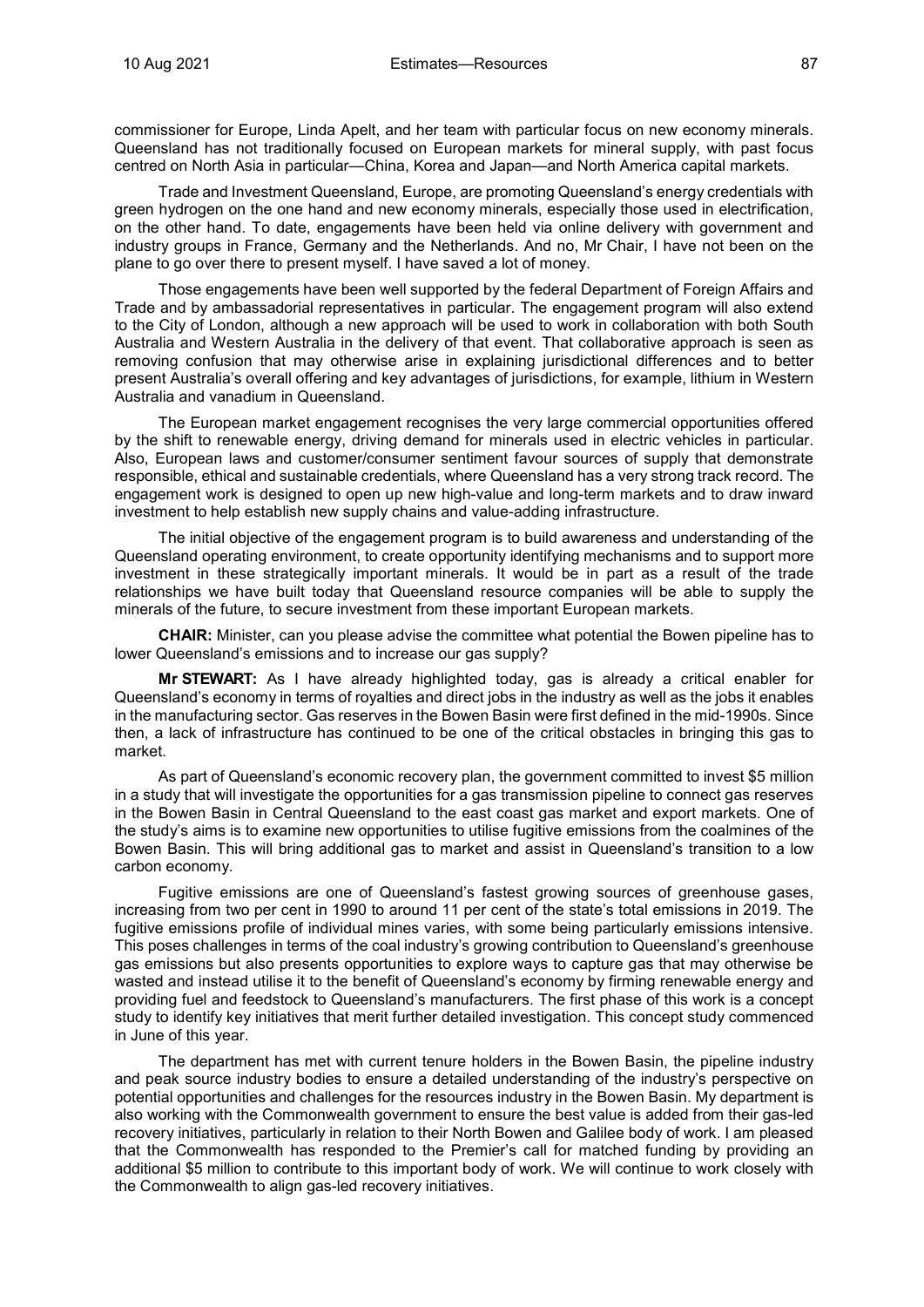commissioner for Europe, Linda Apelt, and her team with particular focus on new economy minerals. Queensland has not traditionally focused on European markets for mineral supply, with past focus centred on North Asia in particular—China, Korea and Japan—and North America capital markets.

Trade and Investment Queensland, Europe, are promoting Queensland's energy credentials with green hydrogen on the one hand and new economy minerals, especially those used in electrification, on the other hand. To date, engagements have been held via online delivery with government and industry groups in France, Germany and the Netherlands. And no, Mr Chair, I have not been on the plane to go over there to present myself. I have saved a lot of money.

Those engagements have been well supported by the federal Department of Foreign Affairs and Trade and by ambassadorial representatives in particular. The engagement program will also extend to the City of London, although a new approach will be used to work in collaboration with both South Australia and Western Australia in the delivery of that event. That collaborative approach is seen as removing confusion that may otherwise arise in explaining jurisdictional differences and to better present Australia's overall offering and key advantages of jurisdictions, for example, lithium in Western Australia and vanadium in Queensland.

The European market engagement recognises the very large commercial opportunities offered by the shift to renewable energy, driving demand for minerals used in electric vehicles in particular. Also, European laws and customer/consumer sentiment favour sources of supply that demonstrate responsible, ethical and sustainable credentials, where Queensland has a very strong track record. The engagement work is designed to open up new high-value and long-term markets and to draw inward investment to help establish new supply chains and value-adding infrastructure.

The initial objective of the engagement program is to build awareness and understanding of the Queensland operating environment, to create opportunity identifying mechanisms and to support more investment in these strategically important minerals. It would be in part as a result of the trade relationships we have built today that Queensland resource companies will be able to supply the minerals of the future, to secure investment from these important European markets.

**CHAIR:** Minister, can you please advise the committee what potential the Bowen pipeline has to lower Queensland's emissions and to increase our gas supply?

**Mr STEWART:** As I have already highlighted today, gas is already a critical enabler for Queensland's economy in terms of royalties and direct jobs in the industry as well as the jobs it enables in the manufacturing sector. Gas reserves in the Bowen Basin were first defined in the mid-1990s. Since then, a lack of infrastructure has continued to be one of the critical obstacles in bringing this gas to market.

As part of Queensland's economic recovery plan, the government committed to invest $5 million in a study that will investigate the opportunities for a gas transmission pipeline to connect gas reserves in the Bowen Basin in Central Queensland to the east coast gas market and export markets. One of the study's aims is to examine new opportunities to utilise fugitive emissions from the coalmines of the Bowen Basin. This will bring additional gas to market and assist in Queensland's transition to a low carbon economy.

Fugitive emissions are one of Queensland's fastest growing sources of greenhouse gases, increasing from two per cent in 1990 to around 11 per cent of the state's total emissions in 2019. The fugitive emissions profile of individual mines varies, with some being particularly emissions intensive. This poses challenges in terms of the coal industry's growing contribution to Queensland's greenhouse gas emissions but also presents opportunities to explore ways to capture gas that may otherwise be wasted and instead utilise it to the benefit of Queensland's economy by firming renewable energy and providing fuel and feedstock to Queensland's manufacturers. The first phase of this work is a concept study to identify key initiatives that merit further detailed investigation. This concept study commenced in June of this year.

The department has met with current tenure holders in the Bowen Basin, the pipeline industry and peak source industry bodies to ensure a detailed understanding of the industry's perspective on potential opportunities and challenges for the resources industry in the Bowen Basin. My department is also working with the Commonwealth government to ensure the best value is added from their gas-led recovery initiatives, particularly in relation to their North Bowen and Galilee body of work. I am pleased that the Commonwealth has responded to the Premier's call for matched funding by providing an additional $5 million to contribute to this important body of work. We will continue to work closely with the Commonwealth to align gas-led recovery initiatives.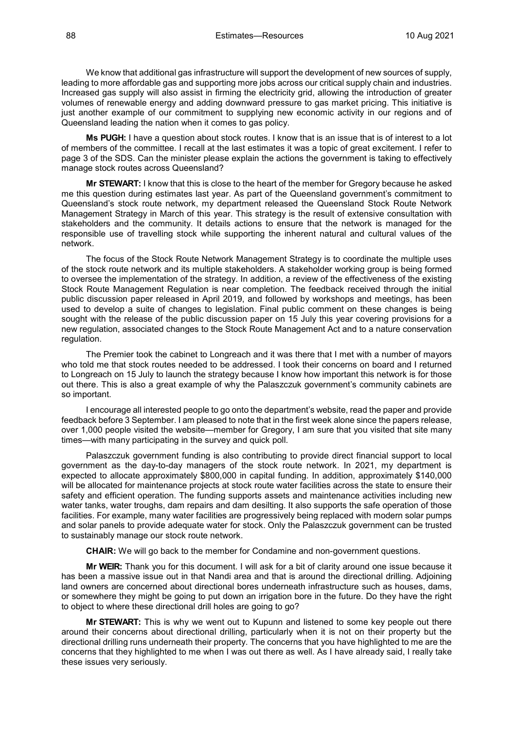We know that additional gas infrastructure will support the development of new sources of supply, leading to more affordable gas and supporting more jobs across our critical supply chain and industries. Increased gas supply will also assist in firming the electricity grid, allowing the introduction of greater volumes of renewable energy and adding downward pressure to gas market pricing. This initiative is just another example of our commitment to supplying new economic activity in our regions and of Queensland leading the nation when it comes to gas policy.

**Ms PUGH:** I have a question about stock routes. I know that is an issue that is of interest to a lot of members of the committee. I recall at the last estimates it was a topic of great excitement. I refer to page 3 of the SDS. Can the minister please explain the actions the government is taking to effectively manage stock routes across Queensland?

**Mr STEWART:** I know that this is close to the heart of the member for Gregory because he asked me this question during estimates last year. As part of the Queensland government's commitment to Queensland's stock route network, my department released the Queensland Stock Route Network Management Strategy in March of this year. This strategy is the result of extensive consultation with stakeholders and the community. It details actions to ensure that the network is managed for the responsible use of travelling stock while supporting the inherent natural and cultural values of the network.

The focus of the Stock Route Network Management Strategy is to coordinate the multiple uses of the stock route network and its multiple stakeholders. A stakeholder working group is being formed to oversee the implementation of the strategy. In addition, a review of the effectiveness of the existing Stock Route Management Regulation is near completion. The feedback received through the initial public discussion paper released in April 2019, and followed by workshops and meetings, has been used to develop a suite of changes to legislation. Final public comment on these changes is being sought with the release of the public discussion paper on 15 July this year covering provisions for a new regulation, associated changes to the Stock Route Management Act and to a nature conservation regulation.

The Premier took the cabinet to Longreach and it was there that I met with a number of mayors who told me that stock routes needed to be addressed. I took their concerns on board and I returned to Longreach on 15 July to launch the strategy because I know how important this network is for those out there. This is also a great example of why the Palaszczuk government's community cabinets are so important.

I encourage all interested people to go onto the department's website, read the paper and provide feedback before 3 September. I am pleased to note that in the first week alone since the papers release, over 1,000 people visited the website—member for Gregory, I am sure that you visited that site many times—with many participating in the survey and quick poll.

Palaszczuk government funding is also contributing to provide direct financial support to local government as the day-to-day managers of the stock route network. In 2021, my department is expected to allocate approximately $800,000 in capital funding. In addition, approximately $140,000 will be allocated for maintenance projects at stock route water facilities across the state to ensure their safety and efficient operation. The funding supports assets and maintenance activities including new water tanks, water troughs, dam repairs and dam desilting. It also supports the safe operation of those facilities. For example, many water facilities are progressively being replaced with modern solar pumps and solar panels to provide adequate water for stock. Only the Palaszczuk government can be trusted to sustainably manage our stock route network.

**CHAIR:** We will go back to the member for Condamine and non-government questions.

**Mr WEIR:** Thank you for this document. I will ask for a bit of clarity around one issue because it has been a massive issue out in that Nandi area and that is around the directional drilling. Adjoining land owners are concerned about directional bores underneath infrastructure such as houses, dams, or somewhere they might be going to put down an irrigation bore in the future. Do they have the right to object to where these directional drill holes are going to go?

**Mr STEWART:** This is why we went out to Kupunn and listened to some key people out there around their concerns about directional drilling, particularly when it is not on their property but the directional drilling runs underneath their property. The concerns that you have highlighted to me are the concerns that they highlighted to me when I was out there as well. As I have already said, I really take these issues very seriously.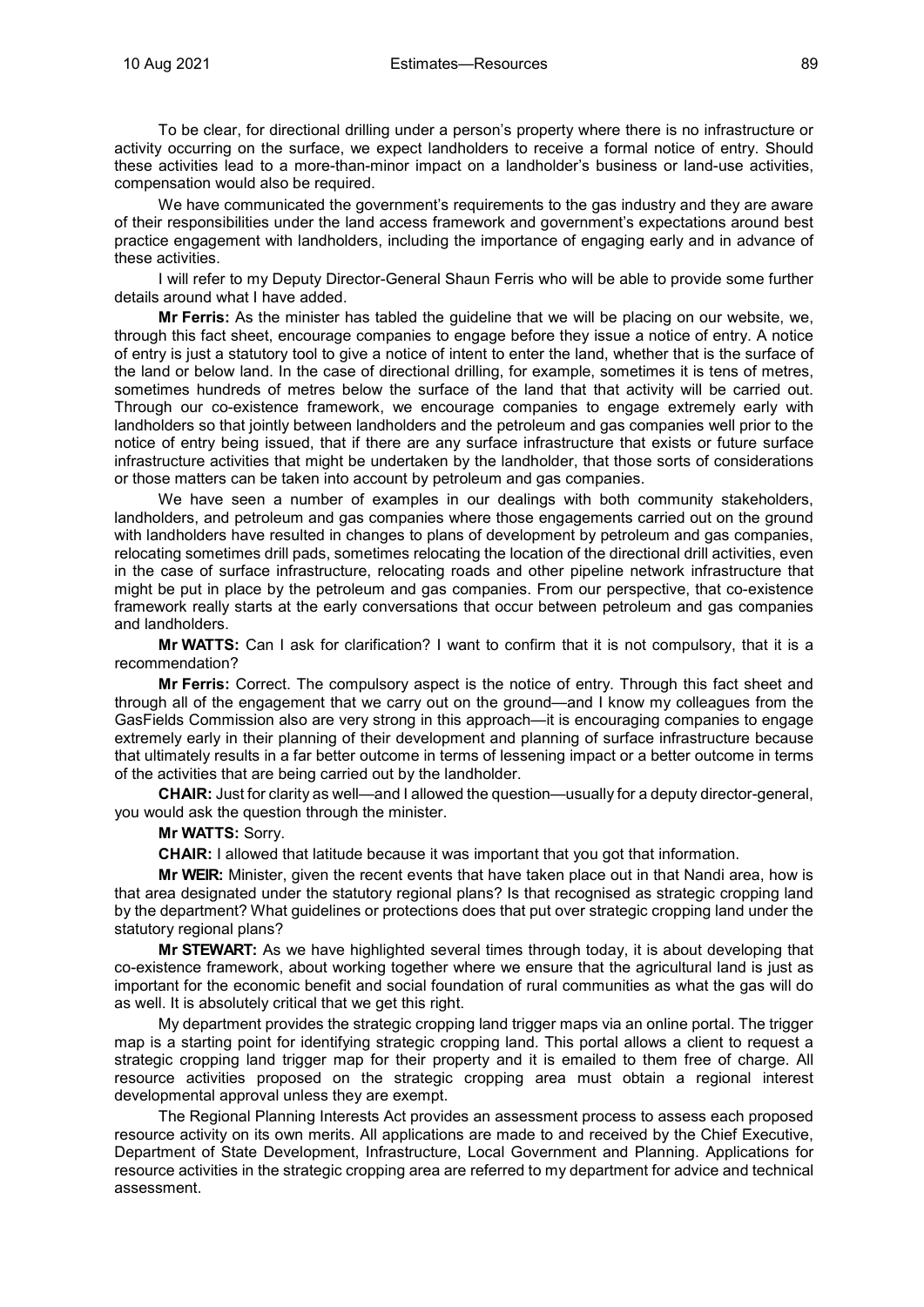To be clear, for directional drilling under a person's property where there is no infrastructure or activity occurring on the surface, we expect landholders to receive a formal notice of entry. Should these activities lead to a more-than-minor impact on a landholder's business or land-use activities, compensation would also be required.

We have communicated the government's requirements to the gas industry and they are aware of their responsibilities under the land access framework and government's expectations around best practice engagement with landholders, including the importance of engaging early and in advance of these activities.

I will refer to my Deputy Director-General Shaun Ferris who will be able to provide some further details around what I have added.

**Mr Ferris:** As the minister has tabled the guideline that we will be placing on our website, we, through this fact sheet, encourage companies to engage before they issue a notice of entry. A notice of entry is just a statutory tool to give a notice of intent to enter the land, whether that is the surface of the land or below land. In the case of directional drilling, for example, sometimes it is tens of metres, sometimes hundreds of metres below the surface of the land that that activity will be carried out. Through our co-existence framework, we encourage companies to engage extremely early with landholders so that jointly between landholders and the petroleum and gas companies well prior to the notice of entry being issued, that if there are any surface infrastructure that exists or future surface infrastructure activities that might be undertaken by the landholder, that those sorts of considerations or those matters can be taken into account by petroleum and gas companies.

We have seen a number of examples in our dealings with both community stakeholders, landholders, and petroleum and gas companies where those engagements carried out on the ground with landholders have resulted in changes to plans of development by petroleum and gas companies, relocating sometimes drill pads, sometimes relocating the location of the directional drill activities, even in the case of surface infrastructure, relocating roads and other pipeline network infrastructure that might be put in place by the petroleum and gas companies. From our perspective, that co-existence framework really starts at the early conversations that occur between petroleum and gas companies and landholders.

**Mr WATTS:** Can I ask for clarification? I want to confirm that it is not compulsory, that it is a recommendation?

**Mr Ferris:** Correct. The compulsory aspect is the notice of entry. Through this fact sheet and through all of the engagement that we carry out on the ground—and I know my colleagues from the GasFields Commission also are very strong in this approach—it is encouraging companies to engage extremely early in their planning of their development and planning of surface infrastructure because that ultimately results in a far better outcome in terms of lessening impact or a better outcome in terms of the activities that are being carried out by the landholder.

**CHAIR:** Just for clarity as well—and I allowed the question—usually for a deputy director-general, you would ask the question through the minister.

**Mr WATTS:** Sorry.

**CHAIR:** I allowed that latitude because it was important that you got that information.

**Mr WEIR:** Minister, given the recent events that have taken place out in that Nandi area, how is that area designated under the statutory regional plans? Is that recognised as strategic cropping land by the department? What guidelines or protections does that put over strategic cropping land under the statutory regional plans?

**Mr STEWART:** As we have highlighted several times through today, it is about developing that co-existence framework, about working together where we ensure that the agricultural land is just as important for the economic benefit and social foundation of rural communities as what the gas will do as well. It is absolutely critical that we get this right.

My department provides the strategic cropping land trigger maps via an online portal. The trigger map is a starting point for identifying strategic cropping land. This portal allows a client to request a strategic cropping land trigger map for their property and it is emailed to them free of charge. All resource activities proposed on the strategic cropping area must obtain a regional interest developmental approval unless they are exempt.

The Regional Planning Interests Act provides an assessment process to assess each proposed resource activity on its own merits. All applications are made to and received by the Chief Executive, Department of State Development, Infrastructure, Local Government and Planning. Applications for resource activities in the strategic cropping area are referred to my department for advice and technical assessment.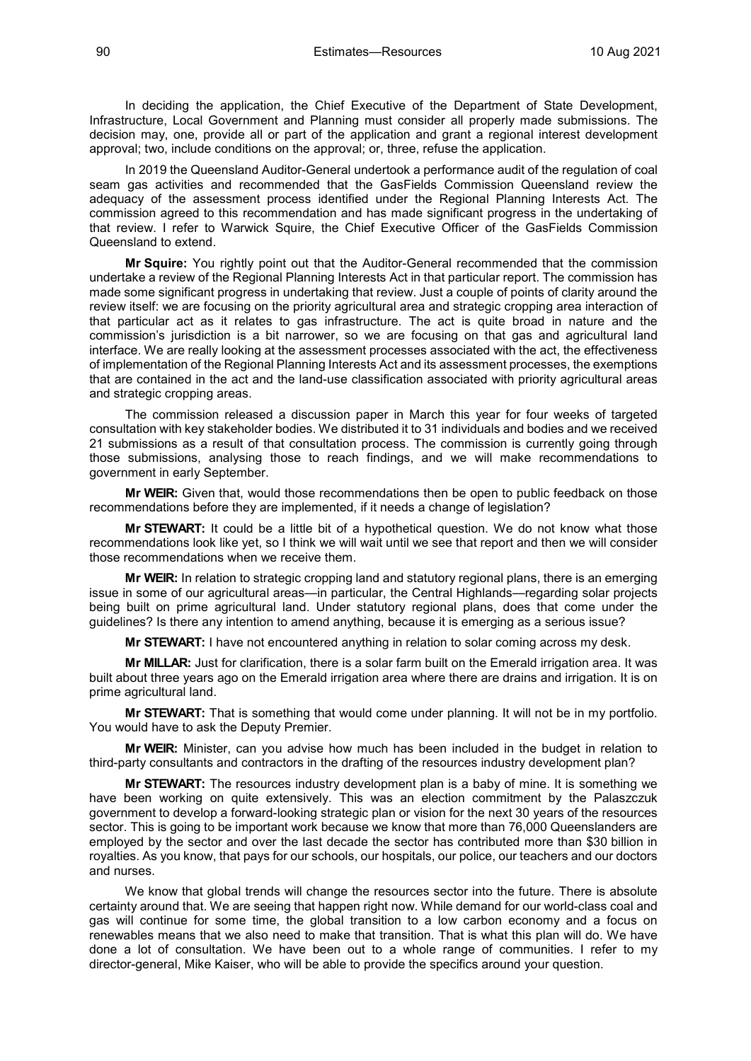In deciding the application, the Chief Executive of the Department of State Development, Infrastructure, Local Government and Planning must consider all properly made submissions. The decision may, one, provide all or part of the application and grant a regional interest development approval; two, include conditions on the approval; or, three, refuse the application.

In 2019 the Queensland Auditor-General undertook a performance audit of the regulation of coal seam gas activities and recommended that the GasFields Commission Queensland review the adequacy of the assessment process identified under the Regional Planning Interests Act. The commission agreed to this recommendation and has made significant progress in the undertaking of that review. I refer to Warwick Squire, the Chief Executive Officer of the GasFields Commission Queensland to extend.

**Mr Squire:** You rightly point out that the Auditor-General recommended that the commission undertake a review of the Regional Planning Interests Act in that particular report. The commission has made some significant progress in undertaking that review. Just a couple of points of clarity around the review itself: we are focusing on the priority agricultural area and strategic cropping area interaction of that particular act as it relates to gas infrastructure. The act is quite broad in nature and the commission's jurisdiction is a bit narrower, so we are focusing on that gas and agricultural land interface. We are really looking at the assessment processes associated with the act, the effectiveness of implementation of the Regional Planning Interests Act and its assessment processes, the exemptions that are contained in the act and the land-use classification associated with priority agricultural areas and strategic cropping areas.

The commission released a discussion paper in March this year for four weeks of targeted consultation with key stakeholder bodies. We distributed it to 31 individuals and bodies and we received 21 submissions as a result of that consultation process. The commission is currently going through those submissions, analysing those to reach findings, and we will make recommendations to government in early September.

**Mr WEIR:** Given that, would those recommendations then be open to public feedback on those recommendations before they are implemented, if it needs a change of legislation?

**Mr STEWART:** It could be a little bit of a hypothetical question. We do not know what those recommendations look like yet, so I think we will wait until we see that report and then we will consider those recommendations when we receive them.

**Mr WEIR:** In relation to strategic cropping land and statutory regional plans, there is an emerging issue in some of our agricultural areas—in particular, the Central Highlands—regarding solar projects being built on prime agricultural land. Under statutory regional plans, does that come under the guidelines? Is there any intention to amend anything, because it is emerging as a serious issue?

**Mr STEWART:** I have not encountered anything in relation to solar coming across my desk.

**Mr MILLAR:** Just for clarification, there is a solar farm built on the Emerald irrigation area. It was built about three years ago on the Emerald irrigation area where there are drains and irrigation. It is on prime agricultural land.

**Mr STEWART:** That is something that would come under planning. It will not be in my portfolio. You would have to ask the Deputy Premier.

**Mr WEIR:** Minister, can you advise how much has been included in the budget in relation to third-party consultants and contractors in the drafting of the resources industry development plan?

**Mr STEWART:** The resources industry development plan is a baby of mine. It is something we have been working on quite extensively. This was an election commitment by the Palaszczuk government to develop a forward-looking strategic plan or vision for the next 30 years of the resources sector. This is going to be important work because we know that more than 76,000 Queenslanders are employed by the sector and over the last decade the sector has contributed more than $30 billion in royalties. As you know, that pays for our schools, our hospitals, our police, our teachers and our doctors and nurses.

We know that global trends will change the resources sector into the future. There is absolute certainty around that. We are seeing that happen right now. While demand for our world-class coal and gas will continue for some time, the global transition to a low carbon economy and a focus on renewables means that we also need to make that transition. That is what this plan will do. We have done a lot of consultation. We have been out to a whole range of communities. I refer to my director-general, Mike Kaiser, who will be able to provide the specifics around your question.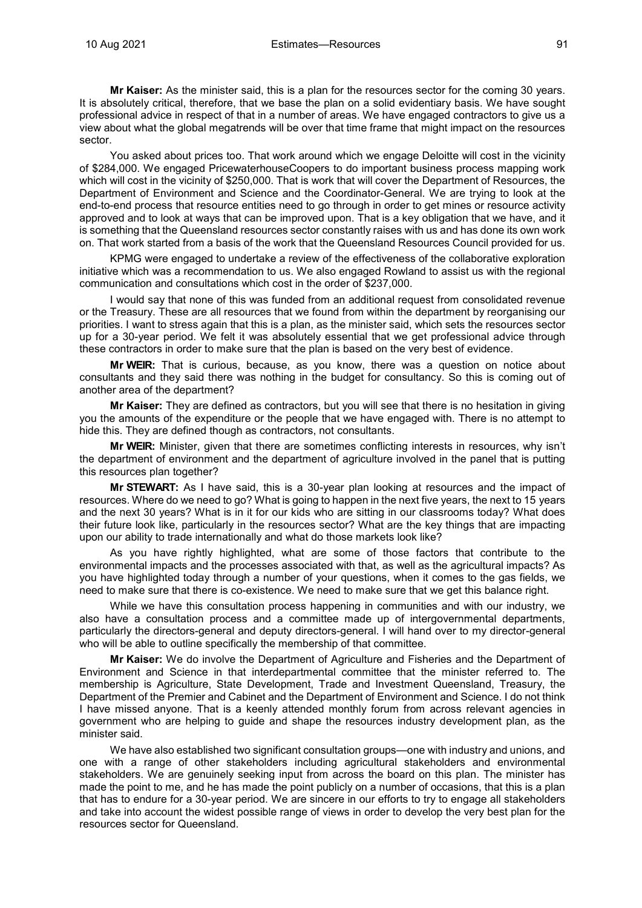**Mr Kaiser:** As the minister said, this is a plan for the resources sector for the coming 30 years. It is absolutely critical, therefore, that we base the plan on a solid evidentiary basis. We have sought professional advice in respect of that in a number of areas. We have engaged contractors to give us a view about what the global megatrends will be over that time frame that might impact on the resources sector.

You asked about prices too. That work around which we engage Deloitte will cost in the vicinity of $284,000. We engaged PricewaterhouseCoopers to do important business process mapping work which will cost in the vicinity of $250,000. That is work that will cover the Department of Resources, the Department of Environment and Science and the Coordinator-General. We are trying to look at the end-to-end process that resource entities need to go through in order to get mines or resource activity approved and to look at ways that can be improved upon. That is a key obligation that we have, and it is something that the Queensland resources sector constantly raises with us and has done its own work on. That work started from a basis of the work that the Queensland Resources Council provided for us.

KPMG were engaged to undertake a review of the effectiveness of the collaborative exploration initiative which was a recommendation to us. We also engaged Rowland to assist us with the regional communication and consultations which cost in the order of $237,000.

I would say that none of this was funded from an additional request from consolidated revenue or the Treasury. These are all resources that we found from within the department by reorganising our priorities. I want to stress again that this is a plan, as the minister said, which sets the resources sector up for a 30-year period. We felt it was absolutely essential that we get professional advice through these contractors in order to make sure that the plan is based on the very best of evidence.

**Mr WEIR:** That is curious, because, as you know, there was a question on notice about consultants and they said there was nothing in the budget for consultancy. So this is coming out of another area of the department?

**Mr Kaiser:** They are defined as contractors, but you will see that there is no hesitation in giving you the amounts of the expenditure or the people that we have engaged with. There is no attempt to hide this. They are defined though as contractors, not consultants.

**Mr WEIR:** Minister, given that there are sometimes conflicting interests in resources, why isn't the department of environment and the department of agriculture involved in the panel that is putting this resources plan together?

**Mr STEWART:** As I have said, this is a 30-year plan looking at resources and the impact of resources. Where do we need to go? What is going to happen in the next five years, the next to 15 years and the next 30 years? What is in it for our kids who are sitting in our classrooms today? What does their future look like, particularly in the resources sector? What are the key things that are impacting upon our ability to trade internationally and what do those markets look like?

As you have rightly highlighted, what are some of those factors that contribute to the environmental impacts and the processes associated with that, as well as the agricultural impacts? As you have highlighted today through a number of your questions, when it comes to the gas fields, we need to make sure that there is co-existence. We need to make sure that we get this balance right.

While we have this consultation process happening in communities and with our industry, we also have a consultation process and a committee made up of intergovernmental departments, particularly the directors-general and deputy directors-general. I will hand over to my director-general who will be able to outline specifically the membership of that committee.

**Mr Kaiser:** We do involve the Department of Agriculture and Fisheries and the Department of Environment and Science in that interdepartmental committee that the minister referred to. The membership is Agriculture, State Development, Trade and Investment Queensland, Treasury, the Department of the Premier and Cabinet and the Department of Environment and Science. I do not think I have missed anyone. That is a keenly attended monthly forum from across relevant agencies in government who are helping to guide and shape the resources industry development plan, as the minister said.

We have also established two significant consultation groups—one with industry and unions, and one with a range of other stakeholders including agricultural stakeholders and environmental stakeholders. We are genuinely seeking input from across the board on this plan. The minister has made the point to me, and he has made the point publicly on a number of occasions, that this is a plan that has to endure for a 30-year period. We are sincere in our efforts to try to engage all stakeholders and take into account the widest possible range of views in order to develop the very best plan for the resources sector for Queensland.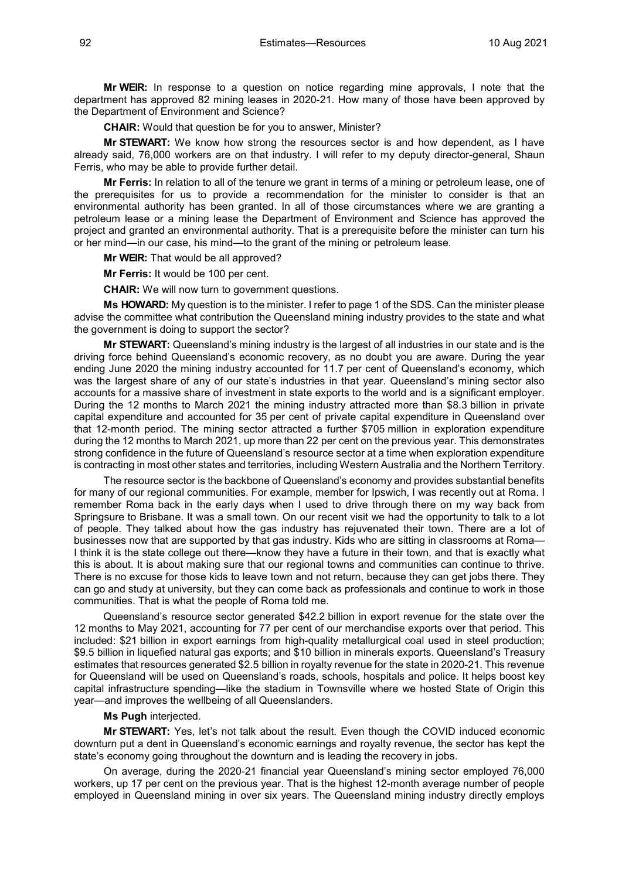**Mr WEIR:** In response to a question on notice regarding mine approvals, I note that the department has approved 82 mining leases in 2020-21. How many of those have been approved by the Department of Environment and Science?

**CHAIR:** Would that question be for you to answer, Minister?

**Mr STEWART:** We know how strong the resources sector is and how dependent, as I have already said, 76,000 workers are on that industry. I will refer to my deputy director-general, Shaun Ferris, who may be able to provide further detail.

**Mr Ferris:** In relation to all of the tenure we grant in terms of a mining or petroleum lease, one of the prerequisites for us to provide a recommendation for the minister to consider is that an environmental authority has been granted. In all of those circumstances where we are granting a petroleum lease or a mining lease the Department of Environment and Science has approved the project and granted an environmental authority. That is a prerequisite before the minister can turn his or her mind—in our case, his mind—to the grant of the mining or petroleum lease.

**Mr WEIR:** That would be all approved?

**Mr Ferris:** It would be 100 per cent.

**CHAIR:** We will now turn to government questions.

**Ms HOWARD:** My question is to the minister. I refer to page 1 of the SDS. Can the minister please advise the committee what contribution the Queensland mining industry provides to the state and what the government is doing to support the sector?

**Mr STEWART:** Queensland's mining industry is the largest of all industries in our state and is the driving force behind Queensland's economic recovery, as no doubt you are aware. During the year ending June 2020 the mining industry accounted for 11.7 per cent of Queensland's economy, which was the largest share of any of our state's industries in that year. Queensland's mining sector also accounts for a massive share of investment in state exports to the world and is a significant employer. During the 12 months to March 2021 the mining industry attracted more than $8.3 billion in private capital expenditure and accounted for 35 per cent of private capital expenditure in Queensland over that 12-month period. The mining sector attracted a further $705 million in exploration expenditure during the 12 months to March 2021, up more than 22 per cent on the previous year. This demonstrates strong confidence in the future of Queensland's resource sector at a time when exploration expenditure is contracting in most other states and territories, including Western Australia and the Northern Territory.

The resource sector is the backbone of Queensland's economy and provides substantial benefits for many of our regional communities. For example, member for Ipswich, I was recently out at Roma. I remember Roma back in the early days when I used to drive through there on my way back from Springsure to Brisbane. It was a small town. On our recent visit we had the opportunity to talk to a lot of people. They talked about how the gas industry has rejuvenated their town. There are a lot of businesses now that are supported by that gas industry. Kids who are sitting in classrooms at Roma—I think it is the state college out there—know they have a future in their town, and that is exactly what this is about. It is about making sure that our regional towns and communities can continue to thrive. There is no excuse for those kids to leave town and not return, because they can get jobs there. They can go and study at university, but they can come back as professionals and continue to work in those communities. That is what the people of Roma told me.

Queensland's resource sector generated $42.2 billion in export revenue for the state over the 12 months to May 2021, accounting for 77 per cent of our merchandise exports over that period. This included: $21 billion in export earnings from high-quality metallurgical coal used in steel production; $9.5 billion in liquefied natural gas exports; and $10 billion in minerals exports. Queensland's Treasury estimates that resources generated $2.5 billion in royalty revenue for the state in 2020-21. This revenue for Queensland will be used on Queensland's roads, schools, hospitals and police. It helps boost key capital infrastructure spending—like the stadium in Townsville where we hosted State of Origin this year—and improves the wellbeing of all Queenslanders.

**Ms Pugh** interjected.

**Mr STEWART:** Yes, let's not talk about the result. Even though the COVID induced economic downturn put a dent in Queensland's economic earnings and royalty revenue, the sector has kept the state's economy going throughout the downturn and is leading the recovery in jobs.

On average, during the 2020-21 financial year Queensland's mining sector employed 76,000 workers, up 17 per cent on the previous year. That is the highest 12-month average number of people employed in Queensland mining in over six years. The Queensland mining industry directly employs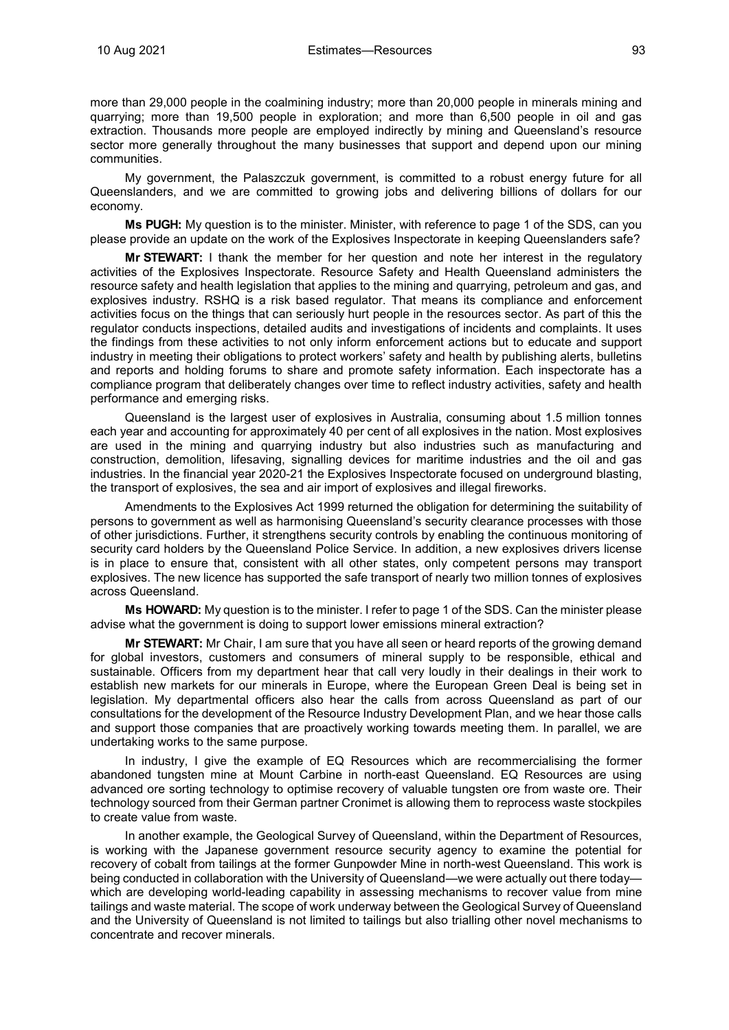more than 29,000 people in the coalmining industry; more than 20,000 people in minerals mining and quarrying; more than 19,500 people in exploration; and more than 6,500 people in oil and gas extraction. Thousands more people are employed indirectly by mining and Queensland's resource sector more generally throughout the many businesses that support and depend upon our mining communities.

My government, the Palaszczuk government, is committed to a robust energy future for all Queenslanders, and we are committed to growing jobs and delivering billions of dollars for our economy.

**Ms PUGH:** My question is to the minister. Minister, with reference to page 1 of the SDS, can you please provide an update on the work of the Explosives Inspectorate in keeping Queenslanders safe?

**Mr STEWART:** I thank the member for her question and note her interest in the regulatory activities of the Explosives Inspectorate. Resource Safety and Health Queensland administers the resource safety and health legislation that applies to the mining and quarrying, petroleum and gas, and explosives industry. RSHQ is a risk based regulator. That means its compliance and enforcement activities focus on the things that can seriously hurt people in the resources sector. As part of this the regulator conducts inspections, detailed audits and investigations of incidents and complaints. It uses the findings from these activities to not only inform enforcement actions but to educate and support industry in meeting their obligations to protect workers' safety and health by publishing alerts, bulletins and reports and holding forums to share and promote safety information. Each inspectorate has a compliance program that deliberately changes over time to reflect industry activities, safety and health performance and emerging risks.

Queensland is the largest user of explosives in Australia, consuming about 1.5 million tonnes each year and accounting for approximately 40 per cent of all explosives in the nation. Most explosives are used in the mining and quarrying industry but also industries such as manufacturing and construction, demolition, lifesaving, signalling devices for maritime industries and the oil and gas industries. In the financial year 2020-21 the Explosives Inspectorate focused on underground blasting, the transport of explosives, the sea and air import of explosives and illegal fireworks.

Amendments to the Explosives Act 1999 returned the obligation for determining the suitability of persons to government as well as harmonising Queensland's security clearance processes with those of other jurisdictions. Further, it strengthens security controls by enabling the continuous monitoring of security card holders by the Queensland Police Service. In addition, a new explosives drivers license is in place to ensure that, consistent with all other states, only competent persons may transport explosives. The new licence has supported the safe transport of nearly two million tonnes of explosives across Queensland.

**Ms HOWARD:** My question is to the minister. I refer to page 1 of the SDS. Can the minister please advise what the government is doing to support lower emissions mineral extraction?

**Mr STEWART:** Mr Chair, I am sure that you have all seen or heard reports of the growing demand for global investors, customers and consumers of mineral supply to be responsible, ethical and sustainable. Officers from my department hear that call very loudly in their dealings in their work to establish new markets for our minerals in Europe, where the European Green Deal is being set in legislation. My departmental officers also hear the calls from across Queensland as part of our consultations for the development of the Resource Industry Development Plan, and we hear those calls and support those companies that are proactively working towards meeting them. In parallel, we are undertaking works to the same purpose.

In industry, I give the example of EQ Resources which are recommercialising the former abandoned tungsten mine at Mount Carbine in north-east Queensland. EQ Resources are using advanced ore sorting technology to optimise recovery of valuable tungsten ore from waste ore. Their technology sourced from their German partner Cronimet is allowing them to reprocess waste stockpiles to create value from waste.

In another example, the Geological Survey of Queensland, within the Department of Resources, is working with the Japanese government resource security agency to examine the potential for recovery of cobalt from tailings at the former Gunpowder Mine in north-west Queensland. This work is being conducted in collaboration with the University of Queensland—we were actually out there today—which are developing world-leading capability in assessing mechanisms to recover value from mine tailings and waste material. The scope of work underway between the Geological Survey of Queensland and the University of Queensland is not limited to tailings but also trialling other novel mechanisms to concentrate and recover minerals.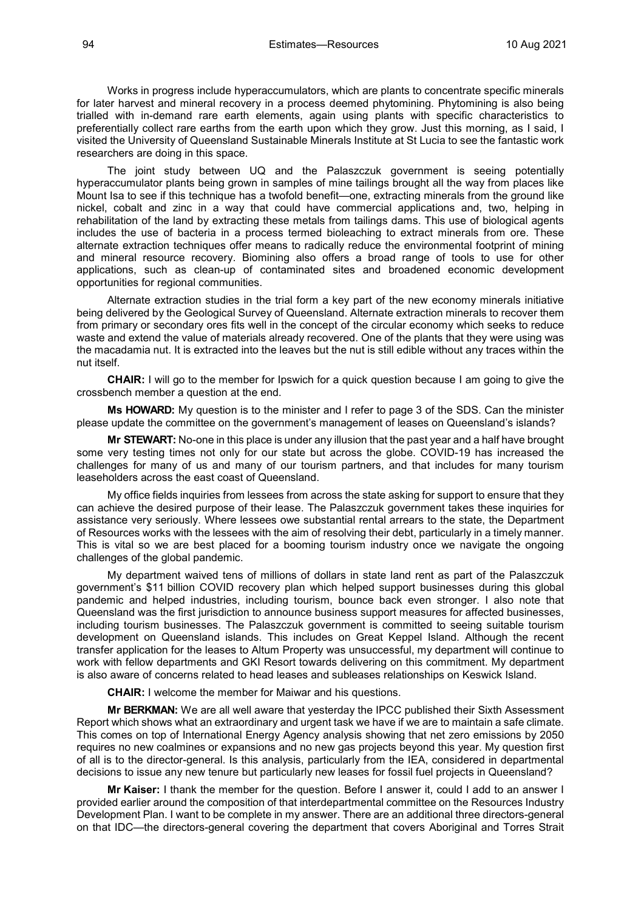Works in progress include hyperaccumulators, which are plants to concentrate specific minerals for later harvest and mineral recovery in a process deemed phytomining. Phytomining is also being trialled with in-demand rare earth elements, again using plants with specific characteristics to preferentially collect rare earths from the earth upon which they grow. Just this morning, as I said, I visited the University of Queensland Sustainable Minerals Institute at St Lucia to see the fantastic work researchers are doing in this space.

The joint study between UQ and the Palaszczuk government is seeing potentially hyperaccumulator plants being grown in samples of mine tailings brought all the way from places like Mount Isa to see if this technique has a twofold benefit—one, extracting minerals from the ground like nickel, cobalt and zinc in a way that could have commercial applications and, two, helping in rehabilitation of the land by extracting these metals from tailings dams. This use of biological agents includes the use of bacteria in a process termed bioleaching to extract minerals from ore. These alternate extraction techniques offer means to radically reduce the environmental footprint of mining and mineral resource recovery. Biomining also offers a broad range of tools to use for other applications, such as clean-up of contaminated sites and broadened economic development opportunities for regional communities.

Alternate extraction studies in the trial form a key part of the new economy minerals initiative being delivered by the Geological Survey of Queensland. Alternate extraction minerals to recover them from primary or secondary ores fits well in the concept of the circular economy which seeks to reduce waste and extend the value of materials already recovered. One of the plants that they were using was the macadamia nut. It is extracted into the leaves but the nut is still edible without any traces within the nut itself.

**CHAIR:** I will go to the member for Ipswich for a quick question because I am going to give the crossbench member a question at the end.

**Ms HOWARD:** My question is to the minister and I refer to page 3 of the SDS. Can the minister please update the committee on the government's management of leases on Queensland's islands?

**Mr STEWART:** No-one in this place is under any illusion that the past year and a half have brought some very testing times not only for our state but across the globe. COVID-19 has increased the challenges for many of us and many of our tourism partners, and that includes for many tourism leaseholders across the east coast of Queensland.

My office fields inquiries from lessees from across the state asking for support to ensure that they can achieve the desired purpose of their lease. The Palaszczuk government takes these inquiries for assistance very seriously. Where lessees owe substantial rental arrears to the state, the Department of Resources works with the lessees with the aim of resolving their debt, particularly in a timely manner. This is vital so we are best placed for a booming tourism industry once we navigate the ongoing challenges of the global pandemic.

My department waived tens of millions of dollars in state land rent as part of the Palaszczuk government's $11 billion COVID recovery plan which helped support businesses during this global pandemic and helped industries, including tourism, bounce back even stronger. I also note that Queensland was the first jurisdiction to announce business support measures for affected businesses, including tourism businesses. The Palaszczuk government is committed to seeing suitable tourism development on Queensland islands. This includes on Great Keppel Island. Although the recent transfer application for the leases to Altum Property was unsuccessful, my department will continue to work with fellow departments and GKI Resort towards delivering on this commitment. My department is also aware of concerns related to head leases and subleases relationships on Keswick Island.

**CHAIR:** I welcome the member for Maiwar and his questions.

**Mr BERKMAN:** We are all well aware that yesterday the IPCC published their Sixth Assessment Report which shows what an extraordinary and urgent task we have if we are to maintain a safe climate. This comes on top of International Energy Agency analysis showing that net zero emissions by 2050 requires no new coalmines or expansions and no new gas projects beyond this year. My question first of all is to the director-general. Is this analysis, particularly from the IEA, considered in departmental decisions to issue any new tenure but particularly new leases for fossil fuel projects in Queensland?

**Mr Kaiser:** I thank the member for the question. Before I answer it, could I add to an answer I provided earlier around the composition of that interdepartmental committee on the Resources Industry Development Plan. I want to be complete in my answer. There are an additional three directors-general on that IDC—the directors-general covering the department that covers Aboriginal and Torres Strait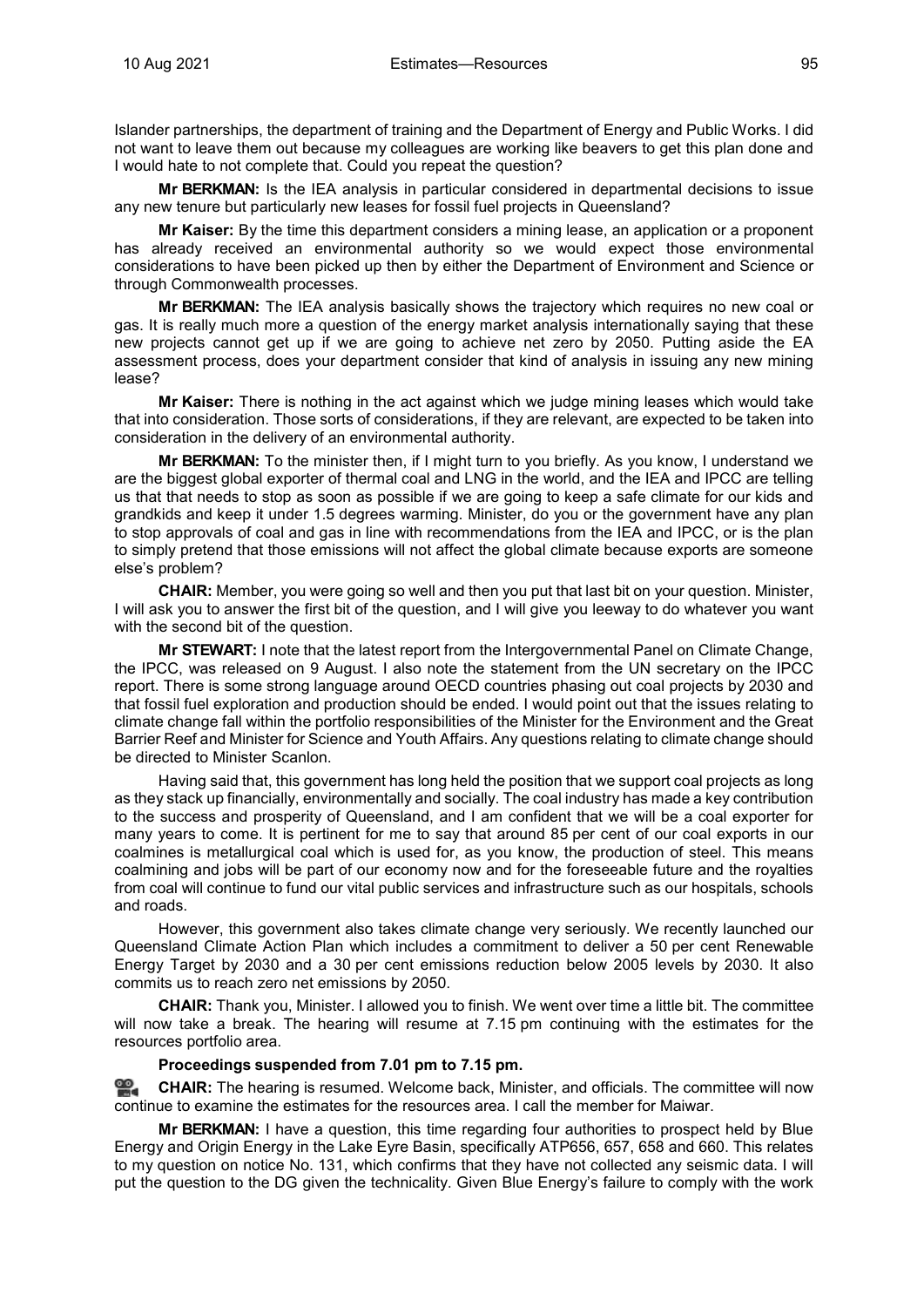Islander partnerships, the department of training and the Department of Energy and Public Works. I did not want to leave them out because my colleagues are working like beavers to get this plan done and I would hate to not complete that. Could you repeat the question?

**Mr BERKMAN:** Is the IEA analysis in particular considered in departmental decisions to issue any new tenure but particularly new leases for fossil fuel projects in Queensland?

**Mr Kaiser:** By the time this department considers a mining lease, an application or a proponent has already received an environmental authority so we would expect those environmental considerations to have been picked up then by either the Department of Environment and Science or through Commonwealth processes.

**Mr BERKMAN:** The IEA analysis basically shows the trajectory which requires no new coal or gas. It is really much more a question of the energy market analysis internationally saying that these new projects cannot get up if we are going to achieve net zero by 2050. Putting aside the EA assessment process, does your department consider that kind of analysis in issuing any new mining lease?

**Mr Kaiser:** There is nothing in the act against which we judge mining leases which would take that into consideration. Those sorts of considerations, if they are relevant, are expected to be taken into consideration in the delivery of an environmental authority.

**Mr BERKMAN:** To the minister then, if I might turn to you briefly. As you know, I understand we are the biggest global exporter of thermal coal and LNG in the world, and the IEA and IPCC are telling us that that needs to stop as soon as possible if we are going to keep a safe climate for our kids and grandkids and keep it under 1.5 degrees warming. Minister, do you or the government have any plan to stop approvals of coal and gas in line with recommendations from the IEA and IPCC, or is the plan to simply pretend that those emissions will not affect the global climate because exports are someone else's problem?

**CHAIR:** Member, you were going so well and then you put that last bit on your question. Minister, I will ask you to answer the first bit of the question, and I will give you leeway to do whatever you want with the second bit of the question.

**Mr STEWART:** I note that the latest report from the Intergovernmental Panel on Climate Change, the IPCC, was released on 9 August. I also note the statement from the UN secretary on the IPCC report. There is some strong language around OECD countries phasing out coal projects by 2030 and that fossil fuel exploration and production should be ended. I would point out that the issues relating to climate change fall within the portfolio responsibilities of the Minister for the Environment and the Great Barrier Reef and Minister for Science and Youth Affairs. Any questions relating to climate change should be directed to Minister Scanlon.

Having said that, this government has long held the position that we support coal projects as long as they stack up financially, environmentally and socially. The coal industry has made a key contribution to the success and prosperity of Queensland, and I am confident that we will be a coal exporter for many years to come. It is pertinent for me to say that around 85 per cent of our coal exports in our coalmines is metallurgical coal which is used for, as you know, the production of steel. This means coalmining and jobs will be part of our economy now and for the foreseeable future and the royalties from coal will continue to fund our vital public services and infrastructure such as our hospitals, schools and roads.

However, this government also takes climate change very seriously. We recently launched our Queensland Climate Action Plan which includes a commitment to deliver a 50 per cent Renewable Energy Target by 2030 and a 30 per cent emissions reduction below 2005 levels by 2030. It also commits us to reach zero net emissions by 2050.

**CHAIR:** Thank you, Minister. I allowed you to finish. We went over time a little bit. The committee will now take a break. The hearing will resume at 7.15 pm continuing with the estimates for the resources portfolio area.

**Proceedings suspended from 7.01 pm to 7.15 pm.**

**CHAIR:** The hearing is resumed. Welcome back, Minister, and officials. The committee will now continue to examine the estimates for the resources area. I call the member for Maiwar.

**Mr BERKMAN:** I have a question, this time regarding four authorities to prospect held by Blue Energy and Origin Energy in the Lake Eyre Basin, specifically ATP656, 657, 658 and 660. This relates to my question on notice No. 131, which confirms that they have not collected any seismic data. I will put the question to the DG given the technicality. Given Blue Energy's failure to comply with the work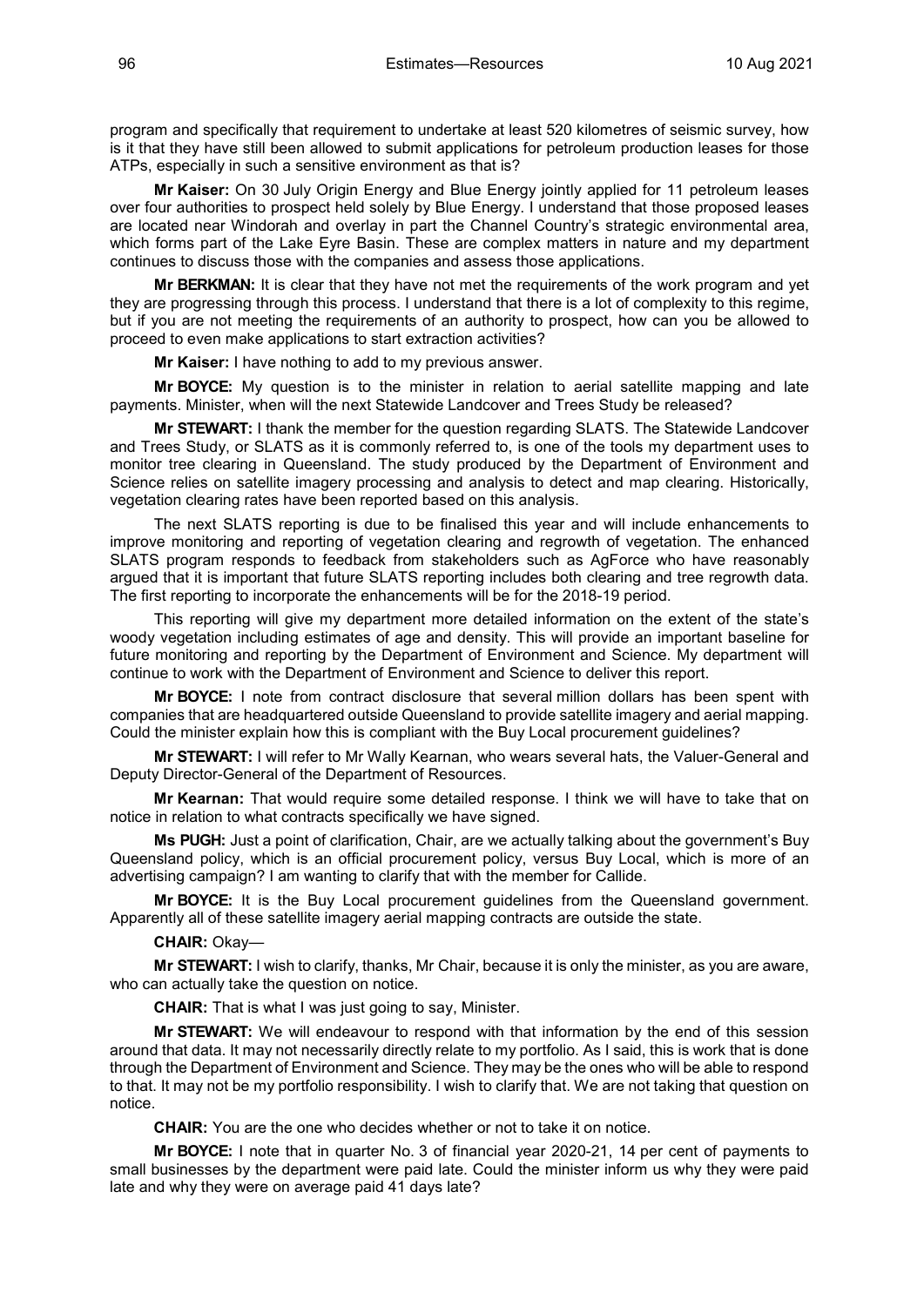program and specifically that requirement to undertake at least 520 kilometres of seismic survey, how is it that they have still been allowed to submit applications for petroleum production leases for those ATPs, especially in such a sensitive environment as that is?

**Mr Kaiser:** On 30 July Origin Energy and Blue Energy jointly applied for 11 petroleum leases over four authorities to prospect held solely by Blue Energy. I understand that those proposed leases are located near Windorah and overlay in part the Channel Country's strategic environmental area, which forms part of the Lake Eyre Basin. These are complex matters in nature and my department continues to discuss those with the companies and assess those applications.

**Mr BERKMAN:** It is clear that they have not met the requirements of the work program and yet they are progressing through this process. I understand that there is a lot of complexity to this regime, but if you are not meeting the requirements of an authority to prospect, how can you be allowed to proceed to even make applications to start extraction activities?

**Mr Kaiser:** I have nothing to add to my previous answer.

**Mr BOYCE:** My question is to the minister in relation to aerial satellite mapping and late payments. Minister, when will the next Statewide Landcover and Trees Study be released?

**Mr STEWART:** I thank the member for the question regarding SLATS. The Statewide Landcover and Trees Study, or SLATS as it is commonly referred to, is one of the tools my department uses to monitor tree clearing in Queensland. The study produced by the Department of Environment and Science relies on satellite imagery processing and analysis to detect and map clearing. Historically, vegetation clearing rates have been reported based on this analysis.

The next SLATS reporting is due to be finalised this year and will include enhancements to improve monitoring and reporting of vegetation clearing and regrowth of vegetation. The enhanced SLATS program responds to feedback from stakeholders such as AgForce who have reasonably argued that it is important that future SLATS reporting includes both clearing and tree regrowth data. The first reporting to incorporate the enhancements will be for the 2018-19 period.

This reporting will give my department more detailed information on the extent of the state's woody vegetation including estimates of age and density. This will provide an important baseline for future monitoring and reporting by the Department of Environment and Science. My department will continue to work with the Department of Environment and Science to deliver this report.

**Mr BOYCE:** I note from contract disclosure that several million dollars has been spent with companies that are headquartered outside Queensland to provide satellite imagery and aerial mapping. Could the minister explain how this is compliant with the Buy Local procurement guidelines?

**Mr STEWART:** I will refer to Mr Wally Kearnan, who wears several hats, the Valuer-General and Deputy Director-General of the Department of Resources.

**Mr Kearnan:** That would require some detailed response. I think we will have to take that on notice in relation to what contracts specifically we have signed.

**Ms PUGH:** Just a point of clarification, Chair, are we actually talking about the government's Buy Queensland policy, which is an official procurement policy, versus Buy Local, which is more of an advertising campaign? I am wanting to clarify that with the member for Callide.

**Mr BOYCE:** It is the Buy Local procurement guidelines from the Queensland government. Apparently all of these satellite imagery aerial mapping contracts are outside the state.

**CHAIR:** Okay—

**Mr STEWART:** I wish to clarify, thanks, Mr Chair, because it is only the minister, as you are aware, who can actually take the question on notice.

**CHAIR:** That is what I was just going to say, Minister.

**Mr STEWART:** We will endeavour to respond with that information by the end of this session around that data. It may not necessarily directly relate to my portfolio. As I said, this is work that is done through the Department of Environment and Science. They may be the ones who will be able to respond to that. It may not be my portfolio responsibility. I wish to clarify that. We are not taking that question on notice.

**CHAIR:** You are the one who decides whether or not to take it on notice.

**Mr BOYCE:** I note that in quarter No. 3 of financial year 2020-21, 14 per cent of payments to small businesses by the department were paid late. Could the minister inform us why they were paid late and why they were on average paid 41 days late?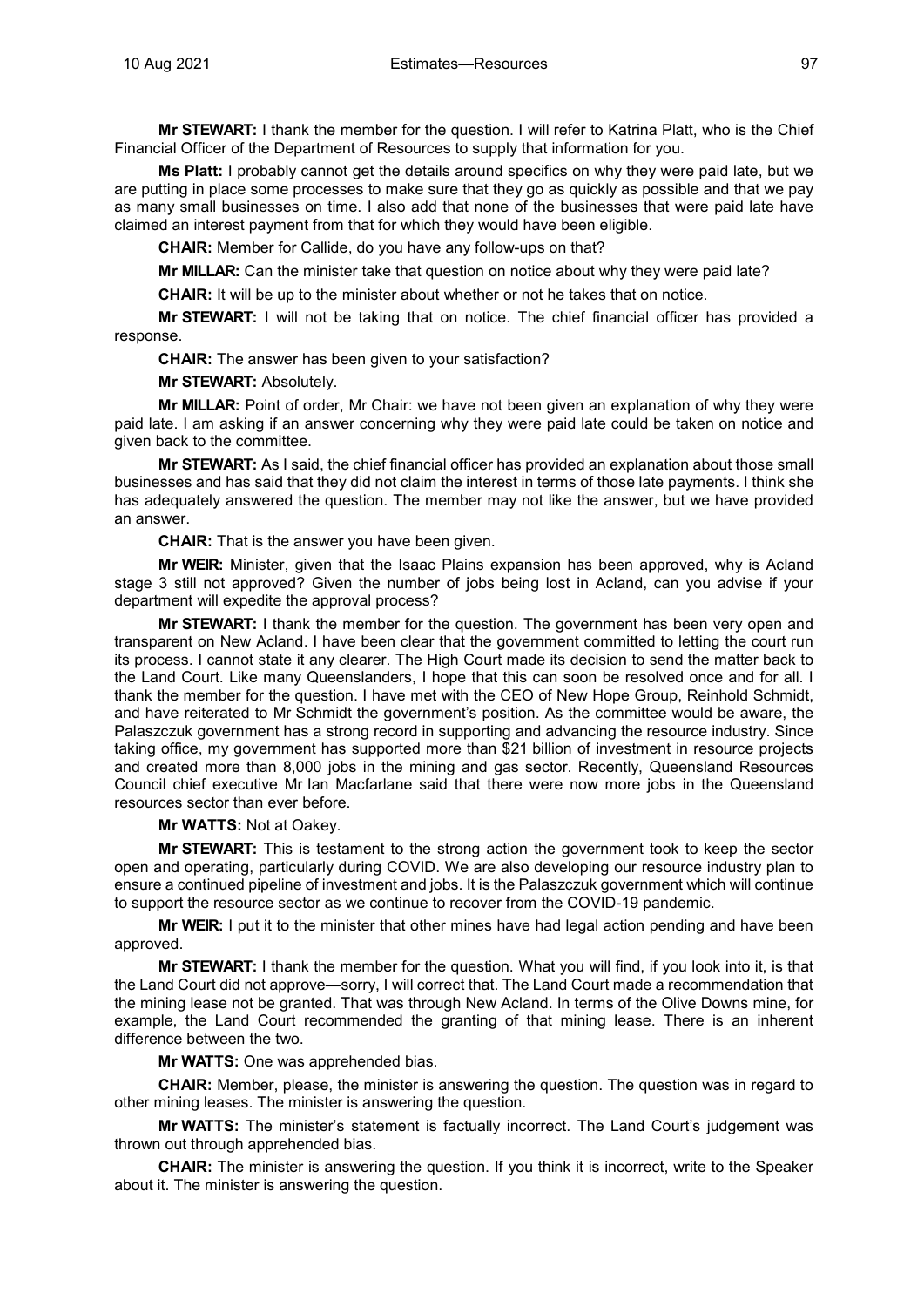**Mr STEWART:** I thank the member for the question. I will refer to Katrina Platt, who is the Chief Financial Officer of the Department of Resources to supply that information for you.

**Ms Platt:** I probably cannot get the details around specifics on why they were paid late, but we are putting in place some processes to make sure that they go as quickly as possible and that we pay as many small businesses on time. I also add that none of the businesses that were paid late have claimed an interest payment from that for which they would have been eligible.

**CHAIR:** Member for Callide, do you have any follow-ups on that?

**Mr MILLAR:** Can the minister take that question on notice about why they were paid late?

**CHAIR:** It will be up to the minister about whether or not he takes that on notice.

**Mr STEWART:** I will not be taking that on notice. The chief financial officer has provided a response.

**CHAIR:** The answer has been given to your satisfaction?

**Mr STEWART:** Absolutely.

**Mr MILLAR:** Point of order, Mr Chair: we have not been given an explanation of why they were paid late. I am asking if an answer concerning why they were paid late could be taken on notice and given back to the committee.

**Mr STEWART:** As I said, the chief financial officer has provided an explanation about those small businesses and has said that they did not claim the interest in terms of those late payments. I think she has adequately answered the question. The member may not like the answer, but we have provided an answer.

**CHAIR:** That is the answer you have been given.

**Mr WEIR:** Minister, given that the Isaac Plains expansion has been approved, why is Acland stage 3 still not approved? Given the number of jobs being lost in Acland, can you advise if your department will expedite the approval process?

**Mr STEWART:** I thank the member for the question. The government has been very open and transparent on New Acland. I have been clear that the government committed to letting the court run its process. I cannot state it any clearer. The High Court made its decision to send the matter back to the Land Court. Like many Queenslanders, I hope that this can soon be resolved once and for all. I thank the member for the question. I have met with the CEO of New Hope Group, Reinhold Schmidt, and have reiterated to Mr Schmidt the government's position. As the committee would be aware, the Palaszczuk government has a strong record in supporting and advancing the resource industry. Since taking office, my government has supported more than $21 billion of investment in resource projects and created more than 8,000 jobs in the mining and gas sector. Recently, Queensland Resources Council chief executive Mr Ian Macfarlane said that there were now more jobs in the Queensland resources sector than ever before.

**Mr WATTS:** Not at Oakey.

**Mr STEWART:** This is testament to the strong action the government took to keep the sector open and operating, particularly during COVID. We are also developing our resource industry plan to ensure a continued pipeline of investment and jobs. It is the Palaszczuk government which will continue to support the resource sector as we continue to recover from the COVID-19 pandemic.

**Mr WEIR:** I put it to the minister that other mines have had legal action pending and have been approved.

**Mr STEWART:** I thank the member for the question. What you will find, if you look into it, is that the Land Court did not approve—sorry, I will correct that. The Land Court made a recommendation that the mining lease not be granted. That was through New Acland. In terms of the Olive Downs mine, for example, the Land Court recommended the granting of that mining lease. There is an inherent difference between the two.

**Mr WATTS:** One was apprehended bias.

**CHAIR:** Member, please, the minister is answering the question. The question was in regard to other mining leases. The minister is answering the question.

**Mr WATTS:** The minister's statement is factually incorrect. The Land Court's judgement was thrown out through apprehended bias.

**CHAIR:** The minister is answering the question. If you think it is incorrect, write to the Speaker about it. The minister is answering the question.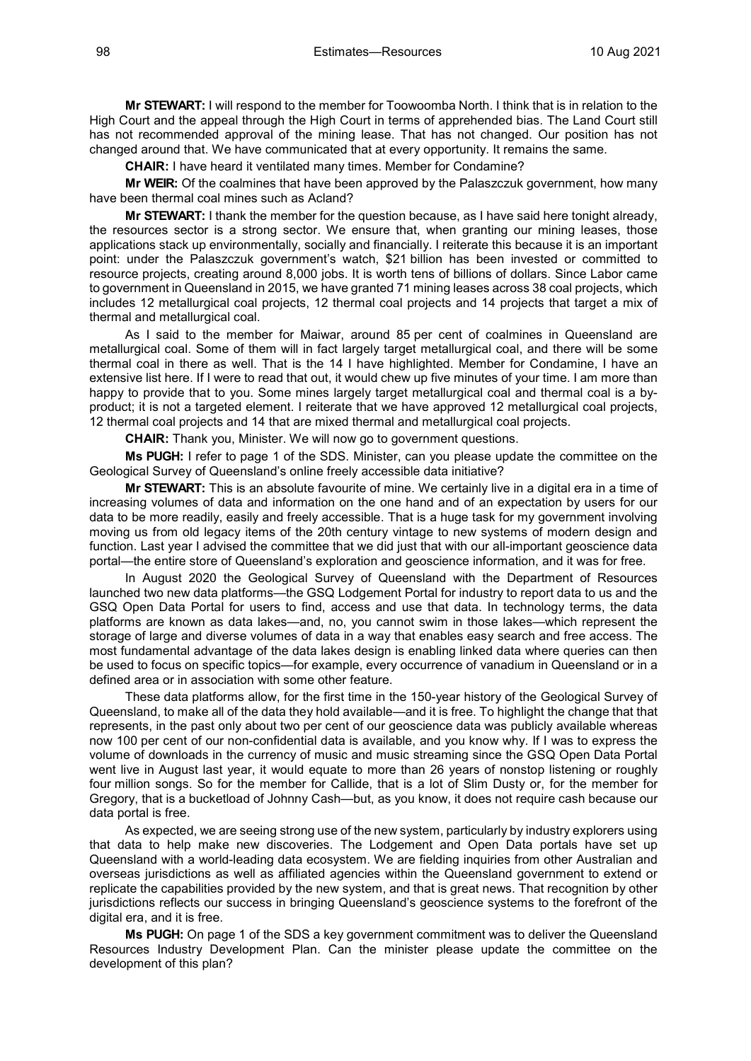**Mr STEWART:** I will respond to the member for Toowoomba North. I think that is in relation to the High Court and the appeal through the High Court in terms of apprehended bias. The Land Court still has not recommended approval of the mining lease. That has not changed. Our position has not changed around that. We have communicated that at every opportunity. It remains the same.

**CHAIR:** I have heard it ventilated many times. Member for Condamine?

**Mr WEIR:** Of the coalmines that have been approved by the Palaszczuk government, how many have been thermal coal mines such as Acland?

**Mr STEWART:** I thank the member for the question because, as I have said here tonight already, the resources sector is a strong sector. We ensure that, when granting our mining leases, those applications stack up environmentally, socially and financially. I reiterate this because it is an important point: under the Palaszczuk government's watch, $21 billion has been invested or committed to resource projects, creating around 8,000 jobs. It is worth tens of billions of dollars. Since Labor came to government in Queensland in 2015, we have granted 71 mining leases across 38 coal projects, which includes 12 metallurgical coal projects, 12 thermal coal projects and 14 projects that target a mix of thermal and metallurgical coal.

As I said to the member for Maiwar, around 85 per cent of coalmines in Queensland are metallurgical coal. Some of them will in fact largely target metallurgical coal, and there will be some thermal coal in there as well. That is the 14 I have highlighted. Member for Condamine, I have an extensive list here. If I were to read that out, it would chew up five minutes of your time. I am more than happy to provide that to you. Some mines largely target metallurgical coal and thermal coal is a by-product; it is not a targeted element. I reiterate that we have approved 12 metallurgical coal projects, 12 thermal coal projects and 14 that are mixed thermal and metallurgical coal projects.

**CHAIR:** Thank you, Minister. We will now go to government questions.

**Ms PUGH:** I refer to page 1 of the SDS. Minister, can you please update the committee on the Geological Survey of Queensland's online freely accessible data initiative?

**Mr STEWART:** This is an absolute favourite of mine. We certainly live in a digital era in a time of increasing volumes of data and information on the one hand and of an expectation by users for our data to be more readily, easily and freely accessible. That is a huge task for my government involving moving us from old legacy items of the 20th century vintage to new systems of modern design and function. Last year I advised the committee that we did just that with our all-important geoscience data portal—the entire store of Queensland's exploration and geoscience information, and it was for free.

In August 2020 the Geological Survey of Queensland with the Department of Resources launched two new data platforms—the GSQ Lodgement Portal for industry to report data to us and the GSQ Open Data Portal for users to find, access and use that data. In technology terms, the data platforms are known as data lakes—and, no, you cannot swim in those lakes—which represent the storage of large and diverse volumes of data in a way that enables easy search and free access. The most fundamental advantage of the data lakes design is enabling linked data where queries can then be used to focus on specific topics—for example, every occurrence of vanadium in Queensland or in a defined area or in association with some other feature.

These data platforms allow, for the first time in the 150-year history of the Geological Survey of Queensland, to make all of the data they hold available—and it is free. To highlight the change that that represents, in the past only about two per cent of our geoscience data was publicly available whereas now 100 per cent of our non-confidential data is available, and you know why. If I was to express the volume of downloads in the currency of music and music streaming since the GSQ Open Data Portal went live in August last year, it would equate to more than 26 years of nonstop listening or roughly four million songs. So for the member for Callide, that is a lot of Slim Dusty or, for the member for Gregory, that is a bucketload of Johnny Cash—but, as you know, it does not require cash because our data portal is free.

As expected, we are seeing strong use of the new system, particularly by industry explorers using that data to help make new discoveries. The Lodgement and Open Data portals have set up Queensland with a world-leading data ecosystem. We are fielding inquiries from other Australian and overseas jurisdictions as well as affiliated agencies within the Queensland government to extend or replicate the capabilities provided by the new system, and that is great news. That recognition by other jurisdictions reflects our success in bringing Queensland's geoscience systems to the forefront of the digital era, and it is free.

**Ms PUGH:** On page 1 of the SDS a key government commitment was to deliver the Queensland Resources Industry Development Plan. Can the minister please update the committee on the development of this plan?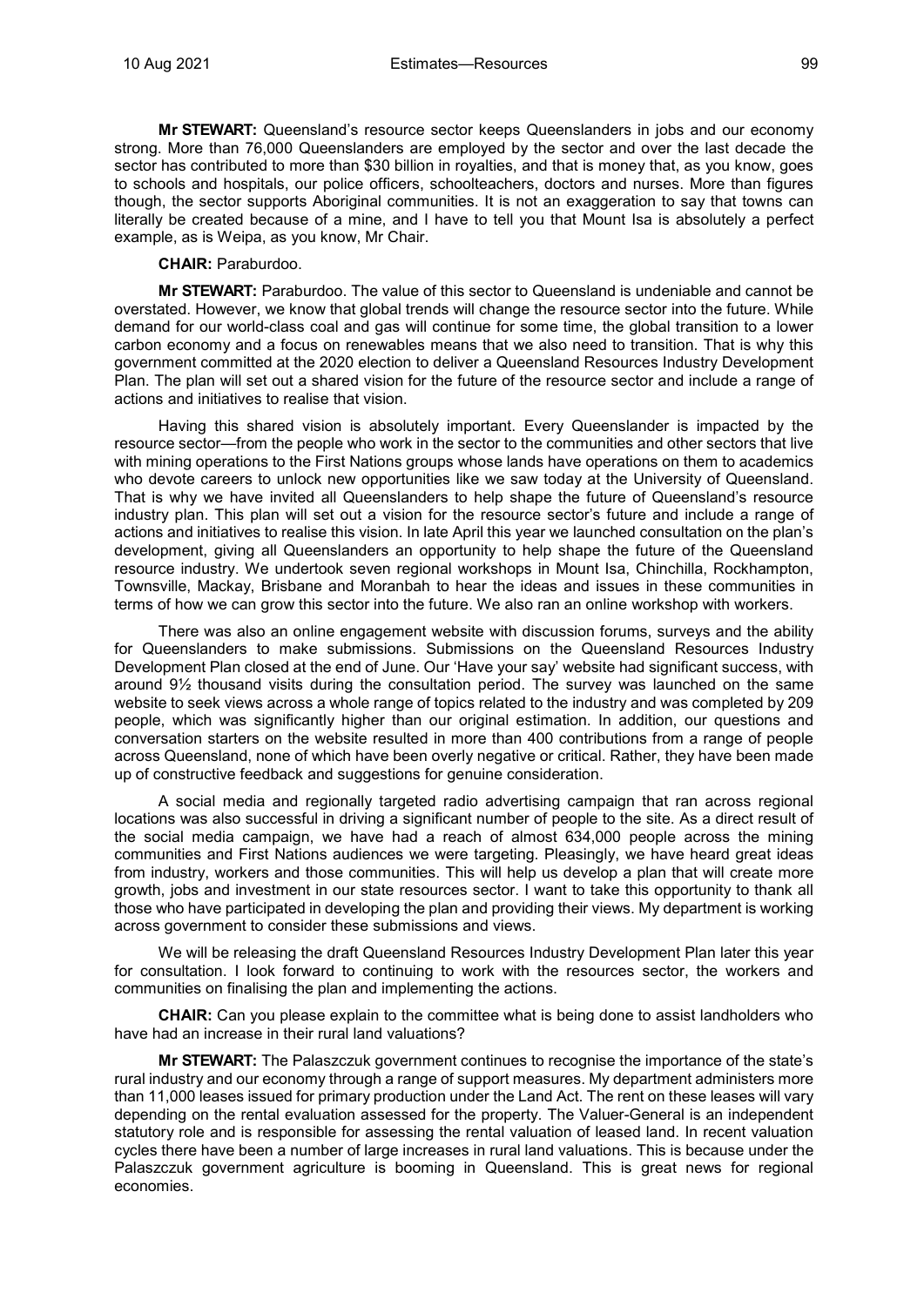**Mr STEWART:** Queensland's resource sector keeps Queenslanders in jobs and our economy strong. More than 76,000 Queenslanders are employed by the sector and over the last decade the sector has contributed to more than $30 billion in royalties, and that is money that, as you know, goes to schools and hospitals, our police officers, schoolteachers, doctors and nurses. More than figures though, the sector supports Aboriginal communities. It is not an exaggeration to say that towns can literally be created because of a mine, and I have to tell you that Mount Isa is absolutely a perfect example, as is Weipa, as you know, Mr Chair.

**CHAIR:** Paraburdoo.

**Mr STEWART:** Paraburdoo. The value of this sector to Queensland is undeniable and cannot be overstated. However, we know that global trends will change the resource sector into the future. While demand for our world-class coal and gas will continue for some time, the global transition to a lower carbon economy and a focus on renewables means that we also need to transition. That is why this government committed at the 2020 election to deliver a Queensland Resources Industry Development Plan. The plan will set out a shared vision for the future of the resource sector and include a range of actions and initiatives to realise that vision.

Having this shared vision is absolutely important. Every Queenslander is impacted by the resource sector—from the people who work in the sector to the communities and other sectors that live with mining operations to the First Nations groups whose lands have operations on them to academics who devote careers to unlock new opportunities like we saw today at the University of Queensland. That is why we have invited all Queenslanders to help shape the future of Queensland's resource industry plan. This plan will set out a vision for the resource sector's future and include a range of actions and initiatives to realise this vision. In late April this year we launched consultation on the plan's development, giving all Queenslanders an opportunity to help shape the future of the Queensland resource industry. We undertook seven regional workshops in Mount Isa, Chinchilla, Rockhampton, Townsville, Mackay, Brisbane and Moranbah to hear the ideas and issues in these communities in terms of how we can grow this sector into the future. We also ran an online workshop with workers.

There was also an online engagement website with discussion forums, surveys and the ability for Queenslanders to make submissions. Submissions on the Queensland Resources Industry Development Plan closed at the end of June. Our 'Have your say' website had significant success, with around 9½ thousand visits during the consultation period. The survey was launched on the same website to seek views across a whole range of topics related to the industry and was completed by 209 people, which was significantly higher than our original estimation. In addition, our questions and conversation starters on the website resulted in more than 400 contributions from a range of people across Queensland, none of which have been overly negative or critical. Rather, they have been made up of constructive feedback and suggestions for genuine consideration.

A social media and regionally targeted radio advertising campaign that ran across regional locations was also successful in driving a significant number of people to the site. As a direct result of the social media campaign, we have had a reach of almost 634,000 people across the mining communities and First Nations audiences we were targeting. Pleasingly, we have heard great ideas from industry, workers and those communities. This will help us develop a plan that will create more growth, jobs and investment in our state resources sector. I want to take this opportunity to thank all those who have participated in developing the plan and providing their views. My department is working across government to consider these submissions and views.

We will be releasing the draft Queensland Resources Industry Development Plan later this year for consultation. I look forward to continuing to work with the resources sector, the workers and communities on finalising the plan and implementing the actions.

**CHAIR:** Can you please explain to the committee what is being done to assist landholders who have had an increase in their rural land valuations?

**Mr STEWART:** The Palaszczuk government continues to recognise the importance of the state's rural industry and our economy through a range of support measures. My department administers more than 11,000 leases issued for primary production under the Land Act. The rent on these leases will vary depending on the rental evaluation assessed for the property. The Valuer-General is an independent statutory role and is responsible for assessing the rental valuation of leased land. In recent valuation cycles there have been a number of large increases in rural land valuations. This is because under the Palaszczuk government agriculture is booming in Queensland. This is great news for regional economies.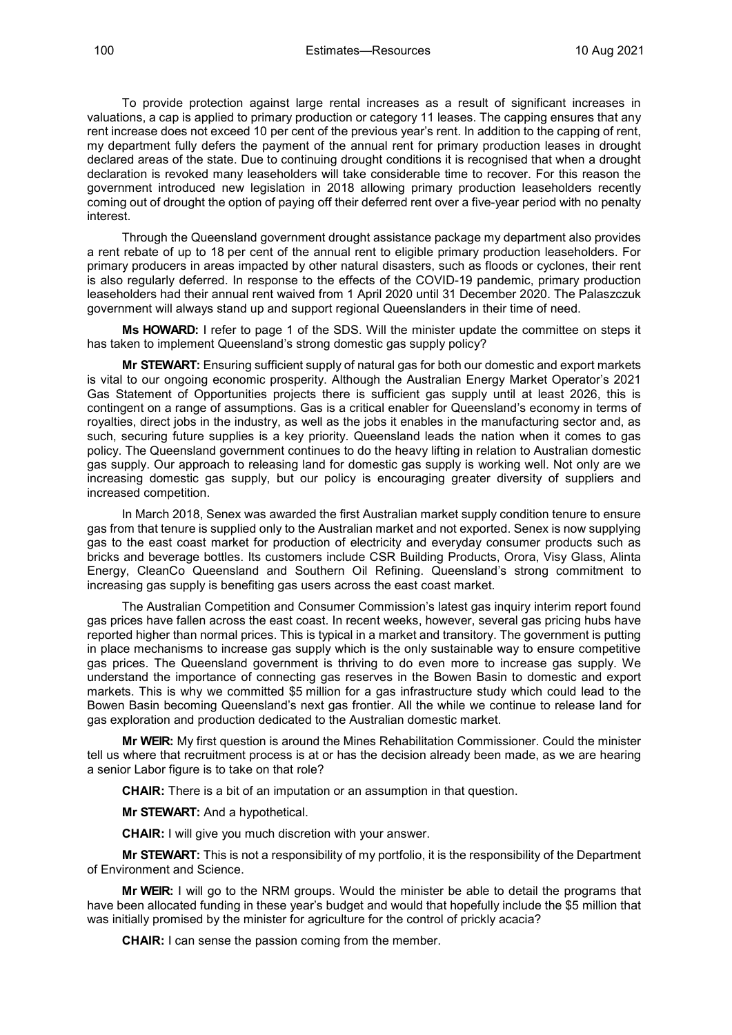To provide protection against large rental increases as a result of significant increases in valuations, a cap is applied to primary production or category 11 leases. The capping ensures that any rent increase does not exceed 10 per cent of the previous year's rent. In addition to the capping of rent, my department fully defers the payment of the annual rent for primary production leases in drought declared areas of the state. Due to continuing drought conditions it is recognised that when a drought declaration is revoked many leaseholders will take considerable time to recover. For this reason the government introduced new legislation in 2018 allowing primary production leaseholders recently coming out of drought the option of paying off their deferred rent over a five-year period with no penalty interest.

Through the Queensland government drought assistance package my department also provides a rent rebate of up to 18 per cent of the annual rent to eligible primary production leaseholders. For primary producers in areas impacted by other natural disasters, such as floods or cyclones, their rent is also regularly deferred. In response to the effects of the COVID-19 pandemic, primary production leaseholders had their annual rent waived from 1 April 2020 until 31 December 2020. The Palaszczuk government will always stand up and support regional Queenslanders in their time of need.

**Ms HOWARD:** I refer to page 1 of the SDS. Will the minister update the committee on steps it has taken to implement Queensland's strong domestic gas supply policy?

**Mr STEWART:** Ensuring sufficient supply of natural gas for both our domestic and export markets is vital to our ongoing economic prosperity. Although the Australian Energy Market Operator's 2021 Gas Statement of Opportunities projects there is sufficient gas supply until at least 2026, this is contingent on a range of assumptions. Gas is a critical enabler for Queensland's economy in terms of royalties, direct jobs in the industry, as well as the jobs it enables in the manufacturing sector and, as such, securing future supplies is a key priority. Queensland leads the nation when it comes to gas policy. The Queensland government continues to do the heavy lifting in relation to Australian domestic gas supply. Our approach to releasing land for domestic gas supply is working well. Not only are we increasing domestic gas supply, but our policy is encouraging greater diversity of suppliers and increased competition.

In March 2018, Senex was awarded the first Australian market supply condition tenure to ensure gas from that tenure is supplied only to the Australian market and not exported. Senex is now supplying gas to the east coast market for production of electricity and everyday consumer products such as bricks and beverage bottles. Its customers include CSR Building Products, Orora, Visy Glass, Alinta Energy, CleanCo Queensland and Southern Oil Refining. Queensland's strong commitment to increasing gas supply is benefiting gas users across the east coast market.

The Australian Competition and Consumer Commission's latest gas inquiry interim report found gas prices have fallen across the east coast. In recent weeks, however, several gas pricing hubs have reported higher than normal prices. This is typical in a market and transitory. The government is putting in place mechanisms to increase gas supply which is the only sustainable way to ensure competitive gas prices. The Queensland government is thriving to do even more to increase gas supply. We understand the importance of connecting gas reserves in the Bowen Basin to domestic and export markets. This is why we committed $5 million for a gas infrastructure study which could lead to the Bowen Basin becoming Queensland's next gas frontier. All the while we continue to release land for gas exploration and production dedicated to the Australian domestic market.

**Mr WEIR:** My first question is around the Mines Rehabilitation Commissioner. Could the minister tell us where that recruitment process is at or has the decision already been made, as we are hearing a senior Labor figure is to take on that role?

**CHAIR:** There is a bit of an imputation or an assumption in that question.

**Mr STEWART:** And a hypothetical.

**CHAIR:** I will give you much discretion with your answer.

**Mr STEWART:** This is not a responsibility of my portfolio, it is the responsibility of the Department of Environment and Science.

**Mr WEIR:** I will go to the NRM groups. Would the minister be able to detail the programs that have been allocated funding in these year's budget and would that hopefully include the $5 million that was initially promised by the minister for agriculture for the control of prickly acacia?

**CHAIR:** I can sense the passion coming from the member.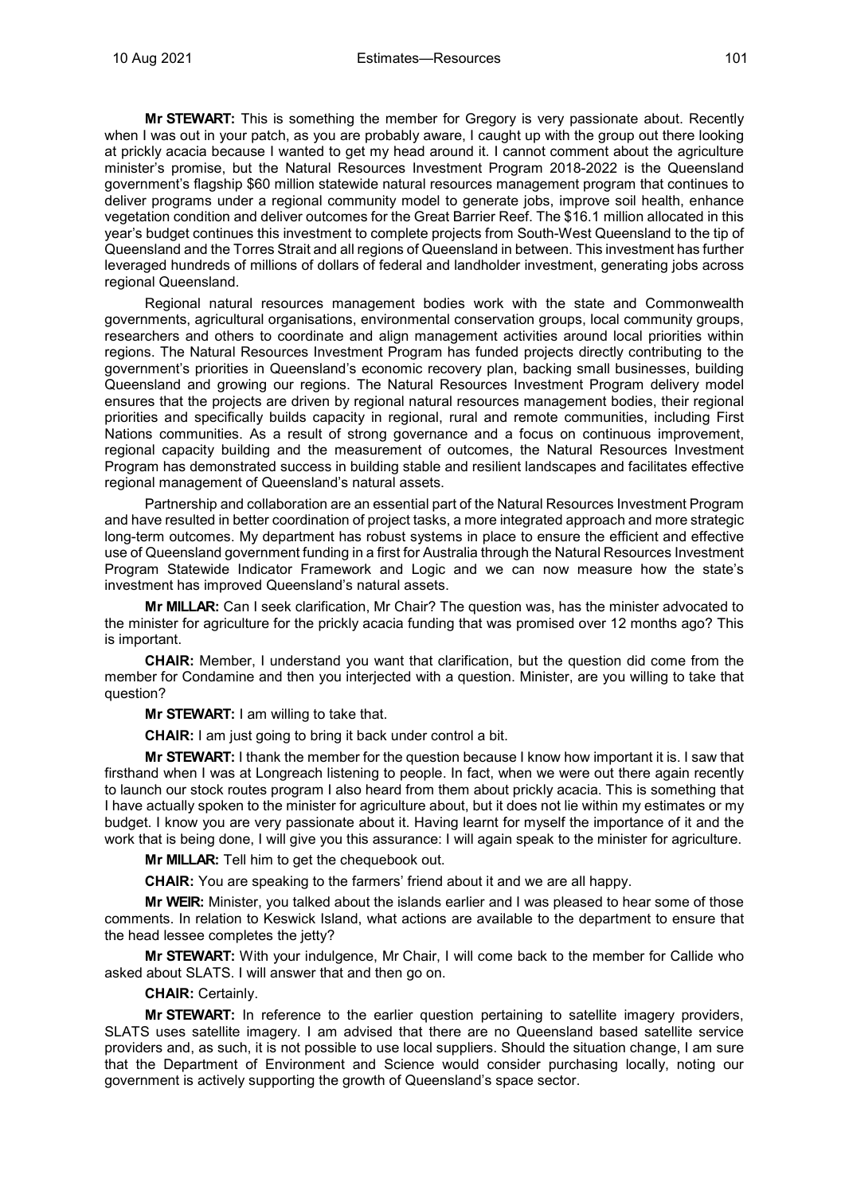**Mr STEWART:** This is something the member for Gregory is very passionate about. Recently when I was out in your patch, as you are probably aware, I caught up with the group out there looking at prickly acacia because I wanted to get my head around it. I cannot comment about the agriculture minister's promise, but the Natural Resources Investment Program 2018-2022 is the Queensland government's flagship $60 million statewide natural resources management program that continues to deliver programs under a regional community model to generate jobs, improve soil health, enhance vegetation condition and deliver outcomes for the Great Barrier Reef. The $16.1 million allocated in this year's budget continues this investment to complete projects from South-West Queensland to the tip of Queensland and the Torres Strait and all regions of Queensland in between. This investment has further leveraged hundreds of millions of dollars of federal and landholder investment, generating jobs across regional Queensland.

Regional natural resources management bodies work with the state and Commonwealth governments, agricultural organisations, environmental conservation groups, local community groups, researchers and others to coordinate and align management activities around local priorities within regions. The Natural Resources Investment Program has funded projects directly contributing to the government's priorities in Queensland's economic recovery plan, backing small businesses, building Queensland and growing our regions. The Natural Resources Investment Program delivery model ensures that the projects are driven by regional natural resources management bodies, their regional priorities and specifically builds capacity in regional, rural and remote communities, including First Nations communities. As a result of strong governance and a focus on continuous improvement, regional capacity building and the measurement of outcomes, the Natural Resources Investment Program has demonstrated success in building stable and resilient landscapes and facilitates effective regional management of Queensland's natural assets.

Partnership and collaboration are an essential part of the Natural Resources Investment Program and have resulted in better coordination of project tasks, a more integrated approach and more strategic long-term outcomes. My department has robust systems in place to ensure the efficient and effective use of Queensland government funding in a first for Australia through the Natural Resources Investment Program Statewide Indicator Framework and Logic and we can now measure how the state's investment has improved Queensland's natural assets.

**Mr MILLAR:** Can I seek clarification, Mr Chair? The question was, has the minister advocated to the minister for agriculture for the prickly acacia funding that was promised over 12 months ago? This is important.

**CHAIR:** Member, I understand you want that clarification, but the question did come from the member for Condamine and then you interjected with a question. Minister, are you willing to take that question?

**Mr STEWART:** I am willing to take that.

**CHAIR:** I am just going to bring it back under control a bit.

**Mr STEWART:** I thank the member for the question because I know how important it is. I saw that firsthand when I was at Longreach listening to people. In fact, when we were out there again recently to launch our stock routes program I also heard from them about prickly acacia. This is something that I have actually spoken to the minister for agriculture about, but it does not lie within my estimates or my budget. I know you are very passionate about it. Having learnt for myself the importance of it and the work that is being done, I will give you this assurance: I will again speak to the minister for agriculture.

**Mr MILLAR:** Tell him to get the chequebook out.

**CHAIR:** You are speaking to the farmers' friend about it and we are all happy.

**Mr WEIR:** Minister, you talked about the islands earlier and I was pleased to hear some of those comments. In relation to Keswick Island, what actions are available to the department to ensure that the head lessee completes the jetty?

**Mr STEWART:** With your indulgence, Mr Chair, I will come back to the member for Callide who asked about SLATS. I will answer that and then go on.

**CHAIR:** Certainly.

**Mr STEWART:** In reference to the earlier question pertaining to satellite imagery providers, SLATS uses satellite imagery. I am advised that there are no Queensland based satellite service providers and, as such, it is not possible to use local suppliers. Should the situation change, I am sure that the Department of Environment and Science would consider purchasing locally, noting our government is actively supporting the growth of Queensland's space sector.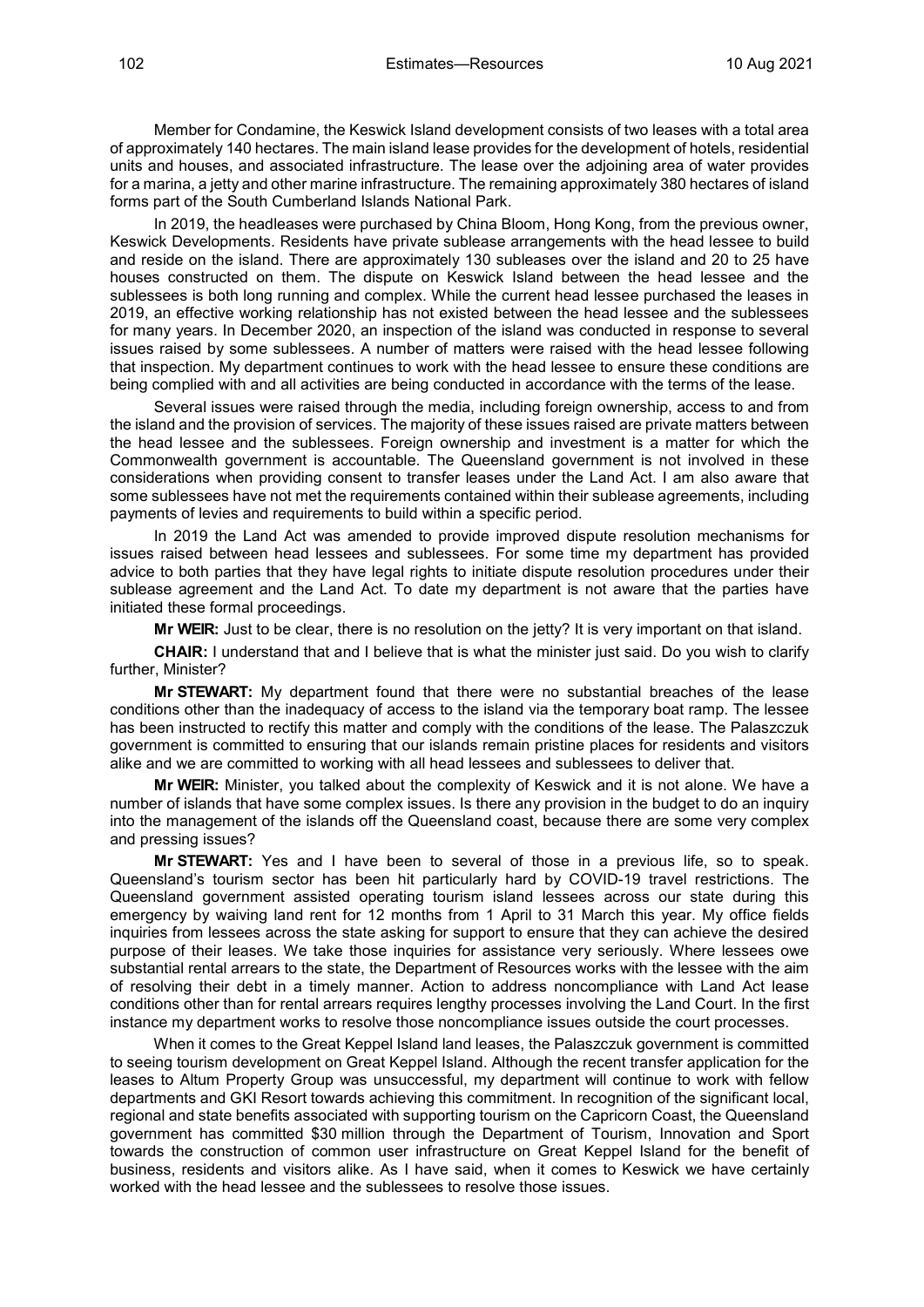Member for Condamine, the Keswick Island development consists of two leases with a total area of approximately 140 hectares. The main island lease provides for the development of hotels, residential units and houses, and associated infrastructure. The lease over the adjoining area of water provides for a marina, a jetty and other marine infrastructure. The remaining approximately 380 hectares of island forms part of the South Cumberland Islands National Park.

In 2019, the headleases were purchased by China Bloom, Hong Kong, from the previous owner, Keswick Developments. Residents have private sublease arrangements with the head lessee to build and reside on the island. There are approximately 130 subleases over the island and 20 to 25 have houses constructed on them. The dispute on Keswick Island between the head lessee and the sublessees is both long running and complex. While the current head lessee purchased the leases in 2019, an effective working relationship has not existed between the head lessee and the sublessees for many years. In December 2020, an inspection of the island was conducted in response to several issues raised by some sublessees. A number of matters were raised with the head lessee following that inspection. My department continues to work with the head lessee to ensure these conditions are being complied with and all activities are being conducted in accordance with the terms of the lease.

Several issues were raised through the media, including foreign ownership, access to and from the island and the provision of services. The majority of these issues raised are private matters between the head lessee and the sublessees. Foreign ownership and investment is a matter for which the Commonwealth government is accountable. The Queensland government is not involved in these considerations when providing consent to transfer leases under the Land Act. I am also aware that some sublessees have not met the requirements contained within their sublease agreements, including payments of levies and requirements to build within a specific period.

In 2019 the Land Act was amended to provide improved dispute resolution mechanisms for issues raised between head lessees and sublessees. For some time my department has provided advice to both parties that they have legal rights to initiate dispute resolution procedures under their sublease agreement and the Land Act. To date my department is not aware that the parties have initiated these formal proceedings.

**Mr WEIR:** Just to be clear, there is no resolution on the jetty? It is very important on that island.

**CHAIR:** I understand that and I believe that is what the minister just said. Do you wish to clarify further, Minister?

**Mr STEWART:** My department found that there were no substantial breaches of the lease conditions other than the inadequacy of access to the island via the temporary boat ramp. The lessee has been instructed to rectify this matter and comply with the conditions of the lease. The Palaszczuk government is committed to ensuring that our islands remain pristine places for residents and visitors alike and we are committed to working with all head lessees and sublessees to deliver that.

**Mr WEIR:** Minister, you talked about the complexity of Keswick and it is not alone. We have a number of islands that have some complex issues. Is there any provision in the budget to do an inquiry into the management of the islands off the Queensland coast, because there are some very complex and pressing issues?

**Mr STEWART:** Yes and I have been to several of those in a previous life, so to speak. Queensland's tourism sector has been hit particularly hard by COVID-19 travel restrictions. The Queensland government assisted operating tourism island lessees across our state during this emergency by waiving land rent for 12 months from 1 April to 31 March this year. My office fields inquiries from lessees across the state asking for support to ensure that they can achieve the desired purpose of their leases. We take those inquiries for assistance very seriously. Where lessees owe substantial rental arrears to the state, the Department of Resources works with the lessee with the aim of resolving their debt in a timely manner. Action to address noncompliance with Land Act lease conditions other than for rental arrears requires lengthy processes involving the Land Court. In the first instance my department works to resolve those noncompliance issues outside the court processes.

When it comes to the Great Keppel Island land leases, the Palaszczuk government is committed to seeing tourism development on Great Keppel Island. Although the recent transfer application for the leases to Altum Property Group was unsuccessful, my department will continue to work with fellow departments and GKI Resort towards achieving this commitment. In recognition of the significant local, regional and state benefits associated with supporting tourism on the Capricorn Coast, the Queensland government has committed $30 million through the Department of Tourism, Innovation and Sport towards the construction of common user infrastructure on Great Keppel Island for the benefit of business, residents and visitors alike. As I have said, when it comes to Keswick we have certainly worked with the head lessee and the sublessees to resolve those issues.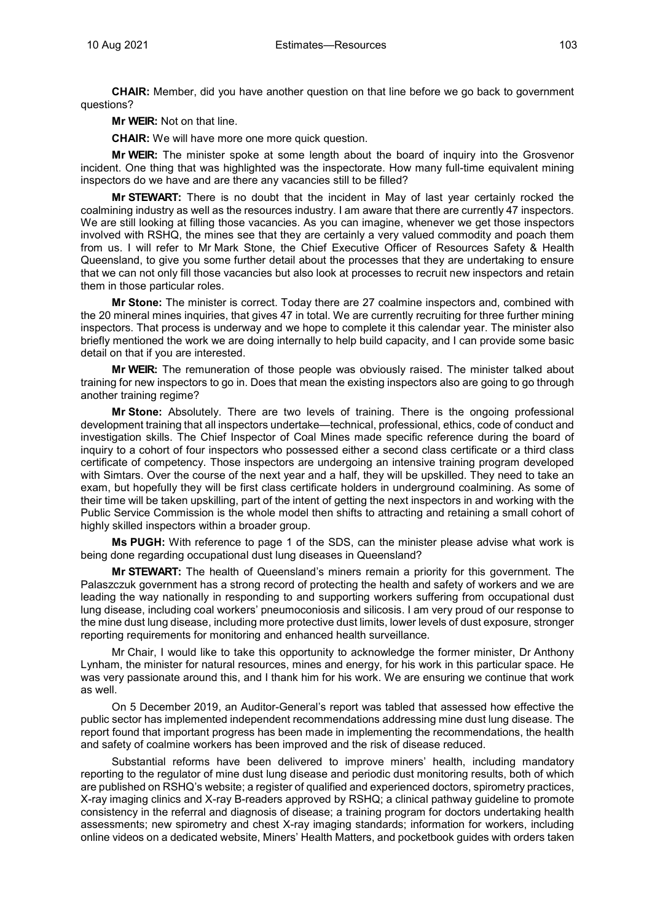**CHAIR:** Member, did you have another question on that line before we go back to government questions?

**Mr WEIR:** Not on that line.

**CHAIR:** We will have more one more quick question.

**Mr WEIR:** The minister spoke at some length about the board of inquiry into the Grosvenor incident. One thing that was highlighted was the inspectorate. How many full-time equivalent mining inspectors do we have and are there any vacancies still to be filled?

**Mr STEWART:** There is no doubt that the incident in May of last year certainly rocked the coalmining industry as well as the resources industry. I am aware that there are currently 47 inspectors. We are still looking at filling those vacancies. As you can imagine, whenever we get those inspectors involved with RSHQ, the mines see that they are certainly a very valued commodity and poach them from us. I will refer to Mr Mark Stone, the Chief Executive Officer of Resources Safety & Health Queensland, to give you some further detail about the processes that they are undertaking to ensure that we can not only fill those vacancies but also look at processes to recruit new inspectors and retain them in those particular roles.

**Mr Stone:** The minister is correct. Today there are 27 coalmine inspectors and, combined with the 20 mineral mines inquiries, that gives 47 in total. We are currently recruiting for three further mining inspectors. That process is underway and we hope to complete it this calendar year. The minister also briefly mentioned the work we are doing internally to help build capacity, and I can provide some basic detail on that if you are interested.

**Mr WEIR:** The remuneration of those people was obviously raised. The minister talked about training for new inspectors to go in. Does that mean the existing inspectors also are going to go through another training regime?

**Mr Stone:** Absolutely. There are two levels of training. There is the ongoing professional development training that all inspectors undertake—technical, professional, ethics, code of conduct and investigation skills. The Chief Inspector of Coal Mines made specific reference during the board of inquiry to a cohort of four inspectors who possessed either a second class certificate or a third class certificate of competency. Those inspectors are undergoing an intensive training program developed with Simtars. Over the course of the next year and a half, they will be upskilled. They need to take an exam, but hopefully they will be first class certificate holders in underground coalmining. As some of their time will be taken upskilling, part of the intent of getting the next inspectors in and working with the Public Service Commission is the whole model then shifts to attracting and retaining a small cohort of highly skilled inspectors within a broader group.

**Ms PUGH:** With reference to page 1 of the SDS, can the minister please advise what work is being done regarding occupational dust lung diseases in Queensland?

**Mr STEWART:** The health of Queensland's miners remain a priority for this government. The Palaszczuk government has a strong record of protecting the health and safety of workers and we are leading the way nationally in responding to and supporting workers suffering from occupational dust lung disease, including coal workers' pneumoconiosis and silicosis. I am very proud of our response to the mine dust lung disease, including more protective dust limits, lower levels of dust exposure, stronger reporting requirements for monitoring and enhanced health surveillance.

Mr Chair, I would like to take this opportunity to acknowledge the former minister, Dr Anthony Lynham, the minister for natural resources, mines and energy, for his work in this particular space. He was very passionate around this, and I thank him for his work. We are ensuring we continue that work as well.

On 5 December 2019, an Auditor-General's report was tabled that assessed how effective the public sector has implemented independent recommendations addressing mine dust lung disease. The report found that important progress has been made in implementing the recommendations, the health and safety of coalmine workers has been improved and the risk of disease reduced.

Substantial reforms have been delivered to improve miners' health, including mandatory reporting to the regulator of mine dust lung disease and periodic dust monitoring results, both of which are published on RSHQ's website; a register of qualified and experienced doctors, spirometry practices, X-ray imaging clinics and X-ray B-readers approved by RSHQ; a clinical pathway guideline to promote consistency in the referral and diagnosis of disease; a training program for doctors undertaking health assessments; new spirometry and chest X-ray imaging standards; information for workers, including online videos on a dedicated website, Miners' Health Matters, and pocketbook guides with orders taken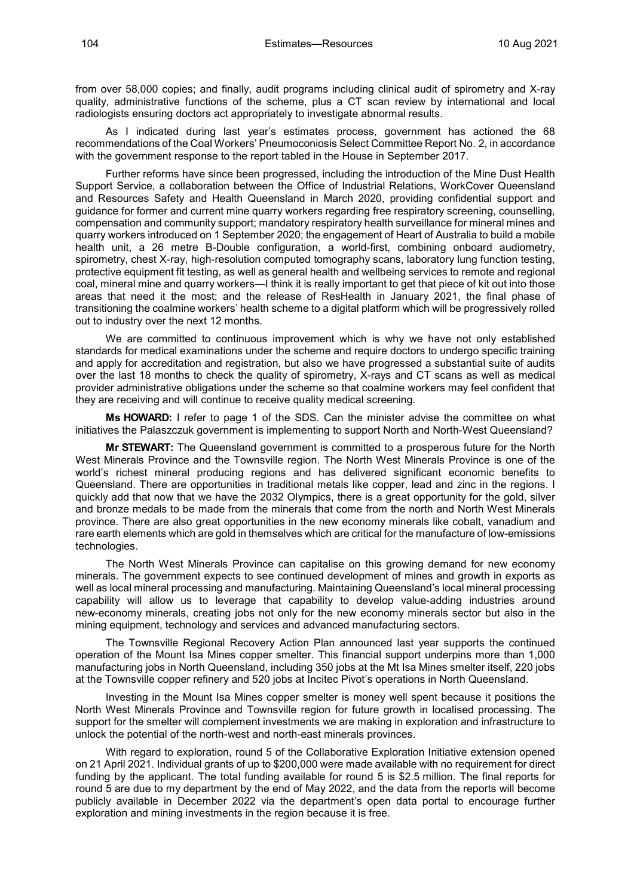from over 58,000 copies; and finally, audit programs including clinical audit of spirometry and X-ray quality, administrative functions of the scheme, plus a CT scan review by international and local radiologists ensuring doctors act appropriately to investigate abnormal results.

As I indicated during last year's estimates process, government has actioned the 68 recommendations of the Coal Workers' Pneumoconiosis Select Committee Report No. 2, in accordance with the government response to the report tabled in the House in September 2017.

Further reforms have since been progressed, including the introduction of the Mine Dust Health Support Service, a collaboration between the Office of Industrial Relations, WorkCover Queensland and Resources Safety and Health Queensland in March 2020, providing confidential support and guidance for former and current mine quarry workers regarding free respiratory screening, counselling, compensation and community support; mandatory respiratory health surveillance for mineral mines and quarry workers introduced on 1 September 2020; the engagement of Heart of Australia to build a mobile health unit, a 26 metre B-Double configuration, a world-first, combining onboard audiometry, spirometry, chest X-ray, high-resolution computed tomography scans, laboratory lung function testing, protective equipment fit testing, as well as general health and wellbeing services to remote and regional coal, mineral mine and quarry workers—I think it is really important to get that piece of kit out into those areas that need it the most; and the release of ResHealth in January 2021, the final phase of transitioning the coalmine workers' health scheme to a digital platform which will be progressively rolled out to industry over the next 12 months.

We are committed to continuous improvement which is why we have not only established standards for medical examinations under the scheme and require doctors to undergo specific training and apply for accreditation and registration, but also we have progressed a substantial suite of audits over the last 18 months to check the quality of spirometry, X-rays and CT scans as well as medical provider administrative obligations under the scheme so that coalmine workers may feel confident that they are receiving and will continue to receive quality medical screening.

**Ms HOWARD:** I refer to page 1 of the SDS. Can the minister advise the committee on what initiatives the Palaszczuk government is implementing to support North and North-West Queensland?

**Mr STEWART:** The Queensland government is committed to a prosperous future for the North West Minerals Province and the Townsville region. The North West Minerals Province is one of the world's richest mineral producing regions and has delivered significant economic benefits to Queensland. There are opportunities in traditional metals like copper, lead and zinc in the regions. I quickly add that now that we have the 2032 Olympics, there is a great opportunity for the gold, silver and bronze medals to be made from the minerals that come from the north and North West Minerals province. There are also great opportunities in the new economy minerals like cobalt, vanadium and rare earth elements which are gold in themselves which are critical for the manufacture of low-emissions technologies.

The North West Minerals Province can capitalise on this growing demand for new economy minerals. The government expects to see continued development of mines and growth in exports as well as local mineral processing and manufacturing. Maintaining Queensland's local mineral processing capability will allow us to leverage that capability to develop value-adding industries around new-economy minerals, creating jobs not only for the new economy minerals sector but also in the mining equipment, technology and services and advanced manufacturing sectors.

The Townsville Regional Recovery Action Plan announced last year supports the continued operation of the Mount Isa Mines copper smelter. This financial support underpins more than 1,000 manufacturing jobs in North Queensland, including 350 jobs at the Mt Isa Mines smelter itself, 220 jobs at the Townsville copper refinery and 520 jobs at Incitec Pivot's operations in North Queensland.

Investing in the Mount Isa Mines copper smelter is money well spent because it positions the North West Minerals Province and Townsville region for future growth in localised processing. The support for the smelter will complement investments we are making in exploration and infrastructure to unlock the potential of the north-west and north-east minerals provinces.

With regard to exploration, round 5 of the Collaborative Exploration Initiative extension opened on 21 April 2021. Individual grants of up to $200,000 were made available with no requirement for direct funding by the applicant. The total funding available for round 5 is $2.5 million. The final reports for round 5 are due to my department by the end of May 2022, and the data from the reports will become publicly available in December 2022 via the department's open data portal to encourage further exploration and mining investments in the region because it is free.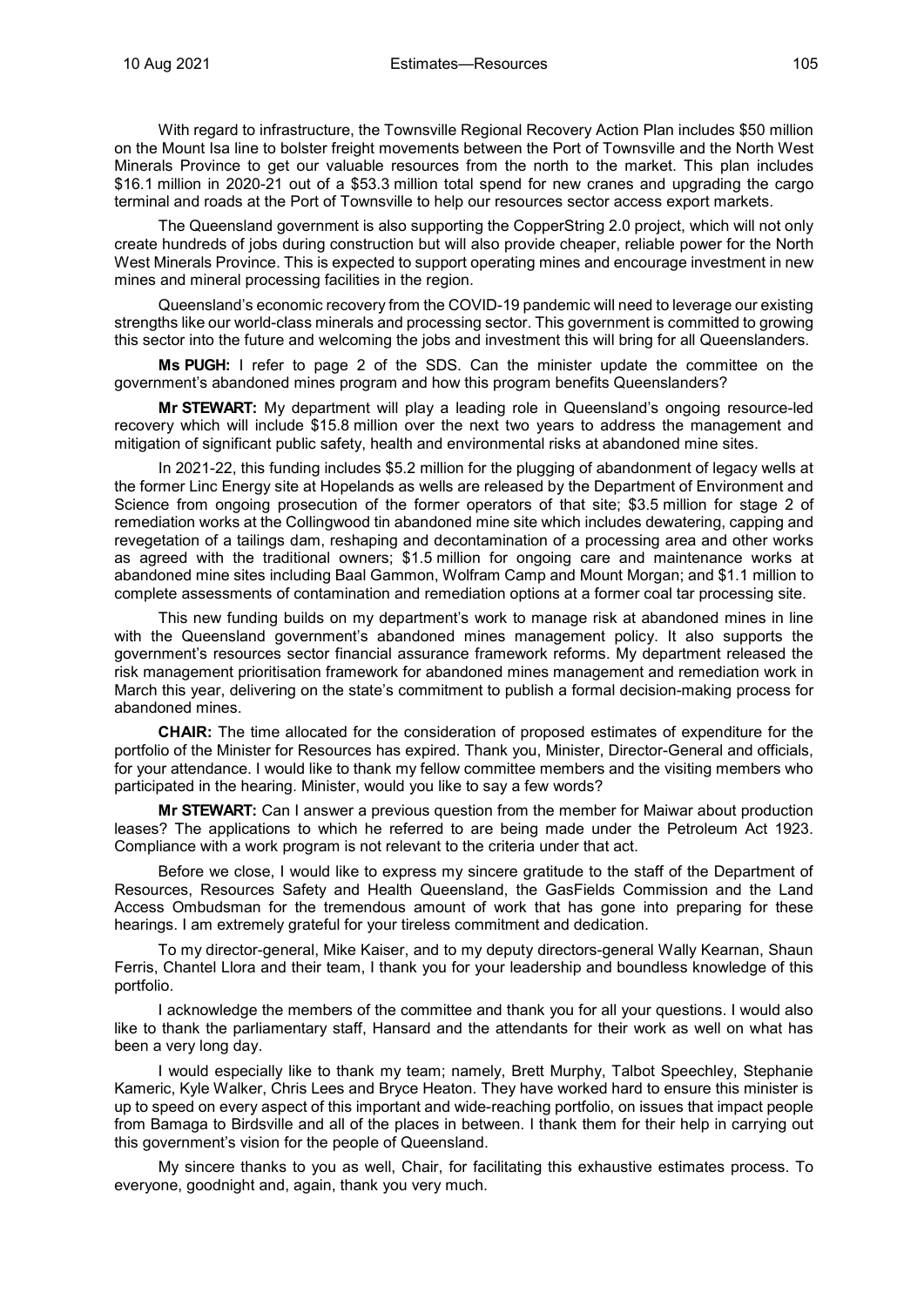With regard to infrastructure, the Townsville Regional Recovery Action Plan includes $50 million on the Mount Isa line to bolster freight movements between the Port of Townsville and the North West Minerals Province to get our valuable resources from the north to the market. This plan includes $16.1 million in 2020-21 out of a $53.3 million total spend for new cranes and upgrading the cargo terminal and roads at the Port of Townsville to help our resources sector access export markets.

The Queensland government is also supporting the CopperString 2.0 project, which will not only create hundreds of jobs during construction but will also provide cheaper, reliable power for the North West Minerals Province. This is expected to support operating mines and encourage investment in new mines and mineral processing facilities in the region.

Queensland's economic recovery from the COVID-19 pandemic will need to leverage our existing strengths like our world-class minerals and processing sector. This government is committed to growing this sector into the future and welcoming the jobs and investment this will bring for all Queenslanders.

**Ms PUGH:** I refer to page 2 of the SDS. Can the minister update the committee on the government's abandoned mines program and how this program benefits Queenslanders?

**Mr STEWART:** My department will play a leading role in Queensland's ongoing resource-led recovery which will include $15.8 million over the next two years to address the management and mitigation of significant public safety, health and environmental risks at abandoned mine sites.

In 2021-22, this funding includes $5.2 million for the plugging of abandonment of legacy wells at the former Linc Energy site at Hopelands as wells are released by the Department of Environment and Science from ongoing prosecution of the former operators of that site; $3.5 million for stage 2 of remediation works at the Collingwood tin abandoned mine site which includes dewatering, capping and revegetation of a tailings dam, reshaping and decontamination of a processing area and other works as agreed with the traditional owners; $1.5 million for ongoing care and maintenance works at abandoned mine sites including Baal Gammon, Wolfram Camp and Mount Morgan; and $1.1 million to complete assessments of contamination and remediation options at a former coal tar processing site.

This new funding builds on my department's work to manage risk at abandoned mines in line with the Queensland government's abandoned mines management policy. It also supports the government's resources sector financial assurance framework reforms. My department released the risk management prioritisation framework for abandoned mines management and remediation work in March this year, delivering on the state's commitment to publish a formal decision-making process for abandoned mines.

**CHAIR:** The time allocated for the consideration of proposed estimates of expenditure for the portfolio of the Minister for Resources has expired. Thank you, Minister, Director-General and officials, for your attendance. I would like to thank my fellow committee members and the visiting members who participated in the hearing. Minister, would you like to say a few words?

**Mr STEWART:** Can I answer a previous question from the member for Maiwar about production leases? The applications to which he referred to are being made under the Petroleum Act 1923. Compliance with a work program is not relevant to the criteria under that act.

Before we close, I would like to express my sincere gratitude to the staff of the Department of Resources, Resources Safety and Health Queensland, the GasFields Commission and the Land Access Ombudsman for the tremendous amount of work that has gone into preparing for these hearings. I am extremely grateful for your tireless commitment and dedication.

To my director-general, Mike Kaiser, and to my deputy directors-general Wally Kearnan, Shaun Ferris, Chantel Llora and their team, I thank you for your leadership and boundless knowledge of this portfolio.

I acknowledge the members of the committee and thank you for all your questions. I would also like to thank the parliamentary staff, Hansard and the attendants for their work as well on what has been a very long day.

I would especially like to thank my team; namely, Brett Murphy, Talbot Speechley, Stephanie Kameric, Kyle Walker, Chris Lees and Bryce Heaton. They have worked hard to ensure this minister is up to speed on every aspect of this important and wide-reaching portfolio, on issues that impact people from Bamaga to Birdsville and all of the places in between. I thank them for their help in carrying out this government's vision for the people of Queensland.

My sincere thanks to you as well, Chair, for facilitating this exhaustive estimates process. To everyone, goodnight and, again, thank you very much.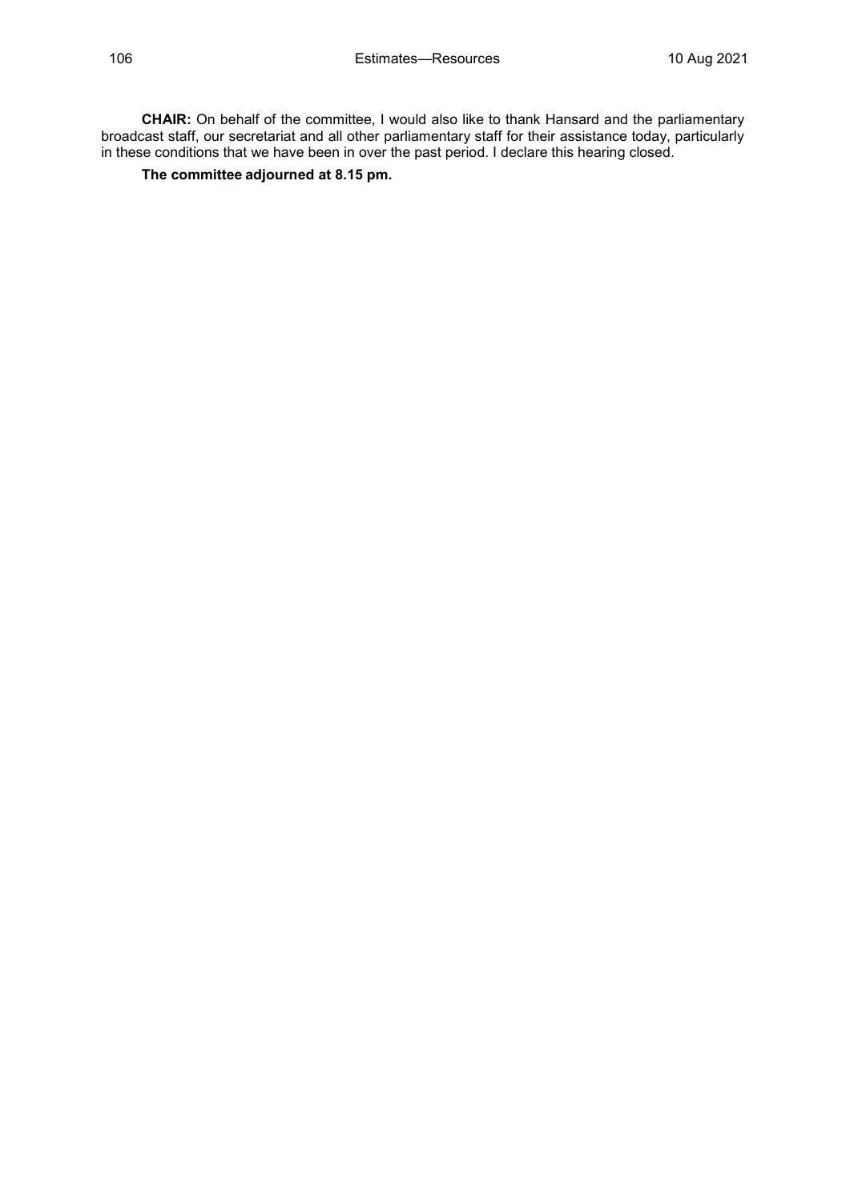**CHAIR:** On behalf of the committee, I would also like to thank Hansard and the parliamentary broadcast staff, our secretariat and all other parliamentary staff for their assistance today, particularly in these conditions that we have been in over the past period. I declare this hearing closed.

**The committee adjourned at 8.15 pm.**